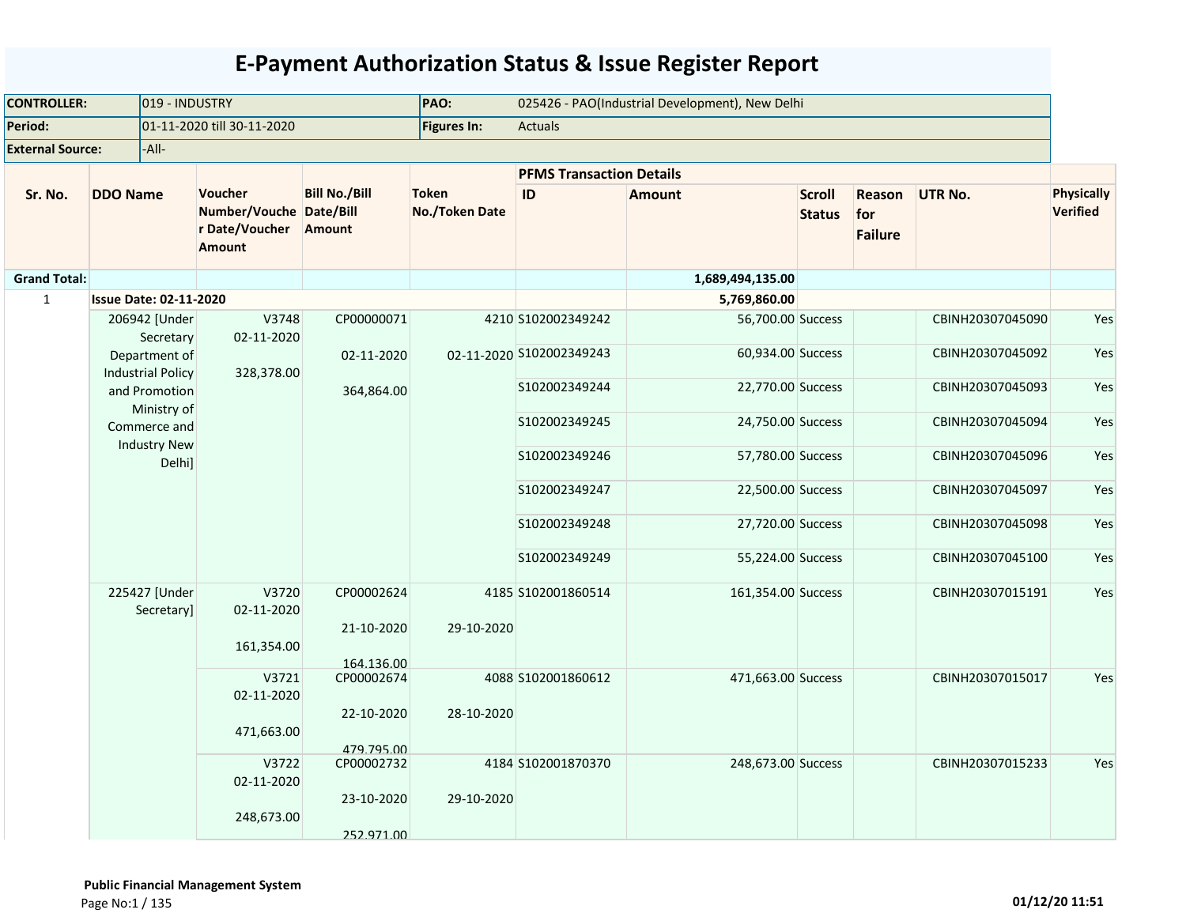# E-Payment Authorization Status & Issue Register Report

| | | | |
|---|---|---|---|
| **CONTROLLER:** | 019 - INDUSTRY | **PAO:** | 025426 - PAO(Industrial Development), New Delhi |
| **Period:** | 01-11-2020 till 30-11-2020 | **Figures In:** | Actuals |
| **External Source:** | -All- | | |

| Sr. No. | DDO Name | Voucher Number/Voucher Date/Voucher Amount | Bill No./Bill Date/Bill Amount | Token No./Token Date | PFMS Transaction Details ID | Amount | Scroll Status | Reason for Failure | UTR No. | Physically Verified |
|---|---|---|---|---|---|---|---|---|---|---|
| **Grand Total:** | | | | | | **1,689,494,135.00** | | | | |
| 1 | **Issue Date: 02-11-2020** | | | | | **5,769,860.00** | | | | |
| | 206942 [Under Secretary Department of Industrial Policy and Promotion Ministry of Commerce and Industry New Delhi] | V3748 02-11-2020 328,378.00 | CP00000071 02-11-2020 364,864.00 | 4210 02-11-2020 | S102002349242 | 56,700.00 | Success | | CBINH20307045090 | Yes |
| | | | | | S102002349243 | 60,934.00 | Success | | CBINH20307045092 | Yes |
| | | | | | S102002349244 | 22,770.00 | Success | | CBINH20307045093 | Yes |
| | | | | | S102002349245 | 24,750.00 | Success | | CBINH20307045094 | Yes |
| | | | | | S102002349246 | 57,780.00 | Success | | CBINH20307045096 | Yes |
| | | | | | S102002349247 | 22,500.00 | Success | | CBINH20307045097 | Yes |
| | | | | | S102002349248 | 27,720.00 | Success | | CBINH20307045098 | Yes |
| | | | | | S102002349249 | 55,224.00 | Success | | CBINH20307045100 | Yes |
| | 225427 [Under Secretary] | V3720 02-11-2020 161,354.00 | CP00002624 21-10-2020 164,136.00 | 4185 29-10-2020 | S102001860514 | 161,354.00 | Success | | CBINH20307015191 | Yes |
| | | V3721 02-11-2020 471,663.00 | CP00002674 22-10-2020 479,795.00 | 4088 28-10-2020 | S102001860612 | 471,663.00 | Success | | CBINH20307015017 | Yes |
| | | V3722 02-11-2020 248,673.00 | CP00002732 23-10-2020 252,971.00 | 4184 29-10-2020 | S102001870370 | 248,673.00 | Success | | CBINH20307015233 | Yes |

**Public Financial Management System**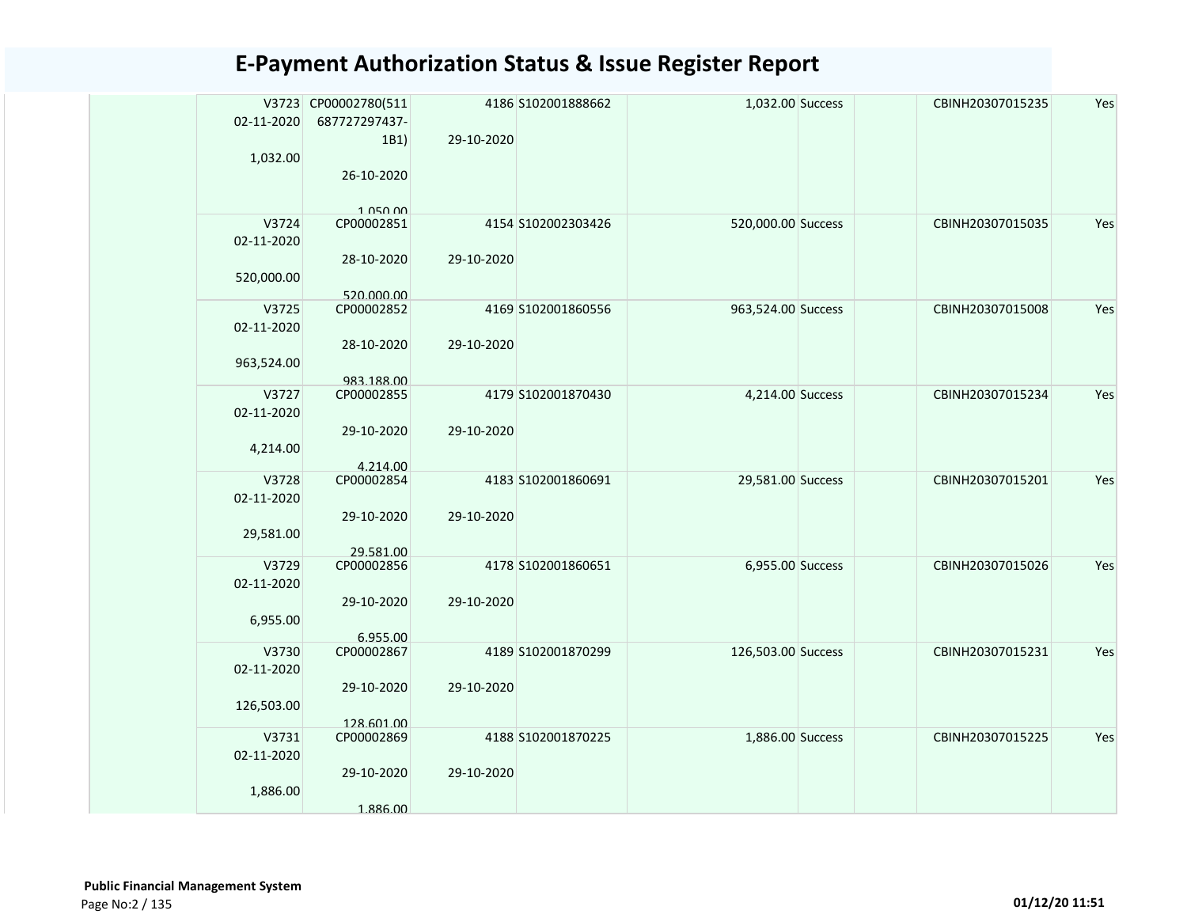# E-Payment Authorization Status & Issue Register Report

| | | | | | | | | |
|---|---|---|---|---|---|---|---|---|
| V3723<br>02-11-2020<br>1,032.00 | CP00002780(511687727297437-1B1)<br>26-10-2020<br>1,050.00 | 4186<br>29-10-2020 | S102001888662 | 1,032.00 | Success | | CBINH20307015235 | Yes |
| V3724<br>02-11-2020<br>520,000.00 | CP00002851<br>28-10-2020<br>520,000.00 | 4154<br>29-10-2020 | S102002303426 | 520,000.00 | Success | | CBINH20307015035 | Yes |
| V3725<br>02-11-2020<br>963,524.00 | CP00002852<br>28-10-2020<br>983,188.00 | 4169<br>29-10-2020 | S102001860556 | 963,524.00 | Success | | CBINH20307015008 | Yes |
| V3727<br>02-11-2020<br>4,214.00 | CP00002855<br>29-10-2020<br>4,214.00 | 4179<br>29-10-2020 | S102001870430 | 4,214.00 | Success | | CBINH20307015234 | Yes |
| V3728<br>02-11-2020<br>29,581.00 | CP00002854<br>29-10-2020<br>29,581.00 | 4183<br>29-10-2020 | S102001860691 | 29,581.00 | Success | | CBINH20307015201 | Yes |
| V3729<br>02-11-2020<br>6,955.00 | CP00002856<br>29-10-2020<br>6,955.00 | 4178<br>29-10-2020 | S102001860651 | 6,955.00 | Success | | CBINH20307015026 | Yes |
| V3730<br>02-11-2020<br>126,503.00 | CP00002867<br>29-10-2020<br>128,601.00 | 4189<br>29-10-2020 | S102001870299 | 126,503.00 | Success | | CBINH20307015231 | Yes |
| V3731<br>02-11-2020<br>1,886.00 | CP00002869<br>29-10-2020<br>1,886.00 | 4188<br>29-10-2020 | S102001870225 | 1,886.00 | Success | | CBINH20307015225 | Yes |

**Public Financial Management System**

**01/12/20 11:51**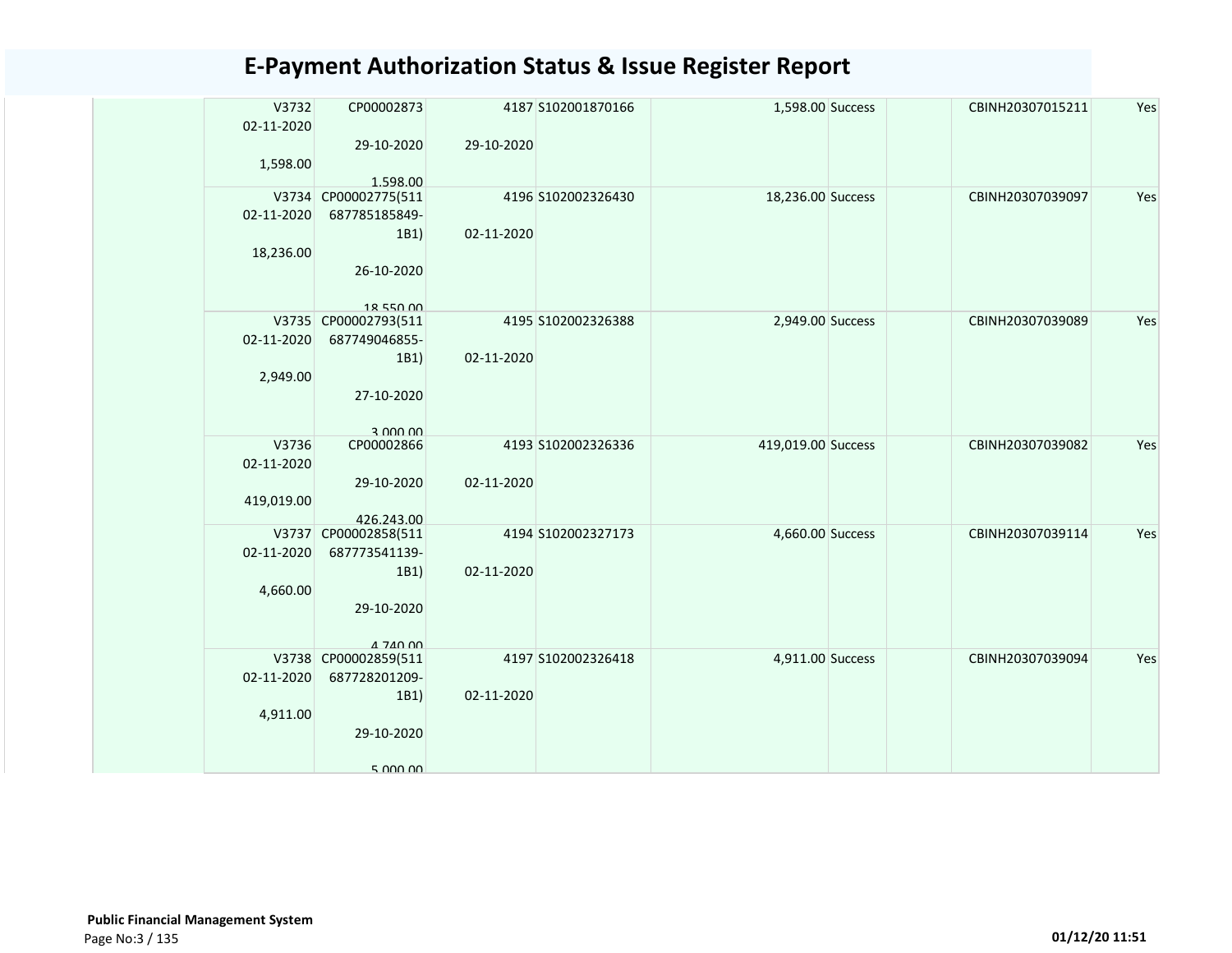# E-Payment Authorization Status & Issue Register Report

| | | | | | | | | | |
|---|---|---|---|---|---|---|---|---|---|
| | V3732 02-11-2020 1,598.00 | CP00002873 29-10-2020 1,598.00 | 4187 29-10-2020 | S102001870166 | 1,598.00 | Success | | CBINH20307015211 | Yes |
| | V3734 02-11-2020 18,236.00 | CP00002775(511687785185849-1B1) 26-10-2020 18,550.00 | 4196 02-11-2020 | S102002326430 | 18,236.00 | Success | | CBINH20307039097 | Yes |
| | V3735 02-11-2020 2,949.00 | CP00002793(511687749046855-1B1) 27-10-2020 3,000.00 | 4195 02-11-2020 | S102002326388 | 2,949.00 | Success | | CBINH20307039089 | Yes |
| | V3736 02-11-2020 419,019.00 | CP00002866 29-10-2020 426,243.00 | 4193 02-11-2020 | S102002326336 | 419,019.00 | Success | | CBINH20307039082 | Yes |
| | V3737 02-11-2020 4,660.00 | CP00002858(511687773541139-1B1) 29-10-2020 4,740.00 | 4194 02-11-2020 | S102002327173 | 4,660.00 | Success | | CBINH20307039114 | Yes |
| | V3738 02-11-2020 4,911.00 | CP00002859(511687728201209-1B1) 29-10-2020 5,000.00 | 4197 02-11-2020 | S102002326418 | 4,911.00 | Success | | CBINH20307039094 | Yes |

**Public Financial Management System**

01/12/20 11:51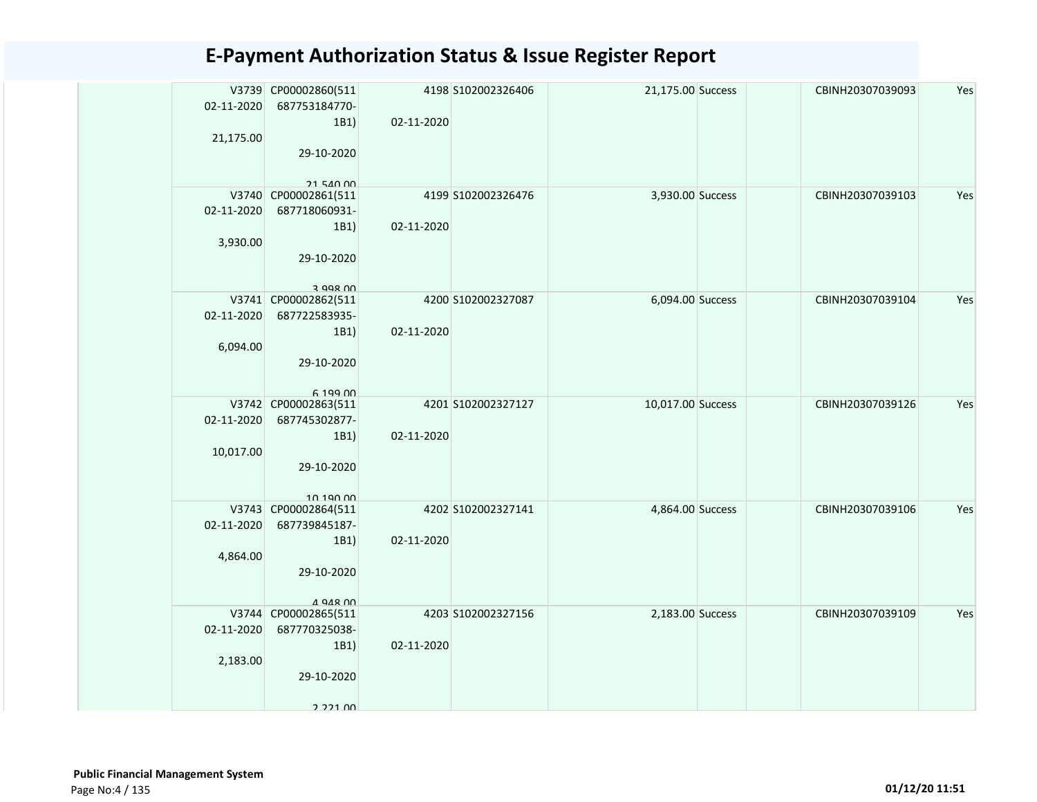# E-Payment Authorization Status & Issue Register Report

| | V3739 02-11-2020 21,175.00 | CP00002860(511 687753184770-1B1) 29-10-2020 21,540.00 | 4198 02-11-2020 | S102002326406 | 21,175.00 | Success | | CBINH20307039093 | Yes |
|---|---|---|---|---|---|---|---|---|---|
| | V3740 02-11-2020 3,930.00 | CP00002861(511 687718060931-1B1) 29-10-2020 3,998.00 | 4199 02-11-2020 | S102002326476 | 3,930.00 | Success | | CBINH20307039103 | Yes |
| | V3741 02-11-2020 6,094.00 | CP00002862(511 687722583935-1B1) 29-10-2020 6,199.00 | 4200 02-11-2020 | S102002327087 | 6,094.00 | Success | | CBINH20307039104 | Yes |
| | V3742 02-11-2020 10,017.00 | CP00002863(511 687745302877-1B1) 29-10-2020 10,190.00 | 4201 02-11-2020 | S102002327127 | 10,017.00 | Success | | CBINH20307039126 | Yes |
| | V3743 02-11-2020 4,864.00 | CP00002864(511 687739845187-1B1) 29-10-2020 4,948.00 | 4202 02-11-2020 | S102002327141 | 4,864.00 | Success | | CBINH20307039106 | Yes |
| | V3744 02-11-2020 2,183.00 | CP00002865(511 687770325038-1B1) 29-10-2020 2,221.00 | 4203 02-11-2020 | S102002327156 | 2,183.00 | Success | | CBINH20307039109 | Yes |

**Public Financial Management System**

01/12/20 11:51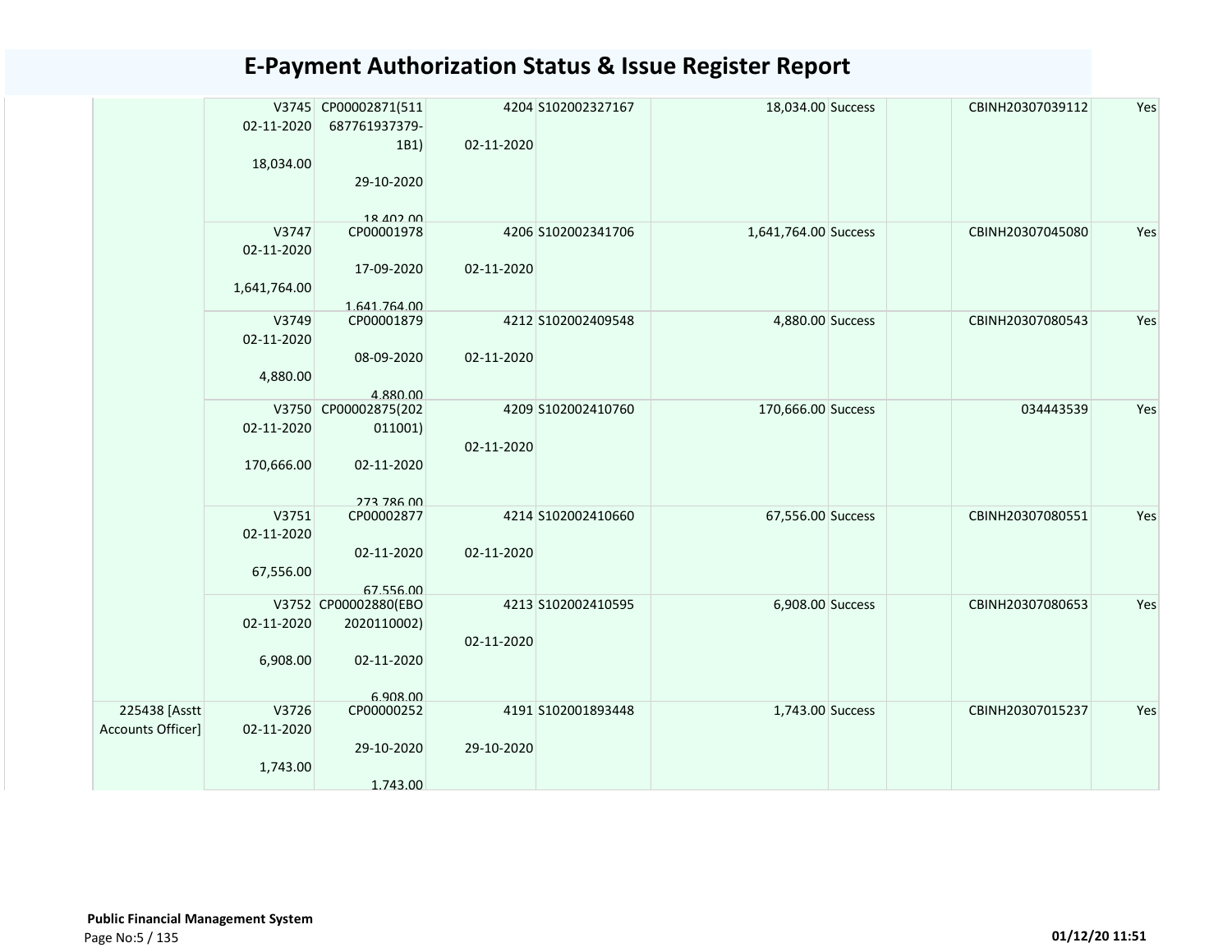# E-Payment Authorization Status & Issue Register Report

| | | | | | | | | | |
|---|---|---|---|---|---|---|---|---|---|
| | V3745 02-11-2020 18,034.00 | CP00002871(511 687761937379- 1B1) 29-10-2020 18,402.00 | 4204 02-11-2020 | S102002327167 | 18,034.00 | Success | | CBINH20307039112 | Yes |
| | V3747 02-11-2020 1,641,764.00 | CP00001978 17-09-2020 1,641,764.00 | 4206 02-11-2020 | S102002341706 | 1,641,764.00 | Success | | CBINH20307045080 | Yes |
| | V3749 02-11-2020 4,880.00 | CP00001879 08-09-2020 4,880.00 | 4212 02-11-2020 | S102002409548 | 4,880.00 | Success | | CBINH20307080543 | Yes |
| | V3750 02-11-2020 170,666.00 | CP00002875(202 011001) 02-11-2020 273,786.00 | 4209 02-11-2020 | S102002410760 | 170,666.00 | Success | | 034443539 | Yes |
| | V3751 02-11-2020 67,556.00 | CP00002877 02-11-2020 67,556.00 | 4214 02-11-2020 | S102002410660 | 67,556.00 | Success | | CBINH20307080551 | Yes |
| | V3752 02-11-2020 6,908.00 | CP00002880(EBO 2020110002) 02-11-2020 6,908.00 | 4213 02-11-2020 | S102002410595 | 6,908.00 | Success | | CBINH20307080653 | Yes |
| 225438 [Asstt Accounts Officer] | V3726 02-11-2020 1,743.00 | CP00000252 29-10-2020 1,743.00 | 4191 29-10-2020 | S102001893448 | 1,743.00 | Success | | CBINH20307015237 | Yes |

**Public Financial Management System**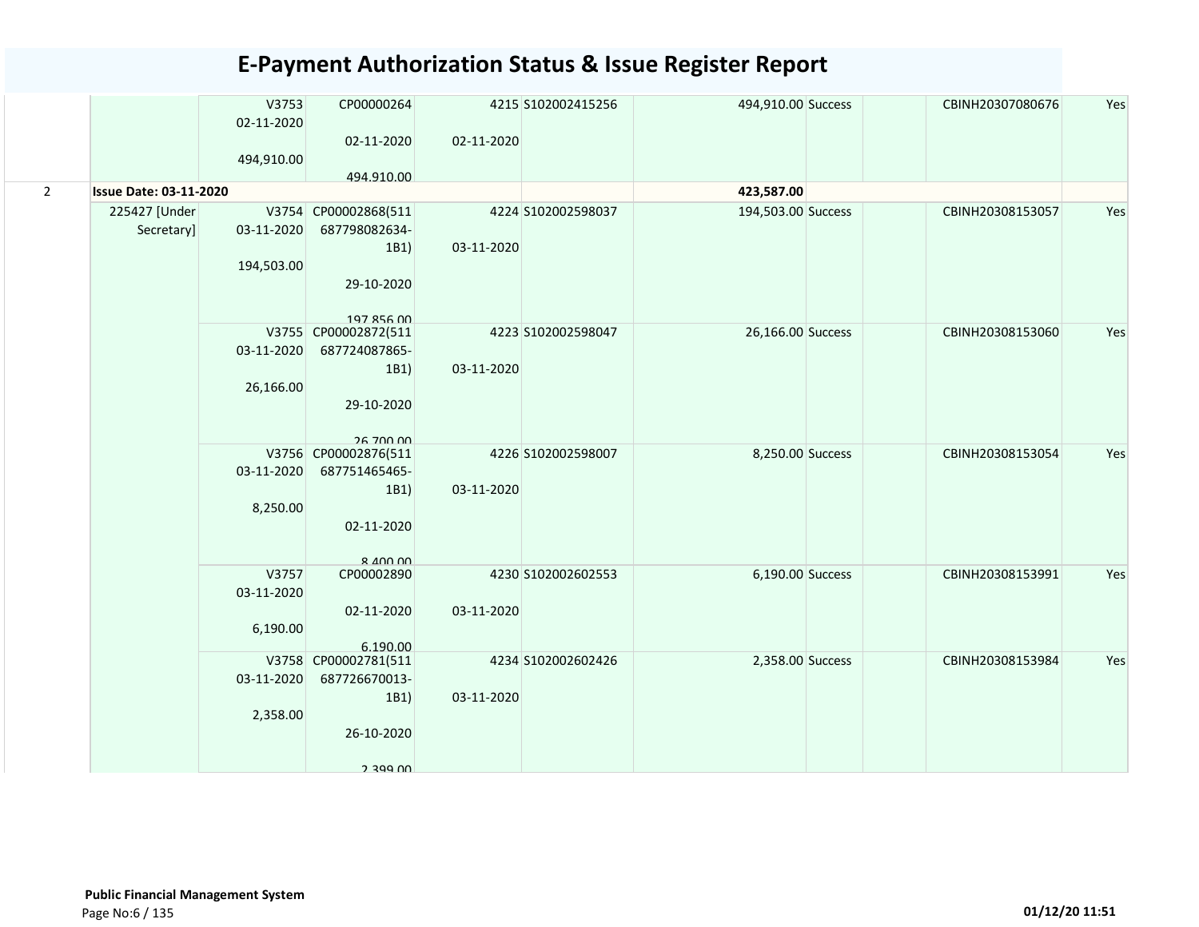# E-Payment Authorization Status & Issue Register Report

| | | | | | | | | | | | |
|---|---|---|---|---|---|---|---|---|---|---|---|
| | | V3753 02-11-2020 494,910.00 | CP00000264 02-11-2020 494,910.00 | 4215 02-11-2020 | S102002415256 | 494,910.00 | Success | | | CBINH20307080676 | Yes |
| 2 | **Issue Date: 03-11-2020** | | | | | **423,587.00** | | | | | |
| | 225427 [Under Secretary] | V3754 03-11-2020 194,503.00 | CP00002868(511687798082634-1B1) 29-10-2020 197,856.00 | 4224 03-11-2020 | S102002598037 | 194,503.00 | Success | | | CBINH20308153057 | Yes |
| | | V3755 03-11-2020 26,166.00 | CP00002872(511687724087865-1B1) 29-10-2020 26,700.00 | 4223 03-11-2020 | S102002598047 | 26,166.00 | Success | | | CBINH20308153060 | Yes |
| | | V3756 03-11-2020 8,250.00 | CP00002876(511687751465465-1B1) 02-11-2020 8,400.00 | 4226 03-11-2020 | S102002598007 | 8,250.00 | Success | | | CBINH20308153054 | Yes |
| | | V3757 03-11-2020 6,190.00 | CP00002890 02-11-2020 6,190.00 | 4230 03-11-2020 | S102002602553 | 6,190.00 | Success | | | CBINH20308153991 | Yes |
| | | V3758 03-11-2020 2,358.00 | CP00002781(511687726670013-1B1) 26-10-2020 2,399.00 | 4234 03-11-2020 | S102002602426 | 2,358.00 | Success | | | CBINH20308153984 | Yes |

**Public Financial Management System**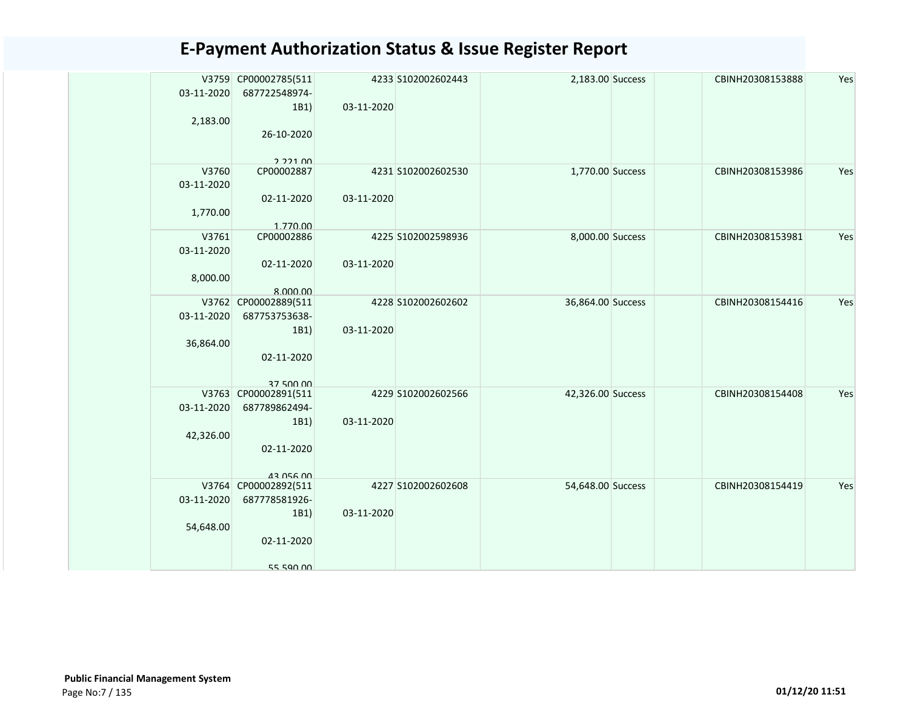# E-Payment Authorization Status & Issue Register Report

| | | | | | | | | | |
|---|---|---|---|---|---|---|---|---|---|
| | V3759 03-11-2020 2,183.00 | CP00002785(511 687722548974-1B1) 26-10-2020 2,221.00 | 4233 03-11-2020 | S102002602443 | 2,183.00 | Success | | CBINH20308153888 | Yes |
| | V3760 03-11-2020 1,770.00 | CP00002887 02-11-2020 1,770.00 | 4231 03-11-2020 | S102002602530 | 1,770.00 | Success | | CBINH20308153986 | Yes |
| | V3761 03-11-2020 8,000.00 | CP00002886 02-11-2020 8,000.00 | 4225 03-11-2020 | S102002598936 | 8,000.00 | Success | | CBINH20308153981 | Yes |
| | V3762 03-11-2020 36,864.00 | CP00002889(511 687753753638-1B1) 02-11-2020 37,500.00 | 4228 03-11-2020 | S102002602602 | 36,864.00 | Success | | CBINH20308154416 | Yes |
| | V3763 03-11-2020 42,326.00 | CP00002891(511 687789862494-1B1) 02-11-2020 43,056.00 | 4229 03-11-2020 | S102002602566 | 42,326.00 | Success | | CBINH20308154408 | Yes |
| | V3764 03-11-2020 54,648.00 | CP00002892(511 687778581926-1B1) 02-11-2020 55,590.00 | 4227 03-11-2020 | S102002602608 | 54,648.00 | Success | | CBINH20308154419 | Yes |

**Public Financial Management System**

01/12/20 11:51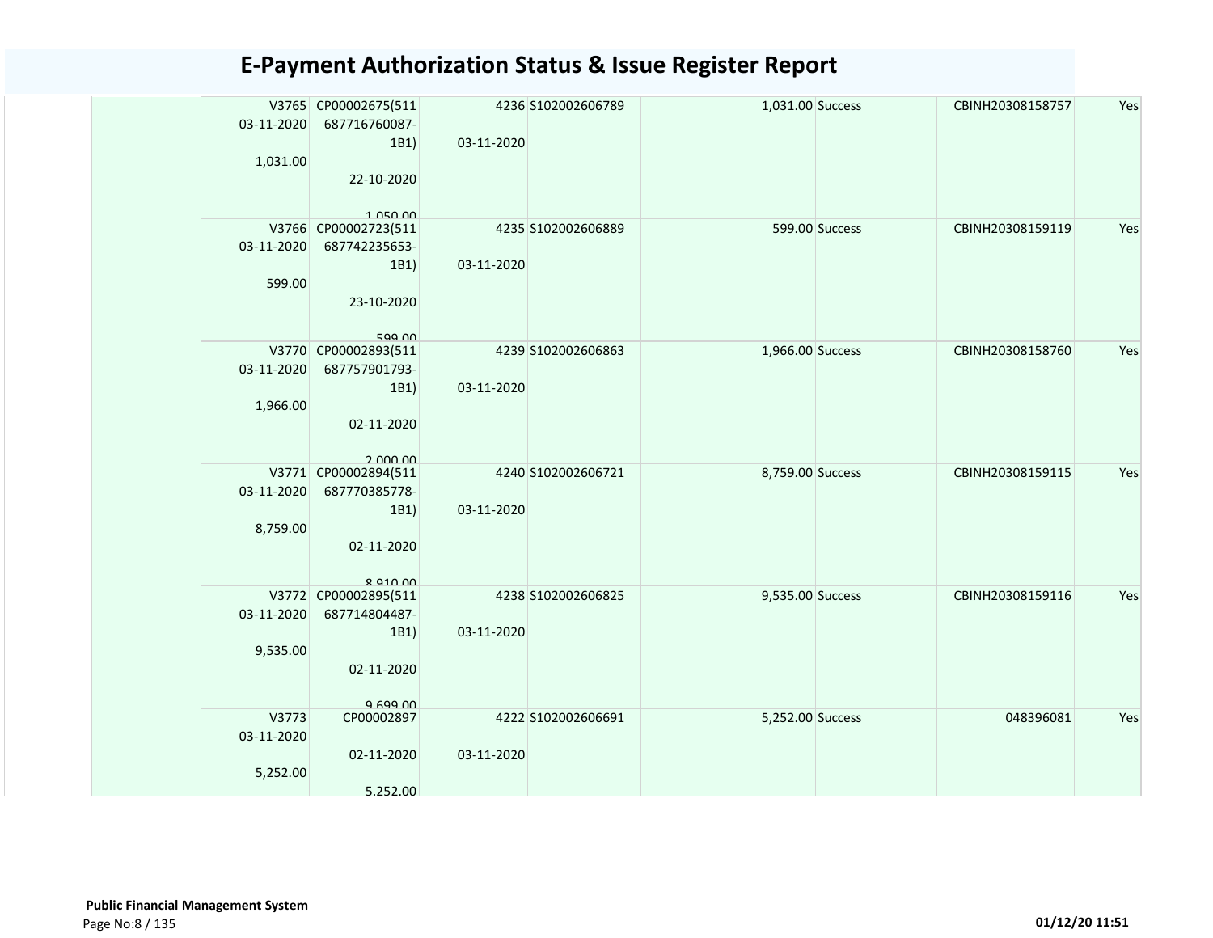# E-Payment Authorization Status & Issue Register Report

| | | | | | | | | | |
|---|---|---|---|---|---|---|---|---|---|
| | V3765 03-11-2020 1,031.00 | CP00002675(511687716760087-1B1) 22-10-2020 1,050.00 | 4236 03-11-2020 | S102002606789 | 1,031.00 | Success | | CBINH20308158757 | Yes |
| | V3766 03-11-2020 599.00 | CP00002723(511687742235653-1B1) 23-10-2020 599.00 | 4235 03-11-2020 | S102002606889 | 599.00 | Success | | CBINH20308159119 | Yes |
| | V3770 03-11-2020 1,966.00 | CP00002893(511687757901793-1B1) 02-11-2020 2,000.00 | 4239 03-11-2020 | S102002606863 | 1,966.00 | Success | | CBINH20308158760 | Yes |
| | V3771 03-11-2020 8,759.00 | CP00002894(511687770385778-1B1) 02-11-2020 8,910.00 | 4240 03-11-2020 | S102002606721 | 8,759.00 | Success | | CBINH20308159115 | Yes |
| | V3772 03-11-2020 9,535.00 | CP00002895(511687714804487-1B1) 02-11-2020 9,699.00 | 4238 03-11-2020 | S102002606825 | 9,535.00 | Success | | CBINH20308159116 | Yes |
| | V3773 03-11-2020 5,252.00 | CP00002897 02-11-2020 5,252.00 | 4222 03-11-2020 | S102002606691 | 5,252.00 | Success | | 048396081 | Yes |

**Public Financial Management System**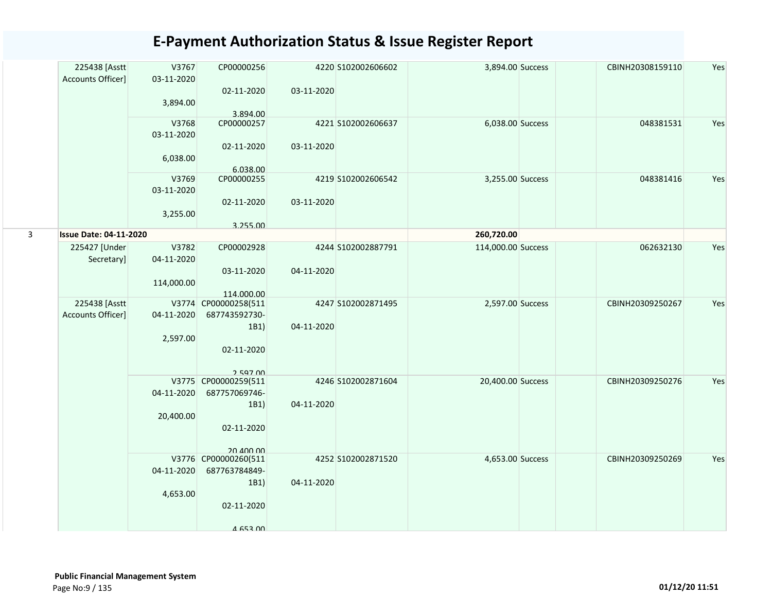# E-Payment Authorization Status & Issue Register Report

| | | | | | | | | | | | |
|---|---|---|---|---|---|---|---|---|---|---|---|
| | 225438 [Asstt Accounts Officer] | V3767 03-11-2020 3,894.00 | CP00000256 02-11-2020 3,894.00 | 4220 03-11-2020 | S102002606602 | 3,894.00 | Success | | | CBINH20308159110 | Yes |
| | | V3768 03-11-2020 6,038.00 | CP00000257 02-11-2020 6,038.00 | 4221 03-11-2020 | S102002606637 | 6,038.00 | Success | | | 048381531 | Yes |
| | | V3769 03-11-2020 3,255.00 | CP00000255 02-11-2020 3,255.00 | 4219 03-11-2020 | S102002606542 | 3,255.00 | Success | | | 048381416 | Yes |
| 3 | **Issue Date: 04-11-2020** | | | | | **260,720.00** | | | | | |
| | 225427 [Under Secretary] | V3782 04-11-2020 114,000.00 | CP00002928 03-11-2020 114,000.00 | 4244 04-11-2020 | S102002887791 | 114,000.00 | Success | | | 062632130 | Yes |
| | 225438 [Asstt Accounts Officer] | V3774 04-11-2020 2,597.00 | CP00000258(511687743592730-1B1) 02-11-2020 2,597.00 | 4247 04-11-2020 | S102002871495 | 2,597.00 | Success | | | CBINH20309250267 | Yes |
| | | V3775 04-11-2020 20,400.00 | CP00000259(511687757069746-1B1) 02-11-2020 20,400.00 | 4246 04-11-2020 | S102002871604 | 20,400.00 | Success | | | CBINH20309250276 | Yes |
| | | V3776 04-11-2020 4,653.00 | CP00000260(511687763784849-1B1) 02-11-2020 4,653.00 | 4252 04-11-2020 | S102002871520 | 4,653.00 | Success | | | CBINH20309250269 | Yes |

**Public Financial Management System**

01/12/20 11:51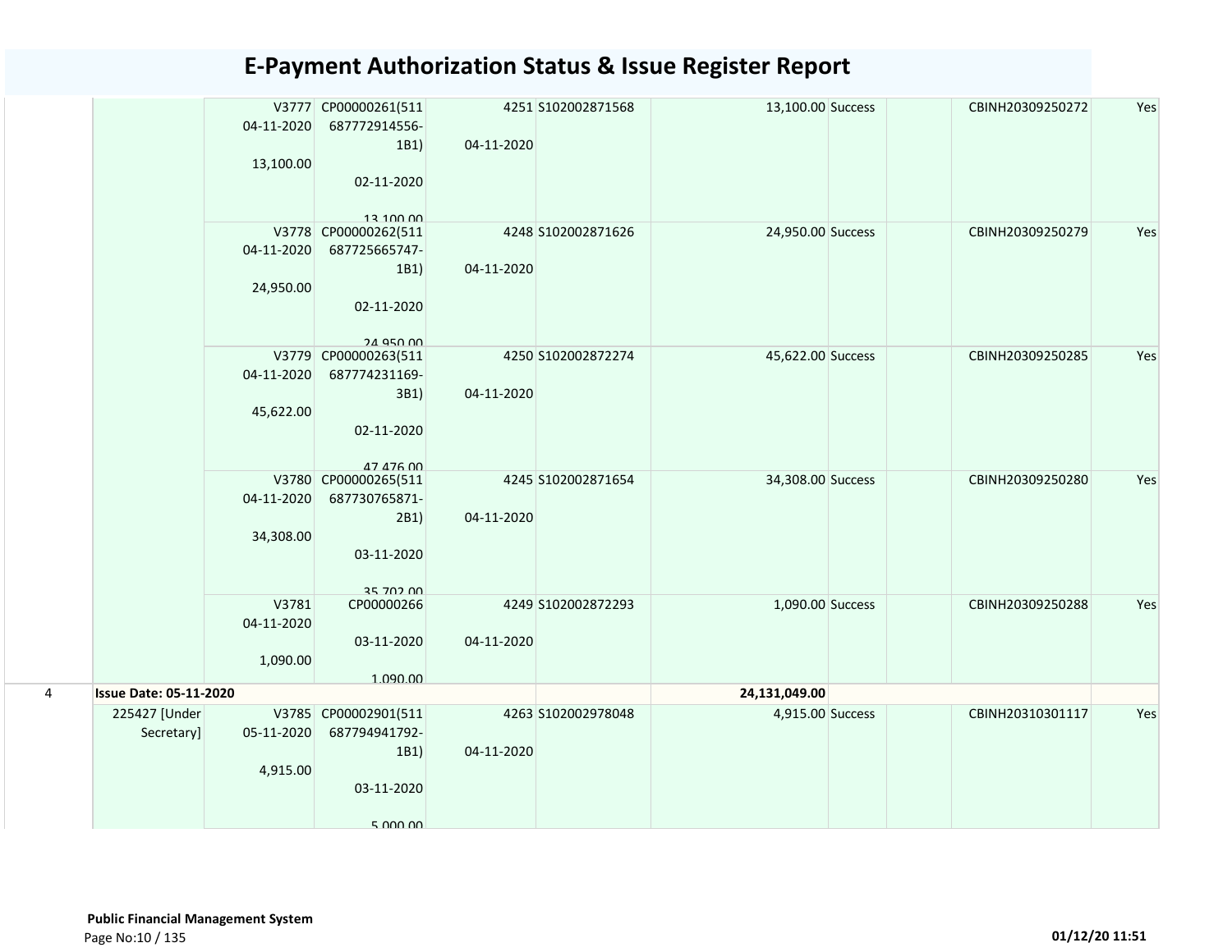# E-Payment Authorization Status & Issue Register Report

| | | | | | | | | | | |
|---|---|---|---|---|---|---|---|---|---|---|
| | | V3777 04-11-2020 13,100.00 | CP00000261(511 687772914556-1B1) 02-11-2020 13,100.00 | 4251 04-11-2020 | S102002871568 | 13,100.00 | Success | | CBINH20309250272 | Yes |
| | | V3778 04-11-2020 24,950.00 | CP00000262(511 687725665747-1B1) 02-11-2020 24,950.00 | 4248 04-11-2020 | S102002871626 | 24,950.00 | Success | | CBINH20309250279 | Yes |
| | | V3779 04-11-2020 45,622.00 | CP00000263(511 687774231169-3B1) 02-11-2020 47,476.00 | 4250 04-11-2020 | S102002872274 | 45,622.00 | Success | | CBINH20309250285 | Yes |
| | | V3780 04-11-2020 34,308.00 | CP00000265(511 687730765871-2B1) 03-11-2020 35,702.00 | 4245 04-11-2020 | S102002871654 | 34,308.00 | Success | | CBINH20309250280 | Yes |
| | | V3781 04-11-2020 1,090.00 | CP00000266 03-11-2020 1,090.00 | 4249 04-11-2020 | S102002872293 | 1,090.00 | Success | | CBINH20309250288 | Yes |
| 4 | **Issue Date: 05-11-2020** | | | | | **24,131,049.00** | | | | |
| | 225427 [Under Secretary] | V3785 05-11-2020 4,915.00 | CP00002901(511 687794941792-1B1) 03-11-2020 5,000.00 | 4263 04-11-2020 | S102002978048 | 4,915.00 | Success | | CBINH20310301117 | Yes |

**Public Financial Management System**

01/12/20 11:51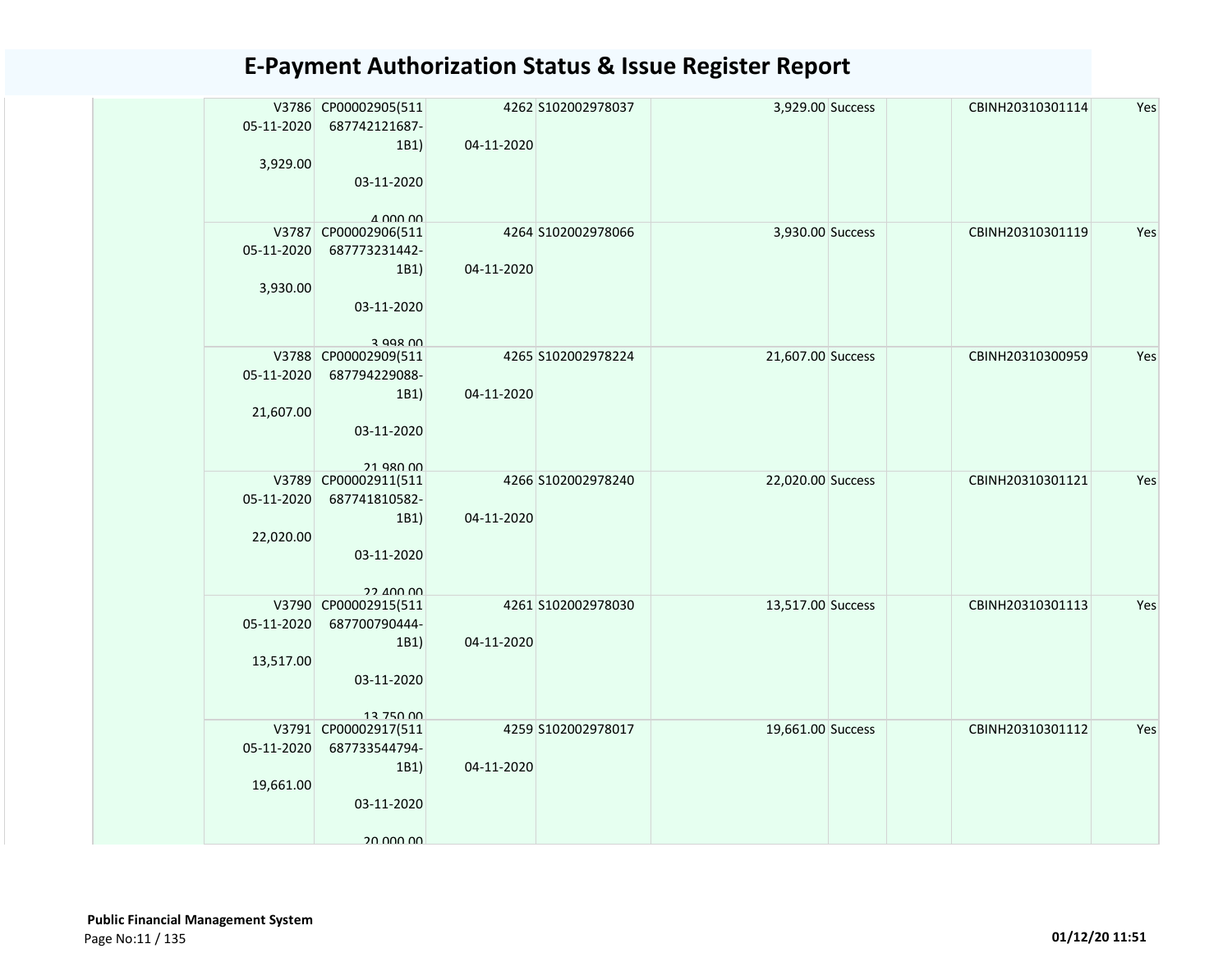# E-Payment Authorization Status & Issue Register Report

| | V3786 05-11-2020 3,929.00 | CP00002905(511 687742121687-1B1) 03-11-2020 4,000.00 | 4262 04-11-2020 | S102002978037 | 3,929.00 | Success | | CBINH20310301114 | Yes |
|---|---|---|---|---|---|---|---|---|---|
| | V3787 05-11-2020 3,930.00 | CP00002906(511 687773231442-1B1) 03-11-2020 3,998.00 | 4264 04-11-2020 | S102002978066 | 3,930.00 | Success | | CBINH20310301119 | Yes |
| | V3788 05-11-2020 21,607.00 | CP00002909(511 687794229088-1B1) 03-11-2020 21,980.00 | 4265 04-11-2020 | S102002978224 | 21,607.00 | Success | | CBINH20310300959 | Yes |
| | V3789 05-11-2020 22,020.00 | CP00002911(511 687741810582-1B1) 03-11-2020 22,400.00 | 4266 04-11-2020 | S102002978240 | 22,020.00 | Success | | CBINH20310301121 | Yes |
| | V3790 05-11-2020 13,517.00 | CP00002915(511 687700790444-1B1) 03-11-2020 13,750.00 | 4261 04-11-2020 | S102002978030 | 13,517.00 | Success | | CBINH20310301113 | Yes |
| | V3791 05-11-2020 19,661.00 | CP00002917(511 687733544794-1B1) 03-11-2020 20,000.00 | 4259 04-11-2020 | S102002978017 | 19,661.00 | Success | | CBINH20310301112 | Yes |

**Public Financial Management System**

01/12/20 11:51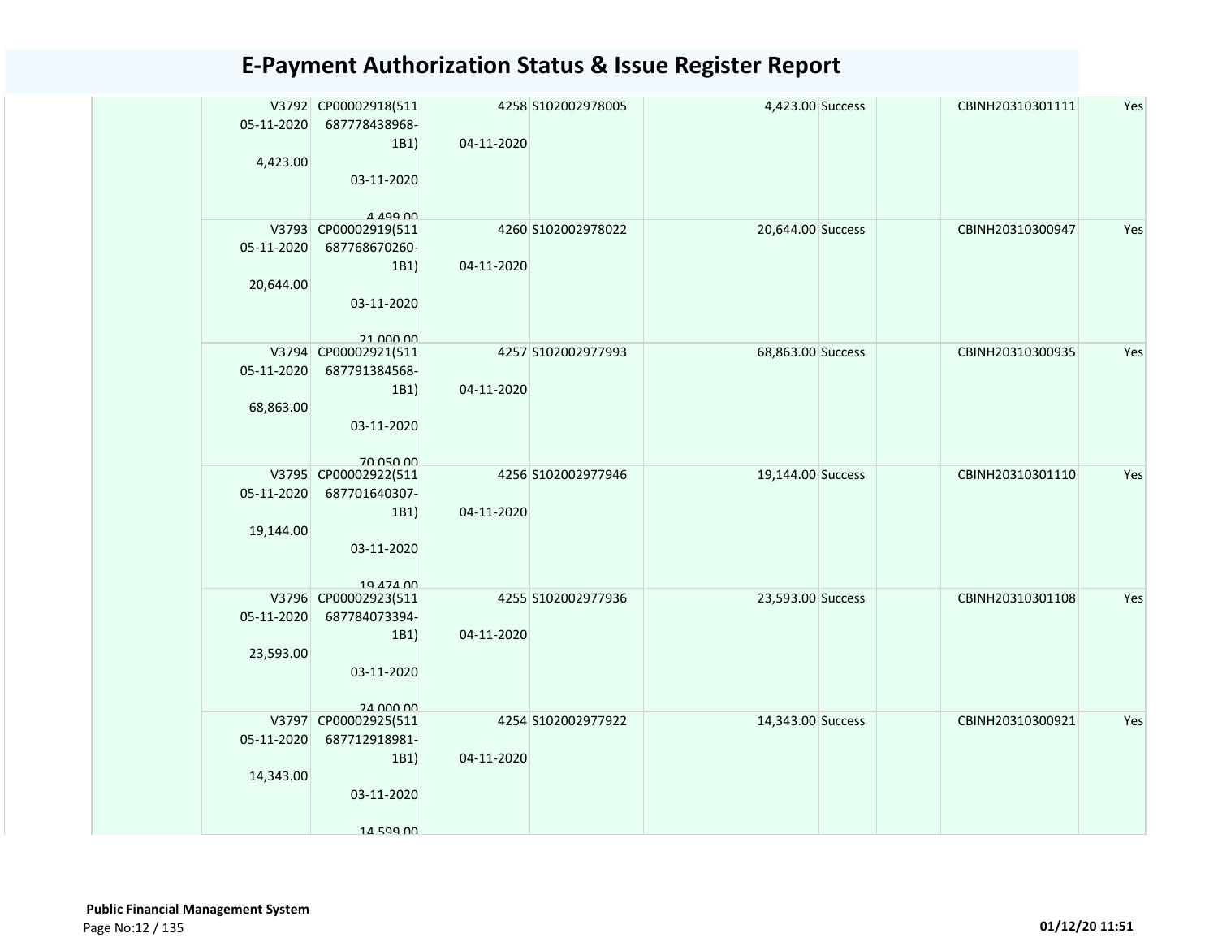# E-Payment Authorization Status & Issue Register Report

| | | | | | | | | | |
|---|---|---|---|---|---|---|---|---|---|
| | V3792 05-11-2020 4,423.00 | CP00002918(511 687778438968- 1B1) 03-11-2020 4,499.00 | 4258 04-11-2020 | S102002978005 | 4,423.00 | Success | | CBINH20310301111 | Yes |
| | V3793 05-11-2020 20,644.00 | CP00002919(511 687768670260- 1B1) 03-11-2020 21,000.00 | 4260 04-11-2020 | S102002978022 | 20,644.00 | Success | | CBINH20310300947 | Yes |
| | V3794 05-11-2020 68,863.00 | CP00002921(511 687791384568- 1B1) 03-11-2020 70,050.00 | 4257 04-11-2020 | S102002977993 | 68,863.00 | Success | | CBINH20310300935 | Yes |
| | V3795 05-11-2020 19,144.00 | CP00002922(511 687701640307- 1B1) 03-11-2020 19,474.00 | 4256 04-11-2020 | S102002977946 | 19,144.00 | Success | | CBINH20310301110 | Yes |
| | V3796 05-11-2020 23,593.00 | CP00002923(511 687784073394- 1B1) 03-11-2020 24,000.00 | 4255 04-11-2020 | S102002977936 | 23,593.00 | Success | | CBINH20310301108 | Yes |
| | V3797 05-11-2020 14,343.00 | CP00002925(511 687712918981- 1B1) 03-11-2020 14,599.00 | 4254 04-11-2020 | S102002977922 | 14,343.00 | Success | | CBINH20310300921 | Yes |

**Public Financial Management System**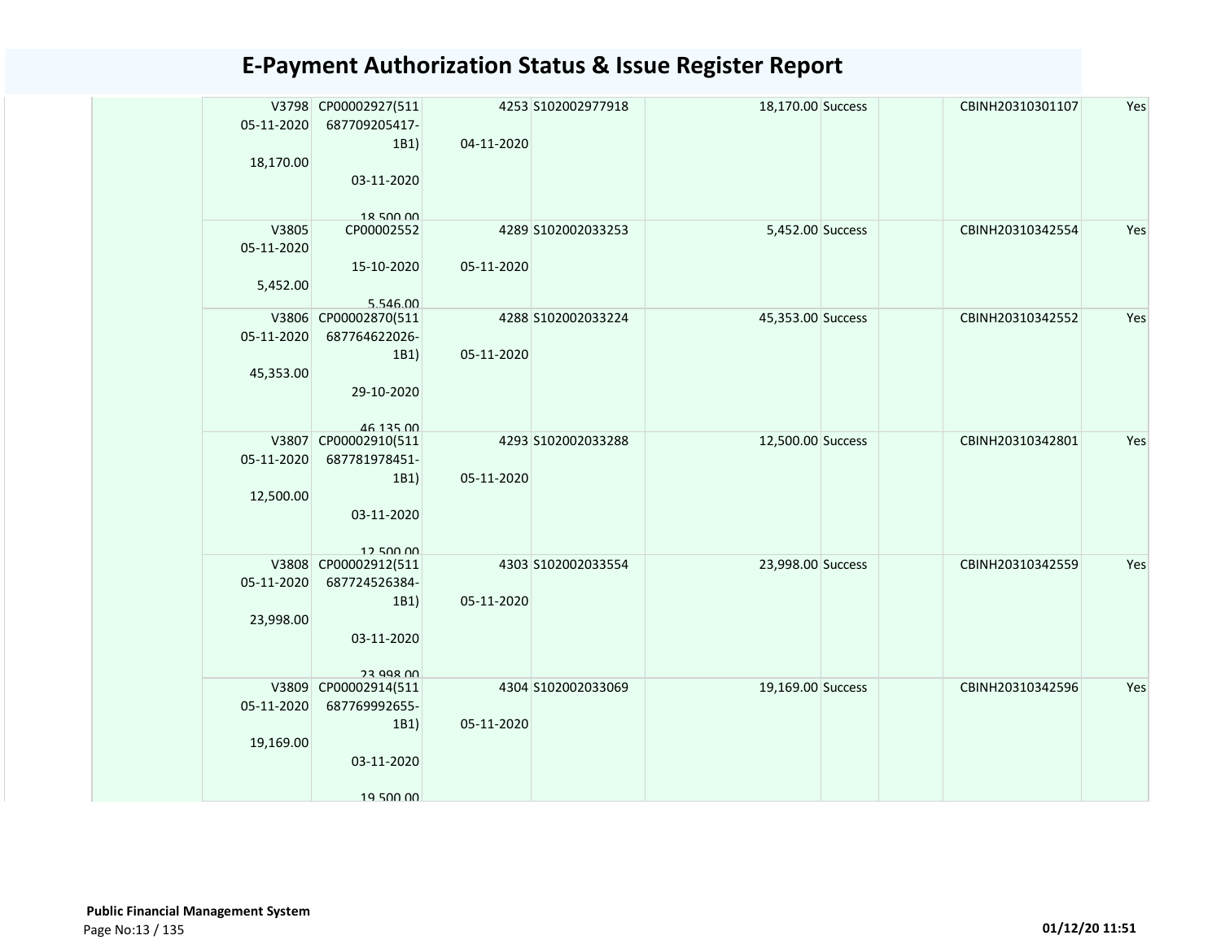# E-Payment Authorization Status & Issue Register Report

| | | | | | | | | | |
|---|---|---|---|---|---|---|---|---|---|
| | V3798 05-11-2020 18,170.00 | CP00002927(511 687709205417-1B1) 03-11-2020 18,500.00 | 4253 04-11-2020 | S102002977918 | 18,170.00 | Success | | CBINH20310301107 | Yes |
| | V3805 05-11-2020 5,452.00 | CP00002552 15-10-2020 5,546.00 | 4289 05-11-2020 | S102002033253 | 5,452.00 | Success | | CBINH20310342554 | Yes |
| | V3806 05-11-2020 45,353.00 | CP00002870(511 687764622026-1B1) 29-10-2020 46,135.00 | 4288 05-11-2020 | S102002033224 | 45,353.00 | Success | | CBINH20310342552 | Yes |
| | V3807 05-11-2020 12,500.00 | CP00002910(511 687781978451-1B1) 03-11-2020 12,500.00 | 4293 05-11-2020 | S102002033288 | 12,500.00 | Success | | CBINH20310342801 | Yes |
| | V3808 05-11-2020 23,998.00 | CP00002912(511 687724526384-1B1) 03-11-2020 23,998.00 | 4303 05-11-2020 | S102002033554 | 23,998.00 | Success | | CBINH20310342559 | Yes |
| | V3809 05-11-2020 19,169.00 | CP00002914(511 687769992655-1B1) 03-11-2020 19,500.00 | 4304 05-11-2020 | S102002033069 | 19,169.00 | Success | | CBINH20310342596 | Yes |

**Public Financial Management System**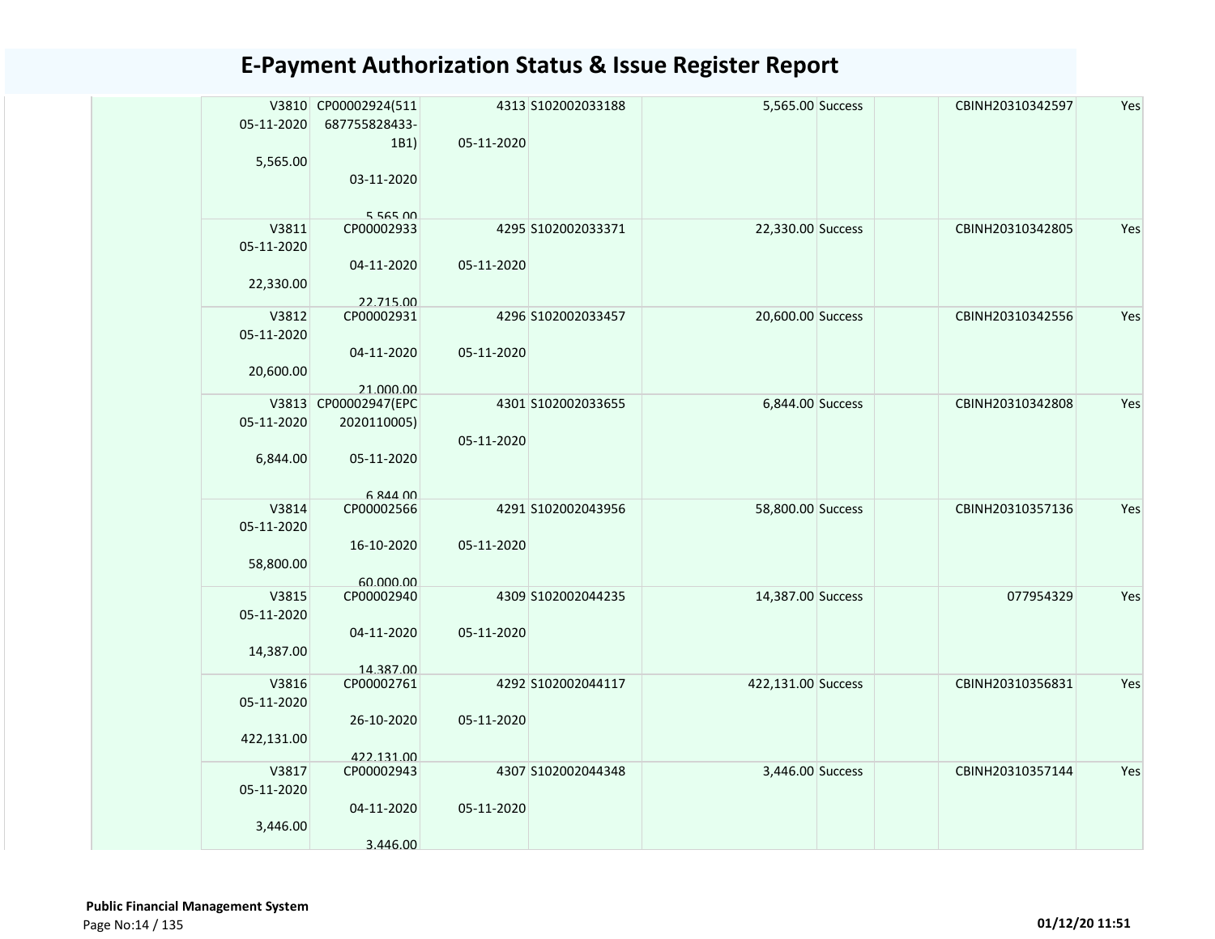# E-Payment Authorization Status & Issue Register Report

| | | | | | | | | | |
|---|---|---|---|---|---|---|---|---|---|
| | V3810 05-11-2020 5,565.00 | CP00002924(511 687755828433-1B1) 03-11-2020 5,565.00 | 4313 05-11-2020 | S102002033188 | 5,565.00 | Success | | CBINH20310342597 | Yes |
| | V3811 05-11-2020 22,330.00 | CP00002933 04-11-2020 22,715.00 | 4295 05-11-2020 | S102002033371 | 22,330.00 | Success | | CBINH20310342805 | Yes |
| | V3812 05-11-2020 20,600.00 | CP00002931 04-11-2020 21,000.00 | 4296 05-11-2020 | S102002033457 | 20,600.00 | Success | | CBINH20310342556 | Yes |
| | V3813 05-11-2020 6,844.00 | CP00002947(EPC 2020110005) 05-11-2020 6,844.00 | 4301 05-11-2020 | S102002033655 | 6,844.00 | Success | | CBINH20310342808 | Yes |
| | V3814 05-11-2020 58,800.00 | CP00002566 16-10-2020 60,000.00 | 4291 05-11-2020 | S102002043956 | 58,800.00 | Success | | CBINH20310357136 | Yes |
| | V3815 05-11-2020 14,387.00 | CP00002940 04-11-2020 14,387.00 | 4309 05-11-2020 | S102002044235 | 14,387.00 | Success | | 077954329 | Yes |
| | V3816 05-11-2020 422,131.00 | CP00002761 26-10-2020 422,131.00 | 4292 05-11-2020 | S102002044117 | 422,131.00 | Success | | CBINH20310356831 | Yes |
| | V3817 05-11-2020 3,446.00 | CP00002943 04-11-2020 3,446.00 | 4307 05-11-2020 | S102002044348 | 3,446.00 | Success | | CBINH20310357144 | Yes |

**Public Financial Management System**

01/12/20 11:51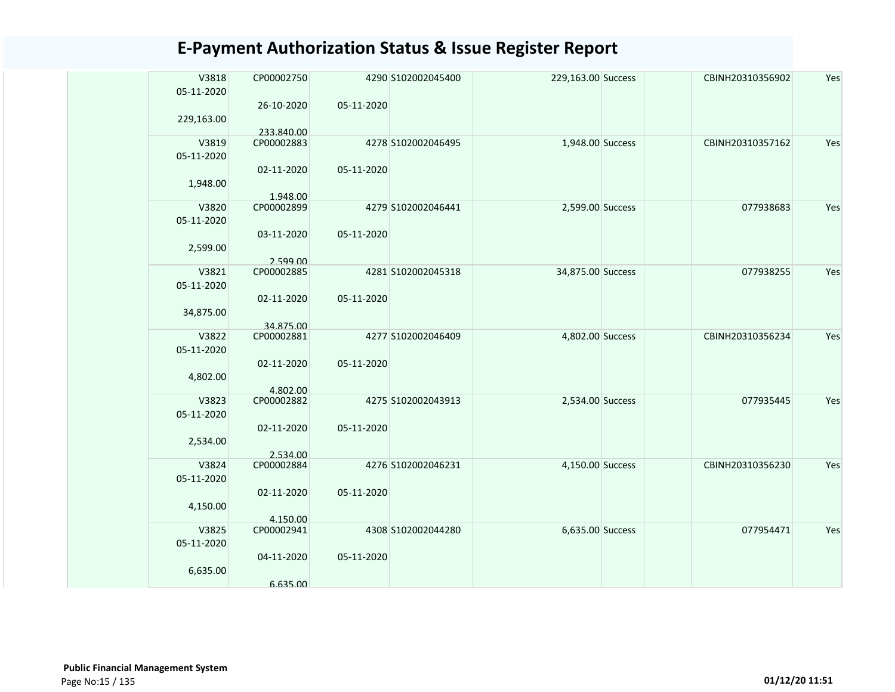# E-Payment Authorization Status & Issue Register Report

| | | | | | | | | | |
|---|---|---|---|---|---|---|---|---|---|
| | V3818 05-11-2020 229,163.00 | CP00002750 26-10-2020 233,840.00 | 4290 05-11-2020 | S102002045400 | 229,163.00 | Success | | CBINH20310356902 | Yes |
| | V3819 05-11-2020 1,948.00 | CP00002883 02-11-2020 1,948.00 | 4278 05-11-2020 | S102002046495 | 1,948.00 | Success | | CBINH20310357162 | Yes |
| | V3820 05-11-2020 2,599.00 | CP00002899 03-11-2020 2,599.00 | 4279 05-11-2020 | S102002046441 | 2,599.00 | Success | | 077938683 | Yes |
| | V3821 05-11-2020 34,875.00 | CP00002885 02-11-2020 34,875.00 | 4281 05-11-2020 | S102002045318 | 34,875.00 | Success | | 077938255 | Yes |
| | V3822 05-11-2020 4,802.00 | CP00002881 02-11-2020 4,802.00 | 4277 05-11-2020 | S102002046409 | 4,802.00 | Success | | CBINH20310356234 | Yes |
| | V3823 05-11-2020 2,534.00 | CP00002882 02-11-2020 2,534.00 | 4275 05-11-2020 | S102002043913 | 2,534.00 | Success | | 077935445 | Yes |
| | V3824 05-11-2020 4,150.00 | CP00002884 02-11-2020 4,150.00 | 4276 05-11-2020 | S102002046231 | 4,150.00 | Success | | CBINH20310356230 | Yes |
| | V3825 05-11-2020 6,635.00 | CP00002941 04-11-2020 6,635.00 | 4308 05-11-2020 | S102002044280 | 6,635.00 | Success | | 077954471 | Yes |

**Public Financial Management System**

01/12/20 11:51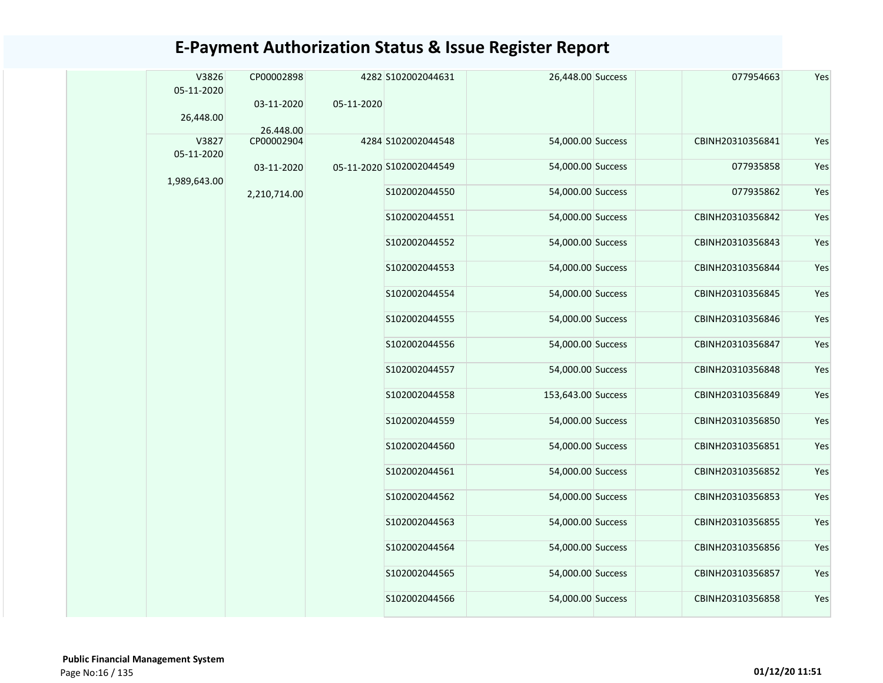# E-Payment Authorization Status & Issue Register Report

| | V3826<br>05-11-2020<br>26,448.00 | CP00002898<br>03-11-2020<br>26,448.00 | 4282<br>05-11-2020 | S102002044631 | 26,448.00 | Success | | 077954663 | Yes |
|---|---|---|---|---|---|---|---|---|---|
| | V3827<br>05-11-2020<br>1,989,643.00 | CP00002904<br>03-11-2020<br>2,210,714.00 | 4284<br>05-11-2020 | S102002044548 | 54,000.00 | Success | | CBINH20310356841 | Yes |
| | | | | S102002044549 | 54,000.00 | Success | | 077935858 | Yes |
| | | | | S102002044550 | 54,000.00 | Success | | 077935862 | Yes |
| | | | | S102002044551 | 54,000.00 | Success | | CBINH20310356842 | Yes |
| | | | | S102002044552 | 54,000.00 | Success | | CBINH20310356843 | Yes |
| | | | | S102002044553 | 54,000.00 | Success | | CBINH20310356844 | Yes |
| | | | | S102002044554 | 54,000.00 | Success | | CBINH20310356845 | Yes |
| | | | | S102002044555 | 54,000.00 | Success | | CBINH20310356846 | Yes |
| | | | | S102002044556 | 54,000.00 | Success | | CBINH20310356847 | Yes |
| | | | | S102002044557 | 54,000.00 | Success | | CBINH20310356848 | Yes |
| | | | | S102002044558 | 153,643.00 | Success | | CBINH20310356849 | Yes |
| | | | | S102002044559 | 54,000.00 | Success | | CBINH20310356850 | Yes |
| | | | | S102002044560 | 54,000.00 | Success | | CBINH20310356851 | Yes |
| | | | | S102002044561 | 54,000.00 | Success | | CBINH20310356852 | Yes |
| | | | | S102002044562 | 54,000.00 | Success | | CBINH20310356853 | Yes |
| | | | | S102002044563 | 54,000.00 | Success | | CBINH20310356855 | Yes |
| | | | | S102002044564 | 54,000.00 | Success | | CBINH20310356856 | Yes |
| | | | | S102002044565 | 54,000.00 | Success | | CBINH20310356857 | Yes |
| | | | | S102002044566 | 54,000.00 | Success | | CBINH20310356858 | Yes |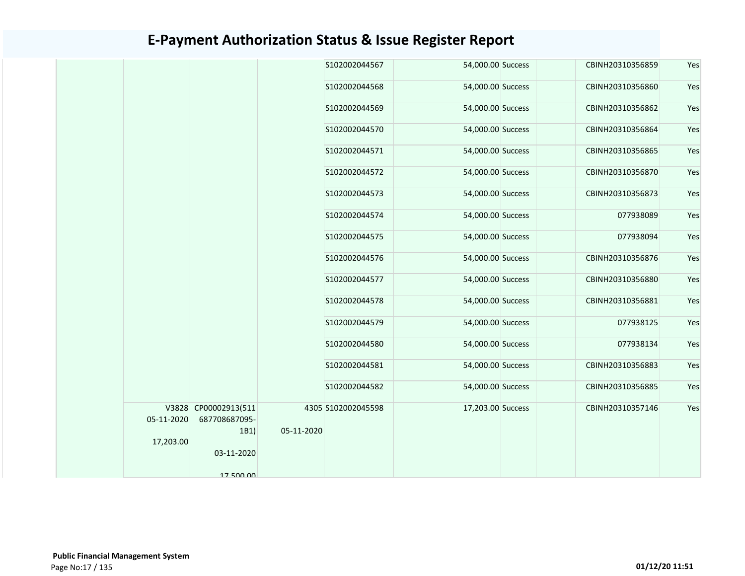# E-Payment Authorization Status & Issue Register Report

| | | | | | | | | | |
|---|---|---|---|---|---|---|---|---|---|
| | | | | S102002044567 | 54,000.00 | Success | | CBINH20310356859 | Yes |
| | | | | S102002044568 | 54,000.00 | Success | | CBINH20310356860 | Yes |
| | | | | S102002044569 | 54,000.00 | Success | | CBINH20310356862 | Yes |
| | | | | S102002044570 | 54,000.00 | Success | | CBINH20310356864 | Yes |
| | | | | S102002044571 | 54,000.00 | Success | | CBINH20310356865 | Yes |
| | | | | S102002044572 | 54,000.00 | Success | | CBINH20310356870 | Yes |
| | | | | S102002044573 | 54,000.00 | Success | | CBINH20310356873 | Yes |
| | | | | S102002044574 | 54,000.00 | Success | | 077938089 | Yes |
| | | | | S102002044575 | 54,000.00 | Success | | 077938094 | Yes |
| | | | | S102002044576 | 54,000.00 | Success | | CBINH20310356876 | Yes |
| | | | | S102002044577 | 54,000.00 | Success | | CBINH20310356880 | Yes |
| | | | | S102002044578 | 54,000.00 | Success | | CBINH20310356881 | Yes |
| | | | | S102002044579 | 54,000.00 | Success | | 077938125 | Yes |
| | | | | S102002044580 | 54,000.00 | Success | | 077938134 | Yes |
| | | | | S102002044581 | 54,000.00 | Success | | CBINH20310356883 | Yes |
| | | | | S102002044582 | 54,000.00 | Success | | CBINH20310356885 | Yes |
| | V3828 05-11-2020 17,203.00 | CP00002913(511687708687095-1B1) 03-11-2020 17,500.00 | 4305 05-11-2020 | S102002045598 | 17,203.00 | Success | | CBINH20310357146 | Yes |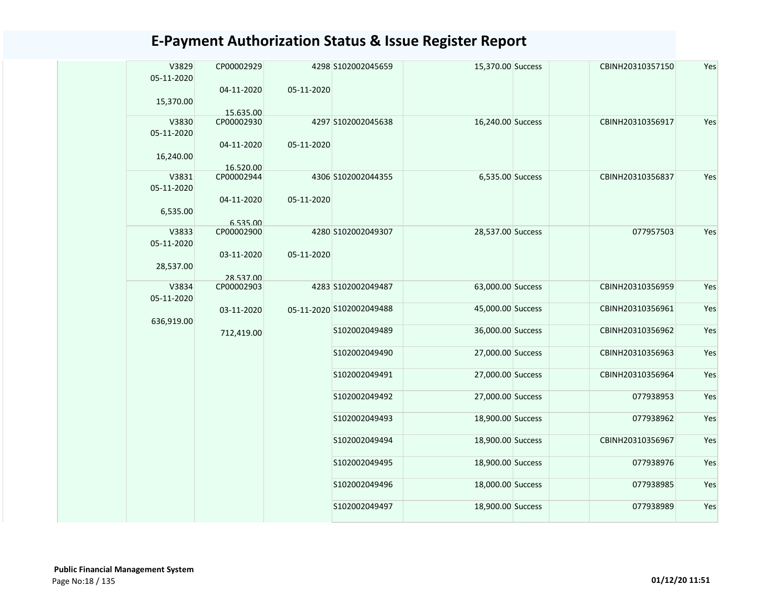# E-Payment Authorization Status & Issue Register Report

| | | | | | | | | | |
|---|---|---|---|---|---|---|---|---|---|
| | V3829 05-11-2020 15,370.00 | CP00002929 04-11-2020 15,635.00 | 4298 05-11-2020 | S102002045659 | 15,370.00 | Success | | CBINH20310357150 | Yes |
| | V3830 05-11-2020 16,240.00 | CP00002930 04-11-2020 16,520.00 | 4297 05-11-2020 | S102002045638 | 16,240.00 | Success | | CBINH20310356917 | Yes |
| | V3831 05-11-2020 6,535.00 | CP00002944 04-11-2020 6,535.00 | 4306 05-11-2020 | S102002044355 | 6,535.00 | Success | | CBINH20310356837 | Yes |
| | V3833 05-11-2020 28,537.00 | CP00002900 03-11-2020 28,537.00 | 4280 05-11-2020 | S102002049307 | 28,537.00 | Success | | 077957503 | Yes |
| | V3834 05-11-2020 636,919.00 | CP00002903 03-11-2020 712,419.00 | 4283 05-11-2020 | S102002049487 | 63,000.00 | Success | | CBINH20310356959 | Yes |
| | | | | S102002049488 | 45,000.00 | Success | | CBINH20310356961 | Yes |
| | | | | S102002049489 | 36,000.00 | Success | | CBINH20310356962 | Yes |
| | | | | S102002049490 | 27,000.00 | Success | | CBINH20310356963 | Yes |
| | | | | S102002049491 | 27,000.00 | Success | | CBINH20310356964 | Yes |
| | | | | S102002049492 | 27,000.00 | Success | | 077938953 | Yes |
| | | | | S102002049493 | 18,900.00 | Success | | 077938962 | Yes |
| | | | | S102002049494 | 18,900.00 | Success | | CBINH20310356967 | Yes |
| | | | | S102002049495 | 18,900.00 | Success | | 077938976 | Yes |
| | | | | S102002049496 | 18,000.00 | Success | | 077938985 | Yes |
| | | | | S102002049497 | 18,900.00 | Success | | 077938989 | Yes |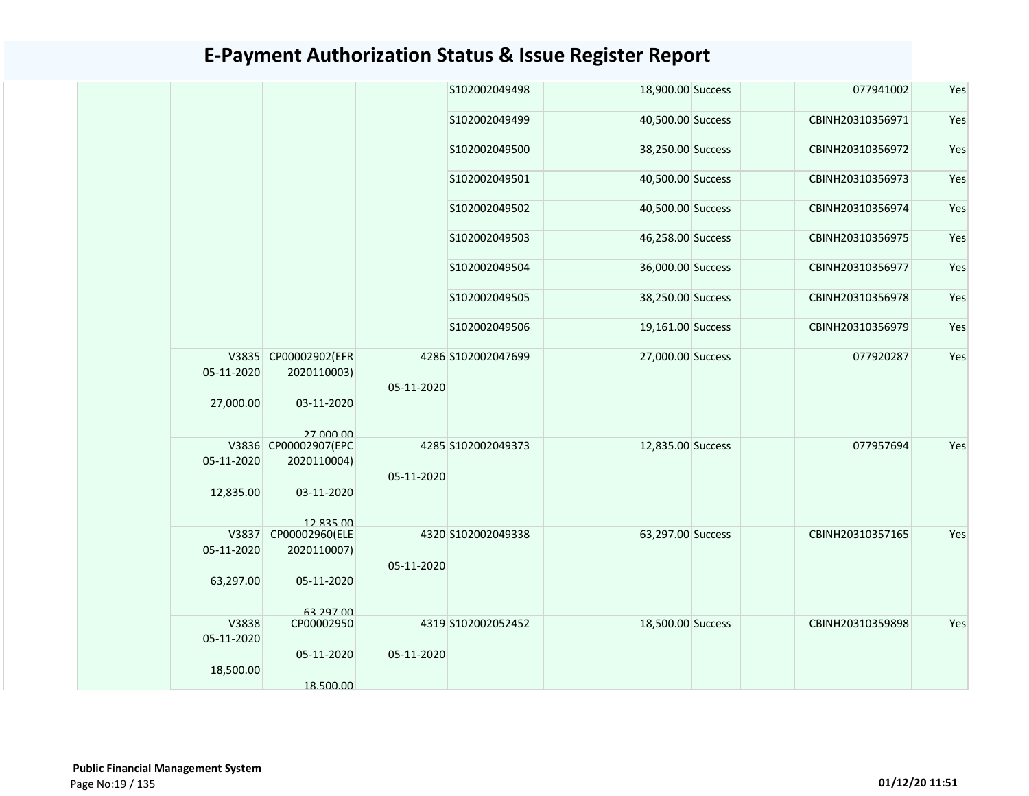# E-Payment Authorization Status & Issue Register Report

| | | | | | | | | | |
|---|---|---|---|---|---|---|---|---|---|
| | | | | S102002049498 | 18,900.00 | Success | | 077941002 | Yes |
| | | | | S102002049499 | 40,500.00 | Success | | CBINH20310356971 | Yes |
| | | | | S102002049500 | 38,250.00 | Success | | CBINH20310356972 | Yes |
| | | | | S102002049501 | 40,500.00 | Success | | CBINH20310356973 | Yes |
| | | | | S102002049502 | 40,500.00 | Success | | CBINH20310356974 | Yes |
| | | | | S102002049503 | 46,258.00 | Success | | CBINH20310356975 | Yes |
| | | | | S102002049504 | 36,000.00 | Success | | CBINH20310356977 | Yes |
| | | | | S102002049505 | 38,250.00 | Success | | CBINH20310356978 | Yes |
| | | | | S102002049506 | 19,161.00 | Success | | CBINH20310356979 | Yes |
| | V3835 05-11-2020 27,000.00 | CP00002902(EFR 2020110003) 03-11-2020 27,000.00 | 4286 05-11-2020 | S102002047699 | 27,000.00 | Success | | 077920287 | Yes |
| | V3836 05-11-2020 12,835.00 | CP00002907(EPC 2020110004) 03-11-2020 12,835.00 | 4285 05-11-2020 | S102002049373 | 12,835.00 | Success | | 077957694 | Yes |
| | V3837 05-11-2020 63,297.00 | CP00002960(ELE 2020110007) 05-11-2020 63,297.00 | 4320 05-11-2020 | S102002049338 | 63,297.00 | Success | | CBINH20310357165 | Yes |
| | V3838 05-11-2020 18,500.00 | CP00002950 05-11-2020 18,500.00 | 4319 05-11-2020 | S102002052452 | 18,500.00 | Success | | CBINH20310359898 | Yes |

**Public Financial Management System**

01/12/20 11:51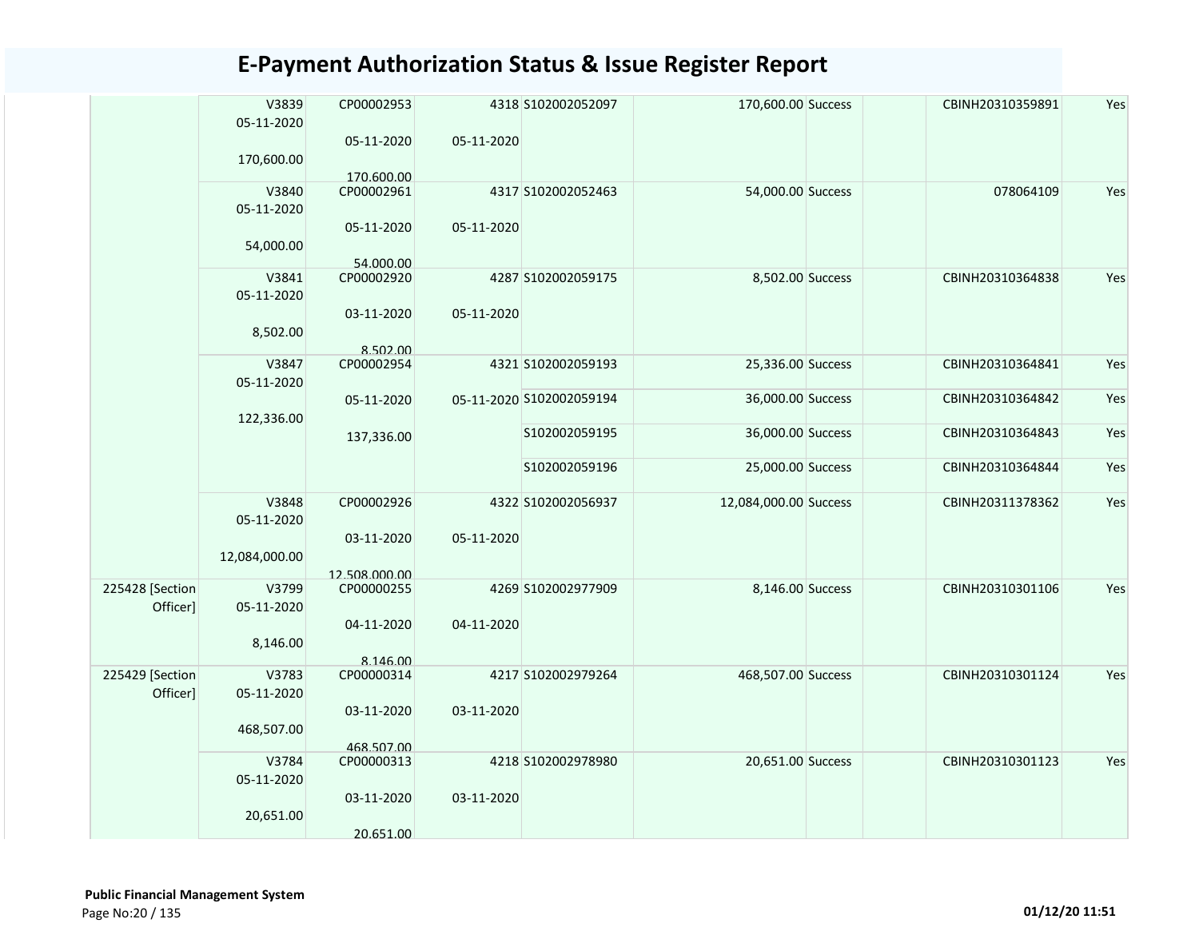# E-Payment Authorization Status & Issue Register Report

| | | | | | | | | | |
|---|---|---|---|---|---|---|---|---|---|
| | V3839 05-11-2020 170,600.00 | CP00002953 05-11-2020 170,600.00 | 4318 05-11-2020 | S102002052097 | 170,600.00 | Success | | CBINH20310359891 | Yes |
| | V3840 05-11-2020 54,000.00 | CP00002961 05-11-2020 54,000.00 | 4317 05-11-2020 | S102002052463 | 54,000.00 | Success | | 078064109 | Yes |
| | V3841 05-11-2020 8,502.00 | CP00002920 03-11-2020 8,502.00 | 4287 05-11-2020 | S102002059175 | 8,502.00 | Success | | CBINH20310364838 | Yes |
| | V3847 05-11-2020 122,336.00 | CP00002954 05-11-2020 137,336.00 | 4321 05-11-2020 | S102002059193 | 25,336.00 | Success | | CBINH20310364841 | Yes |
| | | | | S102002059194 | 36,000.00 | Success | | CBINH20310364842 | Yes |
| | | | | S102002059195 | 36,000.00 | Success | | CBINH20310364843 | Yes |
| | | | | S102002059196 | 25,000.00 | Success | | CBINH20310364844 | Yes |
| | V3848 05-11-2020 12,084,000.00 | CP00002926 03-11-2020 12,508,000.00 | 4322 05-11-2020 | S102002056937 | 12,084,000.00 | Success | | CBINH20311378362 | Yes |
| 225428 [Section Officer] | V3799 05-11-2020 8,146.00 | CP00000255 04-11-2020 8,146.00 | 4269 04-11-2020 | S102002977909 | 8,146.00 | Success | | CBINH20310301106 | Yes |
| 225429 [Section Officer] | V3783 05-11-2020 468,507.00 | CP00000314 03-11-2020 468,507.00 | 4217 03-11-2020 | S102002979264 | 468,507.00 | Success | | CBINH20310301124 | Yes |
| | V3784 05-11-2020 20,651.00 | CP00000313 03-11-2020 20,651.00 | 4218 03-11-2020 | S102002978980 | 20,651.00 | Success | | CBINH20310301123 | Yes |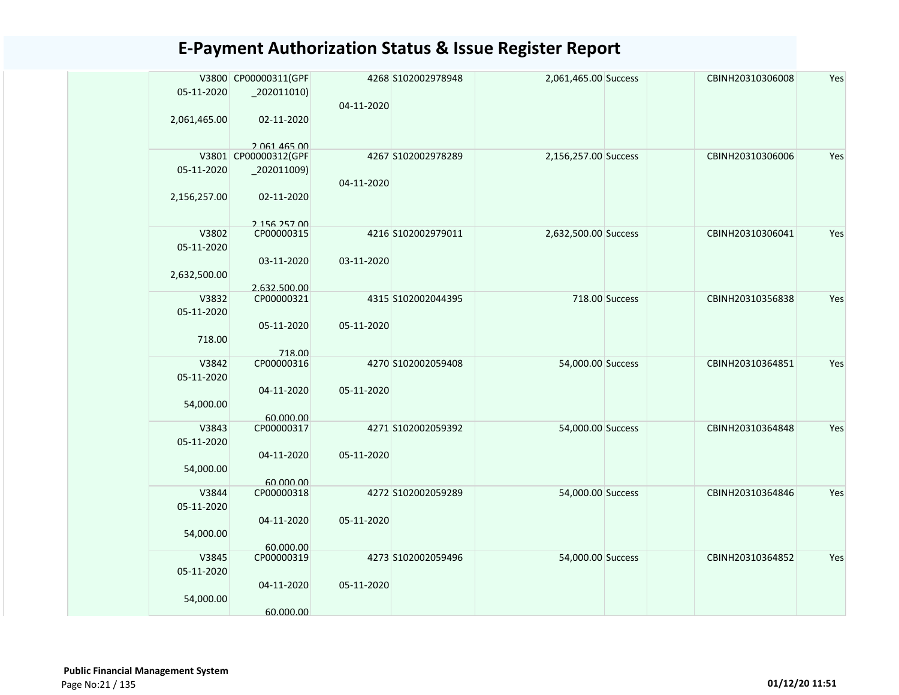# E-Payment Authorization Status & Issue Register Report

| | | | | | | | | |
|---|---|---|---|---|---|---|---|---|
| V3800 05-11-2020 2,061,465.00 | CP00000311(GPF _202011010) 02-11-2020 2,061,465.00 | 4268 04-11-2020 | S102002978948 | 2,061,465.00 | Success | | CBINH20310306008 | Yes |
| V3801 05-11-2020 2,156,257.00 | CP00000312(GPF _202011009) 02-11-2020 2,156,257.00 | 4267 04-11-2020 | S102002978289 | 2,156,257.00 | Success | | CBINH20310306006 | Yes |
| V3802 05-11-2020 2,632,500.00 | CP00000315 03-11-2020 2,632,500.00 | 4216 03-11-2020 | S102002979011 | 2,632,500.00 | Success | | CBINH20310306041 | Yes |
| V3832 05-11-2020 718.00 | CP00000321 05-11-2020 718.00 | 4315 05-11-2020 | S102002044395 | 718.00 | Success | | CBINH20310356838 | Yes |
| V3842 05-11-2020 54,000.00 | CP00000316 04-11-2020 60,000.00 | 4270 05-11-2020 | S102002059408 | 54,000.00 | Success | | CBINH20310364851 | Yes |
| V3843 05-11-2020 54,000.00 | CP00000317 04-11-2020 60,000.00 | 4271 05-11-2020 | S102002059392 | 54,000.00 | Success | | CBINH20310364848 | Yes |
| V3844 05-11-2020 54,000.00 | CP00000318 04-11-2020 60,000.00 | 4272 05-11-2020 | S102002059289 | 54,000.00 | Success | | CBINH20310364846 | Yes |
| V3845 05-11-2020 54,000.00 | CP00000319 04-11-2020 60,000.00 | 4273 05-11-2020 | S102002059496 | 54,000.00 | Success | | CBINH20310364852 | Yes |

**Public Financial Management System**

01/12/20 11:51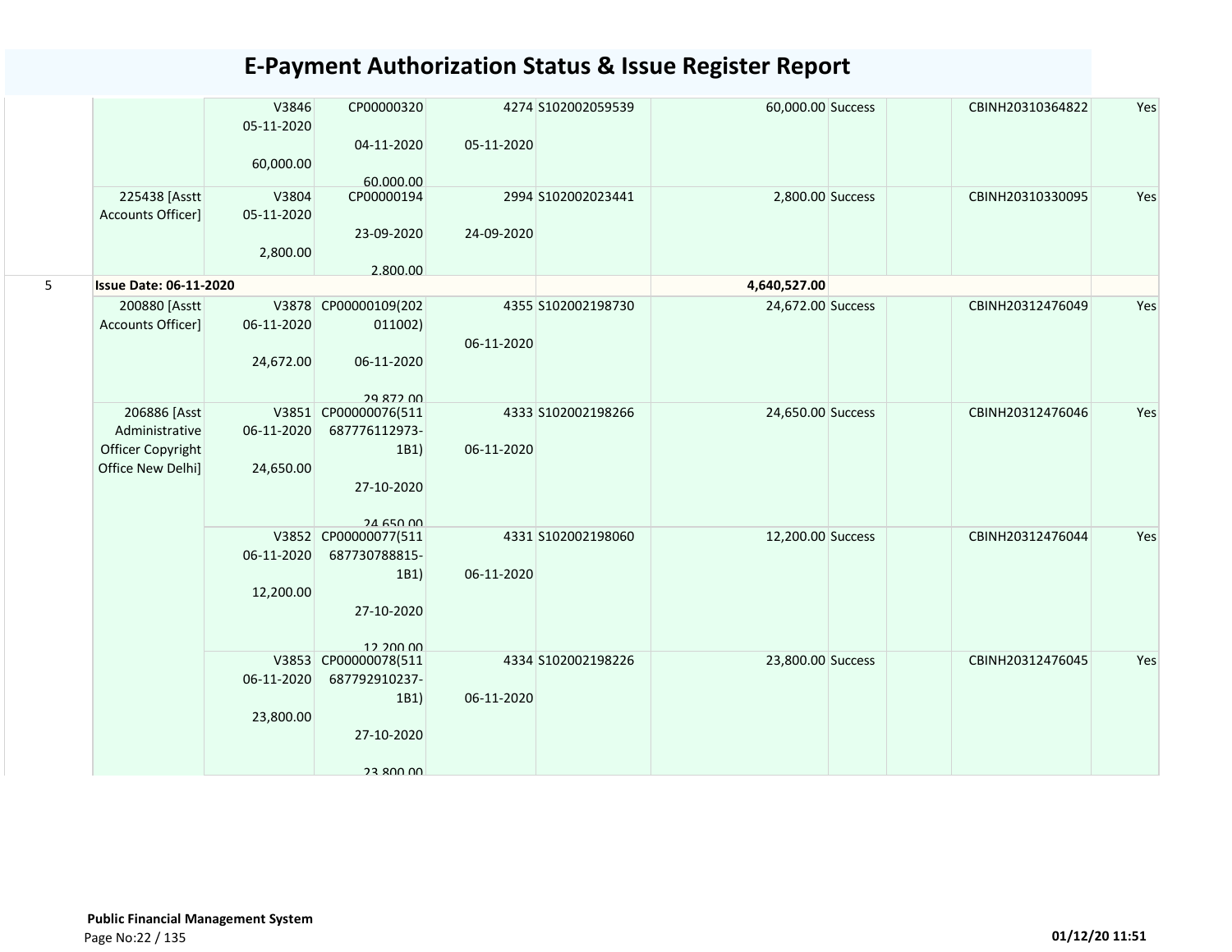# E-Payment Authorization Status & Issue Register Report

| | | | | | | | | | | |
|---|---|---|---|---|---|---|---|---|---|---|
| | | V3846<br>05-11-2020<br>60,000.00 | CP00000320<br>04-11-2020<br>60,000.00 | 4274<br>05-11-2020 | S102002059539 | 60,000.00 | Success | | CBINH20310364822 | Yes |
| | 225438 [Asstt Accounts Officer] | V3804<br>05-11-2020<br>2,800.00 | CP00000194<br>23-09-2020<br>2,800.00 | 2994<br>24-09-2020 | S102002023441 | 2,800.00 | Success | | CBINH20310330095 | Yes |
| 5 | **Issue Date: 06-11-2020** | | | | | **4,640,527.00** | | | | |
| | 200880 [Asstt Accounts Officer] | V3878<br>06-11-2020<br>24,672.00 | CP00000109(202011002)<br>06-11-2020<br>29,872.00 | 4355<br>06-11-2020 | S102002198730 | 24,672.00 | Success | | CBINH20312476049 | Yes |
| | 206886 [Asst Administrative Officer Copyright Office New Delhi] | V3851<br>06-11-2020<br>24,650.00 | CP00000076(511687776112973-1B1)<br>27-10-2020<br>24,650.00 | 4333<br>06-11-2020 | S102002198266 | 24,650.00 | Success | | CBINH20312476046 | Yes |
| | | V3852<br>06-11-2020<br>12,200.00 | CP00000077(511687730788815-1B1)<br>27-10-2020<br>12,200.00 | 4331<br>06-11-2020 | S102002198060 | 12,200.00 | Success | | CBINH20312476044 | Yes |
| | | V3853<br>06-11-2020<br>23,800.00 | CP00000078(511687792910237-1B1)<br>27-10-2020<br>23,800.00 | 4334<br>06-11-2020 | S102002198226 | 23,800.00 | Success | | CBINH20312476045 | Yes |

**Public Financial Management System**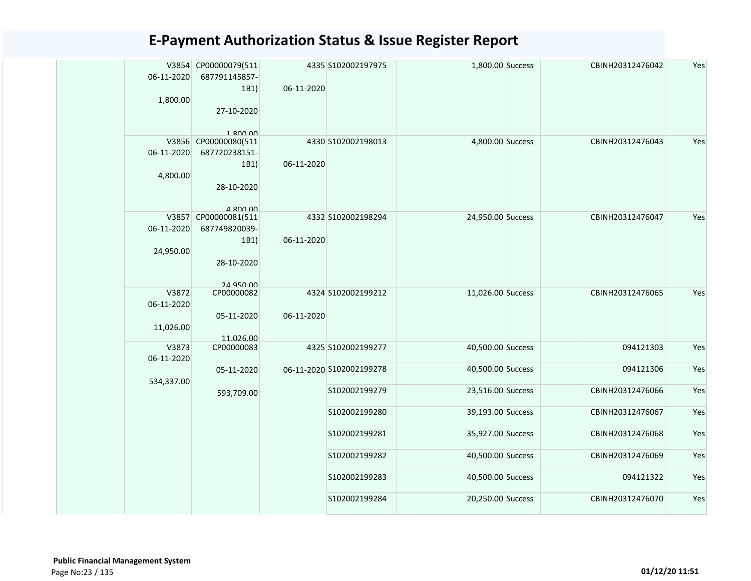# E-Payment Authorization Status & Issue Register Report

| | | | | | | | | | |
|---|---|---|---|---|---|---|---|---|---|
| | V3854 06-11-2020 1,800.00 | CP00000079(511 687791145857-1B1) 27-10-2020 1,800.00 | 4335 06-11-2020 | S102002197975 | 1,800.00 | Success | | CBINH20312476042 | Yes |
| | V3856 06-11-2020 4,800.00 | CP00000080(511 687720238151-1B1) 28-10-2020 4,800.00 | 4330 06-11-2020 | S102002198013 | 4,800.00 | Success | | CBINH20312476043 | Yes |
| | V3857 06-11-2020 24,950.00 | CP00000081(511 687749820039-1B1) 28-10-2020 24,950.00 | 4332 06-11-2020 | S102002198294 | 24,950.00 | Success | | CBINH20312476047 | Yes |
| | V3872 06-11-2020 11,026.00 | CP00000082 05-11-2020 11,026.00 | 4324 06-11-2020 | S102002199212 | 11,026.00 | Success | | CBINH20312476065 | Yes |
| | V3873 06-11-2020 534,337.00 | CP00000083 05-11-2020 593,709.00 | 4325 06-11-2020 | S102002199277 | 40,500.00 | Success | | 094121303 | Yes |
| | | | | S102002199278 | 40,500.00 | Success | | 094121306 | Yes |
| | | | | S102002199279 | 23,516.00 | Success | | CBINH20312476066 | Yes |
| | | | | S102002199280 | 39,193.00 | Success | | CBINH20312476067 | Yes |
| | | | | S102002199281 | 35,927.00 | Success | | CBINH20312476068 | Yes |
| | | | | S102002199282 | 40,500.00 | Success | | CBINH20312476069 | Yes |
| | | | | S102002199283 | 40,500.00 | Success | | 094121322 | Yes |
| | | | | S102002199284 | 20,250.00 | Success | | CBINH20312476070 | Yes |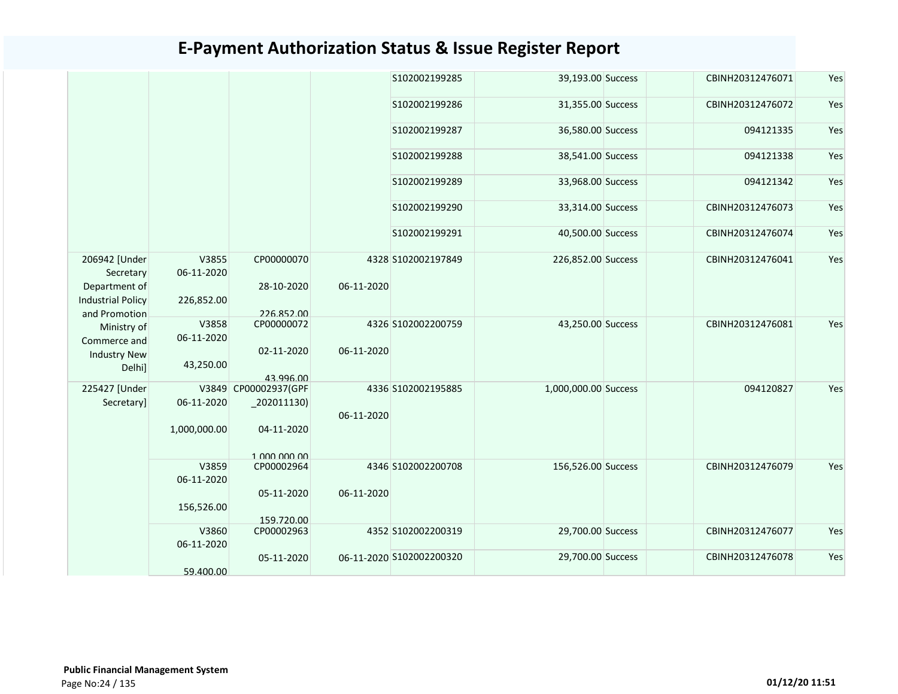# E-Payment Authorization Status & Issue Register Report

| | | | | | | | | | |
|---|---|---|---|---|---|---|---|---|---|
| | | | | S102002199285 | 39,193.00 | Success | | CBINH20312476071 | Yes |
| | | | | S102002199286 | 31,355.00 | Success | | CBINH20312476072 | Yes |
| | | | | S102002199287 | 36,580.00 | Success | | 094121335 | Yes |
| | | | | S102002199288 | 38,541.00 | Success | | 094121338 | Yes |
| | | | | S102002199289 | 33,968.00 | Success | | 094121342 | Yes |
| | | | | S102002199290 | 33,314.00 | Success | | CBINH20312476073 | Yes |
| | | | | S102002199291 | 40,500.00 | Success | | CBINH20312476074 | Yes |
| 206942 [Under Secretary Department of Industrial Policy and Promotion Ministry of Commerce and Industry New Delhi] | V3855 06-11-2020 226,852.00 | CP00000070 28-10-2020 226,852.00 | 4328 06-11-2020 | S102002197849 | 226,852.00 | Success | | CBINH20312476041 | Yes |
| | V3858 06-11-2020 43,250.00 | CP00000072 02-11-2020 43,996.00 | 4326 06-11-2020 | S102002200759 | 43,250.00 | Success | | CBINH20312476081 | Yes |
| 225427 [Under Secretary] | V3849 06-11-2020 1,000,000.00 | CP00002937(GPF_202011130) 04-11-2020 1,000,000.00 | 4336 06-11-2020 | S102002195885 | 1,000,000.00 | Success | | 094120827 | Yes |
| | V3859 06-11-2020 156,526.00 | CP00002964 05-11-2020 159,720.00 | 4346 06-11-2020 | S102002200708 | 156,526.00 | Success | | CBINH20312476079 | Yes |
| | V3860 06-11-2020 59,400.00 | CP00002963 05-11-2020 | 4352 06-11-2020 | S102002200319 | 29,700.00 | Success | | CBINH20312476077 | Yes |
| | | | | S102002200320 | 29,700.00 | Success | | CBINH20312476078 | Yes |

**Public Financial Management System**

01/12/20 11:51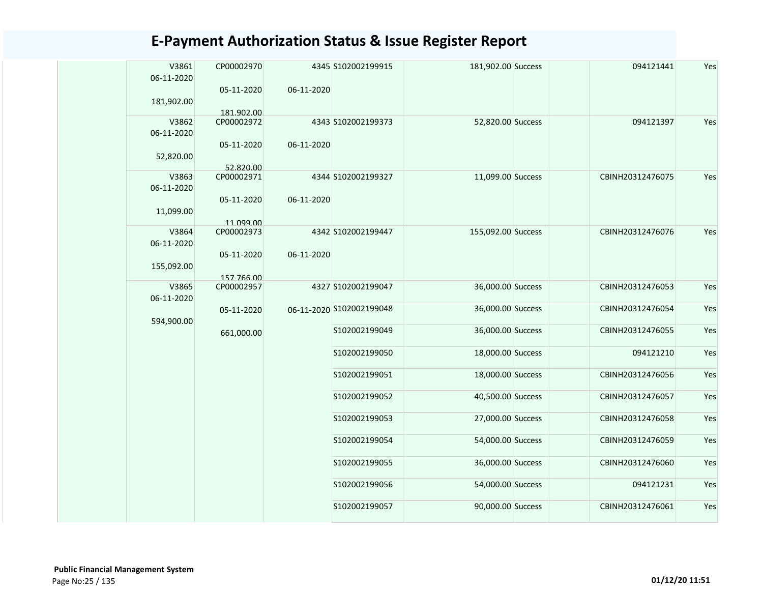# E-Payment Authorization Status & Issue Register Report

| | | | | | | | | | | |
|---|---|---|---|---|---|---|---|---|---|---|
| | V3861 06-11-2020 181,902.00 | CP00002970 05-11-2020 181,902.00 | 4345 06-11-2020 | S102002199915 | 181,902.00 | Success | | | 094121441 | Yes |
| | V3862 06-11-2020 52,820.00 | CP00002972 05-11-2020 52,820.00 | 4343 06-11-2020 | S102002199373 | 52,820.00 | Success | | | 094121397 | Yes |
| | V3863 06-11-2020 11,099.00 | CP00002971 05-11-2020 11,099.00 | 4344 06-11-2020 | S102002199327 | 11,099.00 | Success | | | CBINH20312476075 | Yes |
| | V3864 06-11-2020 155,092.00 | CP00002973 05-11-2020 157,766.00 | 4342 06-11-2020 | S102002199447 | 155,092.00 | Success | | | CBINH20312476076 | Yes |
| | V3865 06-11-2020 594,900.00 | CP00002957 05-11-2020 661,000.00 | 4327 06-11-2020 | S102002199047 | 36,000.00 | Success | | | CBINH20312476053 | Yes |
| | | | | S102002199048 | 36,000.00 | Success | | | CBINH20312476054 | Yes |
| | | | | S102002199049 | 36,000.00 | Success | | | CBINH20312476055 | Yes |
| | | | | S102002199050 | 18,000.00 | Success | | | 094121210 | Yes |
| | | | | S102002199051 | 18,000.00 | Success | | | CBINH20312476056 | Yes |
| | | | | S102002199052 | 40,500.00 | Success | | | CBINH20312476057 | Yes |
| | | | | S102002199053 | 27,000.00 | Success | | | CBINH20312476058 | Yes |
| | | | | S102002199054 | 54,000.00 | Success | | | CBINH20312476059 | Yes |
| | | | | S102002199055 | 36,000.00 | Success | | | CBINH20312476060 | Yes |
| | | | | S102002199056 | 54,000.00 | Success | | | 094121231 | Yes |
| | | | | S102002199057 | 90,000.00 | Success | | | CBINH20312476061 | Yes |

**Public Financial Management System**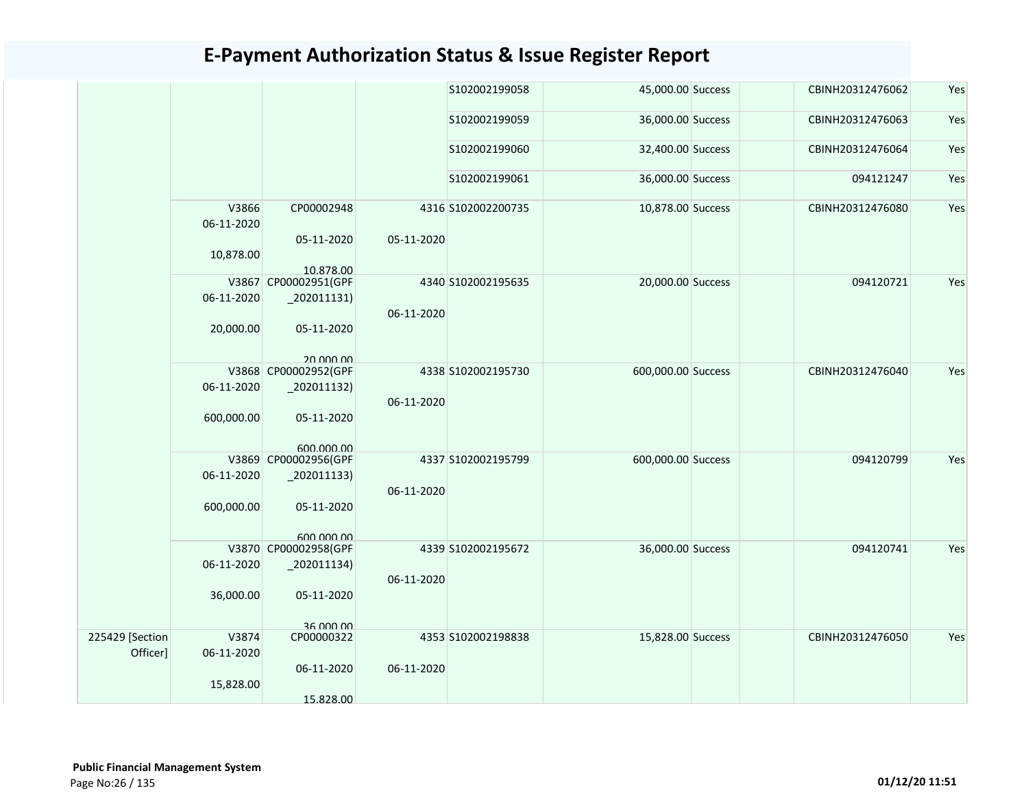# E-Payment Authorization Status & Issue Register Report

| | | | | | | | | | |
|---|---|---|---|---|---|---|---|---|---|
| | | | | S102002199058 | 45,000.00 | Success | | CBINH20312476062 | Yes |
| | | | | S102002199059 | 36,000.00 | Success | | CBINH20312476063 | Yes |
| | | | | S102002199060 | 32,400.00 | Success | | CBINH20312476064 | Yes |
| | | | | S102002199061 | 36,000.00 | Success | | 094121247 | Yes |
| | V3866 06-11-2020 10,878.00 | CP00002948 05-11-2020 10,878.00 | 4316 05-11-2020 | S102002200735 | 10,878.00 | Success | | CBINH20312476080 | Yes |
| | V3867 06-11-2020 20,000.00 | CP00002951(GPF _202011131) 05-11-2020 20,000.00 | 4340 06-11-2020 | S102002195635 | 20,000.00 | Success | | 094120721 | Yes |
| | V3868 06-11-2020 600,000.00 | CP00002952(GPF _202011132) 05-11-2020 600,000.00 | 4338 06-11-2020 | S102002195730 | 600,000.00 | Success | | CBINH20312476040 | Yes |
| | V3869 06-11-2020 600,000.00 | CP00002956(GPF _202011133) 05-11-2020 600,000.00 | 4337 06-11-2020 | S102002195799 | 600,000.00 | Success | | 094120799 | Yes |
| | V3870 06-11-2020 36,000.00 | CP00002958(GPF _202011134) 05-11-2020 36,000.00 | 4339 06-11-2020 | S102002195672 | 36,000.00 | Success | | 094120741 | Yes |
| 225429 [Section Officer] | V3874 06-11-2020 15,828.00 | CP00000322 06-11-2020 15,828.00 | 4353 06-11-2020 | S102002198838 | 15,828.00 | Success | | CBINH20312476050 | Yes |

**Public Financial Management System**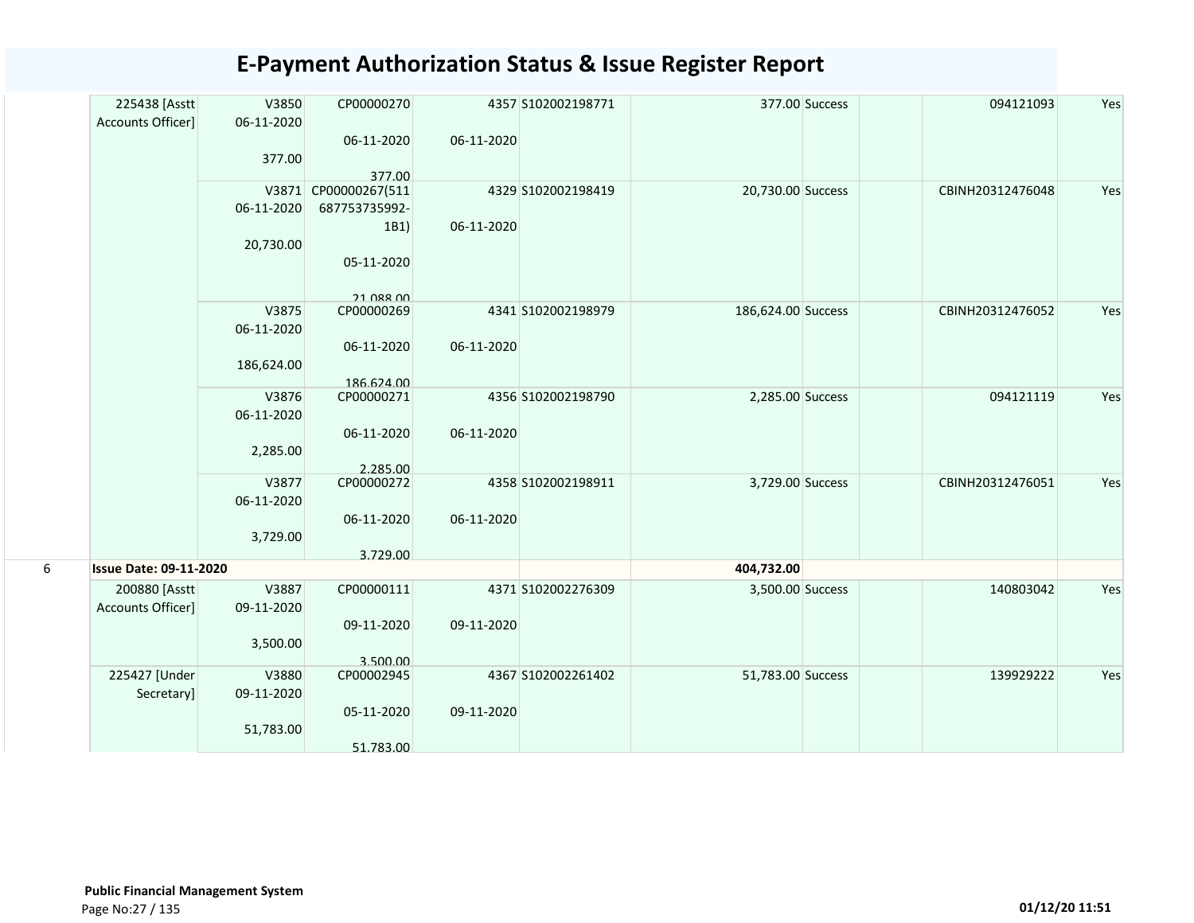# E-Payment Authorization Status & Issue Register Report

| | | | | | | | | | | | |
|---|---|---|---|---|---|---|---|---|---|---|---|
| | 225438 [Asstt Accounts Officer] | V3850 06-11-2020 377.00 | CP00000270 06-11-2020 377.00 | 4357 06-11-2020 | S102002198771 | 377.00 | Success | | 094121093 | Yes |
| | | V3871 06-11-2020 20,730.00 | CP00000267(511 687753735992-1B1) 05-11-2020 21,088.00 | 4329 06-11-2020 | S102002198419 | 20,730.00 | Success | | CBINH20312476048 | Yes |
| | | V3875 06-11-2020 186,624.00 | CP00000269 06-11-2020 186,624.00 | 4341 06-11-2020 | S102002198979 | 186,624.00 | Success | | CBINH20312476052 | Yes |
| | | V3876 06-11-2020 2,285.00 | CP00000271 06-11-2020 2,285.00 | 4356 06-11-2020 | S102002198790 | 2,285.00 | Success | | 094121119 | Yes |
| | | V3877 06-11-2020 3,729.00 | CP00000272 06-11-2020 3,729.00 | 4358 06-11-2020 | S102002198911 | 3,729.00 | Success | | CBINH20312476051 | Yes |
| 6 | **Issue Date: 09-11-2020** | | | | | **404,732.00** | | | | |
| | 200880 [Asstt Accounts Officer] | V3887 09-11-2020 3,500.00 | CP00000111 09-11-2020 3,500.00 | 4371 09-11-2020 | S102002276309 | 3,500.00 | Success | | 140803042 | Yes |
| | 225427 [Under Secretary] | V3880 09-11-2020 51,783.00 | CP00002945 05-11-2020 51,783.00 | 4367 09-11-2020 | S102002261402 | 51,783.00 | Success | | 139929222 | Yes |

**Public Financial Management System**

01/12/20 11:51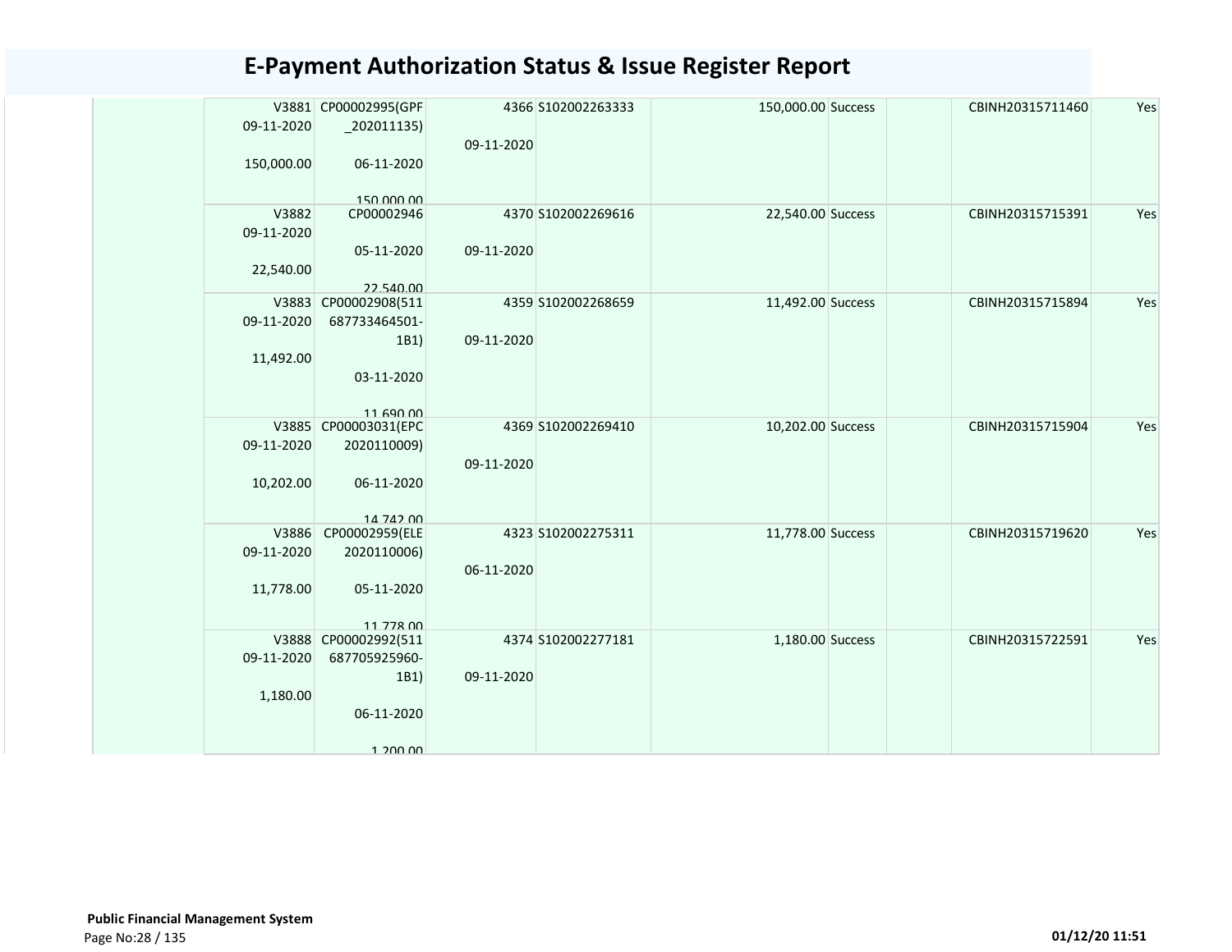# E-Payment Authorization Status & Issue Register Report

| | | | | | | | | | |
|---|---|---|---|---|---|---|---|---|---|
| | V3881 09-11-2020 150,000.00 | CP00002995(GPF _202011135) 06-11-2020 150,000.00 | 4366 09-11-2020 | S102002263333 | 150,000.00 | Success | | CBINH20315711460 | Yes |
| | V3882 09-11-2020 22,540.00 | CP00002946 05-11-2020 22,540.00 | 4370 09-11-2020 | S102002269616 | 22,540.00 | Success | | CBINH20315715391 | Yes |
| | V3883 09-11-2020 11,492.00 | CP00002908(511 687733464501-1B1) 03-11-2020 11,690.00 | 4359 09-11-2020 | S102002268659 | 11,492.00 | Success | | CBINH20315715894 | Yes |
| | V3885 09-11-2020 10,202.00 | CP00003031(EPC 2020110009) 06-11-2020 14,742.00 | 4369 09-11-2020 | S102002269410 | 10,202.00 | Success | | CBINH20315715904 | Yes |
| | V3886 09-11-2020 11,778.00 | CP00002959(ELE 2020110006) 05-11-2020 11,778.00 | 4323 06-11-2020 | S102002275311 | 11,778.00 | Success | | CBINH20315719620 | Yes |
| | V3888 09-11-2020 1,180.00 | CP00002992(511 687705925960-1B1) 06-11-2020 1,200.00 | 4374 09-11-2020 | S102002277181 | 1,180.00 | Success | | CBINH20315722591 | Yes |

**Public Financial Management System**

01/12/20 11:51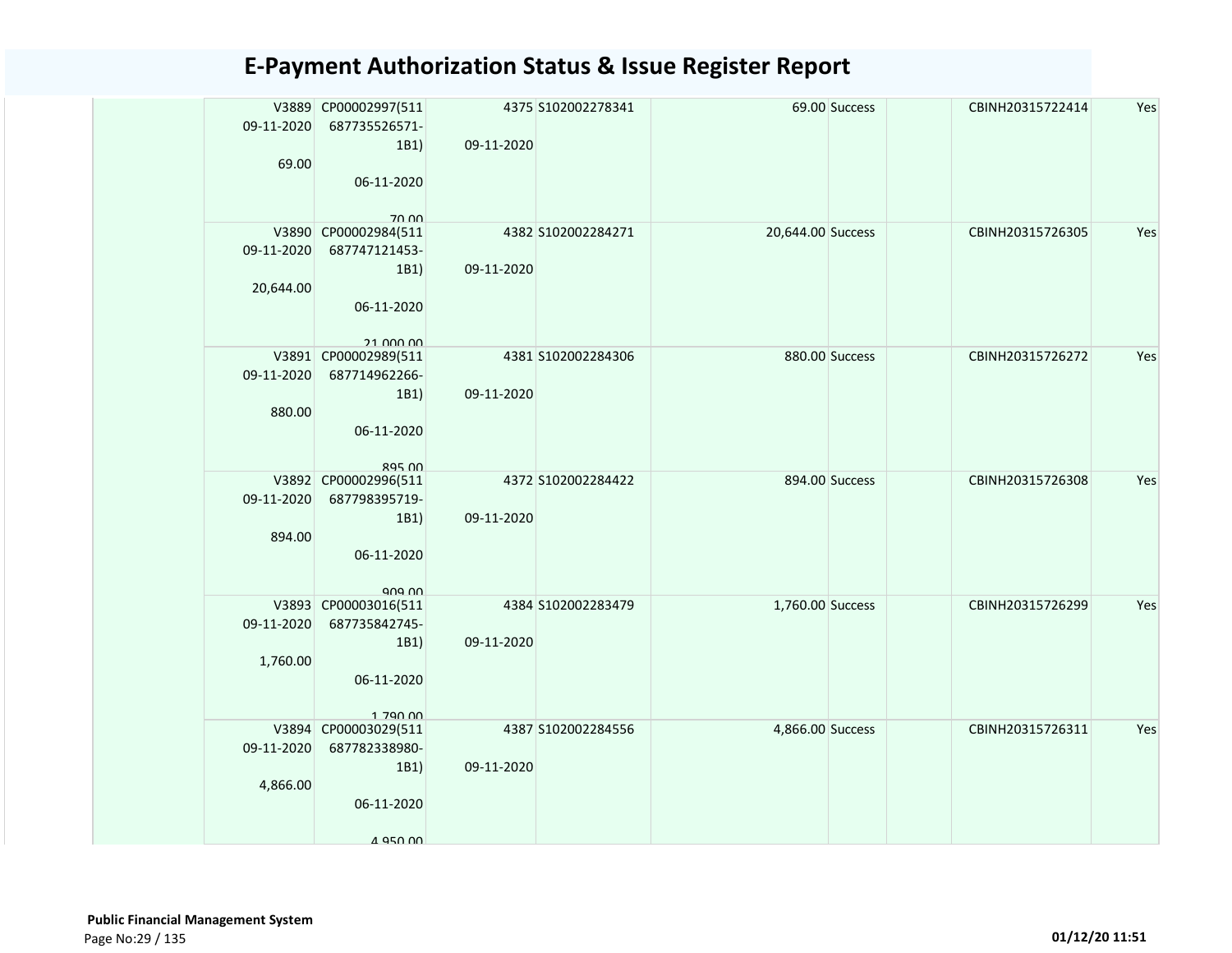# E-Payment Authorization Status & Issue Register Report

| | | | | | | | | | | |
|---|---|---|---|---|---|---|---|---|---|---|
| | V3889 09-11-2020 69.00 | CP00002997(511 687735526571-1B1) 06-11-2020 70.00 | 4375 09-11-2020 | S102002278341 | 69.00 | Success | | CBINH20315722414 | Yes |
| | V3890 09-11-2020 20,644.00 | CP00002984(511 687747121453-1B1) 06-11-2020 21,000.00 | 4382 09-11-2020 | S102002284271 | 20,644.00 | Success | | CBINH20315726305 | Yes |
| | V3891 09-11-2020 880.00 | CP00002989(511 687714962266-1B1) 06-11-2020 895.00 | 4381 09-11-2020 | S102002284306 | 880.00 | Success | | CBINH20315726272 | Yes |
| | V3892 09-11-2020 894.00 | CP00002996(511 687798395719-1B1) 06-11-2020 909.00 | 4372 09-11-2020 | S102002284422 | 894.00 | Success | | CBINH20315726308 | Yes |
| | V3893 09-11-2020 1,760.00 | CP00003016(511 687735842745-1B1) 06-11-2020 1,790.00 | 4384 09-11-2020 | S102002283479 | 1,760.00 | Success | | CBINH20315726299 | Yes |
| | V3894 09-11-2020 4,866.00 | CP00003029(511 687782338980-1B1) 06-11-2020 4,950.00 | 4387 09-11-2020 | S102002284556 | 4,866.00 | Success | | CBINH20315726311 | Yes |

**Public Financial Management System**

01/12/20 11:51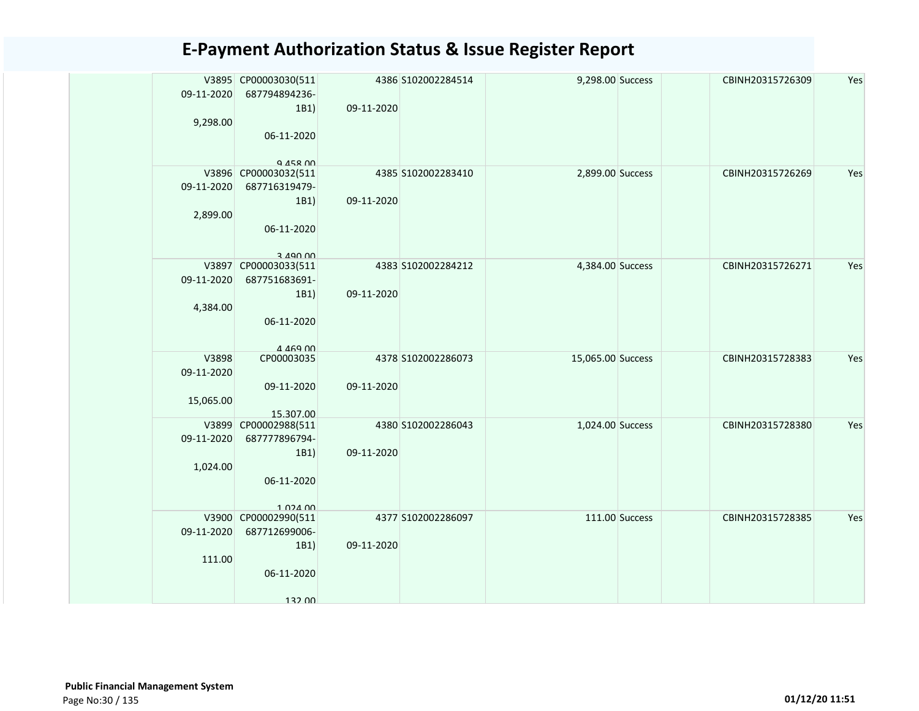# E-Payment Authorization Status & Issue Register Report

| | V3895 09-11-2020 9,298.00 | CP00003030(511 687794894236-1B1) 06-11-2020 9,458.00 | 4386 09-11-2020 | S102002284514 | 9,298.00 | Success | | CBINH20315726309 | Yes |
|---|---|---|---|---|---|---|---|---|---|
| | V3896 09-11-2020 2,899.00 | CP00003032(511 687716319479-1B1) 06-11-2020 3,490.00 | 4385 09-11-2020 | S102002283410 | 2,899.00 | Success | | CBINH20315726269 | Yes |
| | V3897 09-11-2020 4,384.00 | CP00003033(511 687751683691-1B1) 06-11-2020 4,469.00 | 4383 09-11-2020 | S102002284212 | 4,384.00 | Success | | CBINH20315726271 | Yes |
| | V3898 09-11-2020 15,065.00 | CP00003035 09-11-2020 15,307.00 | 4378 09-11-2020 | S102002286073 | 15,065.00 | Success | | CBINH20315728383 | Yes |
| | V3899 09-11-2020 1,024.00 | CP00002988(511 687777896794-1B1) 06-11-2020 1,024.00 | 4380 09-11-2020 | S102002286043 | 1,024.00 | Success | | CBINH20315728380 | Yes |
| | V3900 09-11-2020 111.00 | CP00002990(511 687712699006-1B1) 06-11-2020 132.00 | 4377 09-11-2020 | S102002286097 | 111.00 | Success | | CBINH20315728385 | Yes |

**Public Financial Management System**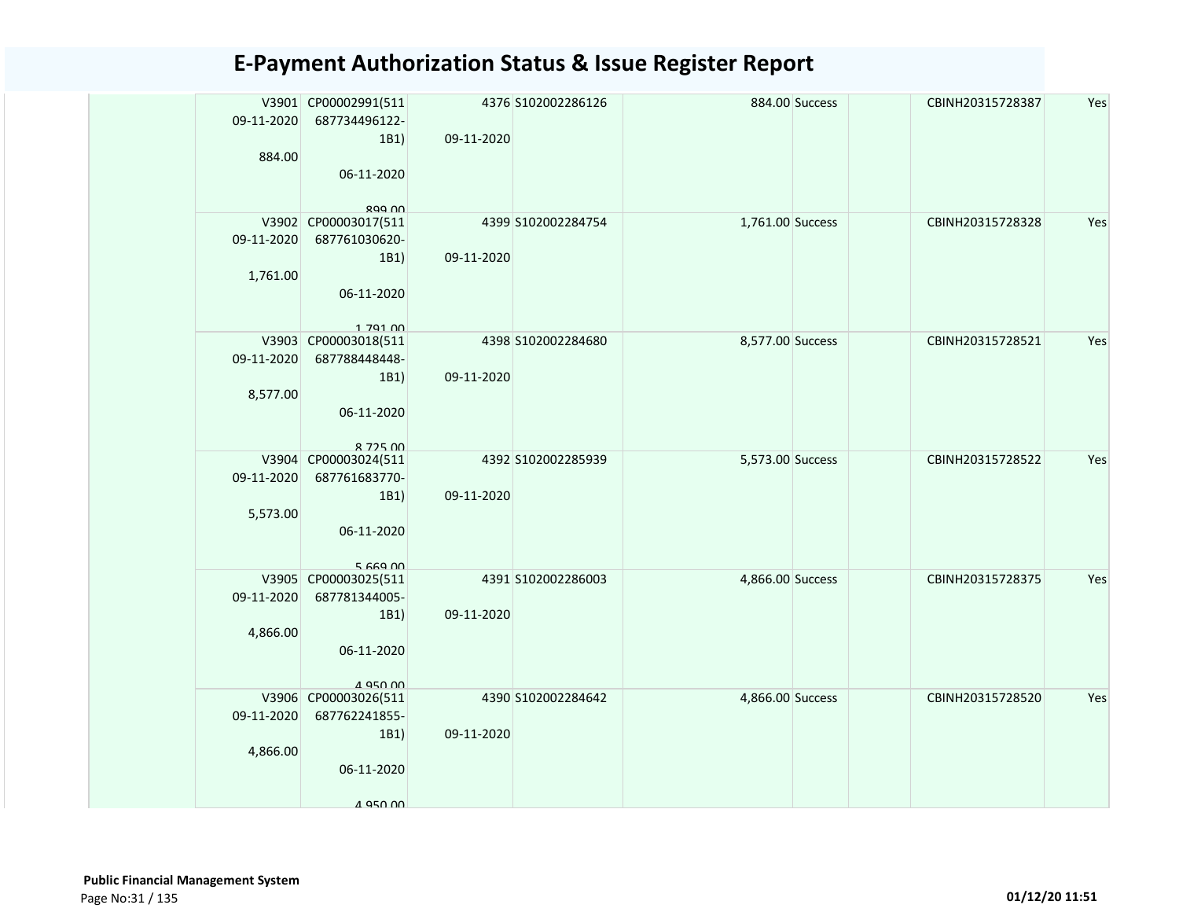# E-Payment Authorization Status & Issue Register Report

| | | | | | | | | | |
|---|---|---|---|---|---|---|---|---|---|
| | V3901 09-11-2020 884.00 | CP00002991(511 687734496122-1B1) 06-11-2020 899.00 | 4376 09-11-2020 | S102002286126 | 884.00 | Success | | CBINH20315728387 | Yes |
| | V3902 09-11-2020 1,761.00 | CP00003017(511 687761030620-1B1) 06-11-2020 1,791.00 | 4399 09-11-2020 | S102002284754 | 1,761.00 | Success | | CBINH20315728328 | Yes |
| | V3903 09-11-2020 8,577.00 | CP00003018(511 687788448448-1B1) 06-11-2020 8,725.00 | 4398 09-11-2020 | S102002284680 | 8,577.00 | Success | | CBINH20315728521 | Yes |
| | V3904 09-11-2020 5,573.00 | CP00003024(511 687761683770-1B1) 06-11-2020 5,669.00 | 4392 09-11-2020 | S102002285939 | 5,573.00 | Success | | CBINH20315728522 | Yes |
| | V3905 09-11-2020 4,866.00 | CP00003025(511 687781344005-1B1) 06-11-2020 4,950.00 | 4391 09-11-2020 | S102002286003 | 4,866.00 | Success | | CBINH20315728375 | Yes |
| | V3906 09-11-2020 4,866.00 | CP00003026(511 687762241855-1B1) 06-11-2020 4,950.00 | 4390 09-11-2020 | S102002284642 | 4,866.00 | Success | | CBINH20315728520 | Yes |

**Public Financial Management System**

01/12/20 11:51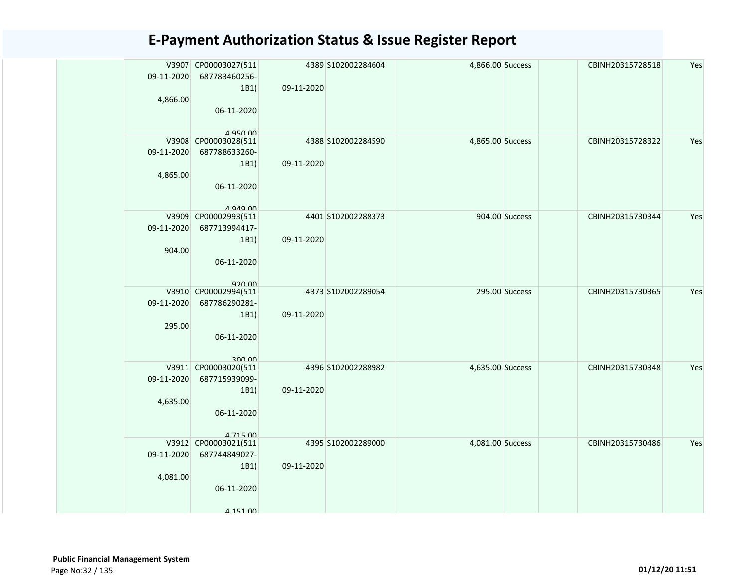# E-Payment Authorization Status & Issue Register Report

| | V3907 09-11-2020 4,866.00 | CP00003027(511 687783460256-1B1) 06-11-2020 4,950.00 | 4389 09-11-2020 | S102002284604 | 4,866.00 | Success | | CBINH20315728518 | Yes |
|---|---|---|---|---|---|---|---|---|---|
| | V3908 09-11-2020 4,865.00 | CP00003028(511 687788633260-1B1) 06-11-2020 4,949.00 | 4388 09-11-2020 | S102002284590 | 4,865.00 | Success | | CBINH20315728322 | Yes |
| | V3909 09-11-2020 904.00 | CP00002993(511 687713994417-1B1) 06-11-2020 920.00 | 4401 09-11-2020 | S102002288373 | 904.00 | Success | | CBINH20315730344 | Yes |
| | V3910 09-11-2020 295.00 | CP00002994(511 687786290281-1B1) 06-11-2020 300.00 | 4373 09-11-2020 | S102002289054 | 295.00 | Success | | CBINH20315730365 | Yes |
| | V3911 09-11-2020 4,635.00 | CP00003020(511 687715939099-1B1) 06-11-2020 4,715.00 | 4396 09-11-2020 | S102002288982 | 4,635.00 | Success | | CBINH20315730348 | Yes |
| | V3912 09-11-2020 4,081.00 | CP00003021(511 687744849027-1B1) 06-11-2020 4,151.00 | 4395 09-11-2020 | S102002289000 | 4,081.00 | Success | | CBINH20315730486 | Yes |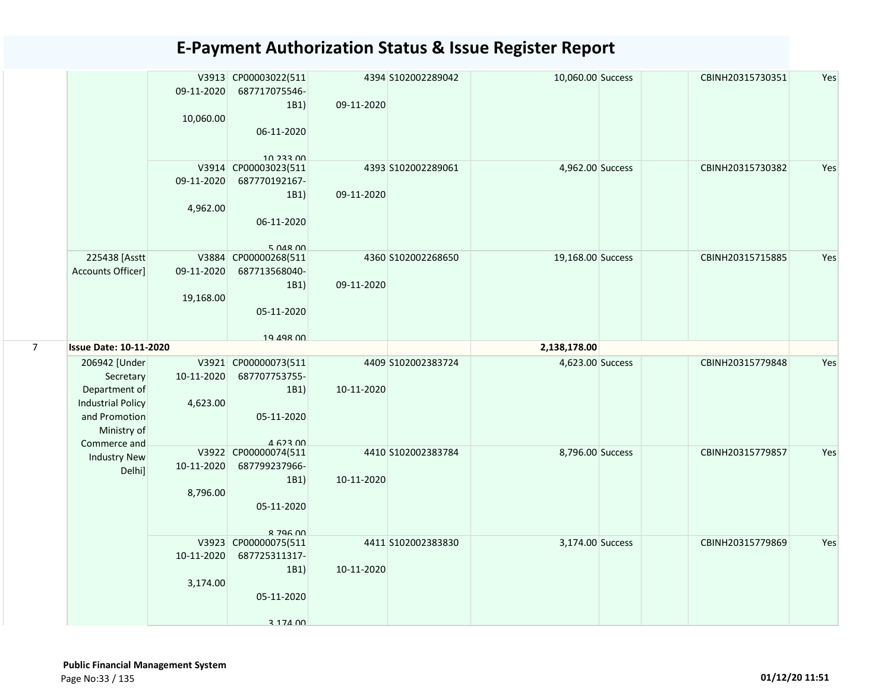# E-Payment Authorization Status & Issue Register Report

| | | | | | | | | | | | |
|---|---|---|---|---|---|---|---|---|---|---|---|
| | | V3913 09-11-2020 10,060.00 | CP00003022(511 687717075546-1B1) 06-11-2020 10,233.00 | 4394 09-11-2020 | S102002289042 | 10,060.00 | Success | | CBINH20315730351 | Yes |
| | | V3914 09-11-2020 4,962.00 | CP00003023(511 687770192167-1B1) 06-11-2020 5,048.00 | 4393 09-11-2020 | S102002289061 | 4,962.00 | Success | | CBINH20315730382 | Yes |
| | 225438 [Asstt Accounts Officer] | V3884 09-11-2020 19,168.00 | CP00000268(511 687713568040-1B1) 05-11-2020 19,498.00 | 4360 09-11-2020 | S102002268650 | 19,168.00 | Success | | CBINH20315715885 | Yes |
| 7 | **Issue Date: 10-11-2020** | | | | | **2,138,178.00** | | | | |
| | 206942 [Under Secretary Department of Industrial Policy and Promotion Ministry of Commerce and Industry New Delhi] | V3921 10-11-2020 4,623.00 | CP00000073(511 687707753755-1B1) 05-11-2020 4,623.00 | 4409 10-11-2020 | S102002383724 | 4,623.00 | Success | | CBINH20315779848 | Yes |
| | | V3922 10-11-2020 8,796.00 | CP00000074(511 687799237966-1B1) 05-11-2020 8,796.00 | 4410 10-11-2020 | S102002383784 | 8,796.00 | Success | | CBINH20315779857 | Yes |
| | | V3923 10-11-2020 3,174.00 | CP00000075(511 687725311317-1B1) 05-11-2020 3,174.00 | 4411 10-11-2020 | S102002383830 | 3,174.00 | Success | | CBINH20315779869 | Yes |

**Public Financial Management System**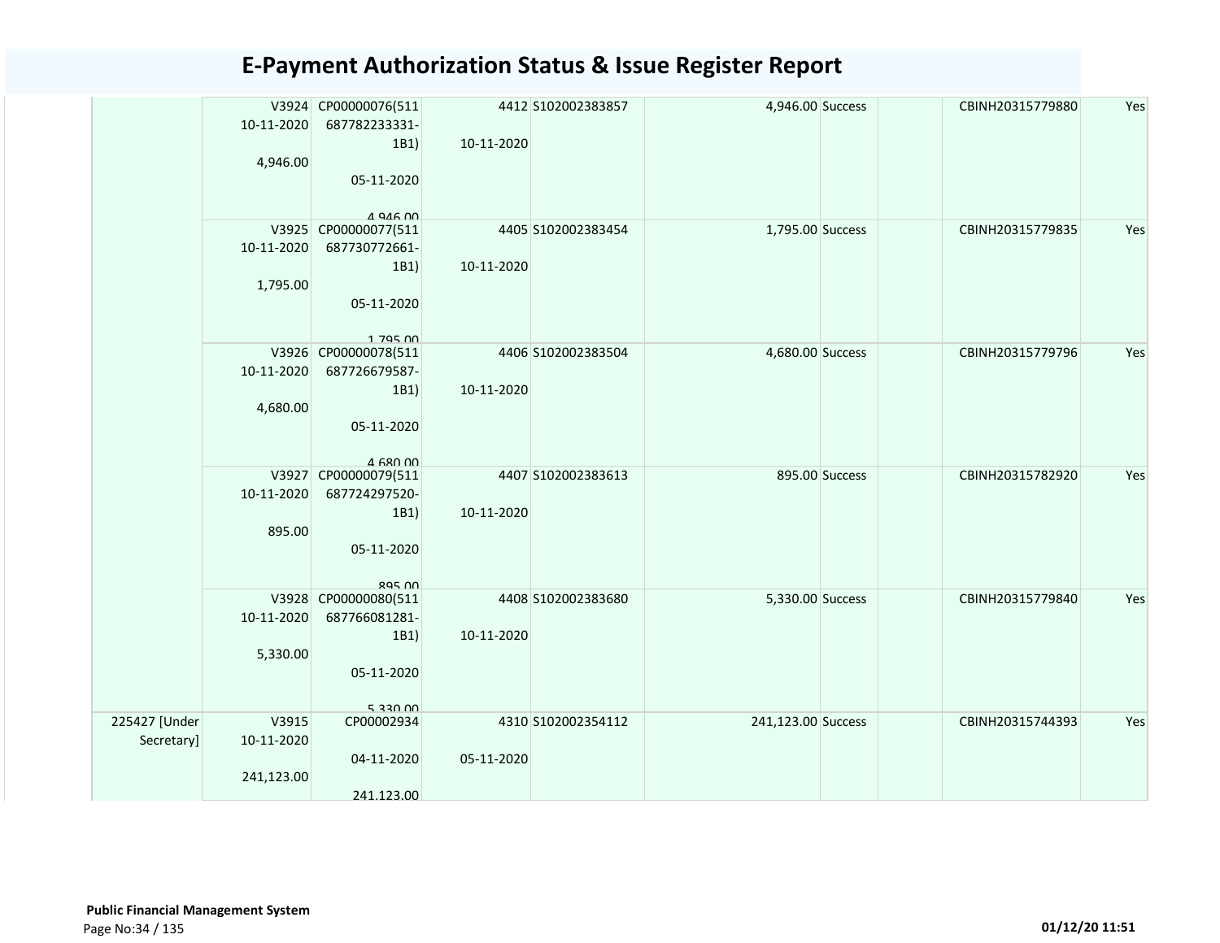# E-Payment Authorization Status & Issue Register Report

| | | | | | | | | | |
|---|---|---|---|---|---|---|---|---|---|
| | V3924 10-11-2020 4,946.00 | CP00000076(511 687782233331-1B1) 05-11-2020 4,946.00 | 4412 10-11-2020 | S102002383857 | 4,946.00 | Success | | CBINH20315779880 | Yes |
| | V3925 10-11-2020 1,795.00 | CP00000077(511 687730772661-1B1) 05-11-2020 1,795.00 | 4405 10-11-2020 | S102002383454 | 1,795.00 | Success | | CBINH20315779835 | Yes |
| | V3926 10-11-2020 4,680.00 | CP00000078(511 687726679587-1B1) 05-11-2020 4,680.00 | 4406 10-11-2020 | S102002383504 | 4,680.00 | Success | | CBINH20315779796 | Yes |
| | V3927 10-11-2020 895.00 | CP00000079(511 687724297520-1B1) 05-11-2020 895.00 | 4407 10-11-2020 | S102002383613 | 895.00 | Success | | CBINH20315782920 | Yes |
| | V3928 10-11-2020 5,330.00 | CP00000080(511 687766081281-1B1) 05-11-2020 5,330.00 | 4408 10-11-2020 | S102002383680 | 5,330.00 | Success | | CBINH20315779840 | Yes |
| 225427 [Under Secretary] | V3915 10-11-2020 241,123.00 | CP00002934 04-11-2020 241,123.00 | 4310 05-11-2020 | S102002354112 | 241,123.00 | Success | | CBINH20315744393 | Yes |

**Public Financial Management System**

01/12/20 11:51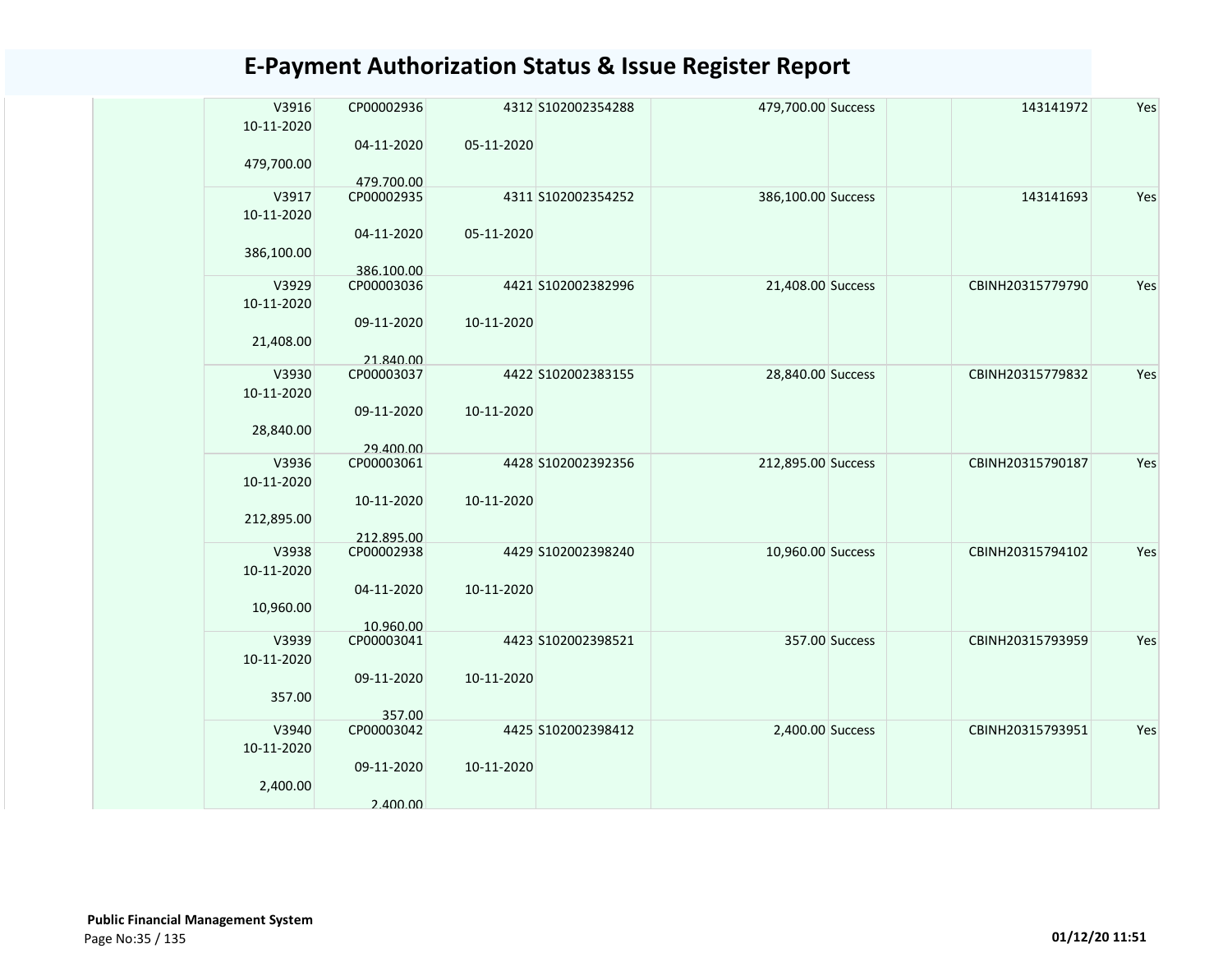# E-Payment Authorization Status & Issue Register Report

| | | | | | | | | | |
|---|---|---|---|---|---|---|---|---|---|
| | V3916 10-11-2020 479,700.00 | CP00002936 04-11-2020 479,700.00 | 4312 05-11-2020 | S102002354288 | 479,700.00 | Success | | 143141972 | Yes |
| | V3917 10-11-2020 386,100.00 | CP00002935 04-11-2020 386,100.00 | 4311 05-11-2020 | S102002354252 | 386,100.00 | Success | | 143141693 | Yes |
| | V3929 10-11-2020 21,408.00 | CP00003036 09-11-2020 21,840.00 | 4421 10-11-2020 | S102002382996 | 21,408.00 | Success | | CBINH20315779790 | Yes |
| | V3930 10-11-2020 28,840.00 | CP00003037 09-11-2020 29,400.00 | 4422 10-11-2020 | S102002383155 | 28,840.00 | Success | | CBINH20315779832 | Yes |
| | V3936 10-11-2020 212,895.00 | CP00003061 10-11-2020 212,895.00 | 4428 10-11-2020 | S102002392356 | 212,895.00 | Success | | CBINH20315790187 | Yes |
| | V3938 10-11-2020 10,960.00 | CP00002938 04-11-2020 10,960.00 | 4429 10-11-2020 | S102002398240 | 10,960.00 | Success | | CBINH20315794102 | Yes |
| | V3939 10-11-2020 357.00 | CP00003041 09-11-2020 357.00 | 4423 10-11-2020 | S102002398521 | 357.00 | Success | | CBINH20315793959 | Yes |
| | V3940 10-11-2020 2,400.00 | CP00003042 09-11-2020 2,400.00 | 4425 10-11-2020 | S102002398412 | 2,400.00 | Success | | CBINH20315793951 | Yes |

**Public Financial Management System**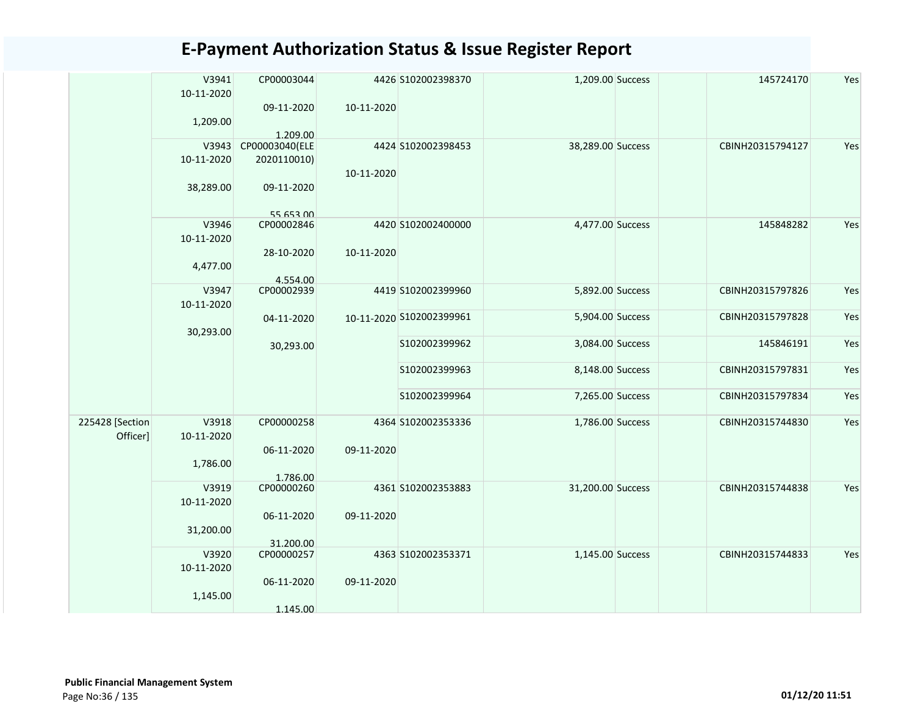# E-Payment Authorization Status & Issue Register Report

| | | | | | | | | | |
|---|---|---|---|---|---|---|---|---|---|
| | V3941<br>10-11-2020<br><br>1,209.00 | CP00003044<br><br>09-11-2020<br><br>1,209.00 | 4426<br><br>10-11-2020 | S102002398370 | 1,209.00 | Success | | 145724170 | Yes |
| | V3943<br>10-11-2020<br><br>38,289.00 | CP00003040(ELE 2020110010)<br><br>09-11-2020<br><br>55,653.00 | 4424<br><br>10-11-2020 | S102002398453 | 38,289.00 | Success | | CBINH20315794127 | Yes |
| | V3946<br>10-11-2020<br><br>4,477.00 | CP00002846<br><br>28-10-2020<br><br>4,554.00 | 4420<br><br>10-11-2020 | S102002400000 | 4,477.00 | Success | | 145848282 | Yes |
| | V3947<br>10-11-2020<br><br>30,293.00 | CP00002939<br><br>04-11-2020<br><br>30,293.00 | 4419<br><br>10-11-2020 | S102002399960 | 5,892.00 | Success | | CBINH20315797826 | Yes |
| | | | | S102002399961 | 5,904.00 | Success | | CBINH20315797828 | Yes |
| | | | | S102002399962 | 3,084.00 | Success | | 145846191 | Yes |
| | | | | S102002399963 | 8,148.00 | Success | | CBINH20315797831 | Yes |
| | | | | S102002399964 | 7,265.00 | Success | | CBINH20315797834 | Yes |
| 225428 [Section Officer] | V3918<br>10-11-2020<br><br>1,786.00 | CP00000258<br><br>06-11-2020<br><br>1,786.00 | 4364<br><br>09-11-2020 | S102002353336 | 1,786.00 | Success | | CBINH20315744830 | Yes |
| | V3919<br>10-11-2020<br><br>31,200.00 | CP00000260<br><br>06-11-2020<br><br>31,200.00 | 4361<br><br>09-11-2020 | S102002353883 | 31,200.00 | Success | | CBINH20315744838 | Yes |
| | V3920<br>10-11-2020<br><br>1,145.00 | CP00000257<br><br>06-11-2020<br><br>1,145.00 | 4363<br><br>09-11-2020 | S102002353371 | 1,145.00 | Success | | CBINH20315744833 | Yes |

**Public Financial Management System**

01/12/20 11:51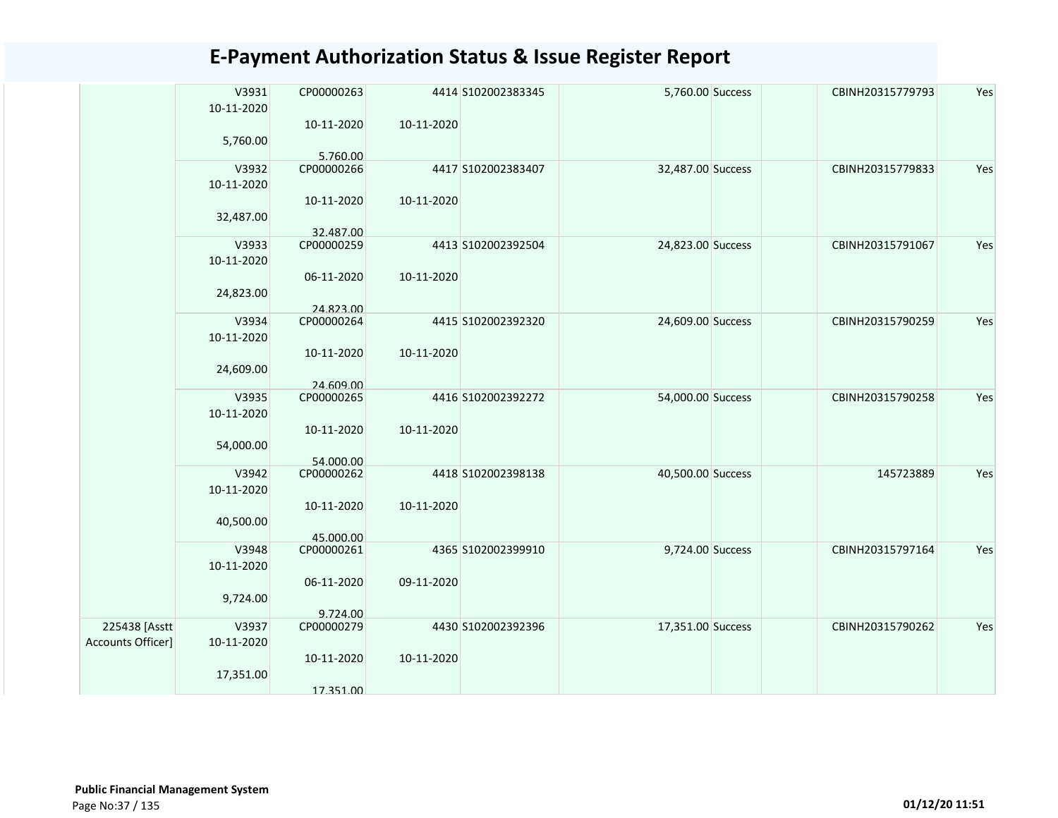# E-Payment Authorization Status & Issue Register Report

| | | | | | | | | | |
|---|---|---|---|---|---|---|---|---|---|
| | V3931<br>10-11-2020<br>5,760.00 | CP00000263<br>10-11-2020<br>5,760.00 | 4414<br>10-11-2020 | S102002383345 | 5,760.00 | Success | | CBINH20315779793 | Yes |
| | V3932<br>10-11-2020<br>32,487.00 | CP00000266<br>10-11-2020<br>32,487.00 | 4417<br>10-11-2020 | S102002383407 | 32,487.00 | Success | | CBINH20315779833 | Yes |
| | V3933<br>10-11-2020<br>24,823.00 | CP00000259<br>06-11-2020<br>24,823.00 | 4413<br>10-11-2020 | S102002392504 | 24,823.00 | Success | | CBINH20315791067 | Yes |
| | V3934<br>10-11-2020<br>24,609.00 | CP00000264<br>10-11-2020<br>24,609.00 | 4415<br>10-11-2020 | S102002392320 | 24,609.00 | Success | | CBINH20315790259 | Yes |
| | V3935<br>10-11-2020<br>54,000.00 | CP00000265<br>10-11-2020<br>54,000.00 | 4416<br>10-11-2020 | S102002392272 | 54,000.00 | Success | | CBINH20315790258 | Yes |
| | V3942<br>10-11-2020<br>40,500.00 | CP00000262<br>10-11-2020<br>45,000.00 | 4418<br>10-11-2020 | S102002398138 | 40,500.00 | Success | | 145723889 | Yes |
| | V3948<br>10-11-2020<br>9,724.00 | CP00000261<br>06-11-2020<br>9,724.00 | 4365<br>09-11-2020 | S102002399910 | 9,724.00 | Success | | CBINH20315797164 | Yes |
| 225438 [Asstt Accounts Officer] | V3937<br>10-11-2020<br>17,351.00 | CP00000279<br>10-11-2020<br>17,351.00 | 4430<br>10-11-2020 | S102002392396 | 17,351.00 | Success | | CBINH20315790262 | Yes |

**Public Financial Management System**

01/12/20 11:51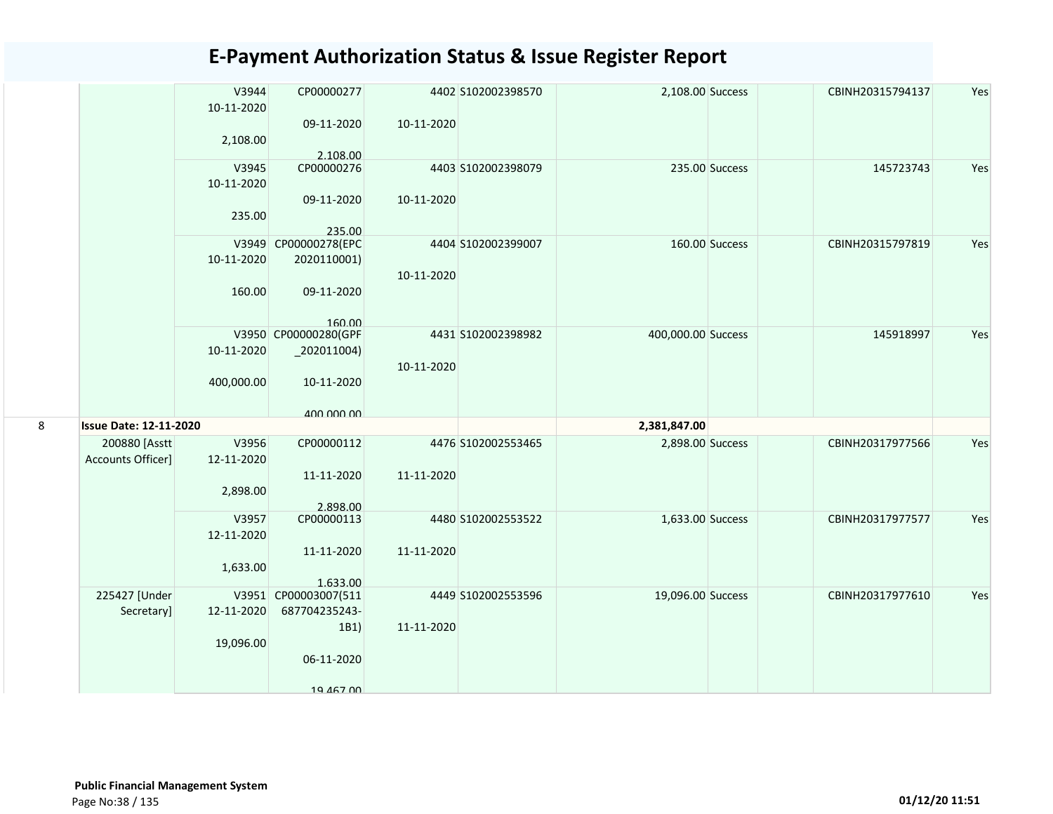# E-Payment Authorization Status & Issue Register Report

| | | | | | | | | | | |
|---|---|---|---|---|---|---|---|---|---|---|
| | | V3944 10-11-2020 2,108.00 | CP00000277 09-11-2020 2,108.00 | 4402 10-11-2020 | S102002398570 | 2,108.00 | Success | | CBINH20315794137 | Yes |
| | | V3945 10-11-2020 235.00 | CP00000276 09-11-2020 235.00 | 4403 10-11-2020 | S102002398079 | 235.00 | Success | | 145723743 | Yes |
| | | V3949 10-11-2020 160.00 | CP00000278(EPC 2020110001) 09-11-2020 160.00 | 4404 10-11-2020 | S102002399007 | 160.00 | Success | | CBINH20315797819 | Yes |
| | | V3950 10-11-2020 400,000.00 | CP00000280(GPF _202011004) 10-11-2020 400,000.00 | 4431 10-11-2020 | S102002398982 | 400,000.00 | Success | | 145918997 | Yes |
| 8 | **Issue Date: 12-11-2020** | | | | | **2,381,847.00** | | | | |
| | 200880 [Asstt Accounts Officer] | V3956 12-11-2020 2,898.00 | CP00000112 11-11-2020 2,898.00 | 4476 11-11-2020 | S102002553465 | 2,898.00 | Success | | CBINH20317977566 | Yes |
| | | V3957 12-11-2020 1,633.00 | CP00000113 11-11-2020 1,633.00 | 4480 11-11-2020 | S102002553522 | 1,633.00 | Success | | CBINH20317977577 | Yes |
| | 225427 [Under Secretary] | V3951 12-11-2020 19,096.00 | CP00003007(511 687704235243-1B1) 06-11-2020 19,467.00 | 4449 11-11-2020 | S102002553596 | 19,096.00 | Success | | CBINH20317977610 | Yes |

**Public Financial Management System**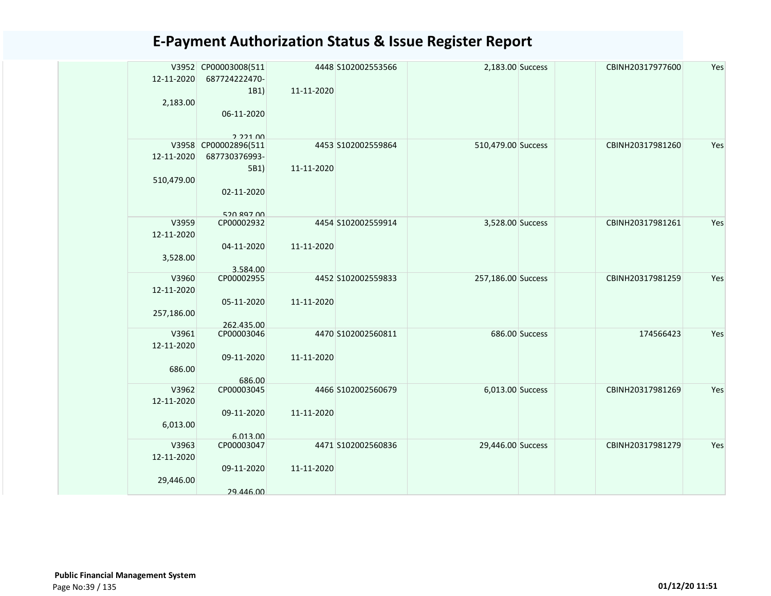# E-Payment Authorization Status & Issue Register Report

| | | | | | | | | | |
|---|---|---|---|---|---|---|---|---|---|
| | V3952 12-11-2020 2,183.00 | CP00003008(511 687724222470-1B1) 06-11-2020 2,221.00 | 4448 11-11-2020 | S102002553566 | 2,183.00 | Success | | CBINH20317977600 | Yes |
| | V3958 12-11-2020 510,479.00 | CP00002896(511 687730376993-5B1) 02-11-2020 520,897.00 | 4453 11-11-2020 | S102002559864 | 510,479.00 | Success | | CBINH20317981260 | Yes |
| | V3959 12-11-2020 3,528.00 | CP00002932 04-11-2020 3,584.00 | 4454 11-11-2020 | S102002559914 | 3,528.00 | Success | | CBINH20317981261 | Yes |
| | V3960 12-11-2020 257,186.00 | CP00002955 05-11-2020 262,435.00 | 4452 11-11-2020 | S102002559833 | 257,186.00 | Success | | CBINH20317981259 | Yes |
| | V3961 12-11-2020 686.00 | CP00003046 09-11-2020 686.00 | 4470 11-11-2020 | S102002560811 | 686.00 | Success | | 174566423 | Yes |
| | V3962 12-11-2020 6,013.00 | CP00003045 09-11-2020 6,013.00 | 4466 11-11-2020 | S102002560679 | 6,013.00 | Success | | CBINH20317981269 | Yes |
| | V3963 12-11-2020 29,446.00 | CP00003047 09-11-2020 29,446.00 | 4471 11-11-2020 | S102002560836 | 29,446.00 | Success | | CBINH20317981279 | Yes |

**Public Financial Management System**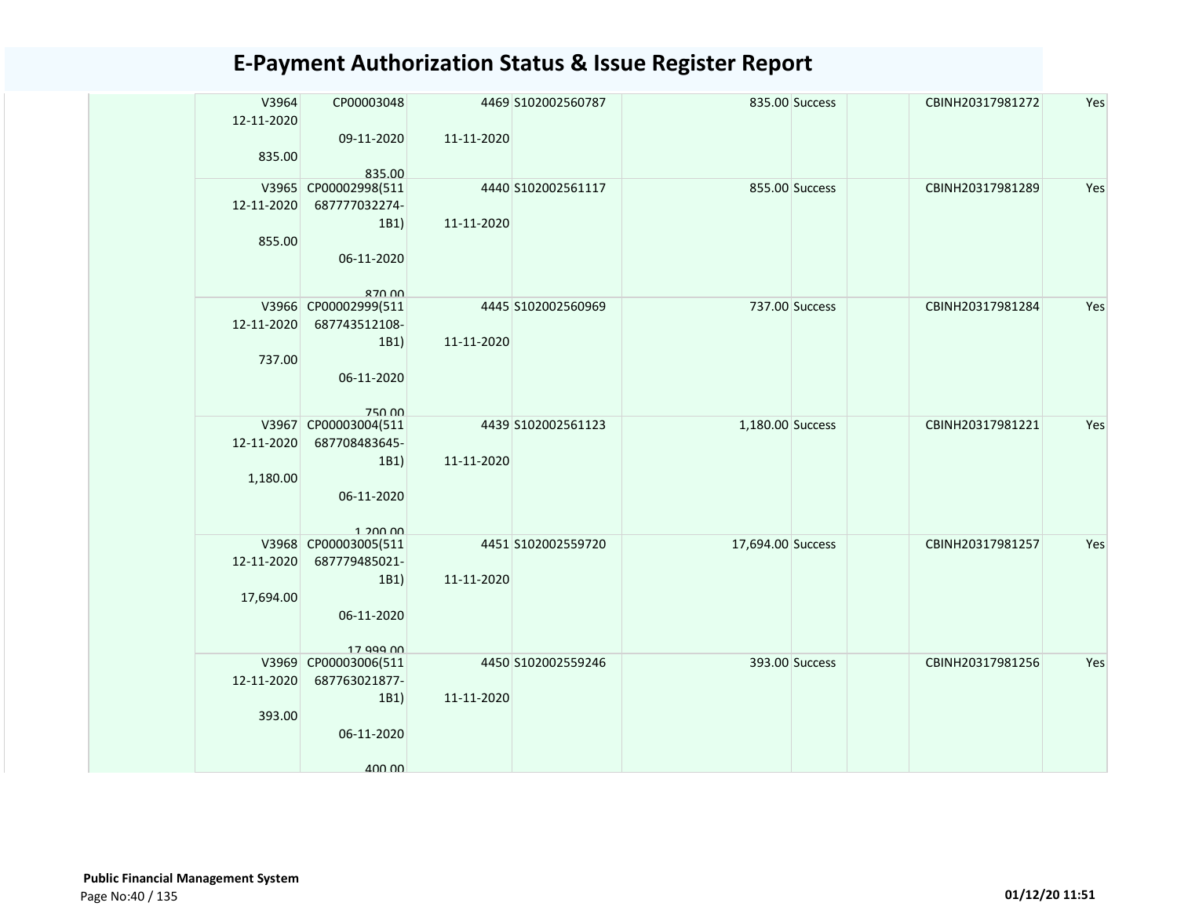# E-Payment Authorization Status & Issue Register Report

| | | | | | | | | | |
|---|---|---|---|---|---|---|---|---|---|
| | V3964 12-11-2020 835.00 | CP00003048 09-11-2020 835.00 | 4469 11-11-2020 | S102002560787 | 835.00 | Success | | CBINH20317981272 | Yes |
| | V3965 12-11-2020 855.00 | CP00002998(511 687777032274-1B1) 06-11-2020 870.00 | 4440 11-11-2020 | S102002561117 | 855.00 | Success | | CBINH20317981289 | Yes |
| | V3966 12-11-2020 737.00 | CP00002999(511 687743512108-1B1) 06-11-2020 750.00 | 4445 11-11-2020 | S102002560969 | 737.00 | Success | | CBINH20317981284 | Yes |
| | V3967 12-11-2020 1,180.00 | CP00003004(511 687708483645-1B1) 06-11-2020 1,200.00 | 4439 11-11-2020 | S102002561123 | 1,180.00 | Success | | CBINH20317981221 | Yes |
| | V3968 12-11-2020 17,694.00 | CP00003005(511 687779485021-1B1) 06-11-2020 17,999.00 | 4451 11-11-2020 | S102002559720 | 17,694.00 | Success | | CBINH20317981257 | Yes |
| | V3969 12-11-2020 393.00 | CP00003006(511 687763021877-1B1) 06-11-2020 400.00 | 4450 11-11-2020 | S102002559246 | 393.00 | Success | | CBINH20317981256 | Yes |

**Public Financial Management System**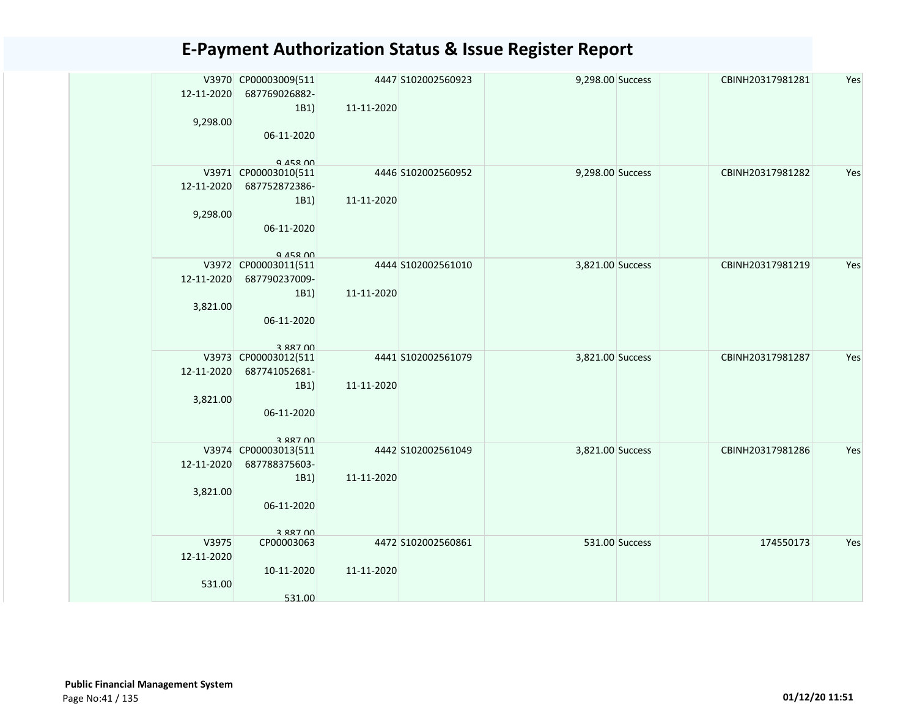# E-Payment Authorization Status & Issue Register Report

| | | | | | | | | | |
|---|---|---|---|---|---|---|---|---|---|
| | V3970 12-11-2020 9,298.00 | CP00003009(511 687769026882-1B1) 06-11-2020 9,458.00 | 4447 11-11-2020 | S102002560923 | 9,298.00 | Success | | CBINH20317981281 | Yes |
| | V3971 12-11-2020 9,298.00 | CP00003010(511 687752872386-1B1) 06-11-2020 9,458.00 | 4446 11-11-2020 | S102002560952 | 9,298.00 | Success | | CBINH20317981282 | Yes |
| | V3972 12-11-2020 3,821.00 | CP00003011(511 687790237009-1B1) 06-11-2020 3,887.00 | 4444 11-11-2020 | S102002561010 | 3,821.00 | Success | | CBINH20317981219 | Yes |
| | V3973 12-11-2020 3,821.00 | CP00003012(511 687741052681-1B1) 06-11-2020 3,887.00 | 4441 11-11-2020 | S102002561079 | 3,821.00 | Success | | CBINH20317981287 | Yes |
| | V3974 12-11-2020 3,821.00 | CP00003013(511 687788375603-1B1) 06-11-2020 3,887.00 | 4442 11-11-2020 | S102002561049 | 3,821.00 | Success | | CBINH20317981286 | Yes |
| | V3975 12-11-2020 531.00 | CP00003063 10-11-2020 531.00 | 4472 11-11-2020 | S102002560861 | 531.00 | Success | | 174550173 | Yes |

**Public Financial Management System**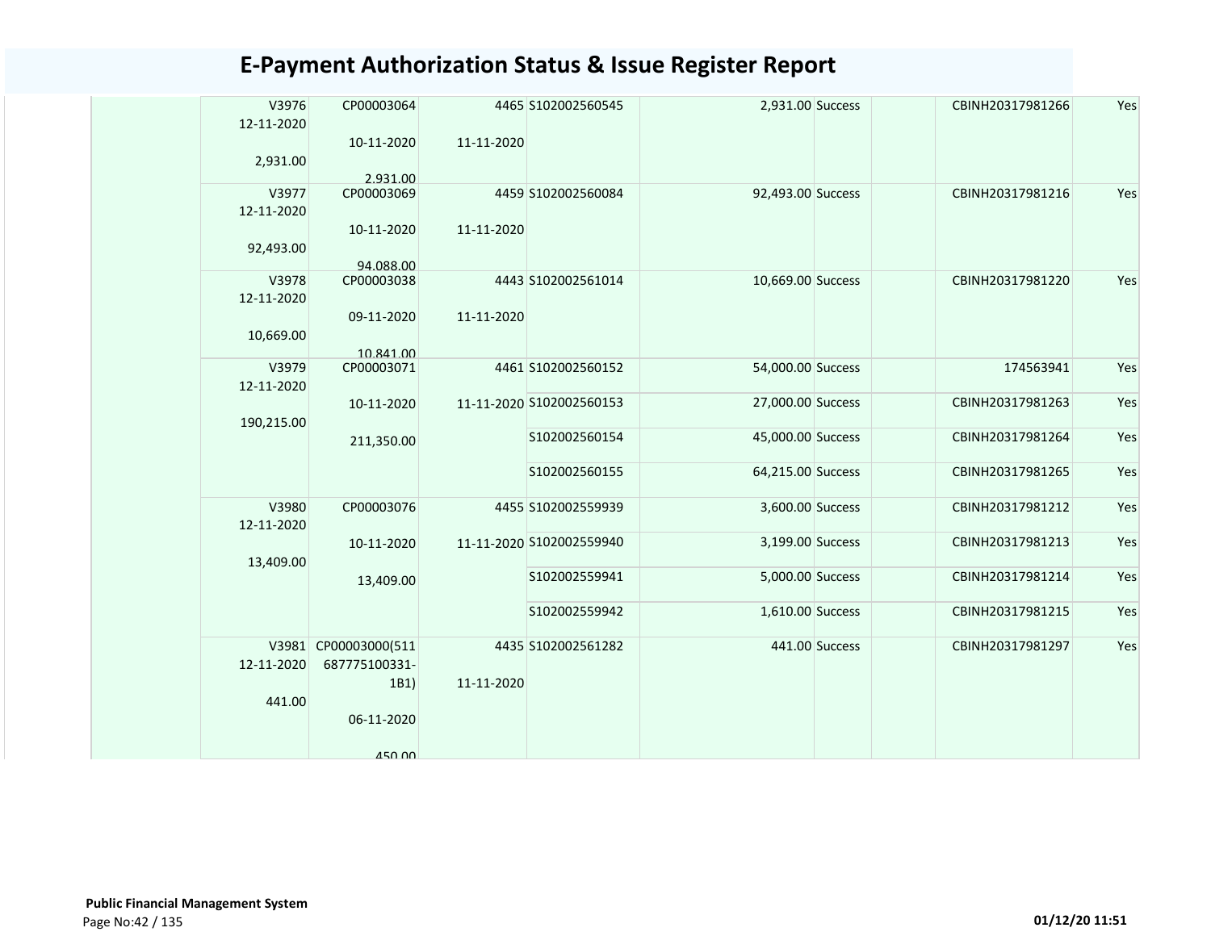# E-Payment Authorization Status & Issue Register Report

| | | | | | | | | | |
|---|---|---|---|---|---|---|---|---|---|
| | V3976 12-11-2020 2,931.00 | CP00003064 10-11-2020 2,931.00 | 4465 11-11-2020 | S102002560545 | 2,931.00 | Success | | CBINH20317981266 | Yes |
| | V3977 12-11-2020 92,493.00 | CP00003069 10-11-2020 94,088.00 | 4459 11-11-2020 | S102002560084 | 92,493.00 | Success | | CBINH20317981216 | Yes |
| | V3978 12-11-2020 10,669.00 | CP00003038 09-11-2020 10,841.00 | 4443 11-11-2020 | S102002561014 | 10,669.00 | Success | | CBINH20317981220 | Yes |
| | V3979 12-11-2020 190,215.00 | CP00003071 10-11-2020 211,350.00 | 4461 11-11-2020 | S102002560152 | 54,000.00 | Success | | 174563941 | Yes |
| | | | | S102002560153 | 27,000.00 | Success | | CBINH20317981263 | Yes |
| | | | | S102002560154 | 45,000.00 | Success | | CBINH20317981264 | Yes |
| | | | | S102002560155 | 64,215.00 | Success | | CBINH20317981265 | Yes |
| | V3980 12-11-2020 13,409.00 | CP00003076 10-11-2020 13,409.00 | 4455 11-11-2020 | S102002559939 | 3,600.00 | Success | | CBINH20317981212 | Yes |
| | | | | S102002559940 | 3,199.00 | Success | | CBINH20317981213 | Yes |
| | | | | S102002559941 | 5,000.00 | Success | | CBINH20317981214 | Yes |
| | | | | S102002559942 | 1,610.00 | Success | | CBINH20317981215 | Yes |
| | V3981 12-11-2020 441.00 | CP00003000(511687775100331-1B1) 06-11-2020 450.00 | 4435 11-11-2020 | S102002561282 | 441.00 | Success | | CBINH20317981297 | Yes |

**Public Financial Management System**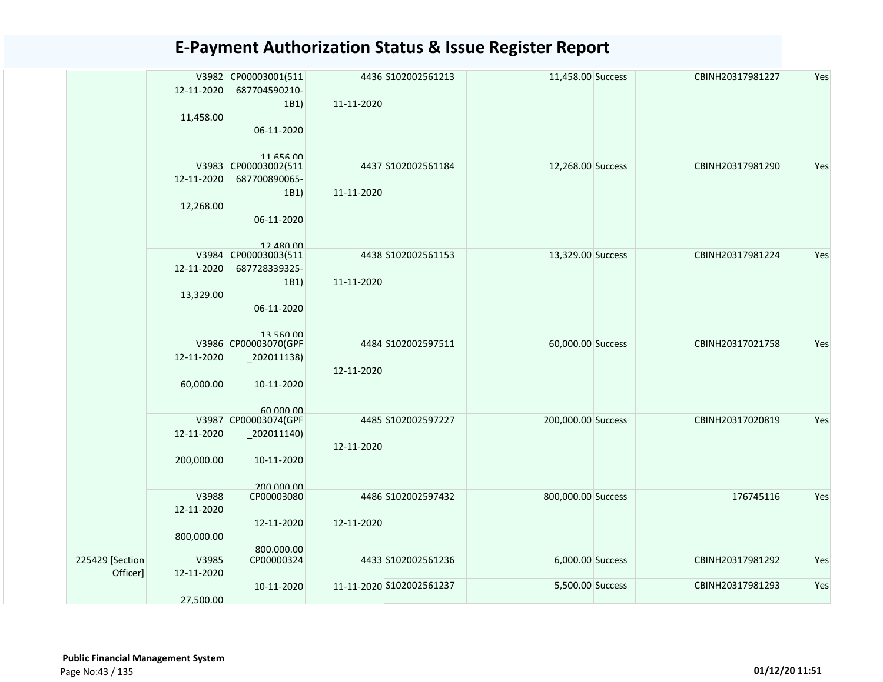# E-Payment Authorization Status & Issue Register Report

| | | | | | | | | | |
|---|---|---|---|---|---|---|---|---|---|
| | V3982 12-11-2020 11,458.00 | CP00003001(511687704590210-1B1) 06-11-2020 11,656.00 | 4436 11-11-2020 | S102002561213 | 11,458.00 | Success | | CBINH20317981227 | Yes |
| | V3983 12-11-2020 12,268.00 | CP00003002(511687700890065-1B1) 06-11-2020 12,480.00 | 4437 11-11-2020 | S102002561184 | 12,268.00 | Success | | CBINH20317981290 | Yes |
| | V3984 12-11-2020 13,329.00 | CP00003003(511687728339325-1B1) 06-11-2020 13,560.00 | 4438 11-11-2020 | S102002561153 | 13,329.00 | Success | | CBINH20317981224 | Yes |
| | V3986 12-11-2020 60,000.00 | CP00003070(GPF_202011138) 10-11-2020 60,000.00 | 4484 12-11-2020 | S102002597511 | 60,000.00 | Success | | CBINH20317021758 | Yes |
| | V3987 12-11-2020 200,000.00 | CP00003074(GPF_202011140) 10-11-2020 200,000.00 | 4485 12-11-2020 | S102002597227 | 200,000.00 | Success | | CBINH20317020819 | Yes |
| | V3988 12-11-2020 800,000.00 | CP00003080 12-11-2020 800,000.00 | 4486 12-11-2020 | S102002597432 | 800,000.00 | Success | | 176745116 | Yes |
| 225429 [Section Officer] | V3985 12-11-2020 27,500.00 | CP00000324 10-11-2020 | 4433 11-11-2020 | S102002561236 | 6,000.00 | Success | | CBINH20317981292 | Yes |
| | | | | S102002561237 | 5,500.00 | Success | | CBINH20317981293 | Yes |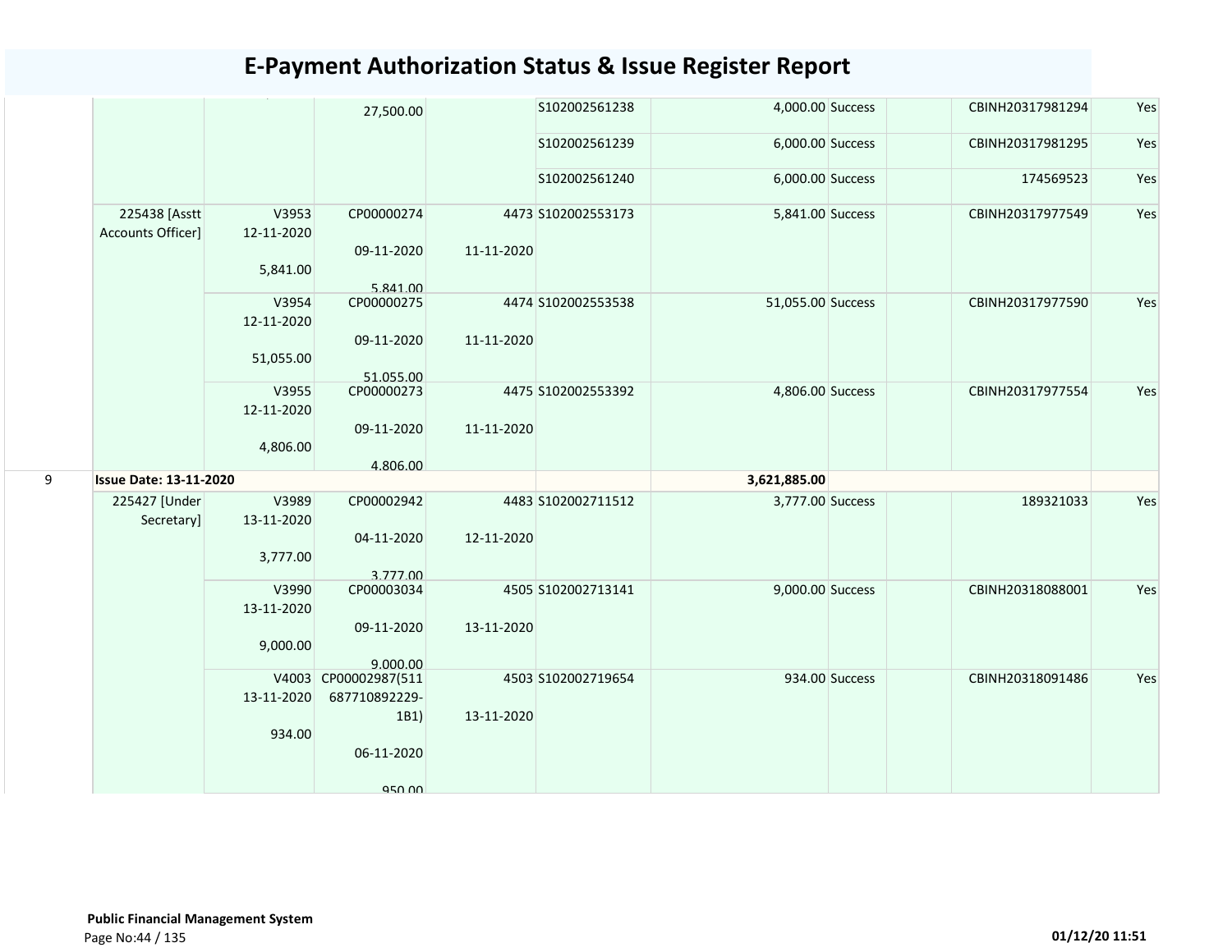# E-Payment Authorization Status & Issue Register Report

| | | | | | | | | | | |
|---|---|---|---|---|---|---|---|---|---|---|
| | | | 27,500.00 | | S102002561238 | 4,000.00 | Success | | CBINH20317981294 | Yes |
| | | | | | S102002561239 | 6,000.00 | Success | | CBINH20317981295 | Yes |
| | | | | | S102002561240 | 6,000.00 | Success | | 174569523 | Yes |
| | 225438 [Asstt Accounts Officer] | V3953 12-11-2020 5,841.00 | CP00000274 09-11-2020 5,841.00 | 4473 11-11-2020 | S102002553173 | 5,841.00 | Success | | CBINH20317977549 | Yes |
| | | V3954 12-11-2020 51,055.00 | CP00000275 09-11-2020 51,055.00 | 4474 11-11-2020 | S102002553538 | 51,055.00 | Success | | CBINH20317977590 | Yes |
| | | V3955 12-11-2020 4,806.00 | CP00000273 09-11-2020 4,806.00 | 4475 11-11-2020 | S102002553392 | 4,806.00 | Success | | CBINH20317977554 | Yes |
| 9 | **Issue Date: 13-11-2020** | | | | | **3,621,885.00** | | | | |
| | 225427 [Under Secretary] | V3989 13-11-2020 3,777.00 | CP00002942 04-11-2020 3,777.00 | 4483 12-11-2020 | S102002711512 | 3,777.00 | Success | | 189321033 | Yes |
| | | V3990 13-11-2020 9,000.00 | CP00003034 09-11-2020 9,000.00 | 4505 13-11-2020 | S102002713141 | 9,000.00 | Success | | CBINH20318088001 | Yes |
| | | V4003 13-11-2020 934.00 | CP00002987(511687710892229-1B1) 06-11-2020 950.00 | 4503 13-11-2020 | S102002719654 | 934.00 | Success | | CBINH20318091486 | Yes |

**Public Financial Management System**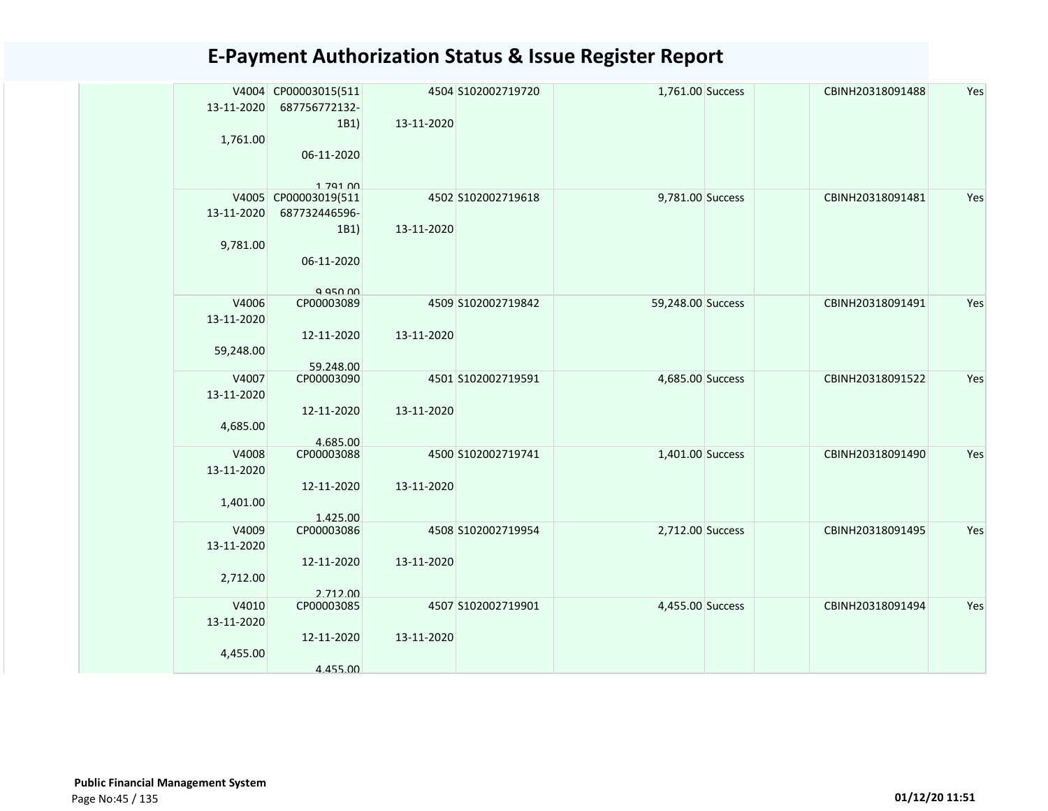# E-Payment Authorization Status & Issue Register Report

| | V4004 13-11-2020 1,761.00 | CP00003015(511687756772132-1B1) 06-11-2020 1,791.00 | 4504 13-11-2020 | S102002719720 | 1,761.00 | Success | | CBINH20318091488 | Yes |
|---|---|---|---|---|---|---|---|---|---|
| | V4005 13-11-2020 9,781.00 | CP00003019(511687732446596-1B1) 06-11-2020 9,950.00 | 4502 13-11-2020 | S102002719618 | 9,781.00 | Success | | CBINH20318091481 | Yes |
| | V4006 13-11-2020 59,248.00 | CP00003089 12-11-2020 59,248.00 | 4509 13-11-2020 | S102002719842 | 59,248.00 | Success | | CBINH20318091491 | Yes |
| | V4007 13-11-2020 4,685.00 | CP00003090 12-11-2020 4,685.00 | 4501 13-11-2020 | S102002719591 | 4,685.00 | Success | | CBINH20318091522 | Yes |
| | V4008 13-11-2020 1,401.00 | CP00003088 12-11-2020 1,425.00 | 4500 13-11-2020 | S102002719741 | 1,401.00 | Success | | CBINH20318091490 | Yes |
| | V4009 13-11-2020 2,712.00 | CP00003086 12-11-2020 2,712.00 | 4508 13-11-2020 | S102002719954 | 2,712.00 | Success | | CBINH20318091495 | Yes |
| | V4010 13-11-2020 4,455.00 | CP00003085 12-11-2020 4,455.00 | 4507 13-11-2020 | S102002719901 | 4,455.00 | Success | | CBINH20318091494 | Yes |

**Public Financial Management System**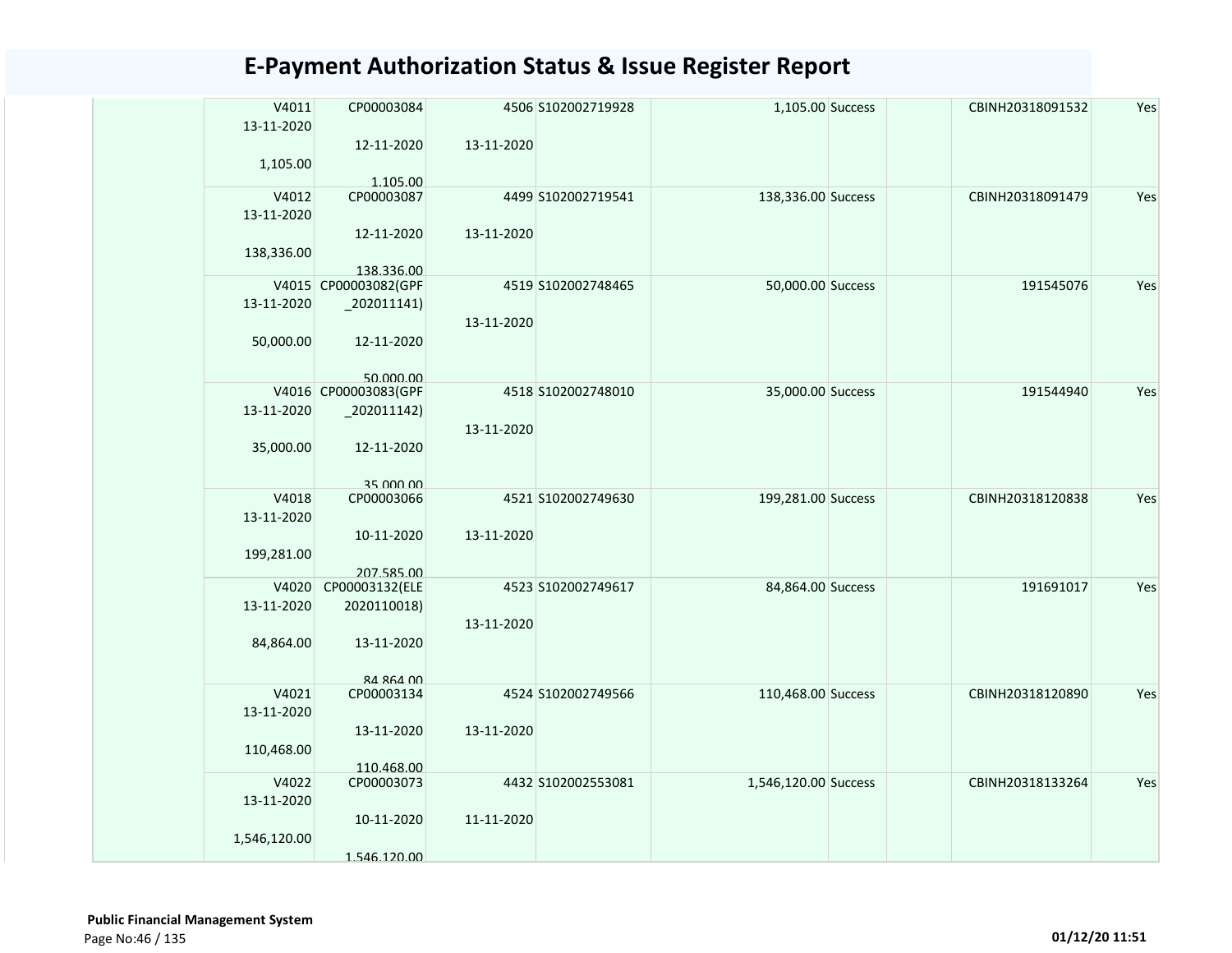# E-Payment Authorization Status & Issue Register Report

| | | | | | | | | | |
|---|---|---|---|---|---|---|---|---|---|
| | V4011 13-11-2020 1,105.00 | CP00003084 12-11-2020 1,105.00 | 4506 13-11-2020 | S102002719928 | 1,105.00 | Success | | CBINH20318091532 | Yes |
| | V4012 13-11-2020 138,336.00 | CP00003087 12-11-2020 138,336.00 | 4499 13-11-2020 | S102002719541 | 138,336.00 | Success | | CBINH20318091479 | Yes |
| | V4015 13-11-2020 50,000.00 | CP00003082(GPF _202011141) 12-11-2020 50,000.00 | 4519 13-11-2020 | S102002748465 | 50,000.00 | Success | | 191545076 | Yes |
| | V4016 13-11-2020 35,000.00 | CP00003083(GPF _202011142) 12-11-2020 35,000.00 | 4518 13-11-2020 | S102002748010 | 35,000.00 | Success | | 191544940 | Yes |
| | V4018 13-11-2020 199,281.00 | CP00003066 10-11-2020 207,585.00 | 4521 13-11-2020 | S102002749630 | 199,281.00 | Success | | CBINH20318120838 | Yes |
| | V4020 13-11-2020 84,864.00 | CP00003132(ELE 2020110018) 13-11-2020 84,864.00 | 4523 13-11-2020 | S102002749617 | 84,864.00 | Success | | 191691017 | Yes |
| | V4021 13-11-2020 110,468.00 | CP00003134 13-11-2020 110,468.00 | 4524 13-11-2020 | S102002749566 | 110,468.00 | Success | | CBINH20318120890 | Yes |
| | V4022 13-11-2020 1,546,120.00 | CP00003073 10-11-2020 1,546,120.00 | 4432 11-11-2020 | S102002553081 | 1,546,120.00 | Success | | CBINH20318133264 | Yes |

**Public Financial Management System**

01/12/20 11:51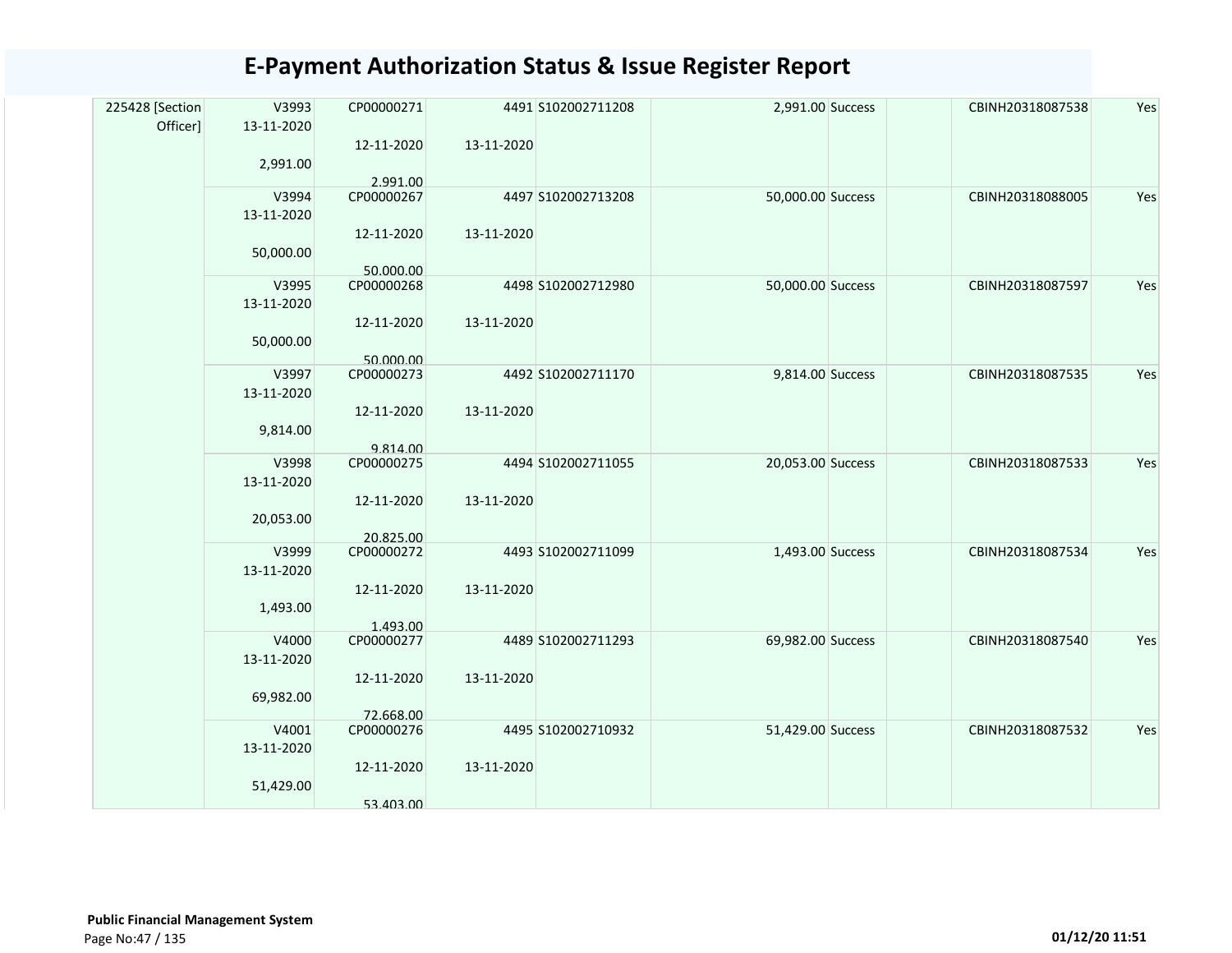# E-Payment Authorization Status & Issue Register Report

| | | | | | | | | | |
|---|---|---|---|---|---|---|---|---|---|
| 225428 [Section Officer] | V3993 13-11-2020 2,991.00 | CP00000271 12-11-2020 2,991.00 | 4491 13-11-2020 | S102002711208 | 2,991.00 | Success | | CBINH20318087538 | Yes |
| | V3994 13-11-2020 50,000.00 | CP00000267 12-11-2020 50,000.00 | 4497 13-11-2020 | S102002713208 | 50,000.00 | Success | | CBINH20318088005 | Yes |
| | V3995 13-11-2020 50,000.00 | CP00000268 12-11-2020 50,000.00 | 4498 13-11-2020 | S102002712980 | 50,000.00 | Success | | CBINH20318087597 | Yes |
| | V3997 13-11-2020 9,814.00 | CP00000273 12-11-2020 9,814.00 | 4492 13-11-2020 | S102002711170 | 9,814.00 | Success | | CBINH20318087535 | Yes |
| | V3998 13-11-2020 20,053.00 | CP00000275 12-11-2020 20,825.00 | 4494 13-11-2020 | S102002711055 | 20,053.00 | Success | | CBINH20318087533 | Yes |
| | V3999 13-11-2020 1,493.00 | CP00000272 12-11-2020 1,493.00 | 4493 13-11-2020 | S102002711099 | 1,493.00 | Success | | CBINH20318087534 | Yes |
| | V4000 13-11-2020 69,982.00 | CP00000277 12-11-2020 72,668.00 | 4489 13-11-2020 | S102002711293 | 69,982.00 | Success | | CBINH20318087540 | Yes |
| | V4001 13-11-2020 51,429.00 | CP00000276 12-11-2020 53,403.00 | 4495 13-11-2020 | S102002710932 | 51,429.00 | Success | | CBINH20318087532 | Yes |

**Public Financial Management System**

01/12/20 11:51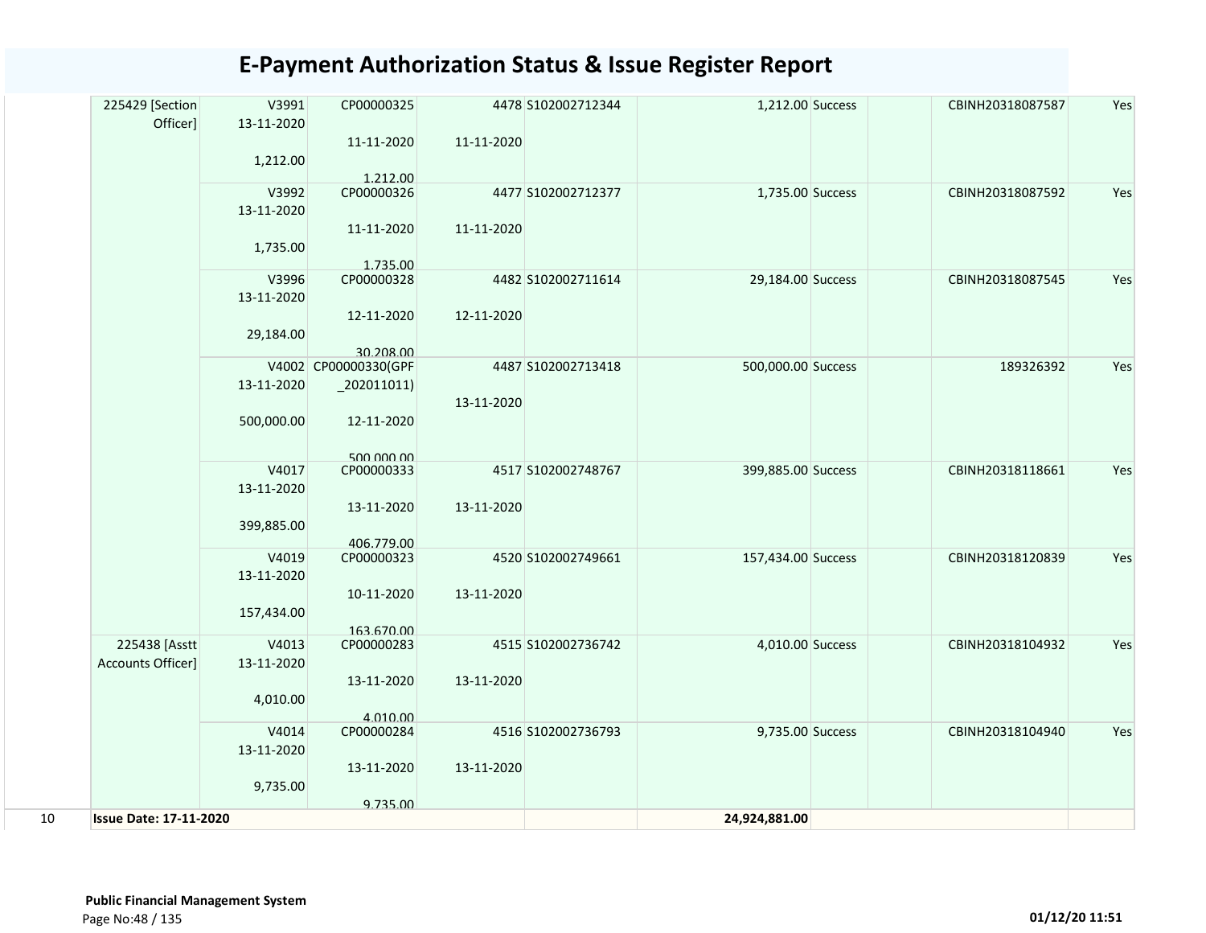# E-Payment Authorization Status & Issue Register Report

| | | | | | | | | | | | |
|---|---|---|---|---|---|---|---|---|---|---|---|
| | 225429 [Section Officer] | V3991 13-11-2020 1,212.00 | CP00000325 11-11-2020 1,212.00 | 4478 11-11-2020 | S102002712344 | 1,212.00 | Success | | CBINH20318087587 | Yes |
| | | V3992 13-11-2020 1,735.00 | CP00000326 11-11-2020 1,735.00 | 4477 11-11-2020 | S102002712377 | 1,735.00 | Success | | CBINH20318087592 | Yes |
| | | V3996 13-11-2020 29,184.00 | CP00000328 12-11-2020 30,208.00 | 4482 12-11-2020 | S102002711614 | 29,184.00 | Success | | CBINH20318087545 | Yes |
| | | V4002 13-11-2020 500,000.00 | CP00000330(GPF_202011011) 12-11-2020 500,000.00 | 4487 13-11-2020 | S102002713418 | 500,000.00 | Success | | 189326392 | Yes |
| | | V4017 13-11-2020 399,885.00 | CP00000333 13-11-2020 406,779.00 | 4517 13-11-2020 | S102002748767 | 399,885.00 | Success | | CBINH20318118661 | Yes |
| | | V4019 13-11-2020 157,434.00 | CP00000323 10-11-2020 163,670.00 | 4520 13-11-2020 | S102002749661 | 157,434.00 | Success | | CBINH20318120839 | Yes |
| | 225438 [Asstt Accounts Officer] | V4013 13-11-2020 4,010.00 | CP00000283 13-11-2020 4,010.00 | 4515 13-11-2020 | S102002736742 | 4,010.00 | Success | | CBINH20318104932 | Yes |
| | | V4014 13-11-2020 9,735.00 | CP00000284 13-11-2020 9,735.00 | 4516 13-11-2020 | S102002736793 | 9,735.00 | Success | | CBINH20318104940 | Yes |
| 10 | **Issue Date: 17-11-2020** | | | | | **24,924,881.00** | | | | |

**Public Financial Management System**

Page No:48 / 135

**01/12/20 11:51**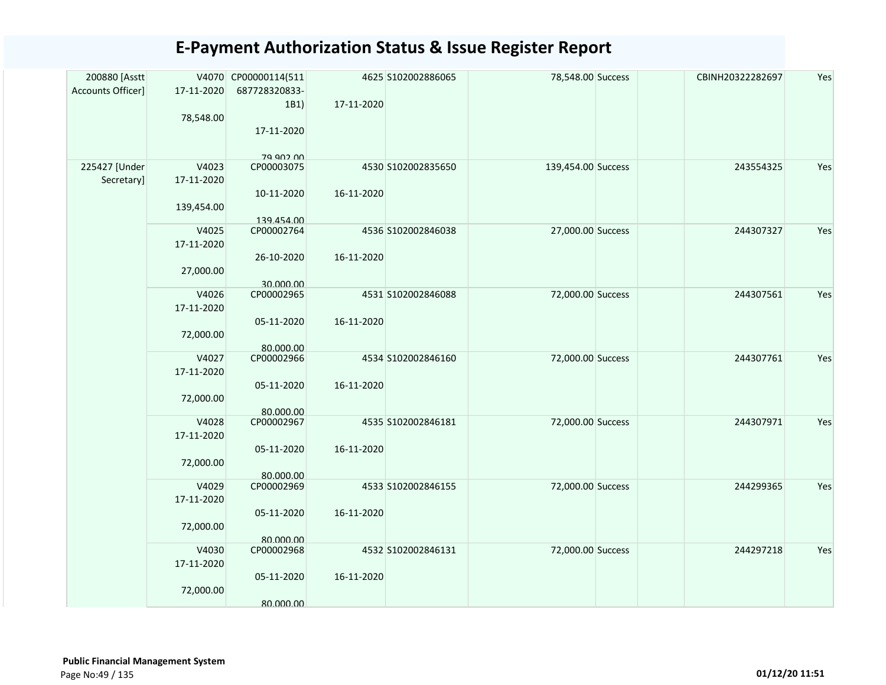# E-Payment Authorization Status & Issue Register Report

| | | | | | | | | | |
|---|---|---|---|---|---|---|---|---|---|
| 200880 [Asstt Accounts Officer] | V4070 17-11-2020 78,548.00 | CP00000114(511 687728320833-1B1) 17-11-2020 79,902.00 | 4625 17-11-2020 | S102002886065 | 78,548.00 | Success | | CBINH20322282697 | Yes |
| 225427 [Under Secretary] | V4023 17-11-2020 139,454.00 | CP00003075 10-11-2020 139,454.00 | 4530 16-11-2020 | S102002835650 | 139,454.00 | Success | | 243554325 | Yes |
| | V4025 17-11-2020 27,000.00 | CP00002764 26-10-2020 30,000.00 | 4536 16-11-2020 | S102002846038 | 27,000.00 | Success | | 244307327 | Yes |
| | V4026 17-11-2020 72,000.00 | CP00002965 05-11-2020 80,000.00 | 4531 16-11-2020 | S102002846088 | 72,000.00 | Success | | 244307561 | Yes |
| | V4027 17-11-2020 72,000.00 | CP00002966 05-11-2020 80,000.00 | 4534 16-11-2020 | S102002846160 | 72,000.00 | Success | | 244307761 | Yes |
| | V4028 17-11-2020 72,000.00 | CP00002967 05-11-2020 80,000.00 | 4535 16-11-2020 | S102002846181 | 72,000.00 | Success | | 244307971 | Yes |
| | V4029 17-11-2020 72,000.00 | CP00002969 05-11-2020 80,000.00 | 4533 16-11-2020 | S102002846155 | 72,000.00 | Success | | 244299365 | Yes |
| | V4030 17-11-2020 72,000.00 | CP00002968 05-11-2020 80,000.00 | 4532 16-11-2020 | S102002846131 | 72,000.00 | Success | | 244297218 | Yes |

**Public Financial Management System**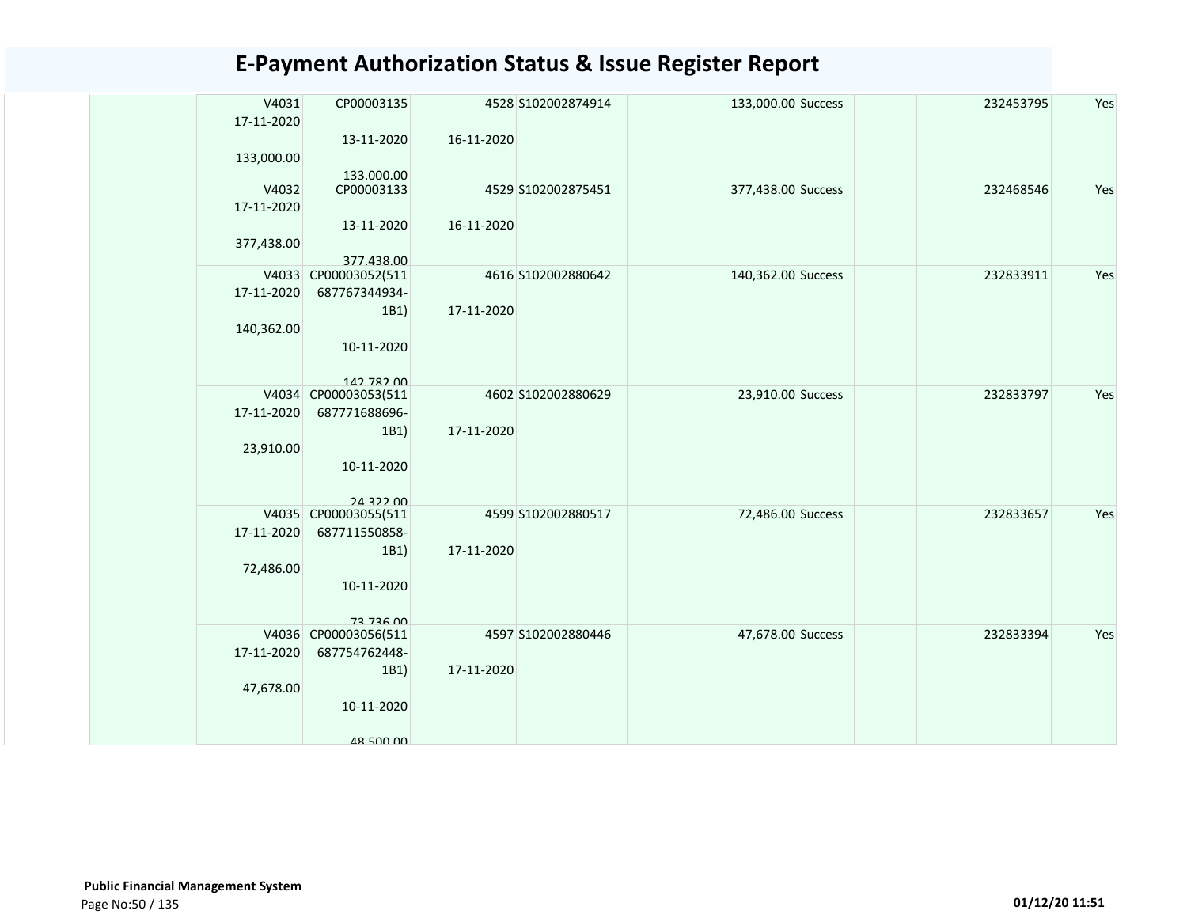# E-Payment Authorization Status & Issue Register Report

| | | | | | | | | | |
|---|---|---|---|---|---|---|---|---|---|
| | V4031<br>17-11-2020<br>133,000.00 | CP00003135<br>13-11-2020<br>133,000.00 | 4528<br>16-11-2020 | S102002874914 | 133,000.00 | Success | | 232453795 | Yes |
| | V4032<br>17-11-2020<br>377,438.00 | CP00003133<br>13-11-2020<br>377,438.00 | 4529<br>16-11-2020 | S102002875451 | 377,438.00 | Success | | 232468546 | Yes |
| | V4033<br>17-11-2020<br>140,362.00 | CP00003052(511687767344934-1B1)<br>10-11-2020<br>142,782.00 | 4616<br>17-11-2020 | S102002880642 | 140,362.00 | Success | | 232833911 | Yes |
| | V4034<br>17-11-2020<br>23,910.00 | CP00003053(511687771688696-1B1)<br>10-11-2020<br>24,322.00 | 4602<br>17-11-2020 | S102002880629 | 23,910.00 | Success | | 232833797 | Yes |
| | V4035<br>17-11-2020<br>72,486.00 | CP00003055(511687711550858-1B1)<br>10-11-2020<br>73,736.00 | 4599<br>17-11-2020 | S102002880517 | 72,486.00 | Success | | 232833657 | Yes |
| | V4036<br>17-11-2020<br>47,678.00 | CP00003056(511687754762448-1B1)<br>10-11-2020<br>48,500.00 | 4597<br>17-11-2020 | S102002880446 | 47,678.00 | Success | | 232833394 | Yes |

**Public Financial Management System**

01/12/20 11:51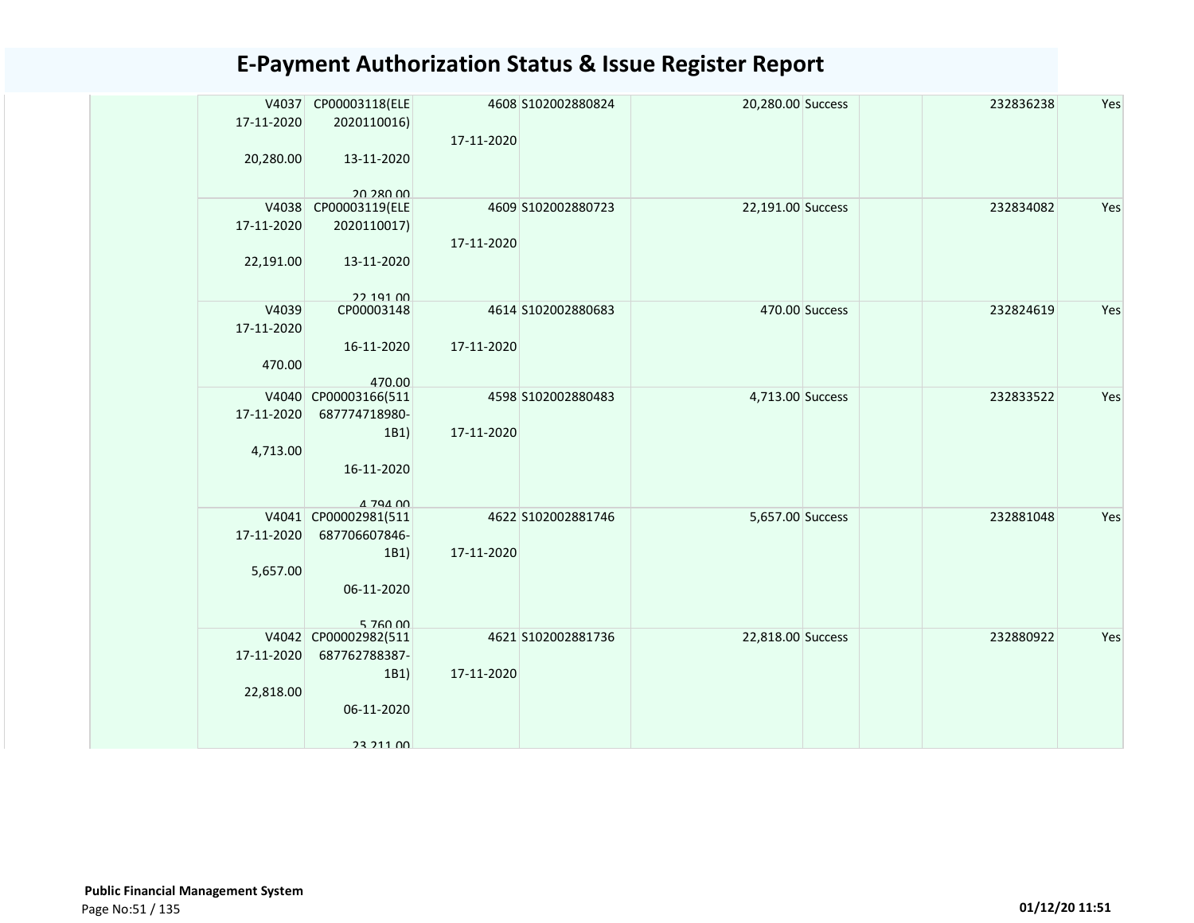# E-Payment Authorization Status & Issue Register Report

| | | | | | | | | | |
|---|---|---|---|---|---|---|---|---|---|
| | V4037 17-11-2020 20,280.00 | CP00003118(ELE 2020110016) 13-11-2020 20,280.00 | 4608 17-11-2020 | S102002880824 | 20,280.00 | Success | | 232836238 | Yes |
| | V4038 17-11-2020 22,191.00 | CP00003119(ELE 2020110017) 13-11-2020 22,191.00 | 4609 17-11-2020 | S102002880723 | 22,191.00 | Success | | 232834082 | Yes |
| | V4039 17-11-2020 470.00 | CP00003148 16-11-2020 470.00 | 4614 17-11-2020 | S102002880683 | 470.00 | Success | | 232824619 | Yes |
| | V4040 17-11-2020 4,713.00 | CP00003166(511 687774718980-1B1) 16-11-2020 4,794.00 | 4598 17-11-2020 | S102002880483 | 4,713.00 | Success | | 232833522 | Yes |
| | V4041 17-11-2020 5,657.00 | CP00002981(511 687706607846-1B1) 06-11-2020 5,760.00 | 4622 17-11-2020 | S102002881746 | 5,657.00 | Success | | 232881048 | Yes |
| | V4042 17-11-2020 22,818.00 | CP00002982(511 687762788387-1B1) 06-11-2020 23,211.00 | 4621 17-11-2020 | S102002881736 | 22,818.00 | Success | | 232880922 | Yes |

**Public Financial Management System**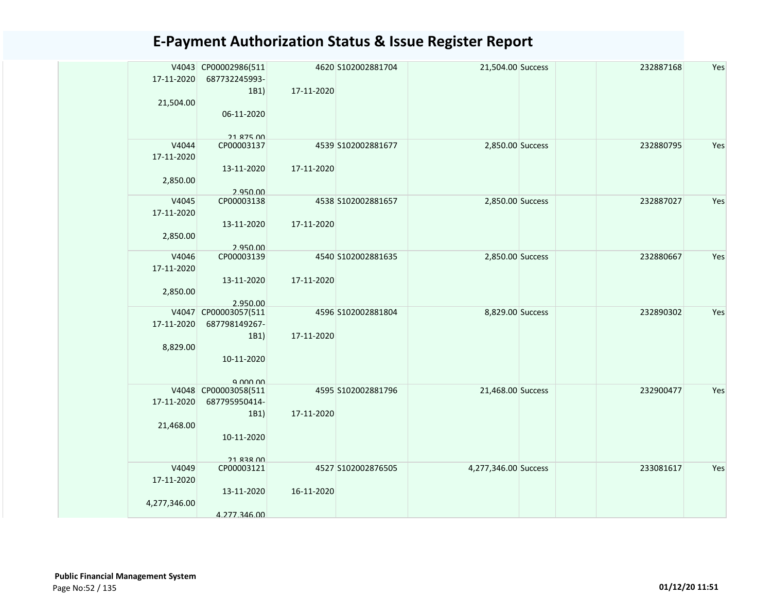# E-Payment Authorization Status & Issue Register Report

| | | | | | | | | | |
|---|---|---|---|---|---|---|---|---|---|
| | V4043 17-11-2020 21,504.00 | CP00002986(511 687732245993-1B1) 06-11-2020 21,875.00 | 4620 17-11-2020 | S102002881704 | 21,504.00 | Success | | 232887168 | Yes |
| | V4044 17-11-2020 2,850.00 | CP00003137 13-11-2020 2,950.00 | 4539 17-11-2020 | S102002881677 | 2,850.00 | Success | | 232880795 | Yes |
| | V4045 17-11-2020 2,850.00 | CP00003138 13-11-2020 2,950.00 | 4538 17-11-2020 | S102002881657 | 2,850.00 | Success | | 232887027 | Yes |
| | V4046 17-11-2020 2,850.00 | CP00003139 13-11-2020 2,950.00 | 4540 17-11-2020 | S102002881635 | 2,850.00 | Success | | 232880667 | Yes |
| | V4047 17-11-2020 8,829.00 | CP00003057(511 687798149267-1B1) 10-11-2020 9,000.00 | 4596 17-11-2020 | S102002881804 | 8,829.00 | Success | | 232890302 | Yes |
| | V4048 17-11-2020 21,468.00 | CP00003058(511 687795950414-1B1) 10-11-2020 21,838.00 | 4595 17-11-2020 | S102002881796 | 21,468.00 | Success | | 232900477 | Yes |
| | V4049 17-11-2020 4,277,346.00 | CP00003121 13-11-2020 4,277,346.00 | 4527 16-11-2020 | S102002876505 | 4,277,346.00 | Success | | 233081617 | Yes |

**Public Financial Management System**

01/12/20 11:51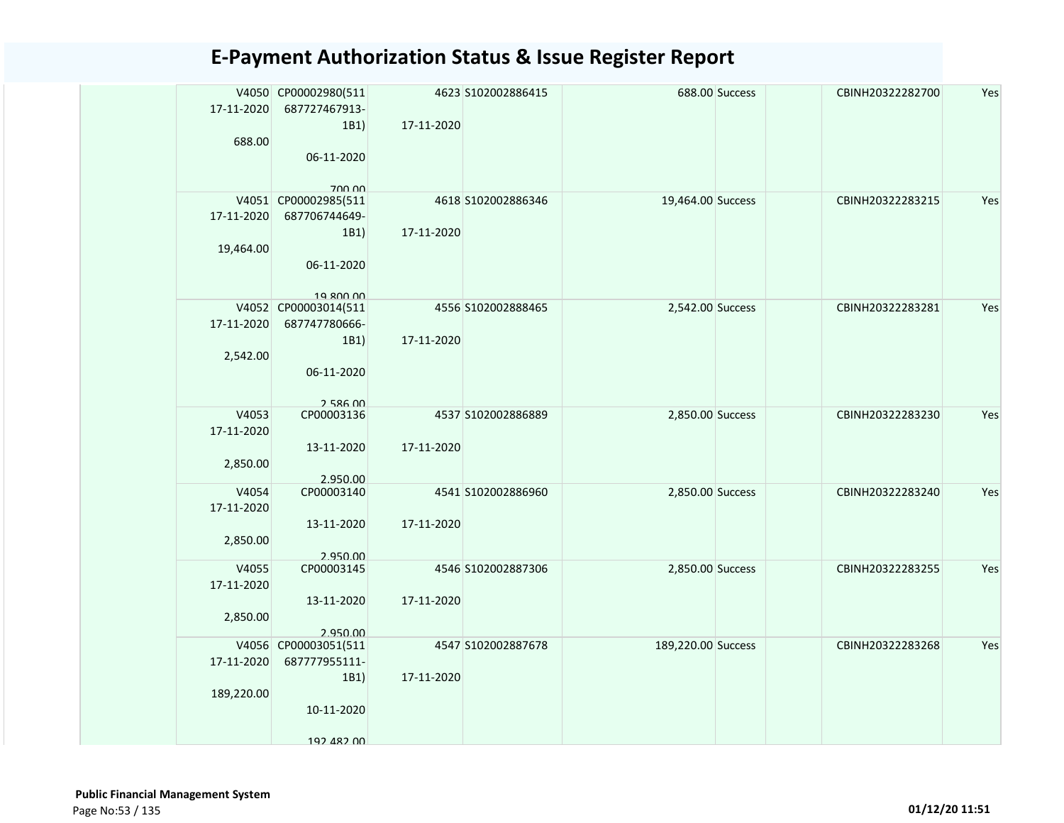# E-Payment Authorization Status & Issue Register Report

| | | | | | | | | | |
|---|---|---|---|---|---|---|---|---|---|
| | V4050 17-11-2020 688.00 | CP00002980(511 687727467913-1B1) 06-11-2020 700.00 | 4623 17-11-2020 | S102002886415 | 688.00 | Success | | CBINH20322282700 | Yes |
| | V4051 17-11-2020 19,464.00 | CP00002985(511 687706744649-1B1) 06-11-2020 19,800.00 | 4618 17-11-2020 | S102002886346 | 19,464.00 | Success | | CBINH20322283215 | Yes |
| | V4052 17-11-2020 2,542.00 | CP00003014(511 687747780666-1B1) 06-11-2020 2,586.00 | 4556 17-11-2020 | S102002888465 | 2,542.00 | Success | | CBINH20322283281 | Yes |
| | V4053 17-11-2020 2,850.00 | CP00003136 13-11-2020 2,950.00 | 4537 17-11-2020 | S102002886889 | 2,850.00 | Success | | CBINH20322283230 | Yes |
| | V4054 17-11-2020 2,850.00 | CP00003140 13-11-2020 2,950.00 | 4541 17-11-2020 | S102002886960 | 2,850.00 | Success | | CBINH20322283240 | Yes |
| | V4055 17-11-2020 2,850.00 | CP00003145 13-11-2020 2,950.00 | 4546 17-11-2020 | S102002887306 | 2,850.00 | Success | | CBINH20322283255 | Yes |
| | V4056 17-11-2020 189,220.00 | CP00003051(511 687777955111-1B1) 10-11-2020 192,482.00 | 4547 17-11-2020 | S102002887678 | 189,220.00 | Success | | CBINH20322283268 | Yes |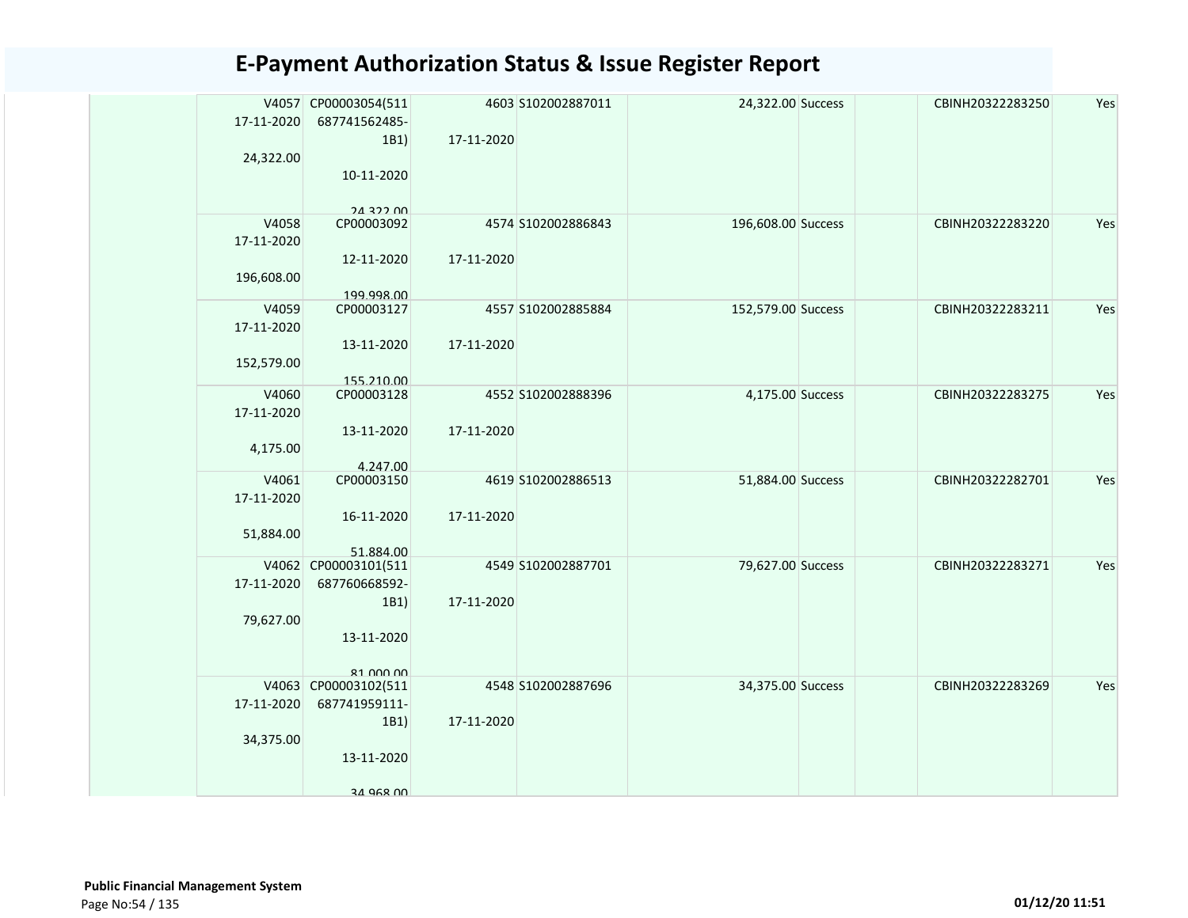# E-Payment Authorization Status & Issue Register Report

| | | | | | | | | | |
|---|---|---|---|---|---|---|---|---|---|
| | V4057 17-11-2020 24,322.00 | CP00003054(511 687741562485-1B1) 10-11-2020 24,322.00 | 4603 17-11-2020 | S102002887011 | 24,322.00 | Success | | CBINH20322283250 | Yes |
| | V4058 17-11-2020 196,608.00 | CP00003092 12-11-2020 199,998.00 | 4574 17-11-2020 | S102002886843 | 196,608.00 | Success | | CBINH20322283220 | Yes |
| | V4059 17-11-2020 152,579.00 | CP00003127 13-11-2020 155,210.00 | 4557 17-11-2020 | S102002885884 | 152,579.00 | Success | | CBINH20322283211 | Yes |
| | V4060 17-11-2020 4,175.00 | CP00003128 13-11-2020 4,247.00 | 4552 17-11-2020 | S102002888396 | 4,175.00 | Success | | CBINH20322283275 | Yes |
| | V4061 17-11-2020 51,884.00 | CP00003150 16-11-2020 51,884.00 | 4619 17-11-2020 | S102002886513 | 51,884.00 | Success | | CBINH20322282701 | Yes |
| | V4062 17-11-2020 79,627.00 | CP00003101(511 687760668592-1B1) 13-11-2020 81,000.00 | 4549 17-11-2020 | S102002887701 | 79,627.00 | Success | | CBINH20322283271 | Yes |
| | V4063 17-11-2020 34,375.00 | CP00003102(511 687741959111-1B1) 13-11-2020 34,968.00 | 4548 17-11-2020 | S102002887696 | 34,375.00 | Success | | CBINH20322283269 | Yes |

**Public Financial Management System**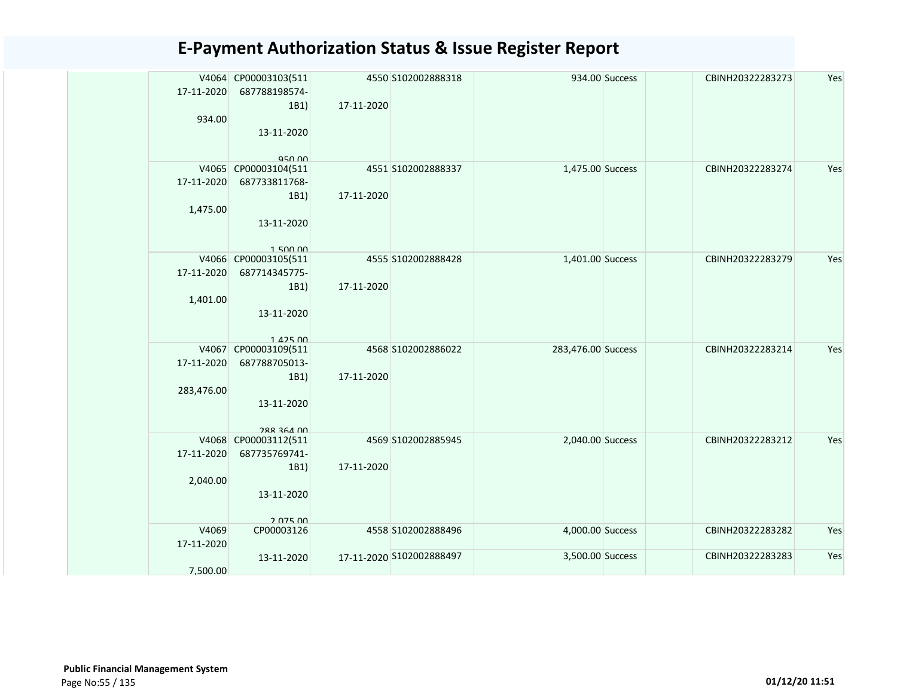## E-Payment Authorization Status & Issue Register Report

| | | | | | | | | | |
|---|---|---|---|---|---|---|---|---|---|
| | V4064 17-11-2020 934.00 | CP00003103(511 687788198574-1B1) 13-11-2020 950.00 | 4550 17-11-2020 | S102002888318 | 934.00 | Success | | CBINH20322283273 | Yes |
| | V4065 17-11-2020 1,475.00 | CP00003104(511 687733811768-1B1) 13-11-2020 1,500.00 | 4551 17-11-2020 | S102002888337 | 1,475.00 | Success | | CBINH20322283274 | Yes |
| | V4066 17-11-2020 1,401.00 | CP00003105(511 687714345775-1B1) 13-11-2020 1,425.00 | 4555 17-11-2020 | S102002888428 | 1,401.00 | Success | | CBINH20322283279 | Yes |
| | V4067 17-11-2020 283,476.00 | CP00003109(511 687788705013-1B1) 13-11-2020 288,364.00 | 4568 17-11-2020 | S102002886022 | 283,476.00 | Success | | CBINH20322283214 | Yes |
| | V4068 17-11-2020 2,040.00 | CP00003112(511 687735769741-1B1) 13-11-2020 2,075.00 | 4569 17-11-2020 | S102002885945 | 2,040.00 | Success | | CBINH20322283212 | Yes |
| | V4069 17-11-2020 7,500.00 | CP00003126 13-11-2020 | 4558 17-11-2020 | S102002888496 | 4,000.00 | Success | | CBINH20322283282 | Yes |
| | | | | S102002888497 | 3,500.00 | Success | | CBINH20322283283 | Yes |

**Public Financial Management System**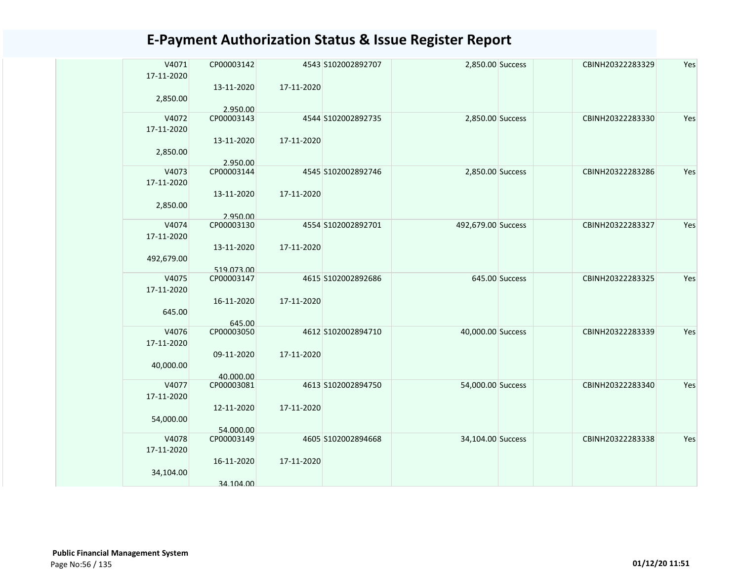# E-Payment Authorization Status & Issue Register Report

| | | | | | | | | | |
|---|---|---|---|---|---|---|---|---|---|
| | V4071<br>17-11-2020<br>2,850.00 | CP00003142<br>13-11-2020<br>2,950.00 | 4543<br>17-11-2020 | S102002892707 | 2,850.00 | Success | | CBINH20322283329 | Yes |
| | V4072<br>17-11-2020<br>2,850.00 | CP00003143<br>13-11-2020<br>2,950.00 | 4544<br>17-11-2020 | S102002892735 | 2,850.00 | Success | | CBINH20322283330 | Yes |
| | V4073<br>17-11-2020<br>2,850.00 | CP00003144<br>13-11-2020<br>2,950.00 | 4545<br>17-11-2020 | S102002892746 | 2,850.00 | Success | | CBINH20322283286 | Yes |
| | V4074<br>17-11-2020<br>492,679.00 | CP00003130<br>13-11-2020<br>519,073.00 | 4554<br>17-11-2020 | S102002892701 | 492,679.00 | Success | | CBINH20322283327 | Yes |
| | V4075<br>17-11-2020<br>645.00 | CP00003147<br>16-11-2020<br>645.00 | 4615<br>17-11-2020 | S102002892686 | 645.00 | Success | | CBINH20322283325 | Yes |
| | V4076<br>17-11-2020<br>40,000.00 | CP00003050<br>09-11-2020<br>40,000.00 | 4612<br>17-11-2020 | S102002894710 | 40,000.00 | Success | | CBINH20322283339 | Yes |
| | V4077<br>17-11-2020<br>54,000.00 | CP00003081<br>12-11-2020<br>54,000.00 | 4613<br>17-11-2020 | S102002894750 | 54,000.00 | Success | | CBINH20322283340 | Yes |
| | V4078<br>17-11-2020<br>34,104.00 | CP00003149<br>16-11-2020<br>34,104.00 | 4605<br>17-11-2020 | S102002894668 | 34,104.00 | Success | | CBINH20322283338 | Yes |

**Public Financial Management System**

**01/12/20 11:51**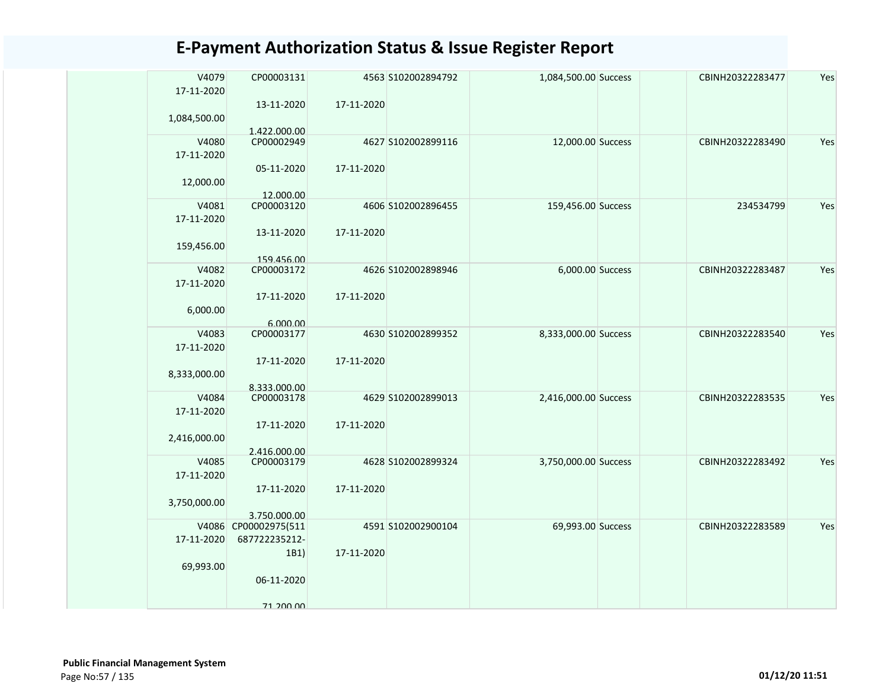# E-Payment Authorization Status & Issue Register Report

| | | | | | | | | | |
|---|---|---|---|---|---|---|---|---|---|
| V4079 17-11-2020 1,084,500.00 | CP00003131 13-11-2020 1,422,000.00 | 4563 17-11-2020 | S102002894792 | 1,084,500.00 | Success | | | CBINH20322283477 | Yes |
| V4080 17-11-2020 12,000.00 | CP00002949 05-11-2020 12,000.00 | 4627 17-11-2020 | S102002899116 | 12,000.00 | Success | | | CBINH20322283490 | Yes |
| V4081 17-11-2020 159,456.00 | CP00003120 13-11-2020 159,456.00 | 4606 17-11-2020 | S102002896455 | 159,456.00 | Success | | | 234534799 | Yes |
| V4082 17-11-2020 6,000.00 | CP00003172 17-11-2020 6,000.00 | 4626 17-11-2020 | S102002898946 | 6,000.00 | Success | | | CBINH20322283487 | Yes |
| V4083 17-11-2020 8,333,000.00 | CP00003177 17-11-2020 8,333,000.00 | 4630 17-11-2020 | S102002899352 | 8,333,000.00 | Success | | | CBINH20322283540 | Yes |
| V4084 17-11-2020 2,416,000.00 | CP00003178 17-11-2020 2,416,000.00 | 4629 17-11-2020 | S102002899013 | 2,416,000.00 | Success | | | CBINH20322283535 | Yes |
| V4085 17-11-2020 3,750,000.00 | CP00003179 17-11-2020 3,750,000.00 | 4628 17-11-2020 | S102002899324 | 3,750,000.00 | Success | | | CBINH20322283492 | Yes |
| V4086 17-11-2020 69,993.00 | CP00002975(511687722235212-1B1) 06-11-2020 71,200.00 | 4591 17-11-2020 | S102002900104 | 69,993.00 | Success | | | CBINH20322283589 | Yes |

**Public Financial Management System**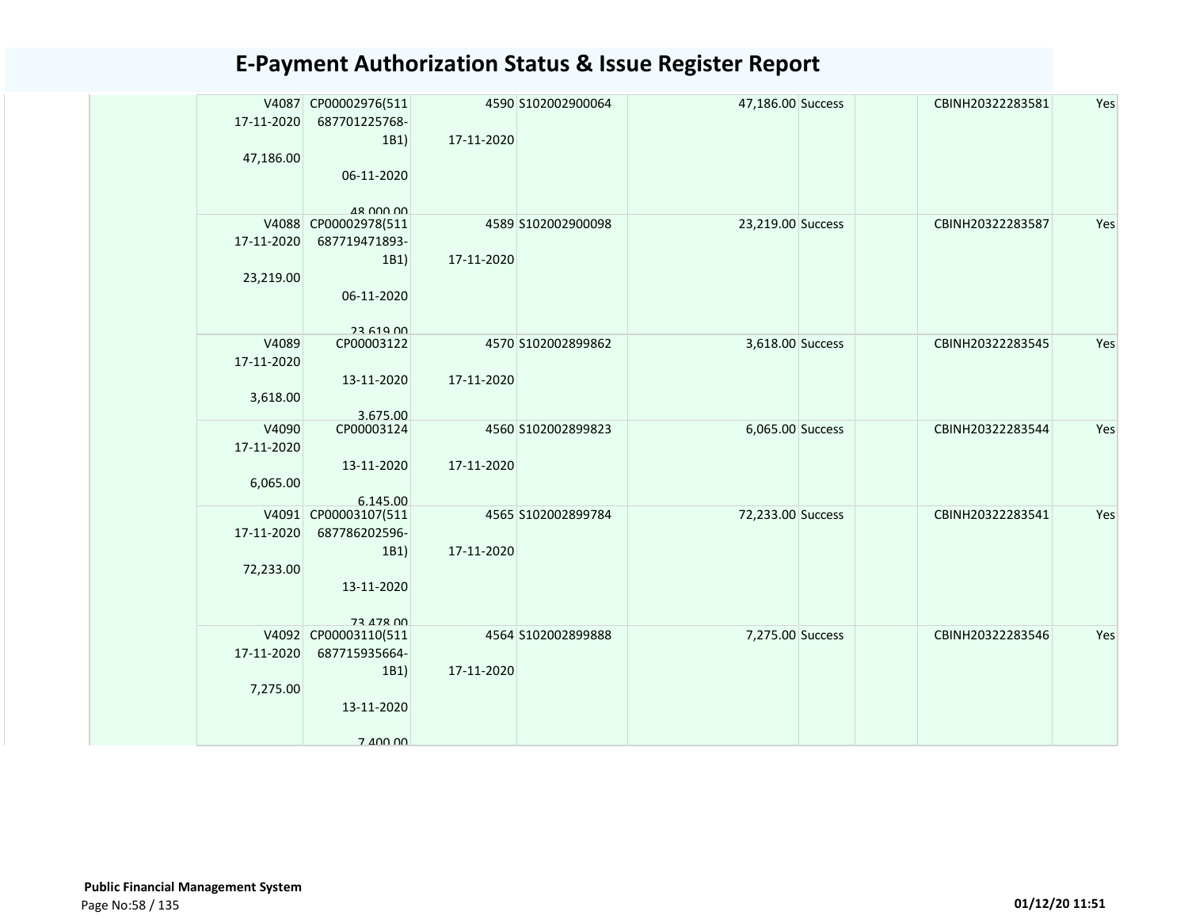# E-Payment Authorization Status & Issue Register Report

| | | | | | | | | | |
|---|---|---|---|---|---|---|---|---|---|
| | V4087 17-11-2020 47,186.00 | CP00002976(511687701225768-1B1) 06-11-2020 48,000.00 | 4590 17-11-2020 | S102002900064 | 47,186.00 | Success | | CBINH20322283581 | Yes |
| | V4088 17-11-2020 23,219.00 | CP00002978(511687719471893-1B1) 06-11-2020 23,619.00 | 4589 17-11-2020 | S102002900098 | 23,219.00 | Success | | CBINH20322283587 | Yes |
| | V4089 17-11-2020 3,618.00 | CP00003122 13-11-2020 3,675.00 | 4570 17-11-2020 | S102002899862 | 3,618.00 | Success | | CBINH20322283545 | Yes |
| | V4090 17-11-2020 6,065.00 | CP00003124 13-11-2020 6,145.00 | 4560 17-11-2020 | S102002899823 | 6,065.00 | Success | | CBINH20322283544 | Yes |
| | V4091 17-11-2020 72,233.00 | CP00003107(511687786202596-1B1) 13-11-2020 73,478.00 | 4565 17-11-2020 | S102002899784 | 72,233.00 | Success | | CBINH20322283541 | Yes |
| | V4092 17-11-2020 7,275.00 | CP00003110(511687715935664-1B1) 13-11-2020 7,400.00 | 4564 17-11-2020 | S102002899888 | 7,275.00 | Success | | CBINH20322283546 | Yes |

**Public Financial Management System**

01/12/20 11:51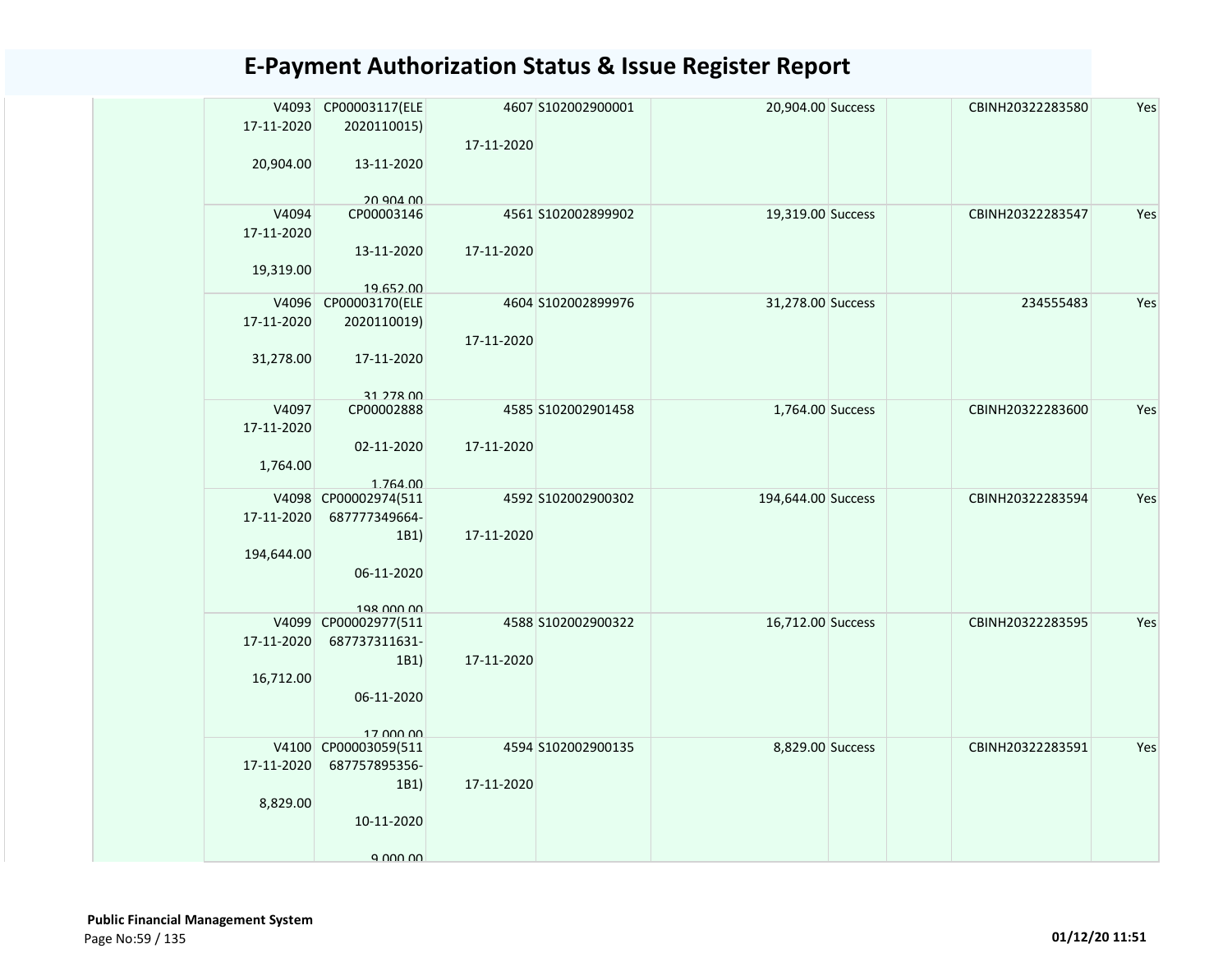# E-Payment Authorization Status & Issue Register Report

| | | | | | | | | | |
|---|---|---|---|---|---|---|---|---|---|
| | V4093 17-11-2020 20,904.00 | CP00003117(ELE 2020110015) 13-11-2020 20,904.00 | 4607 17-11-2020 | S102002900001 | 20,904.00 | Success | | CBINH20322283580 | Yes |
| | V4094 17-11-2020 19,319.00 | CP00003146 13-11-2020 19,652.00 | 4561 17-11-2020 | S102002899902 | 19,319.00 | Success | | CBINH20322283547 | Yes |
| | V4096 17-11-2020 31,278.00 | CP00003170(ELE 2020110019) 17-11-2020 31,278.00 | 4604 17-11-2020 | S102002899976 | 31,278.00 | Success | | 234555483 | Yes |
| | V4097 17-11-2020 1,764.00 | CP00002888 02-11-2020 1,764.00 | 4585 17-11-2020 | S102002901458 | 1,764.00 | Success | | CBINH20322283600 | Yes |
| | V4098 17-11-2020 194,644.00 | CP00002974(511 687777349664-1B1) 06-11-2020 198,000.00 | 4592 17-11-2020 | S102002900302 | 194,644.00 | Success | | CBINH20322283594 | Yes |
| | V4099 17-11-2020 16,712.00 | CP00002977(511 687737311631-1B1) 06-11-2020 17,000.00 | 4588 17-11-2020 | S102002900322 | 16,712.00 | Success | | CBINH20322283595 | Yes |
| | V4100 17-11-2020 8,829.00 | CP00003059(511 687757895356-1B1) 10-11-2020 9,000.00 | 4594 17-11-2020 | S102002900135 | 8,829.00 | Success | | CBINH20322283591 | Yes |

**Public Financial Management System**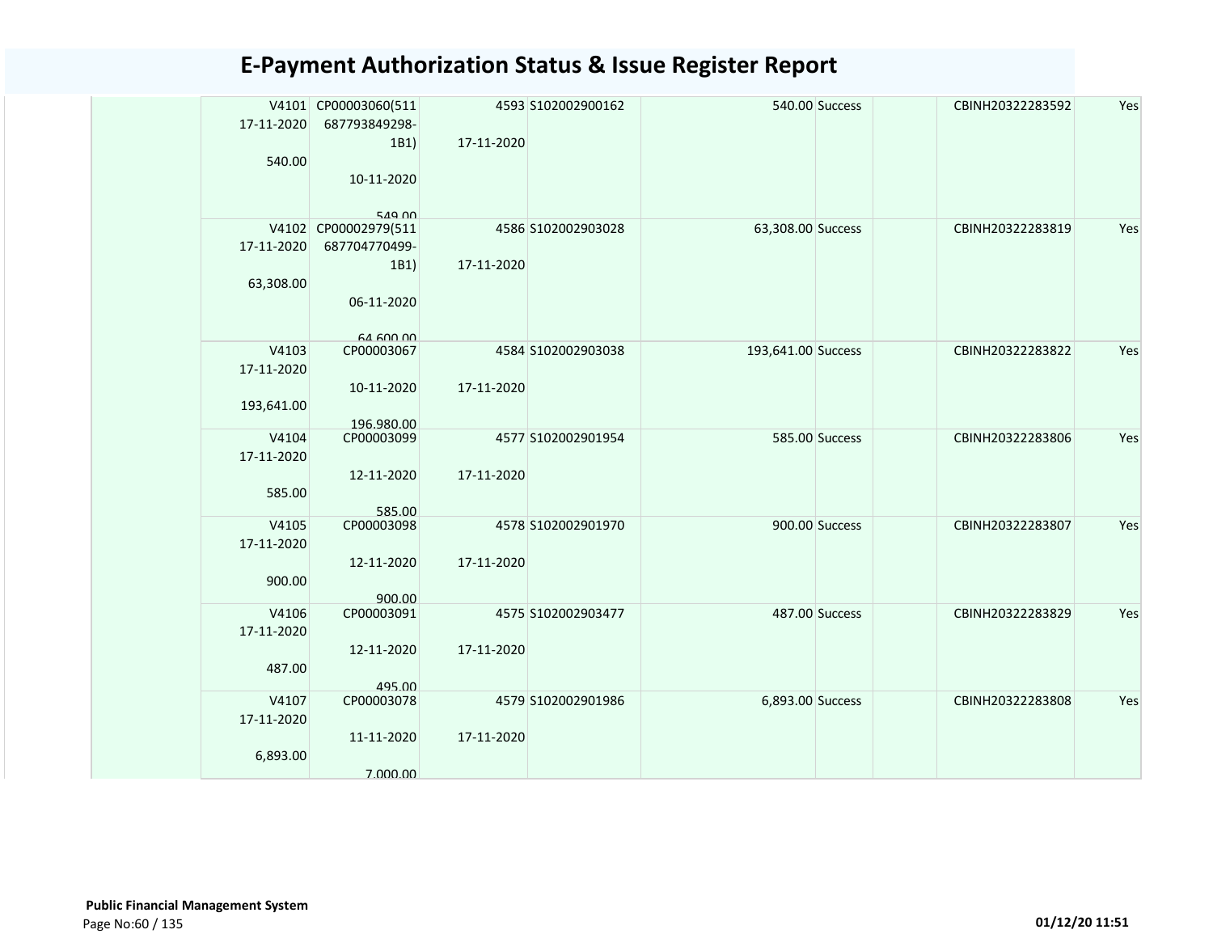# E-Payment Authorization Status & Issue Register Report

| | | | | | | | | | |
|---|---|---|---|---|---|---|---|---|---|
| | V4101 17-11-2020 540.00 | CP00003060(511 687793849298-1B1) 10-11-2020 549.00 | 4593 17-11-2020 | S102002900162 | 540.00 | Success | | CBINH20322283592 | Yes |
| | V4102 17-11-2020 63,308.00 | CP00002979(511 687704770499-1B1) 06-11-2020 64,600.00 | 4586 17-11-2020 | S102002903028 | 63,308.00 | Success | | CBINH20322283819 | Yes |
| | V4103 17-11-2020 193,641.00 | CP00003067 10-11-2020 196,980.00 | 4584 17-11-2020 | S102002903038 | 193,641.00 | Success | | CBINH20322283822 | Yes |
| | V4104 17-11-2020 585.00 | CP00003099 12-11-2020 585.00 | 4577 17-11-2020 | S102002901954 | 585.00 | Success | | CBINH20322283806 | Yes |
| | V4105 17-11-2020 900.00 | CP00003098 12-11-2020 900.00 | 4578 17-11-2020 | S102002901970 | 900.00 | Success | | CBINH20322283807 | Yes |
| | V4106 17-11-2020 487.00 | CP00003091 12-11-2020 495.00 | 4575 17-11-2020 | S102002903477 | 487.00 | Success | | CBINH20322283829 | Yes |
| | V4107 17-11-2020 6,893.00 | CP00003078 11-11-2020 7,000.00 | 4579 17-11-2020 | S102002901986 | 6,893.00 | Success | | CBINH20322283808 | Yes |

**Public Financial Management System**

01/12/20 11:51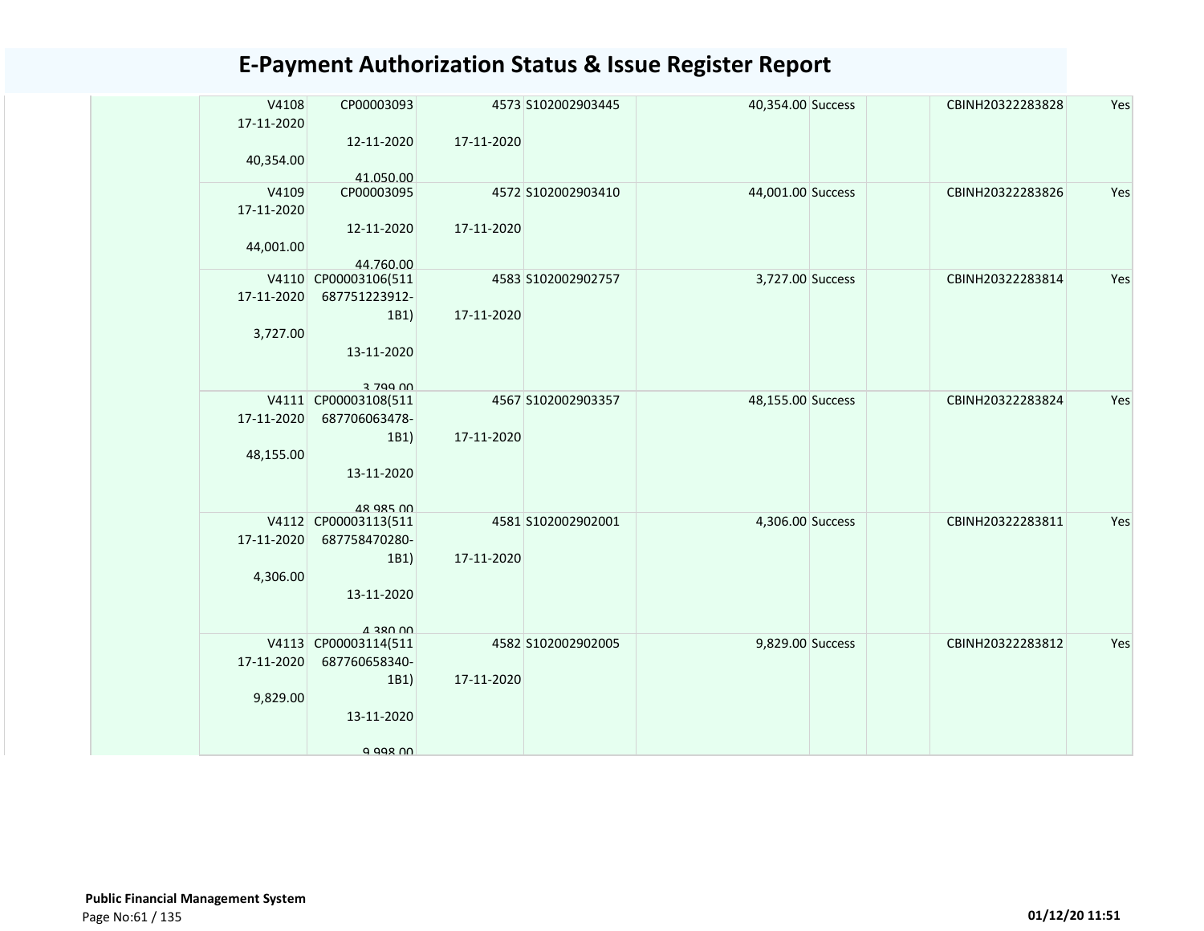# E-Payment Authorization Status & Issue Register Report

| | | | | | | | | | |
|---|---|---|---|---|---|---|---|---|---|
| | V4108<br>17-11-2020<br><br>40,354.00 | CP00003093<br><br>12-11-2020<br><br>41,050.00 | 4573<br><br>17-11-2020 | S102002903445 | 40,354.00 | Success | | CBINH20322283828 | Yes |
| | V4109<br>17-11-2020<br><br>44,001.00 | CP00003095<br><br>12-11-2020<br><br>44,760.00 | 4572<br><br>17-11-2020 | S102002903410 | 44,001.00 | Success | | CBINH20322283826 | Yes |
| | V4110<br>17-11-2020<br><br>3,727.00 | CP00003106(511687751223912-1B1)<br><br>13-11-2020<br><br>3,799.00 | 4583<br><br>17-11-2020 | S102002902757 | 3,727.00 | Success | | CBINH20322283814 | Yes |
| | V4111<br>17-11-2020<br><br>48,155.00 | CP00003108(511687706063478-1B1)<br><br>13-11-2020<br><br>48,985.00 | 4567<br><br>17-11-2020 | S102002903357 | 48,155.00 | Success | | CBINH20322283824 | Yes |
| | V4112<br>17-11-2020<br><br>4,306.00 | CP00003113(511687758470280-1B1)<br><br>13-11-2020<br><br>4,380.00 | 4581<br><br>17-11-2020 | S102002902001 | 4,306.00 | Success | | CBINH20322283811 | Yes |
| | V4113<br>17-11-2020<br><br>9,829.00 | CP00003114(511687760658340-1B1)<br><br>13-11-2020<br><br>9,998.00 | 4582<br><br>17-11-2020 | S102002902005 | 9,829.00 | Success | | CBINH20322283812 | Yes |

**Public Financial Management System**

01/12/20 11:51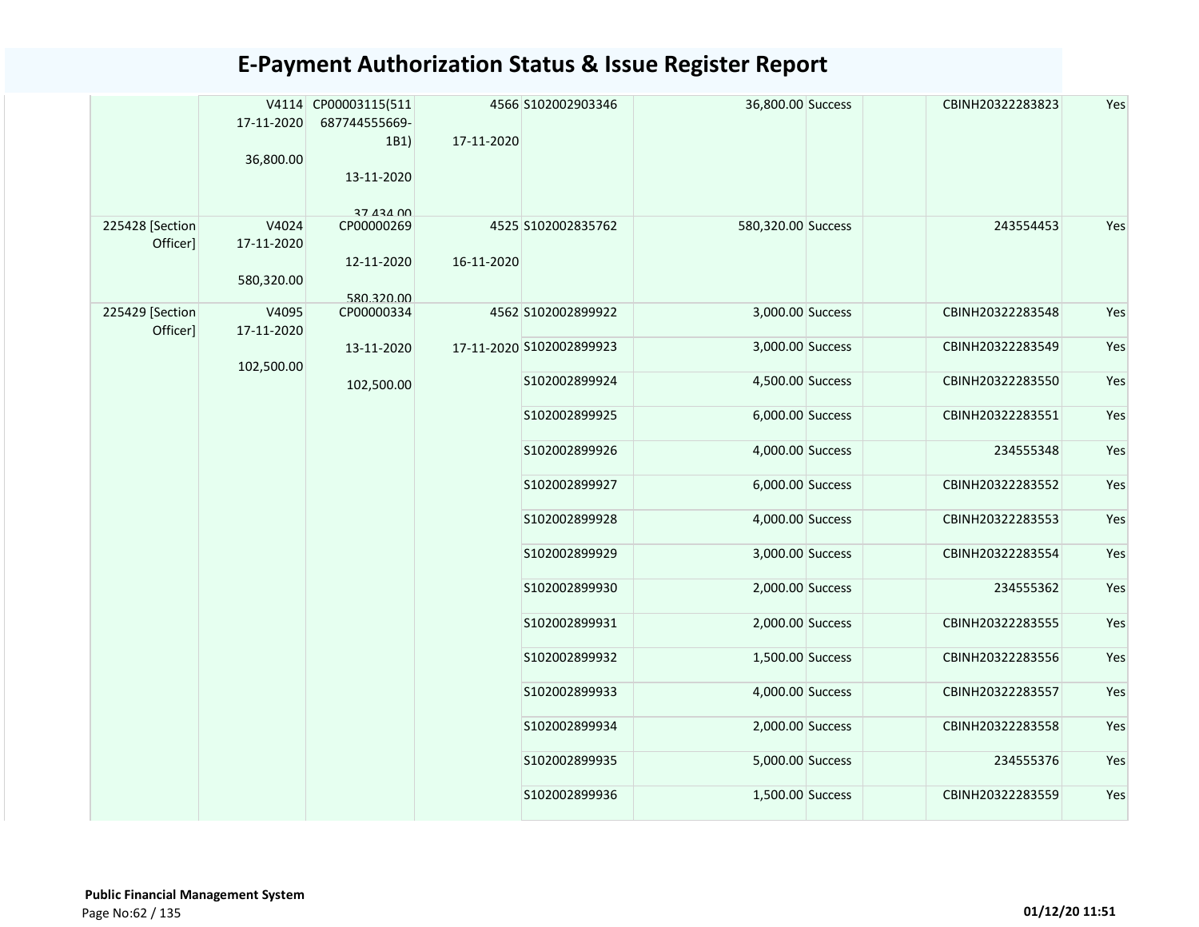# E-Payment Authorization Status & Issue Register Report

| | | | | | | | | | |
|---|---|---|---|---|---|---|---|---|---|
| | V4114 17-11-2020 36,800.00 | CP00003115(511 687744555669-1B1) 13-11-2020 37,434.00 | 4566 17-11-2020 | S102002903346 | 36,800.00 | Success | | CBINH20322283823 | Yes |
| 225428 [Section Officer] | V4024 17-11-2020 580,320.00 | CP00000269 12-11-2020 580,320.00 | 4525 16-11-2020 | S102002835762 | 580,320.00 | Success | | 243554453 | Yes |
| 225429 [Section Officer] | V4095 17-11-2020 102,500.00 | CP00000334 13-11-2020 102,500.00 | 4562 17-11-2020 | S102002899922 | 3,000.00 | Success | | CBINH20322283548 | Yes |
| | | | | S102002899923 | 3,000.00 | Success | | CBINH20322283549 | Yes |
| | | | | S102002899924 | 4,500.00 | Success | | CBINH20322283550 | Yes |
| | | | | S102002899925 | 6,000.00 | Success | | CBINH20322283551 | Yes |
| | | | | S102002899926 | 4,000.00 | Success | | 234555348 | Yes |
| | | | | S102002899927 | 6,000.00 | Success | | CBINH20322283552 | Yes |
| | | | | S102002899928 | 4,000.00 | Success | | CBINH20322283553 | Yes |
| | | | | S102002899929 | 3,000.00 | Success | | CBINH20322283554 | Yes |
| | | | | S102002899930 | 2,000.00 | Success | | 234555362 | Yes |
| | | | | S102002899931 | 2,000.00 | Success | | CBINH20322283555 | Yes |
| | | | | S102002899932 | 1,500.00 | Success | | CBINH20322283556 | Yes |
| | | | | S102002899933 | 4,000.00 | Success | | CBINH20322283557 | Yes |
| | | | | S102002899934 | 2,000.00 | Success | | CBINH20322283558 | Yes |
| | | | | S102002899935 | 5,000.00 | Success | | 234555376 | Yes |
| | | | | S102002899936 | 1,500.00 | Success | | CBINH20322283559 | Yes |

**Public Financial Management System**

**01/12/20 11:51**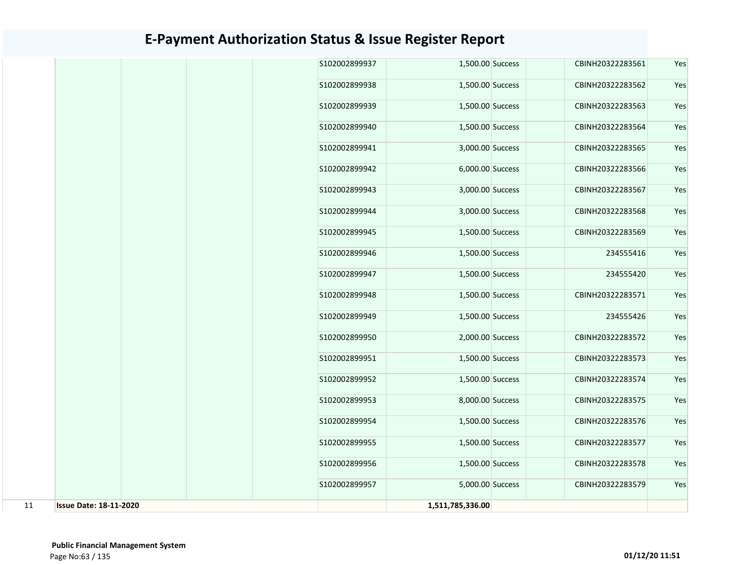# E-Payment Authorization Status & Issue Register Report

| | | | | | | | | | | |
|---|---|---|---|---|---|---|---|---|---|---|
| | | | | | S102002899937 | 1,500.00 | Success | | CBINH20322283561 | Yes |
| | | | | | S102002899938 | 1,500.00 | Success | | CBINH20322283562 | Yes |
| | | | | | S102002899939 | 1,500.00 | Success | | CBINH20322283563 | Yes |
| | | | | | S102002899940 | 1,500.00 | Success | | CBINH20322283564 | Yes |
| | | | | | S102002899941 | 3,000.00 | Success | | CBINH20322283565 | Yes |
| | | | | | S102002899942 | 6,000.00 | Success | | CBINH20322283566 | Yes |
| | | | | | S102002899943 | 3,000.00 | Success | | CBINH20322283567 | Yes |
| | | | | | S102002899944 | 3,000.00 | Success | | CBINH20322283568 | Yes |
| | | | | | S102002899945 | 1,500.00 | Success | | CBINH20322283569 | Yes |
| | | | | | S102002899946 | 1,500.00 | Success | | 234555416 | Yes |
| | | | | | S102002899947 | 1,500.00 | Success | | 234555420 | Yes |
| | | | | | S102002899948 | 1,500.00 | Success | | CBINH20322283571 | Yes |
| | | | | | S102002899949 | 1,500.00 | Success | | 234555426 | Yes |
| | | | | | S102002899950 | 2,000.00 | Success | | CBINH20322283572 | Yes |
| | | | | | S102002899951 | 1,500.00 | Success | | CBINH20322283573 | Yes |
| | | | | | S102002899952 | 1,500.00 | Success | | CBINH20322283574 | Yes |
| | | | | | S102002899953 | 8,000.00 | Success | | CBINH20322283575 | Yes |
| | | | | | S102002899954 | 1,500.00 | Success | | CBINH20322283576 | Yes |
| | | | | | S102002899955 | 1,500.00 | Success | | CBINH20322283577 | Yes |
| | | | | | S102002899956 | 1,500.00 | Success | | CBINH20322283578 | Yes |
| | | | | | S102002899957 | 5,000.00 | Success | | CBINH20322283579 | Yes |
| 11 | **Issue Date: 18-11-2020** | | | | | **1,511,785,336.00** | | | | |

**Public Financial Management System**

**01/12/20 11:51**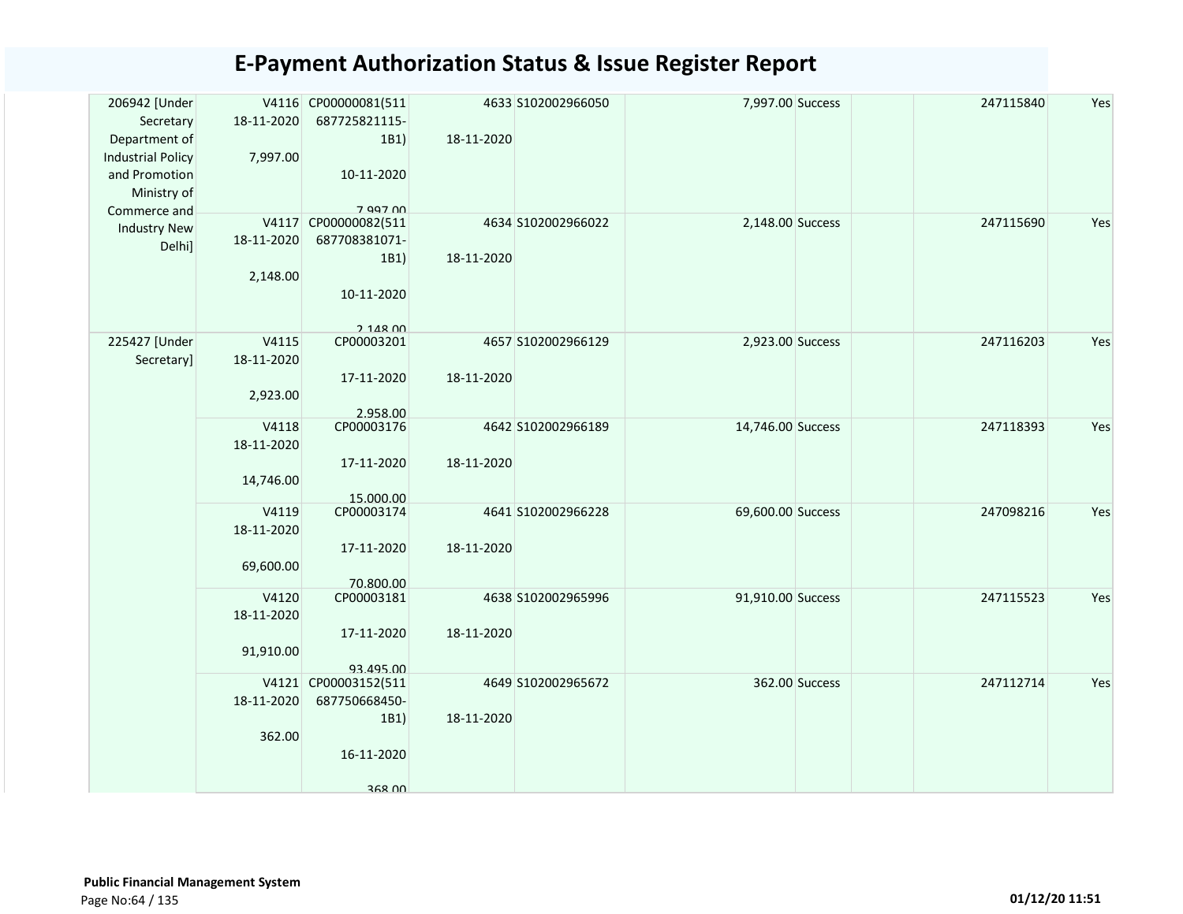# E-Payment Authorization Status & Issue Register Report

| | | | | | | | | | |
|---|---|---|---|---|---|---|---|---|---|
| 206942 [Under Secretary Department of Industrial Policy and Promotion Ministry of Commerce and Industry New Delhi] | V4116 18-11-2020 7,997.00 | CP00000081(511 687725821115-1B1) 10-11-2020 7,997.00 | 4633 18-11-2020 | S102002966050 | 7,997.00 | Success | | 247115840 | Yes |
| | V4117 18-11-2020 2,148.00 | CP00000082(511 687708381071-1B1) 10-11-2020 2,148.00 | 4634 18-11-2020 | S102002966022 | 2,148.00 | Success | | 247115690 | Yes |
| 225427 [Under Secretary] | V4115 18-11-2020 2,923.00 | CP00003201 17-11-2020 2,958.00 | 4657 18-11-2020 | S102002966129 | 2,923.00 | Success | | 247116203 | Yes |
| | V4118 18-11-2020 14,746.00 | CP00003176 17-11-2020 15,000.00 | 4642 18-11-2020 | S102002966189 | 14,746.00 | Success | | 247118393 | Yes |
| | V4119 18-11-2020 69,600.00 | CP00003174 17-11-2020 70,800.00 | 4641 18-11-2020 | S102002966228 | 69,600.00 | Success | | 247098216 | Yes |
| | V4120 18-11-2020 91,910.00 | CP00003181 17-11-2020 93,495.00 | 4638 18-11-2020 | S102002965996 | 91,910.00 | Success | | 247115523 | Yes |
| | V4121 18-11-2020 362.00 | CP00003152(511 687750668450-1B1) 16-11-2020 368.00 | 4649 18-11-2020 | S102002965672 | 362.00 | Success | | 247112714 | Yes |

**Public Financial Management System**

01/12/20 11:51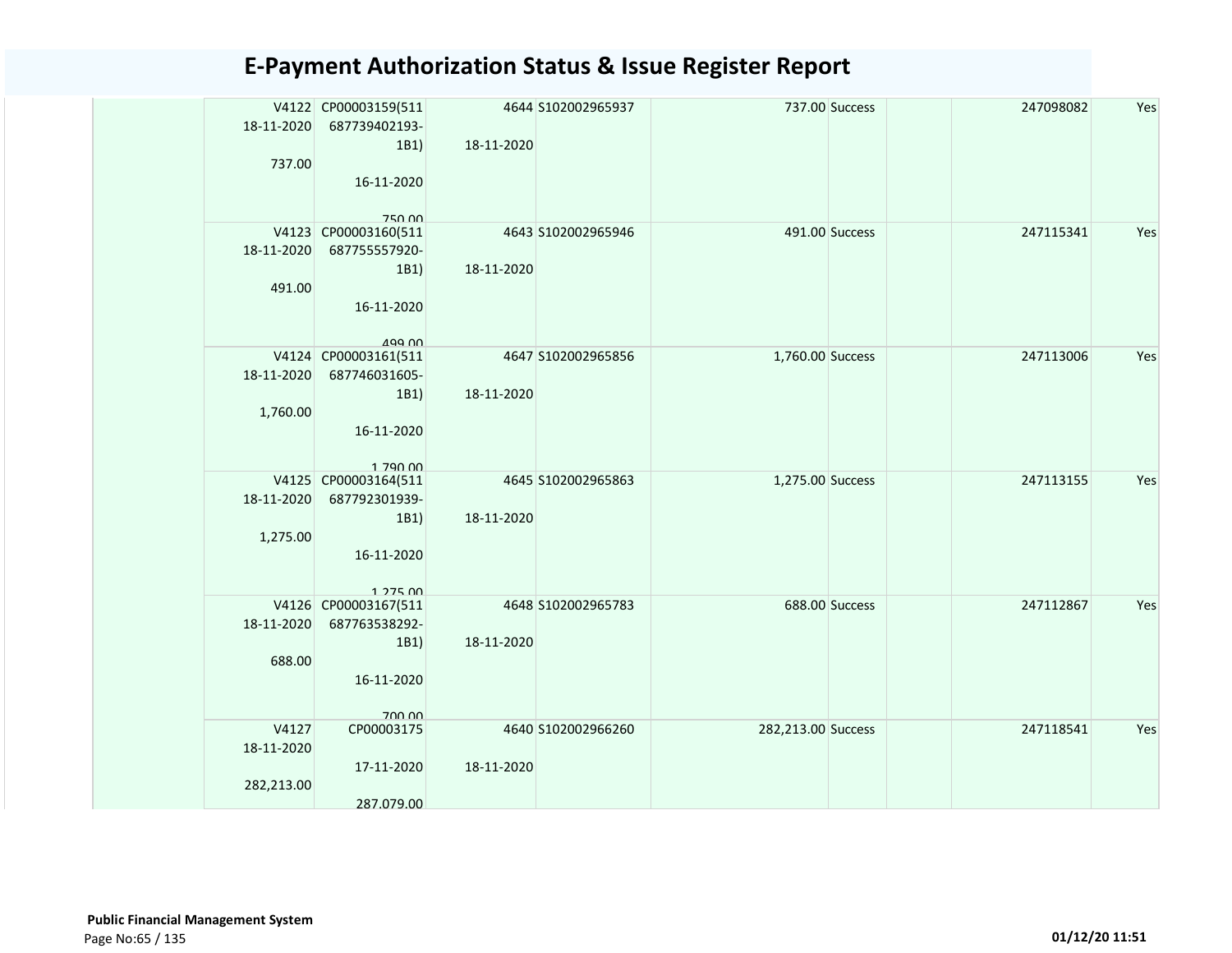# E-Payment Authorization Status & Issue Register Report

| | | | | | | | | | |
|---|---|---|---|---|---|---|---|---|---|
| | V4122 18-11-2020 737.00 | CP00003159(511687739402193-1B1) 16-11-2020 750.00 | 4644 18-11-2020 | S102002965937 | 737.00 | Success | | 247098082 | Yes |
| | V4123 18-11-2020 491.00 | CP00003160(511687755557920-1B1) 16-11-2020 499.00 | 4643 18-11-2020 | S102002965946 | 491.00 | Success | | 247115341 | Yes |
| | V4124 18-11-2020 1,760.00 | CP00003161(511687746031605-1B1) 16-11-2020 1,790.00 | 4647 18-11-2020 | S102002965856 | 1,760.00 | Success | | 247113006 | Yes |
| | V4125 18-11-2020 1,275.00 | CP00003164(511687792301939-1B1) 16-11-2020 1,275.00 | 4645 18-11-2020 | S102002965863 | 1,275.00 | Success | | 247113155 | Yes |
| | V4126 18-11-2020 688.00 | CP00003167(511687763538292-1B1) 16-11-2020 700.00 | 4648 18-11-2020 | S102002965783 | 688.00 | Success | | 247112867 | Yes |
| | V4127 18-11-2020 282,213.00 | CP00003175 17-11-2020 287,079.00 | 4640 18-11-2020 | S102002966260 | 282,213.00 | Success | | 247118541 | Yes |

**Public Financial Management System**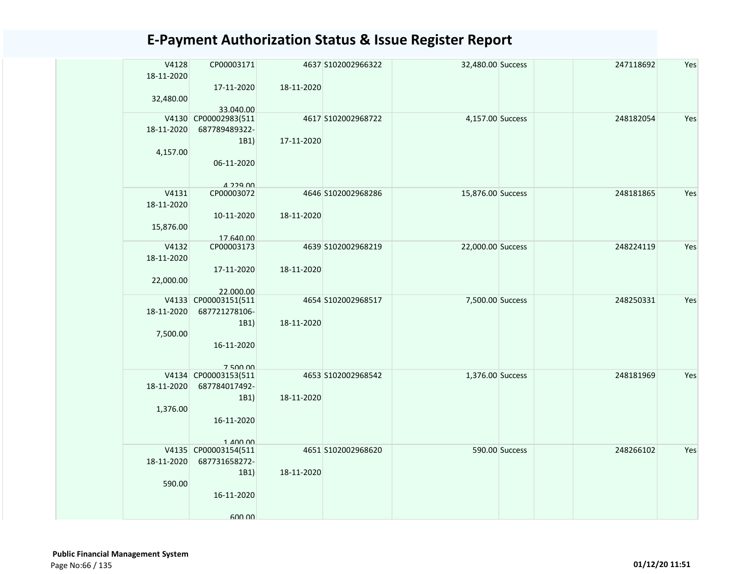# E-Payment Authorization Status & Issue Register Report

| | | | | | | | | | |
|---|---|---|---|---|---|---|---|---|---|
| | V4128 18-11-2020 32,480.00 | CP00003171 17-11-2020 33,040.00 | 4637 18-11-2020 | S102002966322 | 32,480.00 | Success | | 247118692 | Yes |
| | V4130 18-11-2020 4,157.00 | CP00002983(511687789489322-1B1) 06-11-2020 4,229.00 | 4617 17-11-2020 | S102002968722 | 4,157.00 | Success | | 248182054 | Yes |
| | V4131 18-11-2020 15,876.00 | CP00003072 10-11-2020 17,640.00 | 4646 18-11-2020 | S102002968286 | 15,876.00 | Success | | 248181865 | Yes |
| | V4132 18-11-2020 22,000.00 | CP00003173 17-11-2020 22,000.00 | 4639 18-11-2020 | S102002968219 | 22,000.00 | Success | | 248224119 | Yes |
| | V4133 18-11-2020 7,500.00 | CP00003151(511687721278106-1B1) 16-11-2020 7,500.00 | 4654 18-11-2020 | S102002968517 | 7,500.00 | Success | | 248250331 | Yes |
| | V4134 18-11-2020 1,376.00 | CP00003153(511687784017492-1B1) 16-11-2020 1,400.00 | 4653 18-11-2020 | S102002968542 | 1,376.00 | Success | | 248181969 | Yes |
| | V4135 18-11-2020 590.00 | CP00003154(511687731658272-1B1) 16-11-2020 600.00 | 4651 18-11-2020 | S102002968620 | 590.00 | Success | | 248266102 | Yes |

**Public Financial Management System**

01/12/20 11:51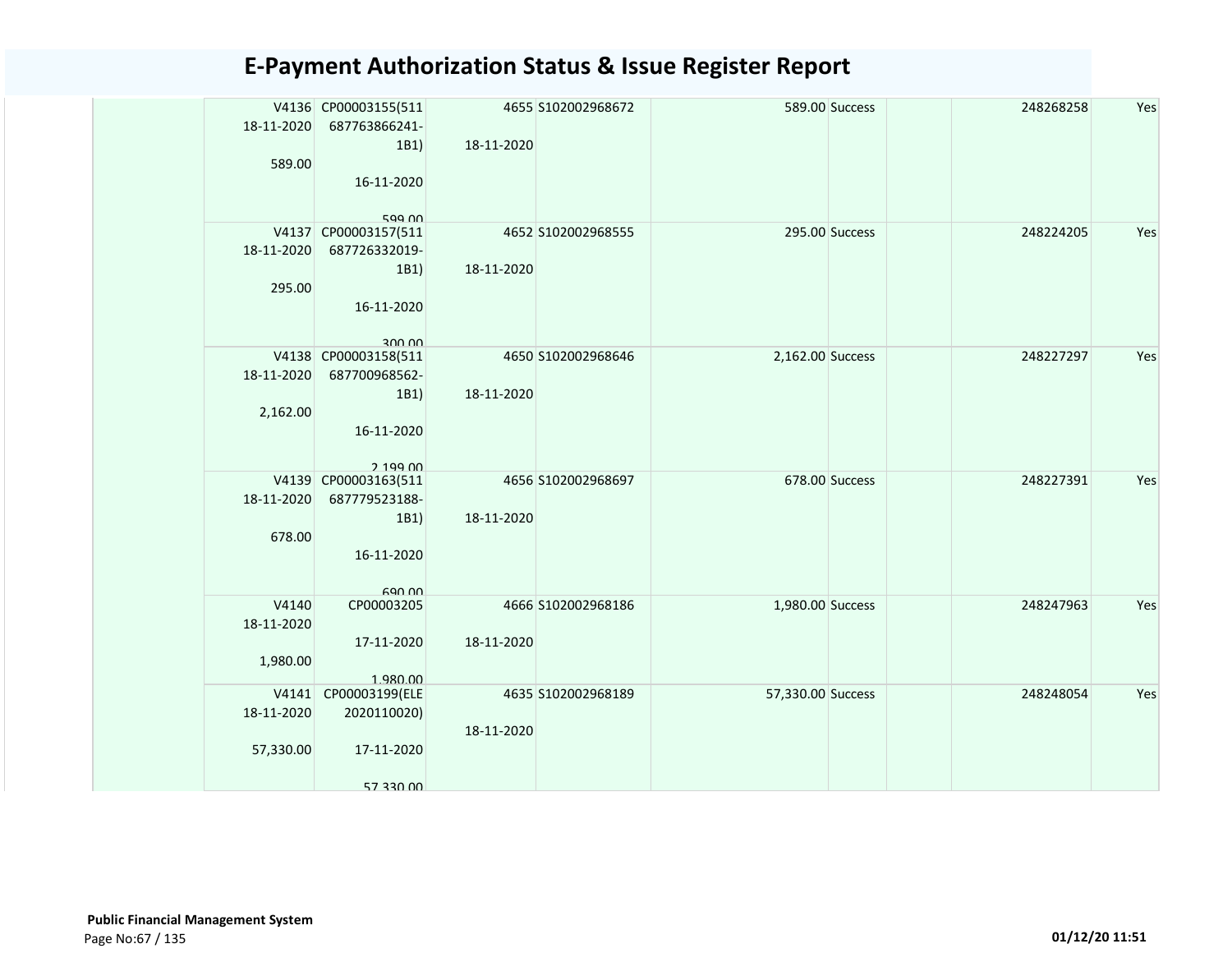# E-Payment Authorization Status & Issue Register Report

| | | | | | | | | | |
|---|---|---|---|---|---|---|---|---|---|
| | V4136 18-11-2020 589.00 | CP00003155(511 687763866241-1B1) 16-11-2020 599.00 | 4655 18-11-2020 | S102002968672 | 589.00 | Success | | 248268258 | Yes |
| | V4137 18-11-2020 295.00 | CP00003157(511 687726332019-1B1) 16-11-2020 300.00 | 4652 18-11-2020 | S102002968555 | 295.00 | Success | | 248224205 | Yes |
| | V4138 18-11-2020 2,162.00 | CP00003158(511 687700968562-1B1) 16-11-2020 2,199.00 | 4650 18-11-2020 | S102002968646 | 2,162.00 | Success | | 248227297 | Yes |
| | V4139 18-11-2020 678.00 | CP00003163(511 687779523188-1B1) 16-11-2020 690.00 | 4656 18-11-2020 | S102002968697 | 678.00 | Success | | 248227391 | Yes |
| | V4140 18-11-2020 1,980.00 | CP00003205 17-11-2020 1,980.00 | 4666 18-11-2020 | S102002968186 | 1,980.00 | Success | | 248247963 | Yes |
| | V4141 18-11-2020 57,330.00 | CP00003199(ELE 2020110020) 17-11-2020 57,330.00 | 4635 18-11-2020 | S102002968189 | 57,330.00 | Success | | 248248054 | Yes |

**Public Financial Management System**

01/12/20 11:51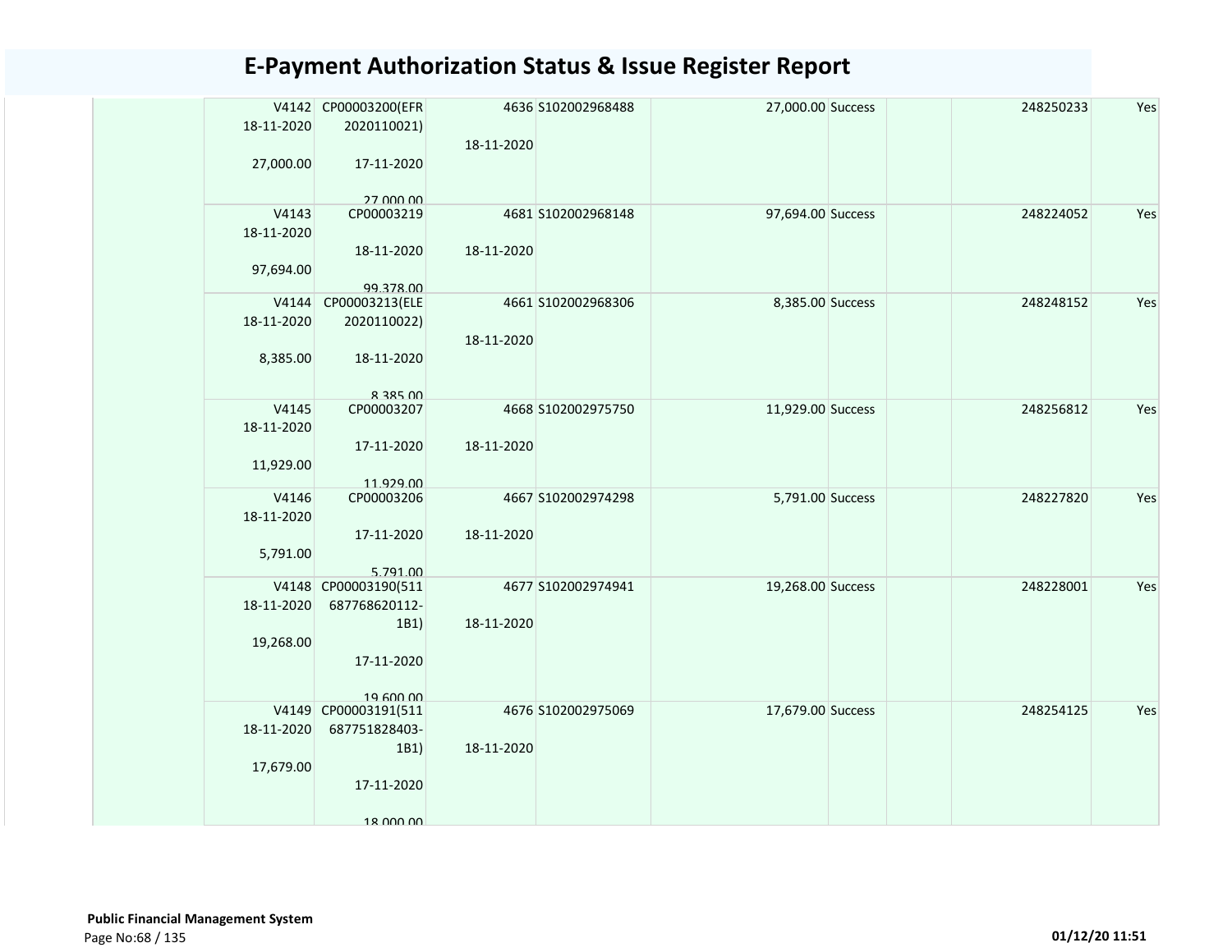# E-Payment Authorization Status & Issue Register Report

| | | | | | | | | | |
|---|---|---|---|---|---|---|---|---|---|
| | V4142 18-11-2020 27,000.00 | CP00003200(EFR 2020110021) 17-11-2020 27,000.00 | 4636 18-11-2020 | S102002968488 | 27,000.00 | Success | | 248250233 | Yes |
| | V4143 18-11-2020 97,694.00 | CP00003219 18-11-2020 99,378.00 | 4681 18-11-2020 | S102002968148 | 97,694.00 | Success | | 248224052 | Yes |
| | V4144 18-11-2020 8,385.00 | CP00003213(ELE 2020110022) 18-11-2020 8,385.00 | 4661 18-11-2020 | S102002968306 | 8,385.00 | Success | | 248248152 | Yes |
| | V4145 18-11-2020 11,929.00 | CP00003207 17-11-2020 11,929.00 | 4668 18-11-2020 | S102002975750 | 11,929.00 | Success | | 248256812 | Yes |
| | V4146 18-11-2020 5,791.00 | CP00003206 17-11-2020 5,791.00 | 4667 18-11-2020 | S102002974298 | 5,791.00 | Success | | 248227820 | Yes |
| | V4148 18-11-2020 19,268.00 | CP00003190(511 687768620112-1B1) 17-11-2020 19,600.00 | 4677 18-11-2020 | S102002974941 | 19,268.00 | Success | | 248228001 | Yes |
| | V4149 18-11-2020 17,679.00 | CP00003191(511 687751828403-1B1) 17-11-2020 18,000.00 | 4676 18-11-2020 | S102002975069 | 17,679.00 | Success | | 248254125 | Yes |

**Public Financial Management System**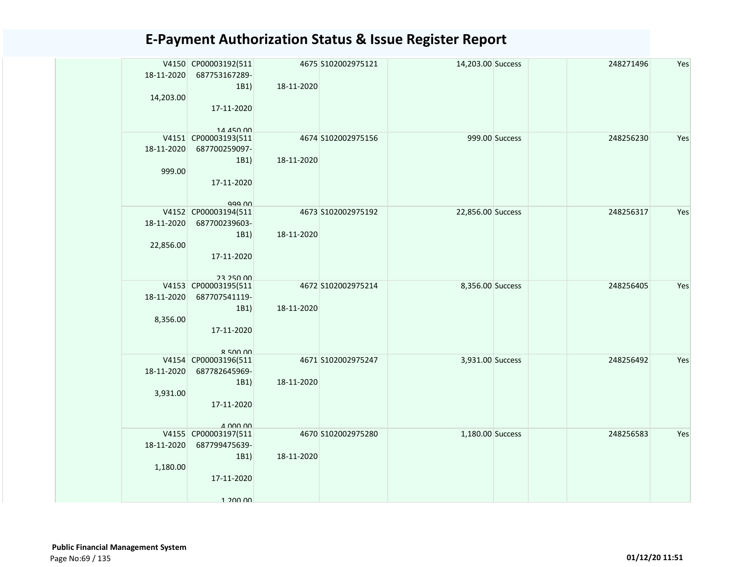# E-Payment Authorization Status & Issue Register Report

| | V4150 18-11-2020 14,203.00 | CP00003192(511 687753167289-1B1) 17-11-2020 14,450.00 | 4675 18-11-2020 | S102002975121 | 14,203.00 | Success | | | 248271496 | Yes |
|---|---|---|---|---|---|---|---|---|---|---|
| | V4151 18-11-2020 999.00 | CP00003193(511 687700259097-1B1) 17-11-2020 999.00 | 4674 18-11-2020 | S102002975156 | 999.00 | Success | | | 248256230 | Yes |
| | V4152 18-11-2020 22,856.00 | CP00003194(511 687700239603-1B1) 17-11-2020 23,250.00 | 4673 18-11-2020 | S102002975192 | 22,856.00 | Success | | | 248256317 | Yes |
| | V4153 18-11-2020 8,356.00 | CP00003195(511 687707541119-1B1) 17-11-2020 8,500.00 | 4672 18-11-2020 | S102002975214 | 8,356.00 | Success | | | 248256405 | Yes |
| | V4154 18-11-2020 3,931.00 | CP00003196(511 687782645969-1B1) 17-11-2020 4,000.00 | 4671 18-11-2020 | S102002975247 | 3,931.00 | Success | | | 248256492 | Yes |
| | V4155 18-11-2020 1,180.00 | CP00003197(511 687799475639-1B1) 17-11-2020 1,200.00 | 4670 18-11-2020 | S102002975280 | 1,180.00 | Success | | | 248256583 | Yes |

**Public Financial Management System**

01/12/20 11:51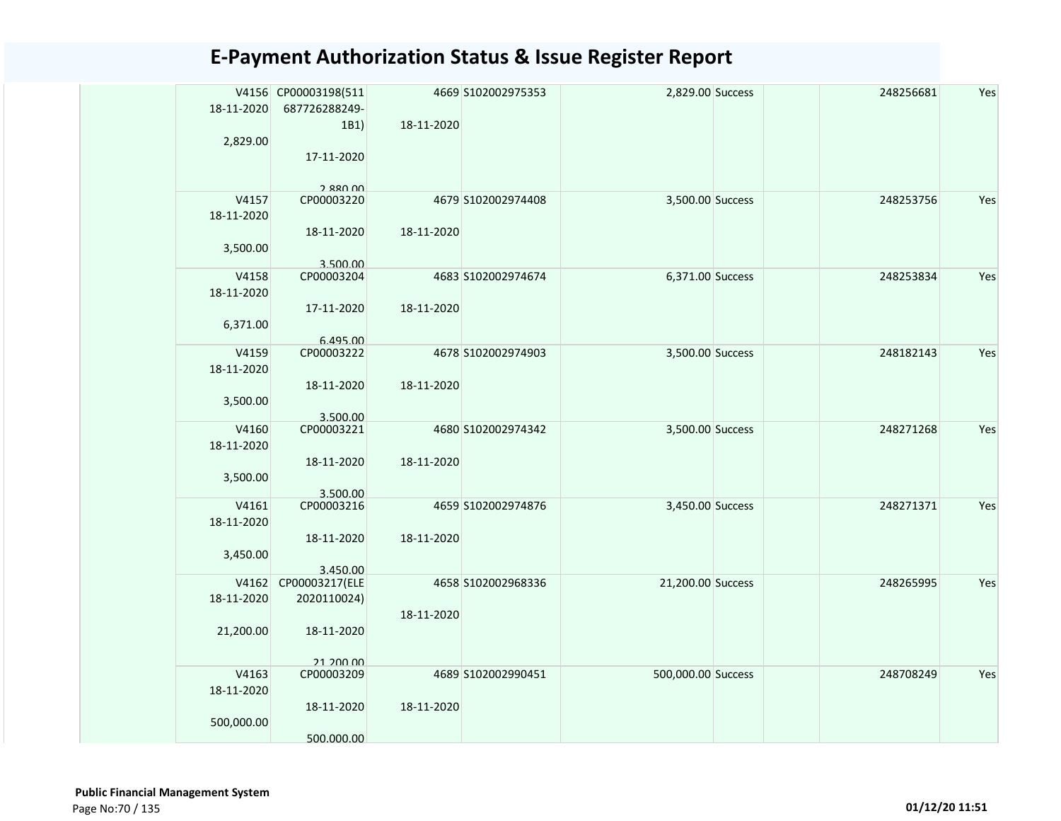# E-Payment Authorization Status & Issue Register Report

| | | | | | | | | | |
|---|---|---|---|---|---|---|---|---|---|
| | V4156 18-11-2020 2,829.00 | CP00003198(511 687726288249-1B1) 17-11-2020 2,880.00 | 4669 18-11-2020 | S102002975353 | 2,829.00 | Success | | 248256681 | Yes |
| | V4157 18-11-2020 3,500.00 | CP00003220 18-11-2020 3,500.00 | 4679 18-11-2020 | S102002974408 | 3,500.00 | Success | | 248253756 | Yes |
| | V4158 18-11-2020 6,371.00 | CP00003204 17-11-2020 6,495.00 | 4683 18-11-2020 | S102002974674 | 6,371.00 | Success | | 248253834 | Yes |
| | V4159 18-11-2020 3,500.00 | CP00003222 18-11-2020 3,500.00 | 4678 18-11-2020 | S102002974903 | 3,500.00 | Success | | 248182143 | Yes |
| | V4160 18-11-2020 3,500.00 | CP00003221 18-11-2020 3,500.00 | 4680 18-11-2020 | S102002974342 | 3,500.00 | Success | | 248271268 | Yes |
| | V4161 18-11-2020 3,450.00 | CP00003216 18-11-2020 3,450.00 | 4659 18-11-2020 | S102002974876 | 3,450.00 | Success | | 248271371 | Yes |
| | V4162 18-11-2020 21,200.00 | CP00003217(ELE 2020110024) 18-11-2020 21,200.00 | 4658 18-11-2020 | S102002968336 | 21,200.00 | Success | | 248265995 | Yes |
| | V4163 18-11-2020 500,000.00 | CP00003209 18-11-2020 500,000.00 | 4689 18-11-2020 | S102002990451 | 500,000.00 | Success | | 248708249 | Yes |

**Public Financial Management System**

01/12/20 11:51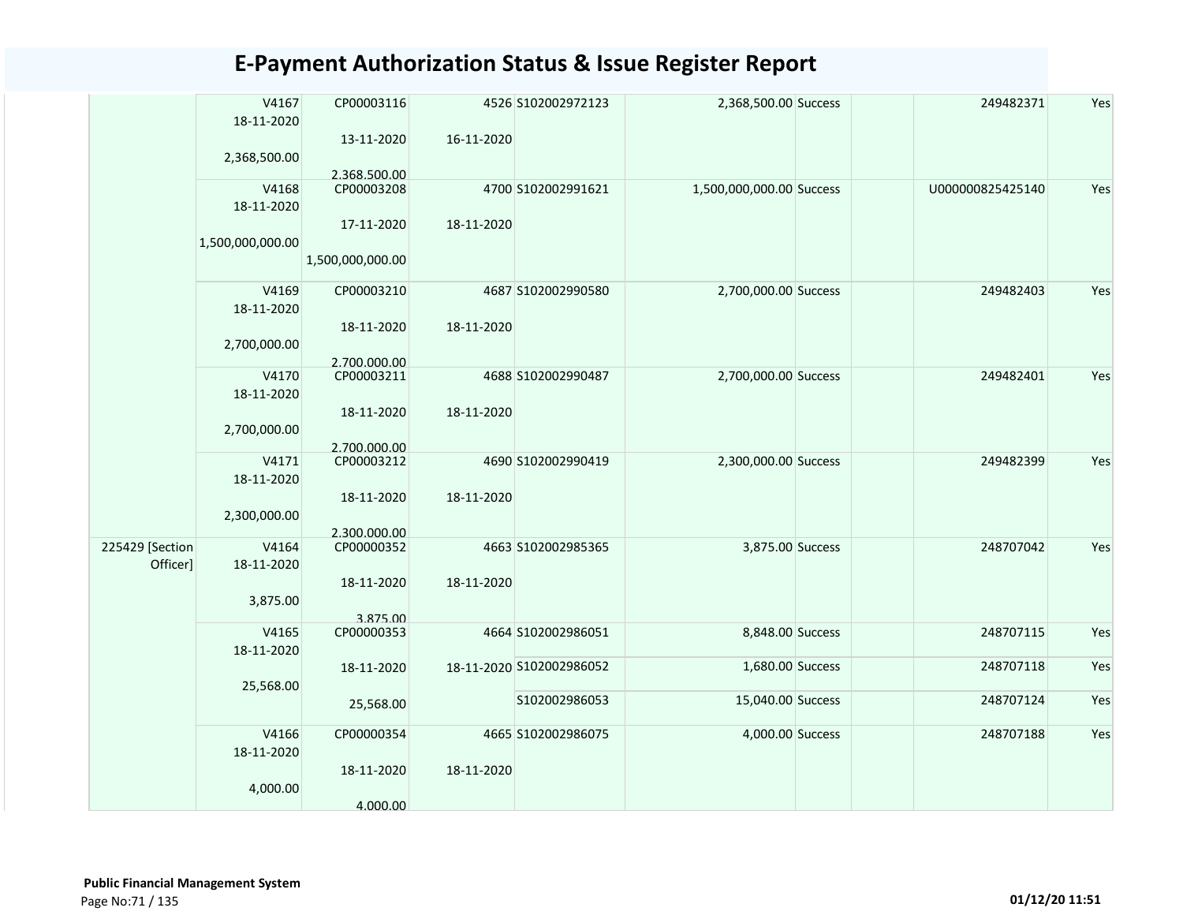# E-Payment Authorization Status & Issue Register Report

| | | | | | | | | | |
|---|---|---|---|---|---|---|---|---|---|
| | V4167 18-11-2020 2,368,500.00 | CP00003116 13-11-2020 2,368,500.00 | 4526 16-11-2020 | S102002972123 | 2,368,500.00 | Success | | 249482371 | Yes |
| | V4168 18-11-2020 1,500,000,000.00 | CP00003208 17-11-2020 1,500,000,000.00 | 4700 18-11-2020 | S102002991621 | 1,500,000,000.00 | Success | | U000000825425140 | Yes |
| | V4169 18-11-2020 2,700,000.00 | CP00003210 18-11-2020 2,700,000.00 | 4687 18-11-2020 | S102002990580 | 2,700,000.00 | Success | | 249482403 | Yes |
| | V4170 18-11-2020 2,700,000.00 | CP00003211 18-11-2020 2,700,000.00 | 4688 18-11-2020 | S102002990487 | 2,700,000.00 | Success | | 249482401 | Yes |
| | V4171 18-11-2020 2,300,000.00 | CP00003212 18-11-2020 2,300,000.00 | 4690 18-11-2020 | S102002990419 | 2,300,000.00 | Success | | 249482399 | Yes |
| 225429 [Section Officer] | V4164 18-11-2020 3,875.00 | CP00000352 18-11-2020 3,875.00 | 4663 18-11-2020 | S102002985365 | 3,875.00 | Success | | 248707042 | Yes |
| | V4165 18-11-2020 25,568.00 | CP00000353 18-11-2020 25,568.00 | 4664 18-11-2020 | S102002986051 | 8,848.00 | Success | | 248707115 | Yes |
| | | | | S102002986052 | 1,680.00 | Success | | 248707118 | Yes |
| | | | | S102002986053 | 15,040.00 | Success | | 248707124 | Yes |
| | V4166 18-11-2020 4,000.00 | CP00000354 18-11-2020 4,000.00 | 4665 18-11-2020 | S102002986075 | 4,000.00 | Success | | 248707188 | Yes |

**Public Financial Management System**

01/12/20 11:51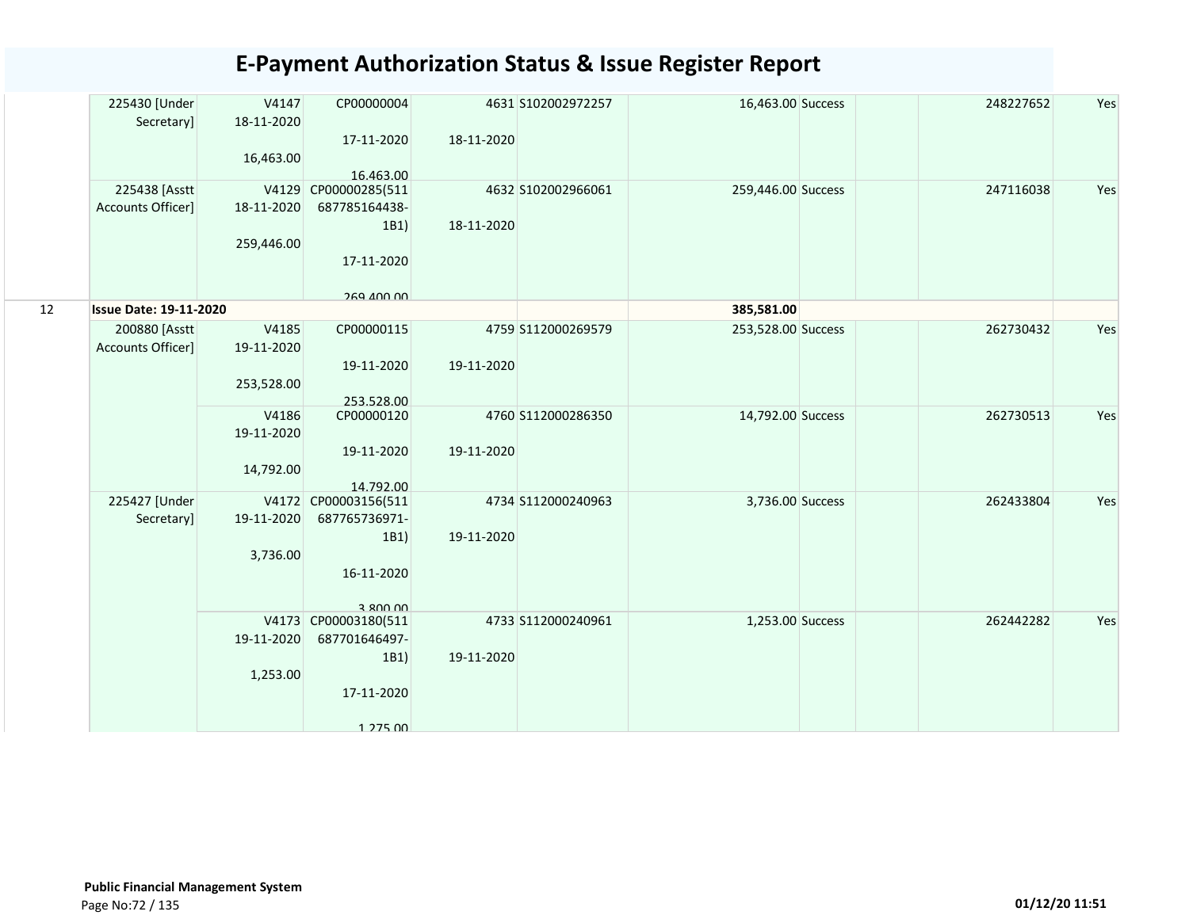# E-Payment Authorization Status & Issue Register Report

| | | | | | | | | | | | |
|---|---|---|---|---|---|---|---|---|---|---|---|
| | 225430 [Under Secretary] | V4147 18-11-2020 16,463.00 | CP00000004 17-11-2020 16,463.00 | 4631 18-11-2020 | S102002972257 | 16,463.00 | Success | | | 248227652 | Yes |
| | 225438 [Asstt Accounts Officer] | V4129 18-11-2020 259,446.00 | CP00000285(511687785164438-1B1) 17-11-2020 269,400.00 | 4632 18-11-2020 | S102002966061 | 259,446.00 | Success | | | 247116038 | Yes |
| 12 | **Issue Date: 19-11-2020** | | | | | **385,581.00** | | | | | |
| | 200880 [Asstt Accounts Officer] | V4185 19-11-2020 253,528.00 | CP00000115 19-11-2020 253,528.00 | 4759 19-11-2020 | S112000269579 | 253,528.00 | Success | | | 262730432 | Yes |
| | | V4186 19-11-2020 14,792.00 | CP00000120 19-11-2020 14,792.00 | 4760 19-11-2020 | S112000286350 | 14,792.00 | Success | | | 262730513 | Yes |
| | 225427 [Under Secretary] | V4172 19-11-2020 3,736.00 | CP00003156(511687765736971-1B1) 16-11-2020 3,800.00 | 4734 19-11-2020 | S112000240963 | 3,736.00 | Success | | | 262433804 | Yes |
| | | V4173 19-11-2020 1,253.00 | CP00003180(511687701646497-1B1) 17-11-2020 1,275.00 | 4733 19-11-2020 | S112000240961 | 1,253.00 | Success | | | 262442282 | Yes |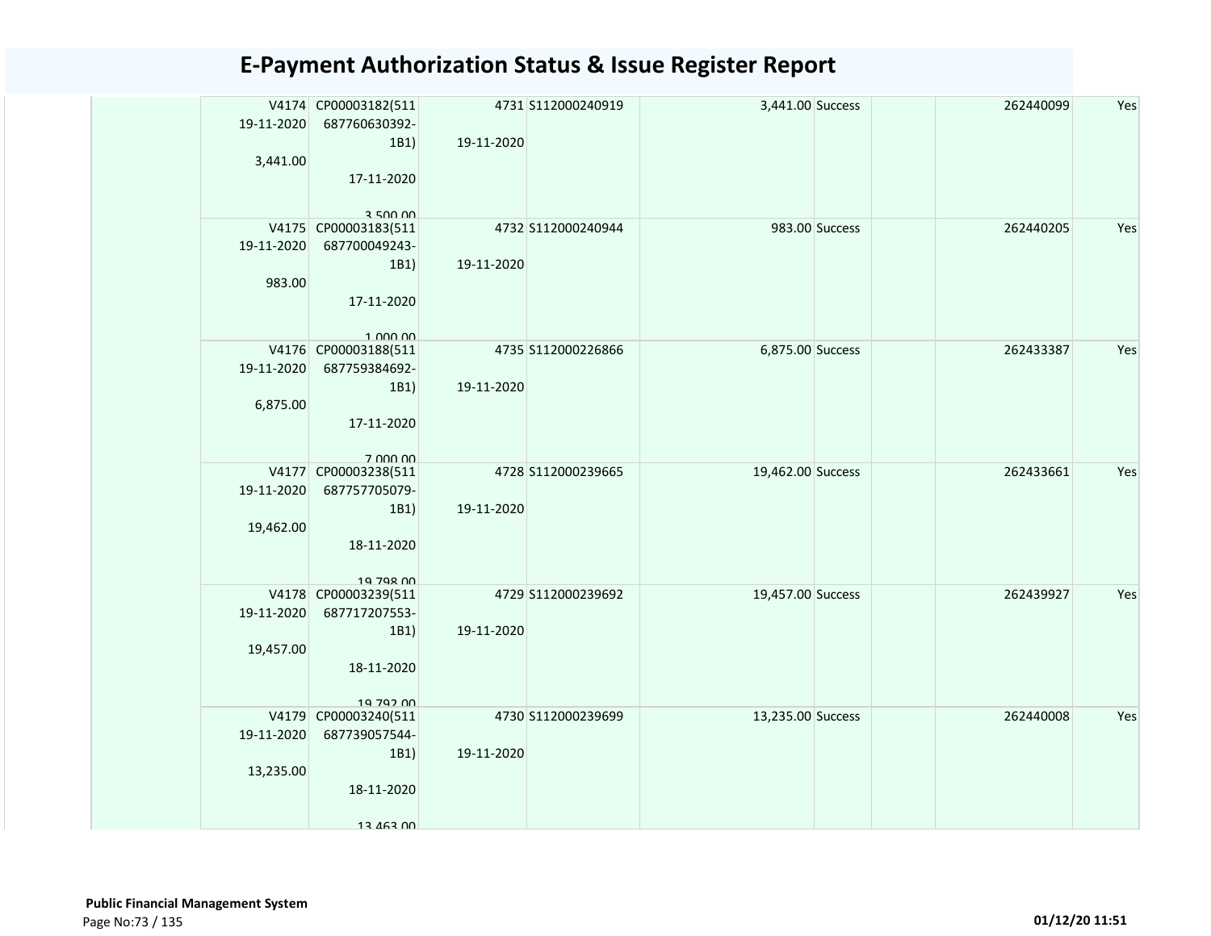# E-Payment Authorization Status & Issue Register Report

| | V4174 19-11-2020 3,441.00 | CP00003182(511 687760630392-1B1) 17-11-2020 3,500.00 | 4731 19-11-2020 | S112000240919 | 3,441.00 | Success | | 262440099 | Yes |
|---|---|---|---|---|---|---|---|---|---|
| | V4175 19-11-2020 983.00 | CP00003183(511 687700049243-1B1) 17-11-2020 1,000.00 | 4732 19-11-2020 | S112000240944 | 983.00 | Success | | 262440205 | Yes |
| | V4176 19-11-2020 6,875.00 | CP00003188(511 687759384692-1B1) 17-11-2020 7,000.00 | 4735 19-11-2020 | S112000226866 | 6,875.00 | Success | | 262433387 | Yes |
| | V4177 19-11-2020 19,462.00 | CP00003238(511 687757705079-1B1) 18-11-2020 19,798.00 | 4728 19-11-2020 | S112000239665 | 19,462.00 | Success | | 262433661 | Yes |
| | V4178 19-11-2020 19,457.00 | CP00003239(511 687717207553-1B1) 18-11-2020 19,792.00 | 4729 19-11-2020 | S112000239692 | 19,457.00 | Success | | 262439927 | Yes |
| | V4179 19-11-2020 13,235.00 | CP00003240(511 687739057544-1B1) 18-11-2020 13,463.00 | 4730 19-11-2020 | S112000239699 | 13,235.00 | Success | | 262440008 | Yes |

**Public Financial Management System**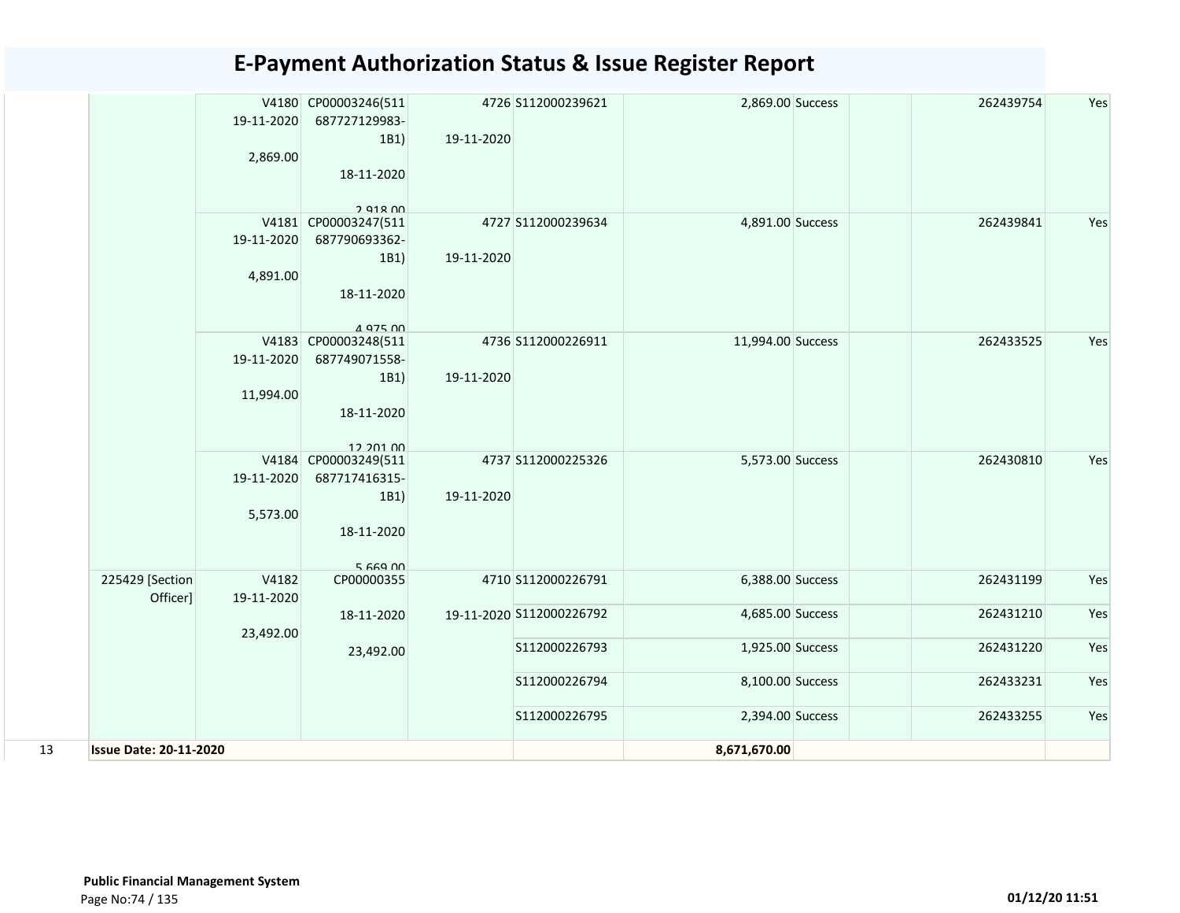# E-Payment Authorization Status & Issue Register Report

| | | | | | | | | | | | |
|---|---|---|---|---|---|---|---|---|---|---|---|
| | | V4180 19-11-2020 2,869.00 | CP00003246(511 687727129983-1B1) 18-11-2020 2,918.00 | 4726 19-11-2020 | S112000239621 | 2,869.00 | Success | | | 262439754 | Yes |
| | | V4181 19-11-2020 4,891.00 | CP00003247(511 687790693362-1B1) 18-11-2020 4,975.00 | 4727 19-11-2020 | S112000239634 | 4,891.00 | Success | | | 262439841 | Yes |
| | | V4183 19-11-2020 11,994.00 | CP00003248(511 687749071558-1B1) 18-11-2020 12,201.00 | 4736 19-11-2020 | S112000226911 | 11,994.00 | Success | | | 262433525 | Yes |
| | | V4184 19-11-2020 5,573.00 | CP00003249(511 687717416315-1B1) 18-11-2020 5,669.00 | 4737 19-11-2020 | S112000225326 | 5,573.00 | Success | | | 262430810 | Yes |
| | 225429 [Section Officer] | V4182 19-11-2020 23,492.00 | CP00000355 18-11-2020 23,492.00 | 4710 19-11-2020 | S112000226791 | 6,388.00 | Success | | | 262431199 | Yes |
| | | | | | S112000226792 | 4,685.00 | Success | | | 262431210 | Yes |
| | | | | | S112000226793 | 1,925.00 | Success | | | 262431220 | Yes |
| | | | | | S112000226794 | 8,100.00 | Success | | | 262433231 | Yes |
| | | | | | S112000226795 | 2,394.00 | Success | | | 262433255 | Yes |
| 13 | **Issue Date: 20-11-2020** | | | | | **8,671,670.00** | | | | | |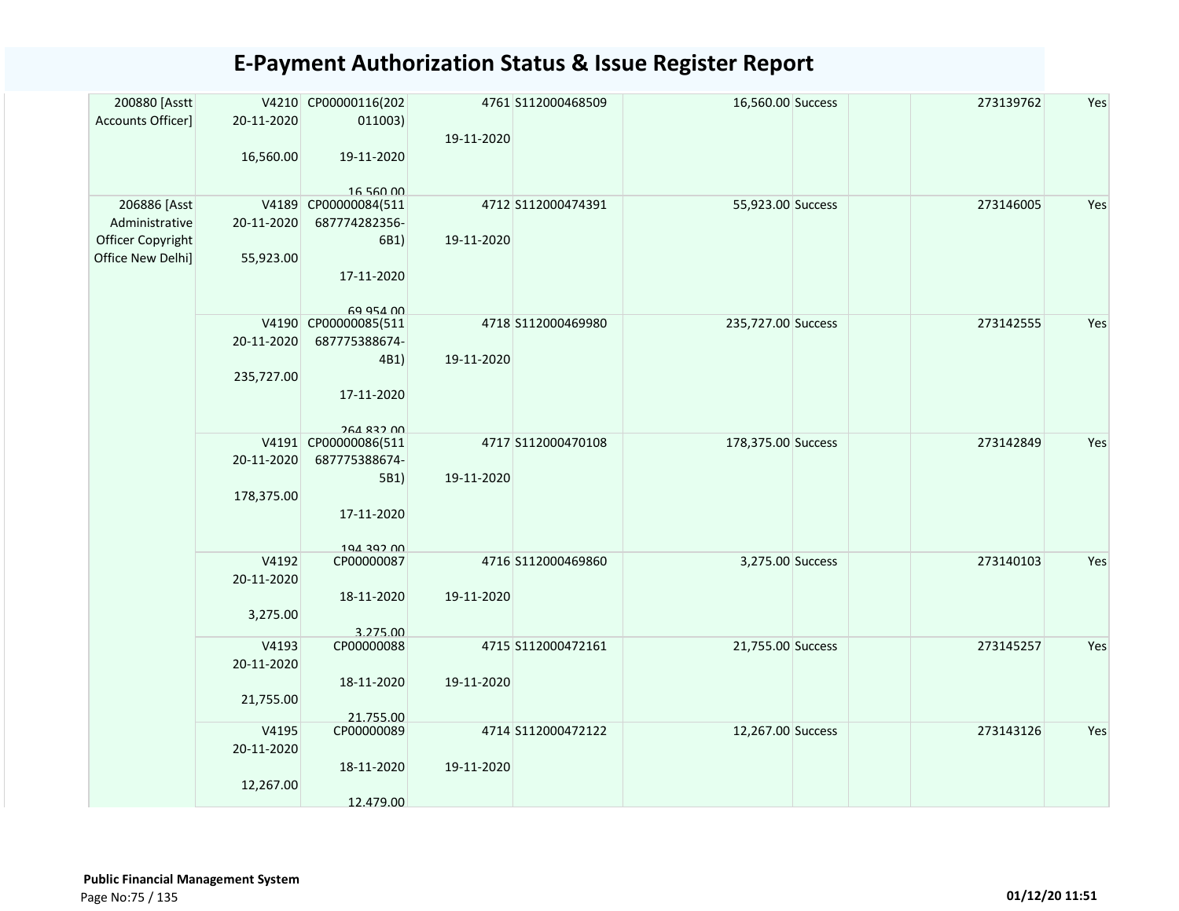# E-Payment Authorization Status & Issue Register Report

| | | | | | | | | | |
|---|---|---|---|---|---|---|---|---|---|
| 200880 [Asstt Accounts Officer] | V4210 20-11-2020 16,560.00 | CP00000116(202011003) 19-11-2020 16,560.00 | 4761 19-11-2020 | S112000468509 | 16,560.00 | Success | | 273139762 | Yes |
| 206886 [Asst Administrative Officer Copyright Office New Delhi] | V4189 20-11-2020 55,923.00 | CP00000084(511687774282356-6B1) 17-11-2020 69,954.00 | 4712 19-11-2020 | S112000474391 | 55,923.00 | Success | | 273146005 | Yes |
| | V4190 20-11-2020 235,727.00 | CP00000085(511687775388674-4B1) 17-11-2020 264,832.00 | 4718 19-11-2020 | S112000469980 | 235,727.00 | Success | | 273142555 | Yes |
| | V4191 20-11-2020 178,375.00 | CP00000086(511687775388674-5B1) 17-11-2020 194,392.00 | 4717 19-11-2020 | S112000470108 | 178,375.00 | Success | | 273142849 | Yes |
| | V4192 20-11-2020 3,275.00 | CP00000087 18-11-2020 3,275.00 | 4716 19-11-2020 | S112000469860 | 3,275.00 | Success | | 273140103 | Yes |
| | V4193 20-11-2020 21,755.00 | CP00000088 18-11-2020 21,755.00 | 4715 19-11-2020 | S112000472161 | 21,755.00 | Success | | 273145257 | Yes |
| | V4195 20-11-2020 12,267.00 | CP00000089 18-11-2020 12,479.00 | 4714 19-11-2020 | S112000472122 | 12,267.00 | Success | | 273143126 | Yes |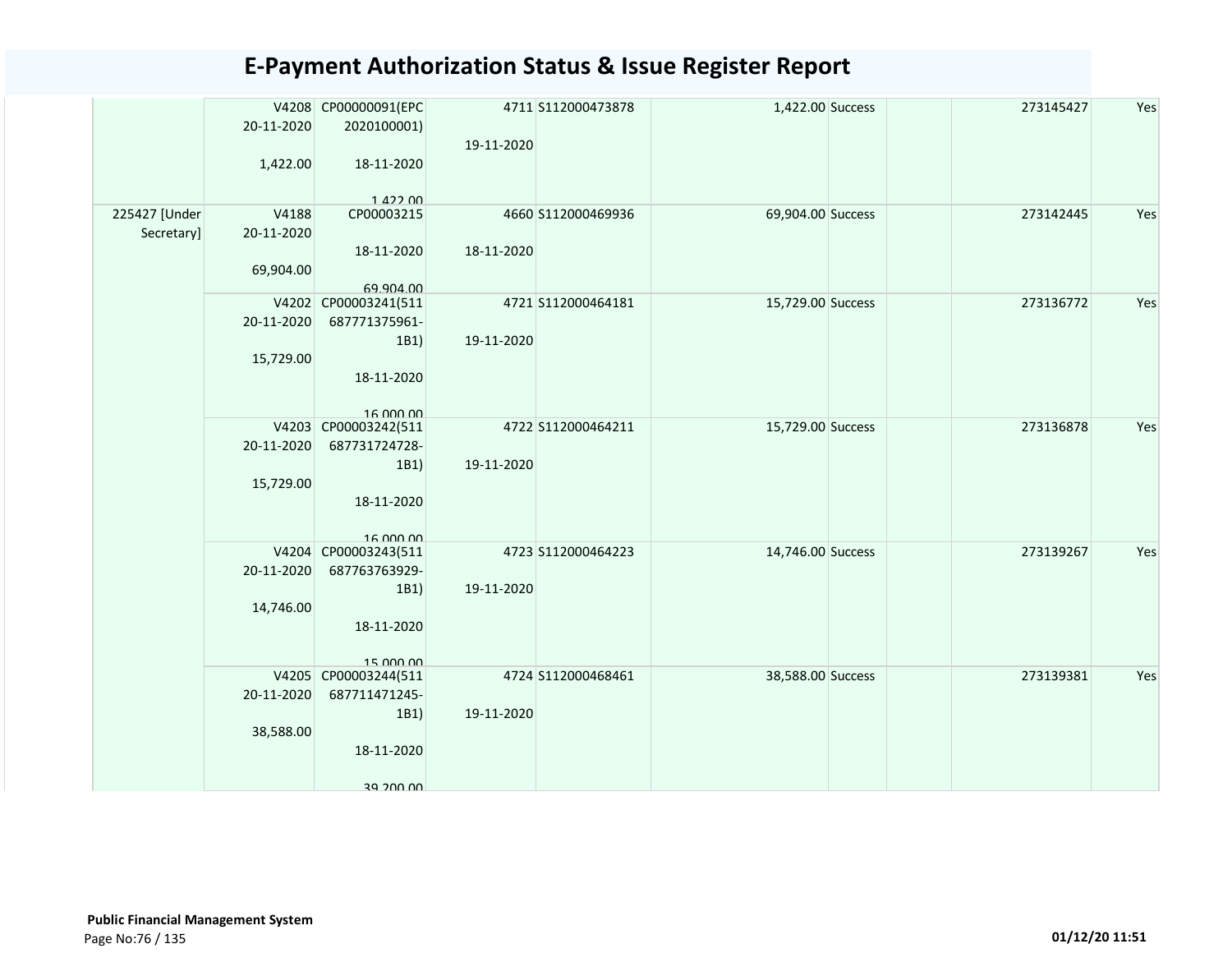# E-Payment Authorization Status & Issue Register Report

| | | | | | | | | | | |
|---|---|---|---|---|---|---|---|---|---|---|
| | V4208 20-11-2020 1,422.00 | CP00000091(EPC 2020100001) 18-11-2020 1,422.00 | 4711 19-11-2020 | S112000473878 | 1,422.00 | Success | | | 273145427 | Yes |
| 225427 [Under Secretary] | V4188 20-11-2020 69,904.00 | CP00003215 18-11-2020 69,904.00 | 4660 18-11-2020 | S112000469936 | 69,904.00 | Success | | | 273142445 | Yes |
| | V4202 20-11-2020 15,729.00 | CP00003241(511 687771375961-1B1) 18-11-2020 16,000.00 | 4721 19-11-2020 | S112000464181 | 15,729.00 | Success | | | 273136772 | Yes |
| | V4203 20-11-2020 15,729.00 | CP00003242(511 687731724728-1B1) 18-11-2020 16,000.00 | 4722 19-11-2020 | S112000464211 | 15,729.00 | Success | | | 273136878 | Yes |
| | V4204 20-11-2020 14,746.00 | CP00003243(511 687763763929-1B1) 18-11-2020 15,000.00 | 4723 19-11-2020 | S112000464223 | 14,746.00 | Success | | | 273139267 | Yes |
| | V4205 20-11-2020 38,588.00 | CP00003244(511 687711471245-1B1) 18-11-2020 39,200.00 | 4724 19-11-2020 | S112000468461 | 38,588.00 | Success | | | 273139381 | Yes |

**Public Financial Management System**

01/12/20 11:51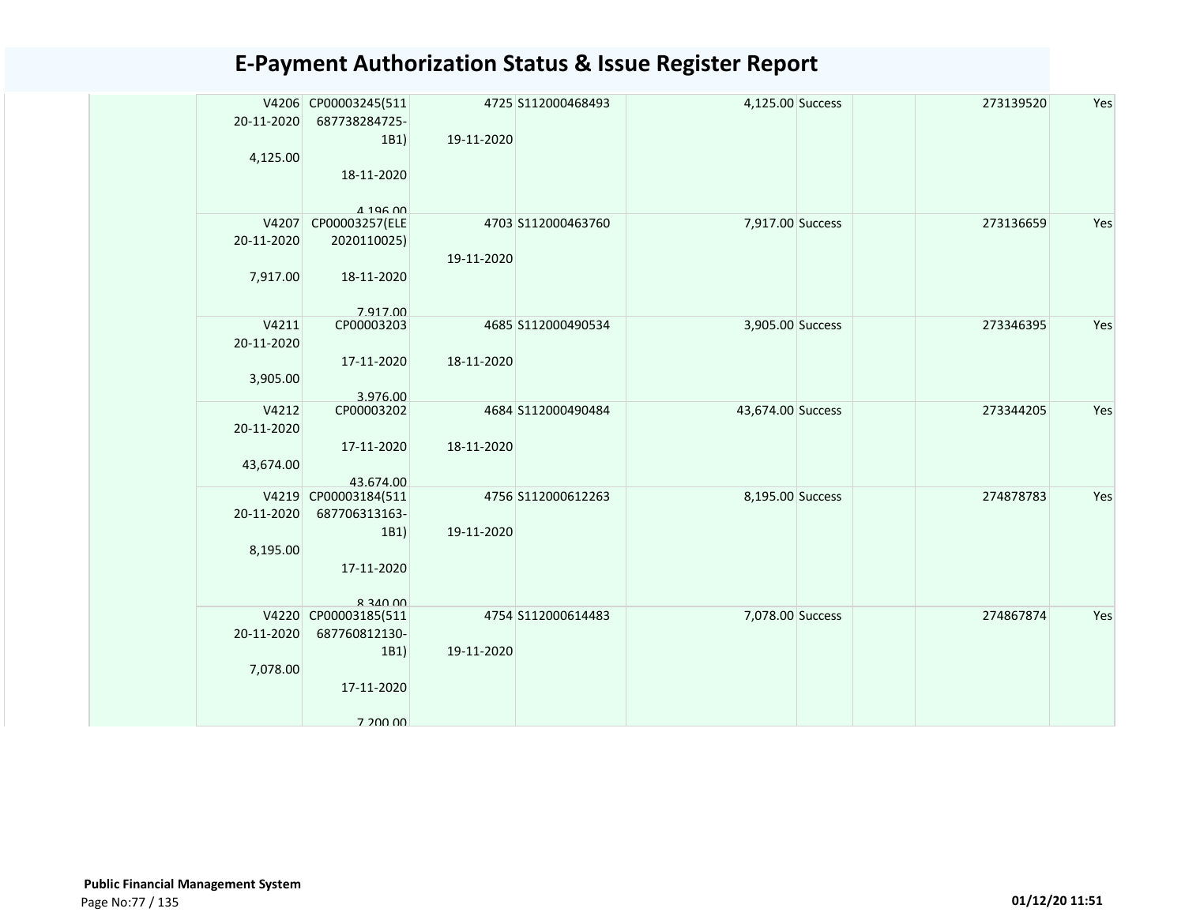# E-Payment Authorization Status & Issue Register Report

| | | | | | | | | | |
|---|---|---|---|---|---|---|---|---|---|
| | V4206 20-11-2020 4,125.00 | CP00003245(511 687738284725-1B1) 18-11-2020 4,196.00 | 4725 19-11-2020 | S112000468493 | 4,125.00 | Success | | 273139520 | Yes |
| | V4207 20-11-2020 7,917.00 | CP00003257(ELE 2020110025) 18-11-2020 7,917.00 | 4703 19-11-2020 | S112000463760 | 7,917.00 | Success | | 273136659 | Yes |
| | V4211 20-11-2020 3,905.00 | CP00003203 17-11-2020 3,976.00 | 4685 18-11-2020 | S112000490534 | 3,905.00 | Success | | 273346395 | Yes |
| | V4212 20-11-2020 43,674.00 | CP00003202 17-11-2020 43,674.00 | 4684 18-11-2020 | S112000490484 | 43,674.00 | Success | | 273344205 | Yes |
| | V4219 20-11-2020 8,195.00 | CP00003184(511 687706313163-1B1) 17-11-2020 8,340.00 | 4756 19-11-2020 | S112000612263 | 8,195.00 | Success | | 274878783 | Yes |
| | V4220 20-11-2020 7,078.00 | CP00003185(511 687760812130-1B1) 17-11-2020 7,200.00 | 4754 19-11-2020 | S112000614483 | 7,078.00 | Success | | 274867874 | Yes |

**Public Financial Management System**

01/12/20 11:51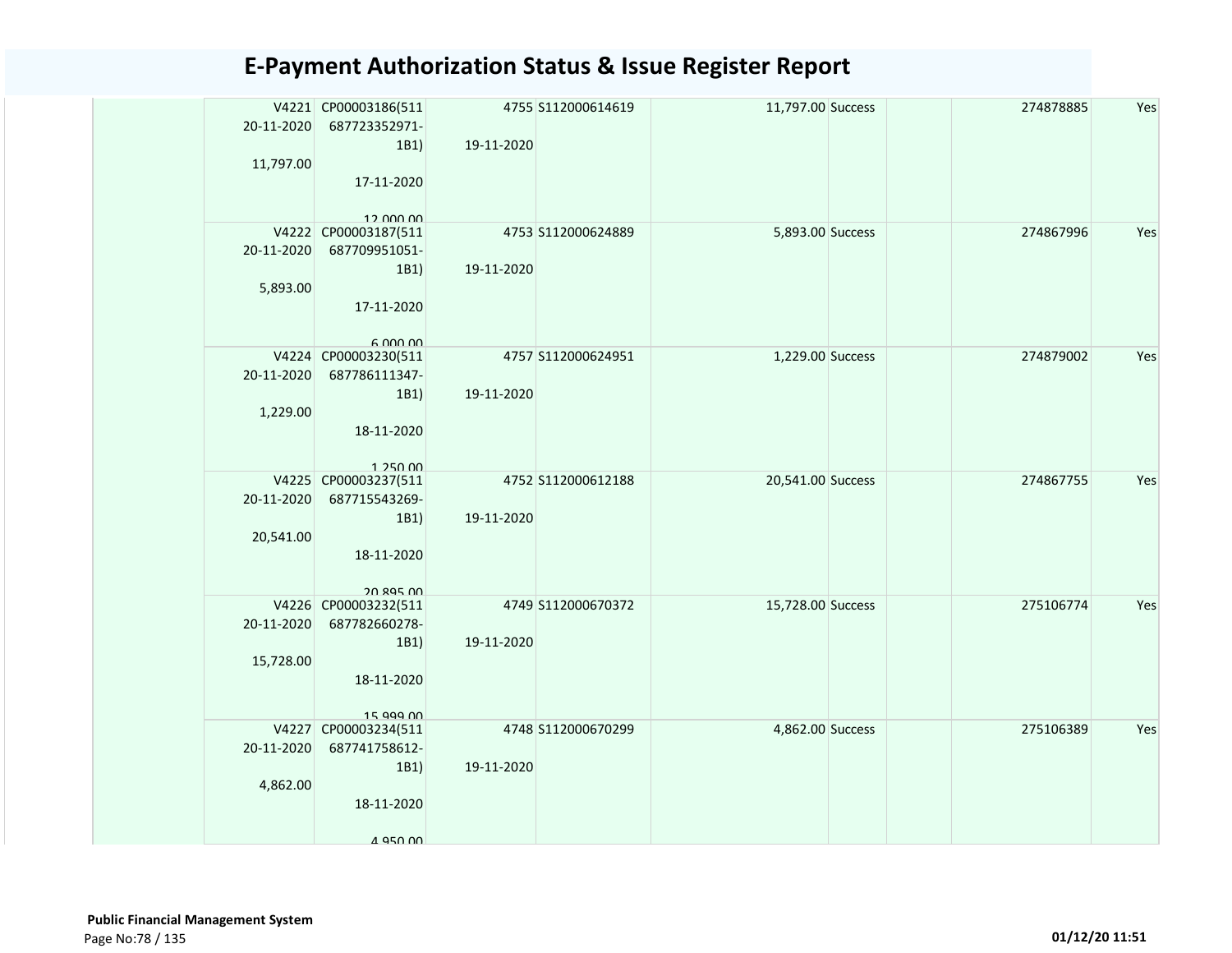# E-Payment Authorization Status & Issue Register Report

| | | | | | | | | | |
|---|---|---|---|---|---|---|---|---|---|
| | V4221 20-11-2020 11,797.00 | CP00003186(511 687723352971-1B1) 17-11-2020 12,000.00 | 4755 19-11-2020 | S112000614619 | 11,797.00 | Success | | 274878885 | Yes |
| | V4222 20-11-2020 5,893.00 | CP00003187(511 687709951051-1B1) 17-11-2020 6,000.00 | 4753 19-11-2020 | S112000624889 | 5,893.00 | Success | | 274867996 | Yes |
| | V4224 20-11-2020 1,229.00 | CP00003230(511 687786111347-1B1) 18-11-2020 1,250.00 | 4757 19-11-2020 | S112000624951 | 1,229.00 | Success | | 274879002 | Yes |
| | V4225 20-11-2020 20,541.00 | CP00003237(511 687715543269-1B1) 18-11-2020 20,895.00 | 4752 19-11-2020 | S112000612188 | 20,541.00 | Success | | 274867755 | Yes |
| | V4226 20-11-2020 15,728.00 | CP00003232(511 687782660278-1B1) 18-11-2020 15,999.00 | 4749 19-11-2020 | S112000670372 | 15,728.00 | Success | | 275106774 | Yes |
| | V4227 20-11-2020 4,862.00 | CP00003234(511 687741758612-1B1) 18-11-2020 4,950.00 | 4748 19-11-2020 | S112000670299 | 4,862.00 | Success | | 275106389 | Yes |

**Public Financial Management System**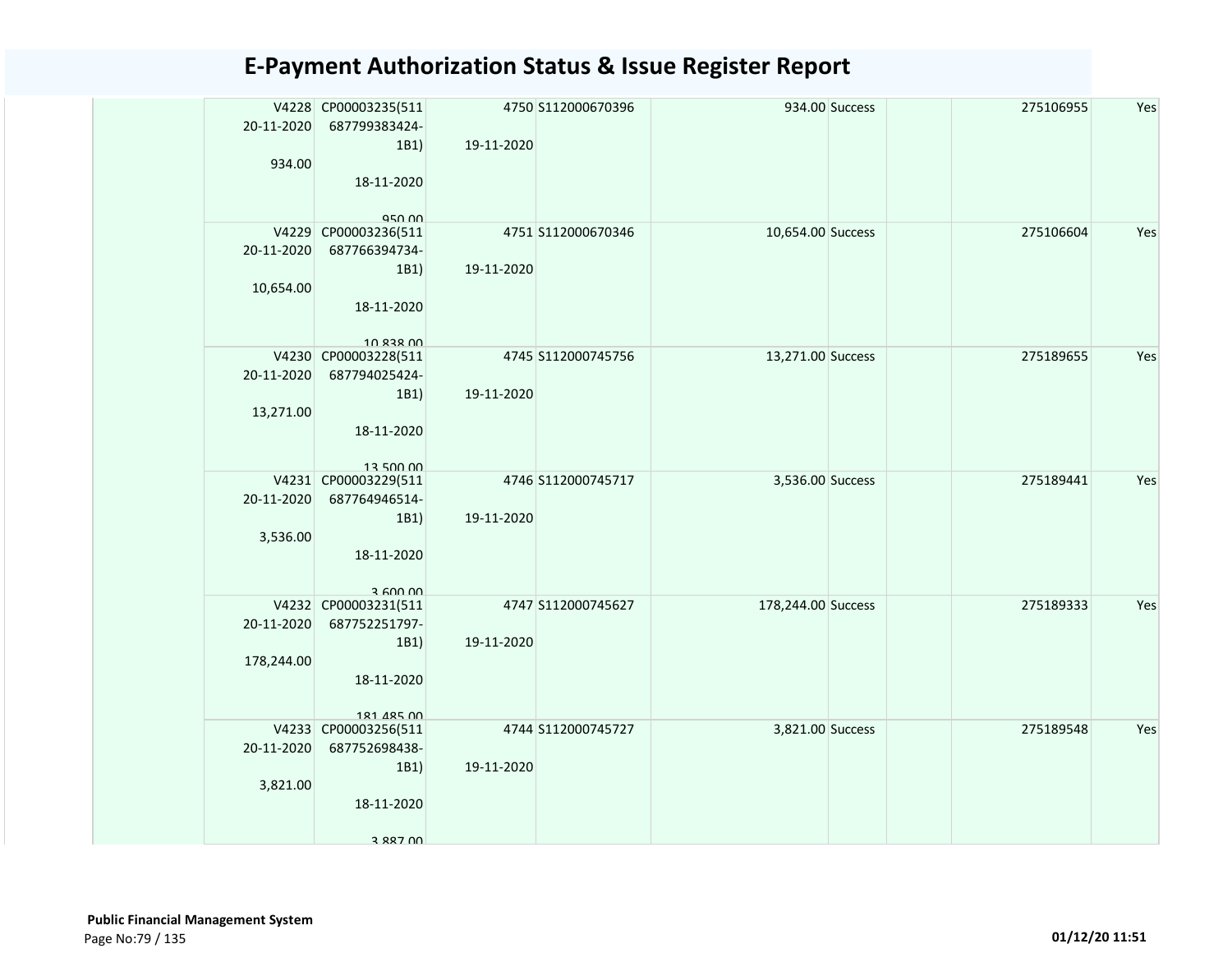# E-Payment Authorization Status & Issue Register Report

| | | | | | | | | | |
|---|---|---|---|---|---|---|---|---|---|
| | V4228 20-11-2020 934.00 | CP00003235(511 687799383424-1B1) 18-11-2020 950.00 | 4750 19-11-2020 | S112000670396 | 934.00 | Success | | 275106955 | Yes |
| | V4229 20-11-2020 10,654.00 | CP00003236(511 687766394734-1B1) 18-11-2020 10,838.00 | 4751 19-11-2020 | S112000670346 | 10,654.00 | Success | | 275106604 | Yes |
| | V4230 20-11-2020 13,271.00 | CP00003228(511 687794025424-1B1) 18-11-2020 13,500.00 | 4745 19-11-2020 | S112000745756 | 13,271.00 | Success | | 275189655 | Yes |
| | V4231 20-11-2020 3,536.00 | CP00003229(511 687764946514-1B1) 18-11-2020 3,600.00 | 4746 19-11-2020 | S112000745717 | 3,536.00 | Success | | 275189441 | Yes |
| | V4232 20-11-2020 178,244.00 | CP00003231(511 687752251797-1B1) 18-11-2020 181,485.00 | 4747 19-11-2020 | S112000745627 | 178,244.00 | Success | | 275189333 | Yes |
| | V4233 20-11-2020 3,821.00 | CP00003256(511 687752698438-1B1) 18-11-2020 3,887.00 | 4744 19-11-2020 | S112000745727 | 3,821.00 | Success | | 275189548 | Yes |

**Public Financial Management System**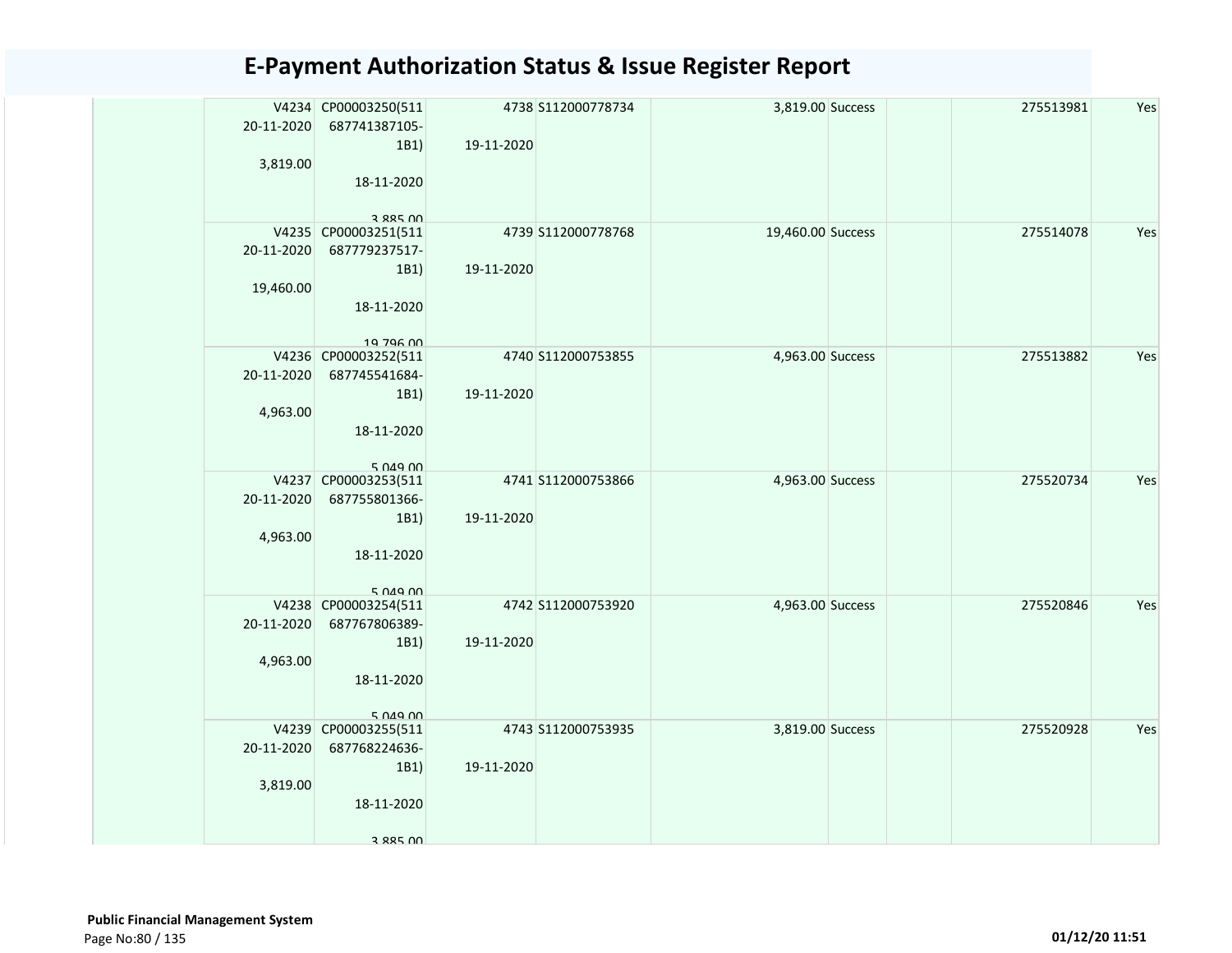# E-Payment Authorization Status & Issue Register Report

| | | | | | | | | | |
|---|---|---|---|---|---|---|---|---|---|
| | V4234<br>20-11-2020<br><br>3,819.00 | CP00003250(511<br>687741387105-<br>1B1)<br><br>18-11-2020<br><br>3,885.00 | 4738<br><br>19-11-2020 | S112000778734 | 3,819.00 | Success | | 275513981 | Yes |
| | V4235<br>20-11-2020<br><br>19,460.00 | CP00003251(511<br>687779237517-<br>1B1)<br><br>18-11-2020<br><br>19,796.00 | 4739<br><br>19-11-2020 | S112000778768 | 19,460.00 | Success | | 275514078 | Yes |
| | V4236<br>20-11-2020<br><br>4,963.00 | CP00003252(511<br>687745541684-<br>1B1)<br><br>18-11-2020<br><br>5,049.00 | 4740<br><br>19-11-2020 | S112000753855 | 4,963.00 | Success | | 275513882 | Yes |
| | V4237<br>20-11-2020<br><br>4,963.00 | CP00003253(511<br>687755801366-<br>1B1)<br><br>18-11-2020<br><br>5,049.00 | 4741<br><br>19-11-2020 | S112000753866 | 4,963.00 | Success | | 275520734 | Yes |
| | V4238<br>20-11-2020<br><br>4,963.00 | CP00003254(511<br>687767806389-<br>1B1)<br><br>18-11-2020<br><br>5,049.00 | 4742<br><br>19-11-2020 | S112000753920 | 4,963.00 | Success | | 275520846 | Yes |
| | V4239<br>20-11-2020<br><br>3,819.00 | CP00003255(511<br>687768224636-<br>1B1)<br><br>18-11-2020<br><br>3,885.00 | 4743<br><br>19-11-2020 | S112000753935 | 3,819.00 | Success | | 275520928 | Yes |

**Public Financial Management System**

01/12/20 11:51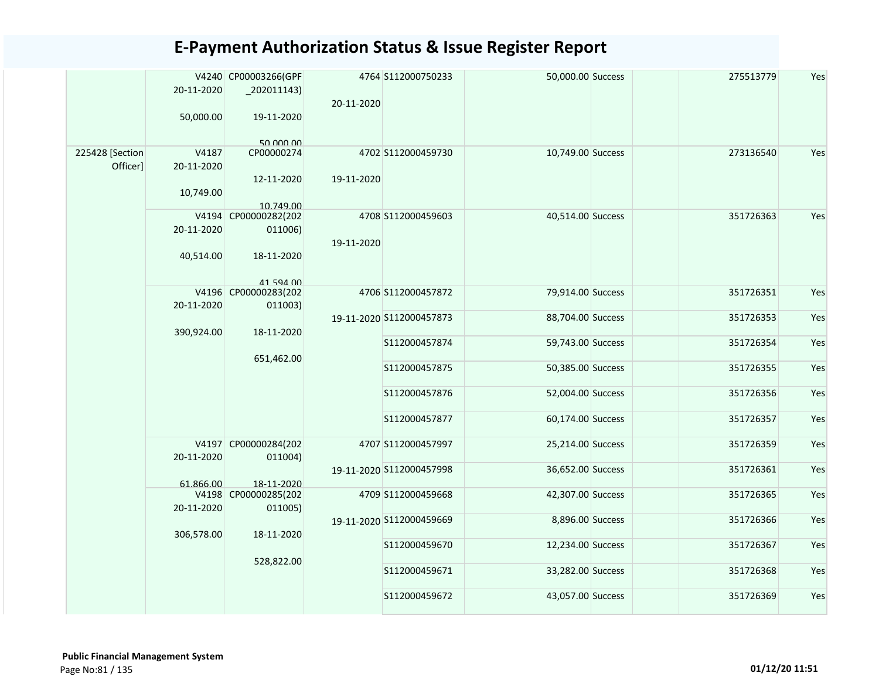# E-Payment Authorization Status & Issue Register Report

| | | | | | | | | | |
|---|---|---|---|---|---|---|---|---|---|
| | V4240 20-11-2020 50,000.00 | CP00003266(GPF _202011143) 19-11-2020 50,000.00 | 4764 20-11-2020 | S112000750233 | 50,000.00 | Success | | 275513779 | Yes |
| 225428 [Section Officer] | V4187 20-11-2020 10,749.00 | CP00000274 12-11-2020 10,749.00 | 4702 19-11-2020 | S112000459730 | 10,749.00 | Success | | 273136540 | Yes |
| | V4194 20-11-2020 40,514.00 | CP00000282(202 011006) 18-11-2020 41,594.00 | 4708 19-11-2020 | S112000459603 | 40,514.00 | Success | | 351726363 | Yes |
| | V4196 20-11-2020 390,924.00 | CP00000283(202 011003) 18-11-2020 651,462.00 | 4706 19-11-2020 | S112000457872 | 79,914.00 | Success | | 351726351 | Yes |
| | | | | S112000457873 | 88,704.00 | Success | | 351726353 | Yes |
| | | | | S112000457874 | 59,743.00 | Success | | 351726354 | Yes |
| | | | | S112000457875 | 50,385.00 | Success | | 351726355 | Yes |
| | | | | S112000457876 | 52,004.00 | Success | | 351726356 | Yes |
| | | | | S112000457877 | 60,174.00 | Success | | 351726357 | Yes |
| | V4197 20-11-2020 61,866.00 | CP00000284(202 011004) 18-11-2020 | 4707 19-11-2020 | S112000457997 | 25,214.00 | Success | | 351726359 | Yes |
| | | | | S112000457998 | 36,652.00 | Success | | 351726361 | Yes |
| | V4198 20-11-2020 306,578.00 | CP00000285(202 011005) 18-11-2020 528,822.00 | 4709 19-11-2020 | S112000459668 | 42,307.00 | Success | | 351726365 | Yes |
| | | | | S112000459669 | 8,896.00 | Success | | 351726366 | Yes |
| | | | | S112000459670 | 12,234.00 | Success | | 351726367 | Yes |
| | | | | S112000459671 | 33,282.00 | Success | | 351726368 | Yes |
| | | | | S112000459672 | 43,057.00 | Success | | 351726369 | Yes |

**Public Financial Management System**

01/12/20 11:51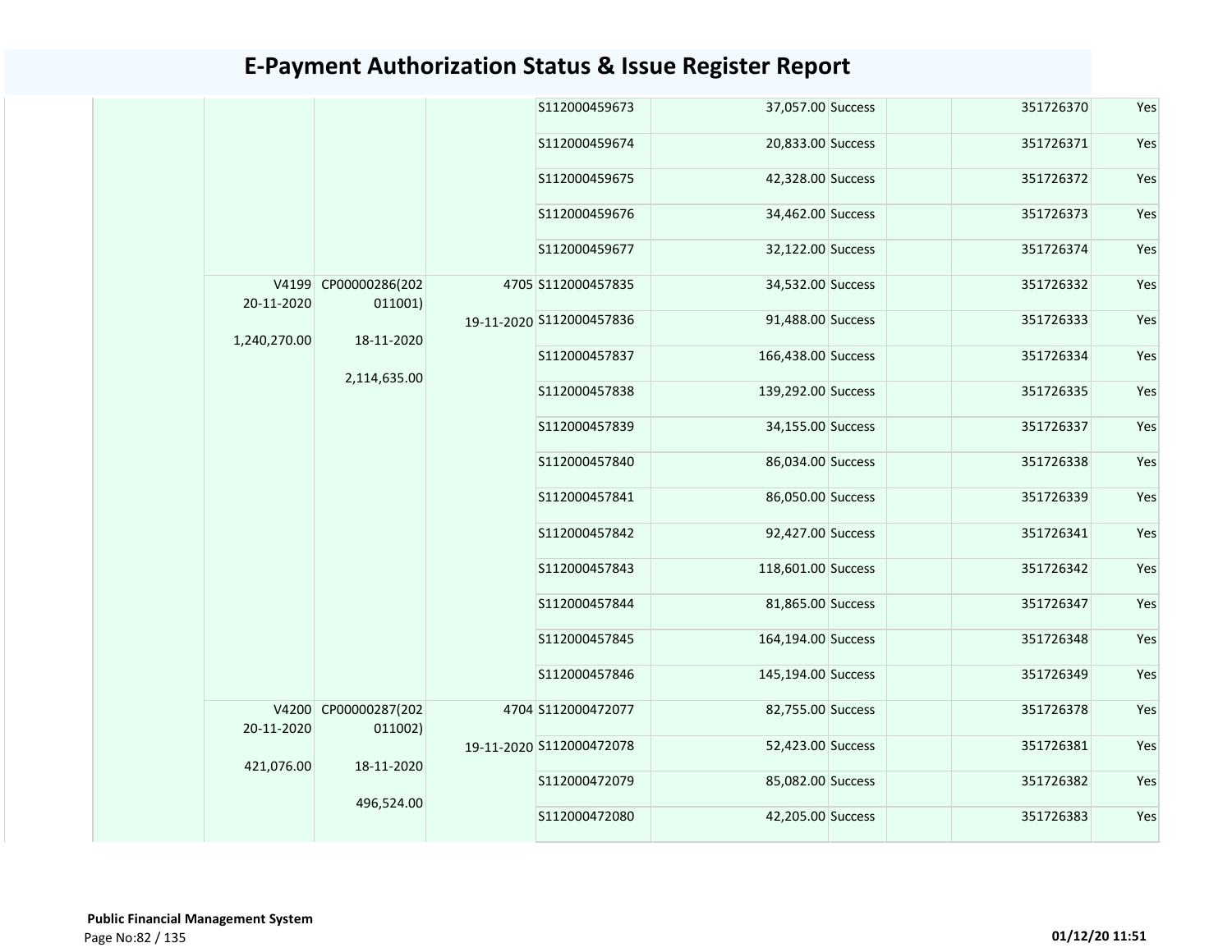# E-Payment Authorization Status & Issue Register Report

| | | | | | | | | | |
|---|---|---|---|---|---|---|---|---|---|
| | | | | S112000459673 | 37,057.00 | Success | | 351726370 | Yes |
| | | | | S112000459674 | 20,833.00 | Success | | 351726371 | Yes |
| | | | | S112000459675 | 42,328.00 | Success | | 351726372 | Yes |
| | | | | S112000459676 | 34,462.00 | Success | | 351726373 | Yes |
| | | | | S112000459677 | 32,122.00 | Success | | 351726374 | Yes |
| | V4199 20-11-2020 1,240,270.00 | CP00000286(202011001) 18-11-2020 2,114,635.00 | 4705 19-11-2020 | S112000457835 | 34,532.00 | Success | | 351726332 | Yes |
| | | | | S112000457836 | 91,488.00 | Success | | 351726333 | Yes |
| | | | | S112000457837 | 166,438.00 | Success | | 351726334 | Yes |
| | | | | S112000457838 | 139,292.00 | Success | | 351726335 | Yes |
| | | | | S112000457839 | 34,155.00 | Success | | 351726337 | Yes |
| | | | | S112000457840 | 86,034.00 | Success | | 351726338 | Yes |
| | | | | S112000457841 | 86,050.00 | Success | | 351726339 | Yes |
| | | | | S112000457842 | 92,427.00 | Success | | 351726341 | Yes |
| | | | | S112000457843 | 118,601.00 | Success | | 351726342 | Yes |
| | | | | S112000457844 | 81,865.00 | Success | | 351726347 | Yes |
| | | | | S112000457845 | 164,194.00 | Success | | 351726348 | Yes |
| | | | | S112000457846 | 145,194.00 | Success | | 351726349 | Yes |
| | V4200 20-11-2020 421,076.00 | CP00000287(202011002) 18-11-2020 496,524.00 | 4704 19-11-2020 | S112000472077 | 82,755.00 | Success | | 351726378 | Yes |
| | | | | S112000472078 | 52,423.00 | Success | | 351726381 | Yes |
| | | | | S112000472079 | 85,082.00 | Success | | 351726382 | Yes |
| | | | | S112000472080 | 42,205.00 | Success | | 351726383 | Yes |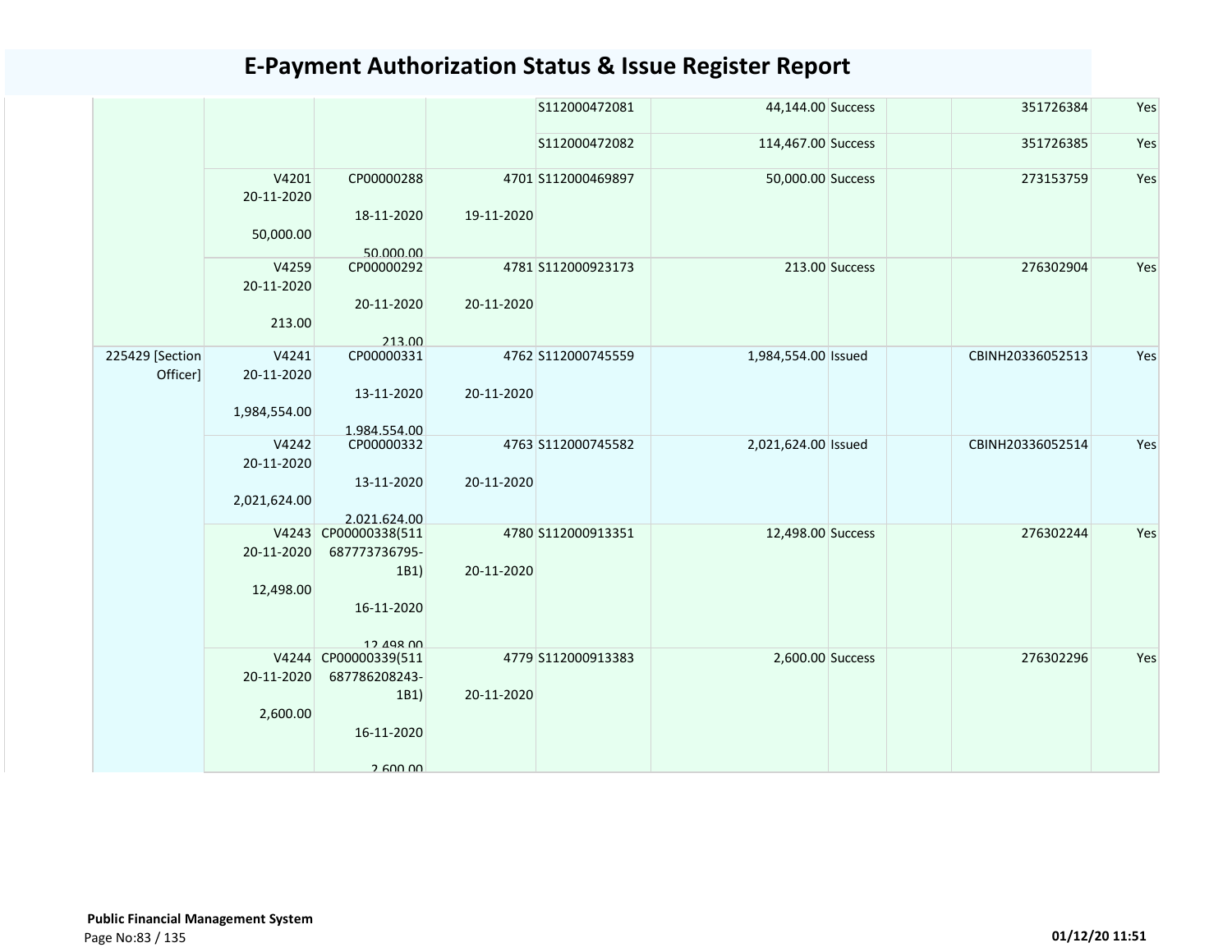# E-Payment Authorization Status & Issue Register Report

| | | | | | | | | | |
|---|---|---|---|---|---|---|---|---|---|
| | | | | S112000472081 | 44,144.00 | Success | | 351726384 | Yes |
| | | | | S112000472082 | 114,467.00 | Success | | 351726385 | Yes |
| | V4201 20-11-2020 50,000.00 | CP00000288 18-11-2020 50,000.00 | 4701 19-11-2020 | S112000469897 | 50,000.00 | Success | | 273153759 | Yes |
| | V4259 20-11-2020 213.00 | CP00000292 20-11-2020 213.00 | 4781 20-11-2020 | S112000923173 | 213.00 | Success | | 276302904 | Yes |
| 225429 [Section Officer] | V4241 20-11-2020 1,984,554.00 | CP00000331 13-11-2020 1,984,554.00 | 4762 20-11-2020 | S112000745559 | 1,984,554.00 | Issued | | CBINH20336052513 | Yes |
| | V4242 20-11-2020 2,021,624.00 | CP00000332 13-11-2020 2,021,624.00 | 4763 20-11-2020 | S112000745582 | 2,021,624.00 | Issued | | CBINH20336052514 | Yes |
| | V4243 20-11-2020 12,498.00 | CP00000338(511687773736795-1B1) 16-11-2020 12,498.00 | 4780 20-11-2020 | S112000913351 | 12,498.00 | Success | | 276302244 | Yes |
| | V4244 20-11-2020 2,600.00 | CP00000339(511687786208243-1B1) 16-11-2020 2,600.00 | 4779 20-11-2020 | S112000913383 | 2,600.00 | Success | | 276302296 | Yes |

**Public Financial Management System**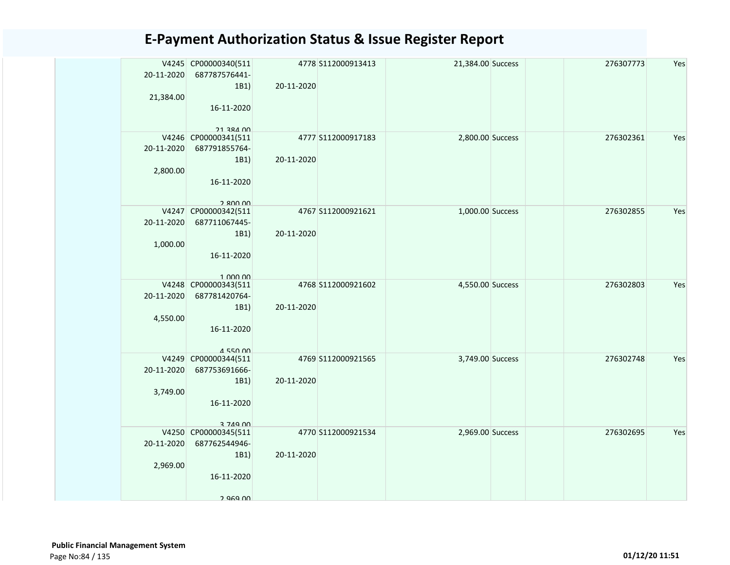# E-Payment Authorization Status & Issue Register Report

| | V4245 20-11-2020 21,384.00 | CP00000340(511 687787576441-1B1) 16-11-2020 21,384.00 | 4778 20-11-2020 | S112000913413 | 21,384.00 | Success | | 276307773 | Yes |
|---|---|---|---|---|---|---|---|---|---|
| | V4246 20-11-2020 2,800.00 | CP00000341(511 687791855764-1B1) 16-11-2020 2,800.00 | 4777 20-11-2020 | S112000917183 | 2,800.00 | Success | | 276302361 | Yes |
| | V4247 20-11-2020 1,000.00 | CP00000342(511 687711067445-1B1) 16-11-2020 1,000.00 | 4767 20-11-2020 | S112000921621 | 1,000.00 | Success | | 276302855 | Yes |
| | V4248 20-11-2020 4,550.00 | CP00000343(511 687781420764-1B1) 16-11-2020 4,550.00 | 4768 20-11-2020 | S112000921602 | 4,550.00 | Success | | 276302803 | Yes |
| | V4249 20-11-2020 3,749.00 | CP00000344(511 687753691666-1B1) 16-11-2020 3,749.00 | 4769 20-11-2020 | S112000921565 | 3,749.00 | Success | | 276302748 | Yes |
| | V4250 20-11-2020 2,969.00 | CP00000345(511 687762544946-1B1) 16-11-2020 2,969.00 | 4770 20-11-2020 | S112000921534 | 2,969.00 | Success | | 276302695 | Yes |

**Public Financial Management System**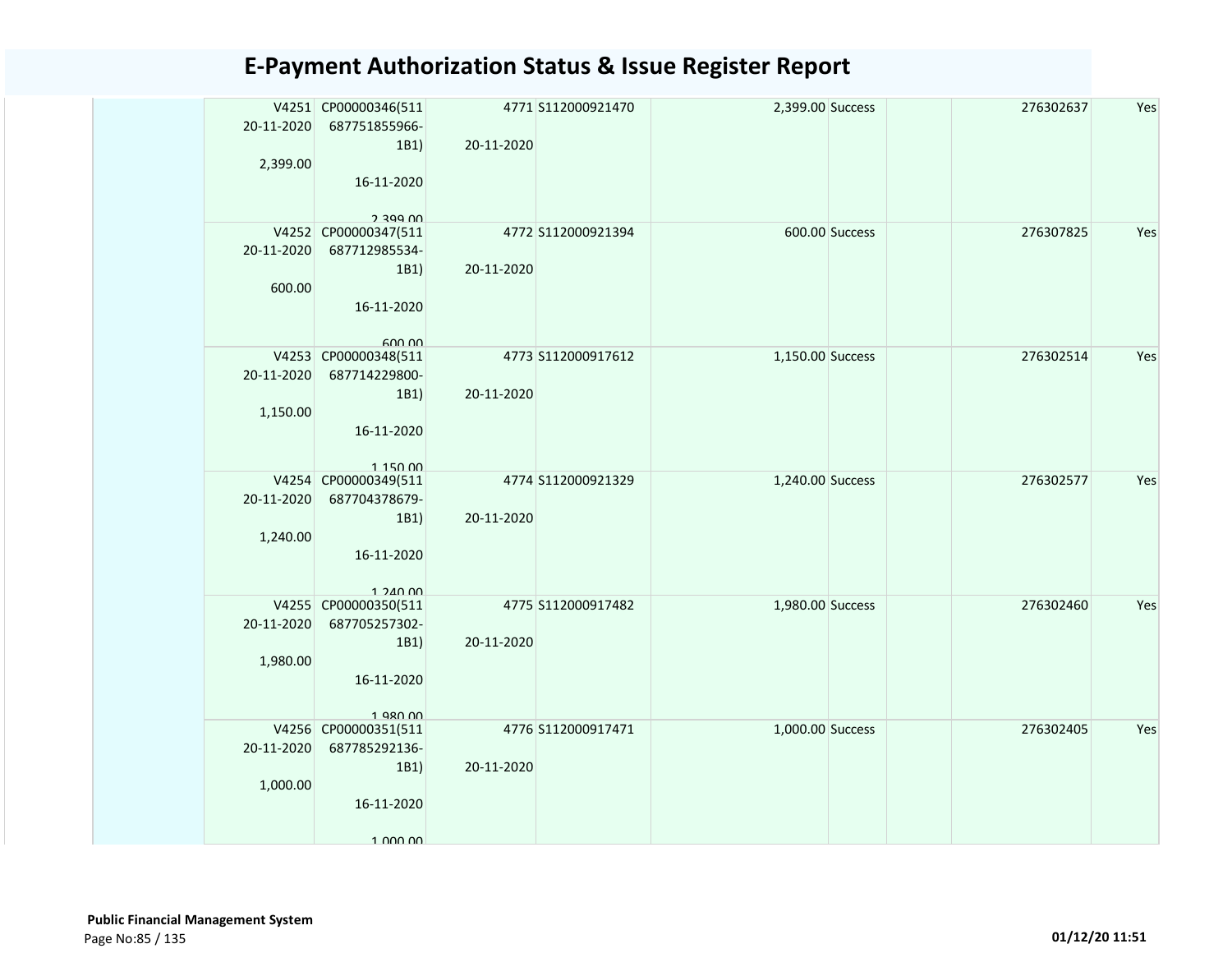# E-Payment Authorization Status & Issue Register Report

| | | | | | | | | | |
|---|---|---|---|---|---|---|---|---|---|
| | V4251 20-11-2020 2,399.00 | CP00000346(511687751855966-1B1) 16-11-2020 2,399.00 | 4771 20-11-2020 | S112000921470 | 2,399.00 | Success | | 276302637 | Yes |
| | V4252 20-11-2020 600.00 | CP00000347(511687712985534-1B1) 16-11-2020 600.00 | 4772 20-11-2020 | S112000921394 | 600.00 | Success | | 276307825 | Yes |
| | V4253 20-11-2020 1,150.00 | CP00000348(511687714229800-1B1) 16-11-2020 1,150.00 | 4773 20-11-2020 | S112000917612 | 1,150.00 | Success | | 276302514 | Yes |
| | V4254 20-11-2020 1,240.00 | CP00000349(511687704378679-1B1) 16-11-2020 1,240.00 | 4774 20-11-2020 | S112000921329 | 1,240.00 | Success | | 276302577 | Yes |
| | V4255 20-11-2020 1,980.00 | CP00000350(511687705257302-1B1) 16-11-2020 1,980.00 | 4775 20-11-2020 | S112000917482 | 1,980.00 | Success | | 276302460 | Yes |
| | V4256 20-11-2020 1,000.00 | CP00000351(511687785292136-1B1) 16-11-2020 1,000.00 | 4776 20-11-2020 | S112000917471 | 1,000.00 | Success | | 276302405 | Yes |

**Public Financial Management System**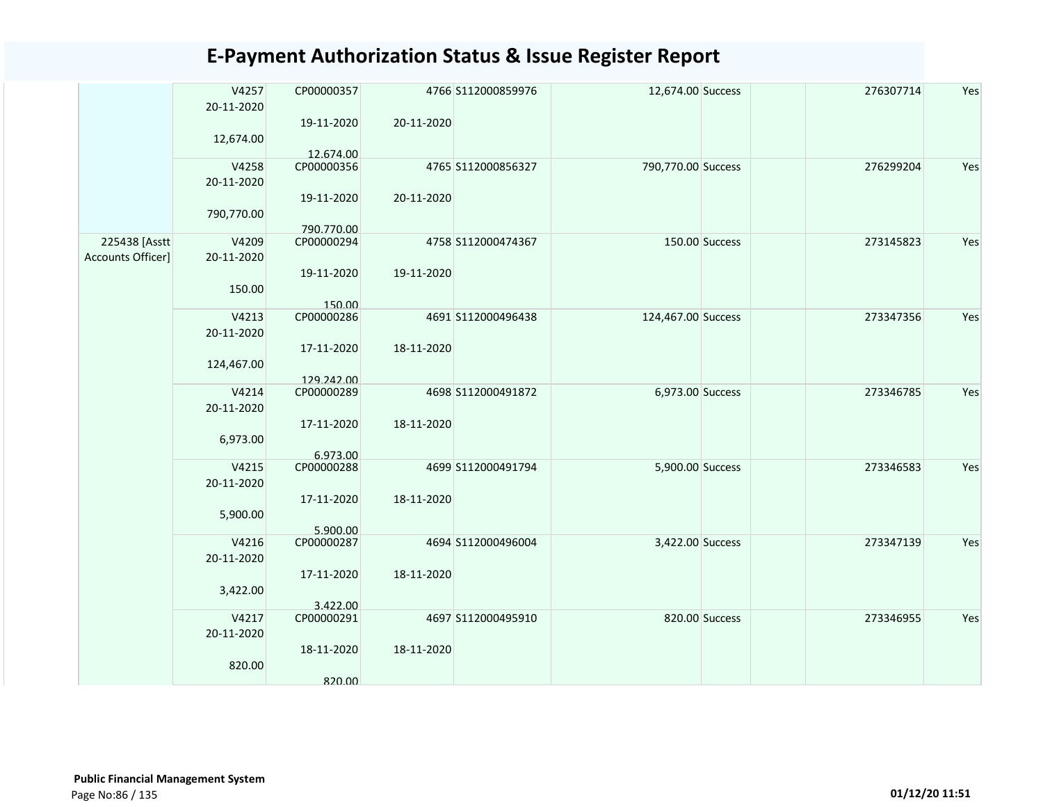# E-Payment Authorization Status & Issue Register Report

| | | | | | | | | | |
|---|---|---|---|---|---|---|---|---|---|
| | V4257 20-11-2020 12,674.00 | CP00000357 19-11-2020 12,674.00 | 4766 20-11-2020 | S112000859976 | 12,674.00 | Success | | 276307714 | Yes |
| | V4258 20-11-2020 790,770.00 | CP00000356 19-11-2020 790,770.00 | 4765 20-11-2020 | S112000856327 | 790,770.00 | Success | | 276299204 | Yes |
| 225438 [Asstt Accounts Officer] | V4209 20-11-2020 150.00 | CP00000294 19-11-2020 150.00 | 4758 19-11-2020 | S112000474367 | 150.00 | Success | | 273145823 | Yes |
| | V4213 20-11-2020 124,467.00 | CP00000286 17-11-2020 129,242.00 | 4691 18-11-2020 | S112000496438 | 124,467.00 | Success | | 273347356 | Yes |
| | V4214 20-11-2020 6,973.00 | CP00000289 17-11-2020 6,973.00 | 4698 18-11-2020 | S112000491872 | 6,973.00 | Success | | 273346785 | Yes |
| | V4215 20-11-2020 5,900.00 | CP00000288 17-11-2020 5,900.00 | 4699 18-11-2020 | S112000491794 | 5,900.00 | Success | | 273346583 | Yes |
| | V4216 20-11-2020 3,422.00 | CP00000287 17-11-2020 3,422.00 | 4694 18-11-2020 | S112000496004 | 3,422.00 | Success | | 273347139 | Yes |
| | V4217 20-11-2020 820.00 | CP00000291 18-11-2020 820.00 | 4697 18-11-2020 | S112000495910 | 820.00 | Success | | 273346955 | Yes |

**Public Financial Management System**

01/12/20 11:51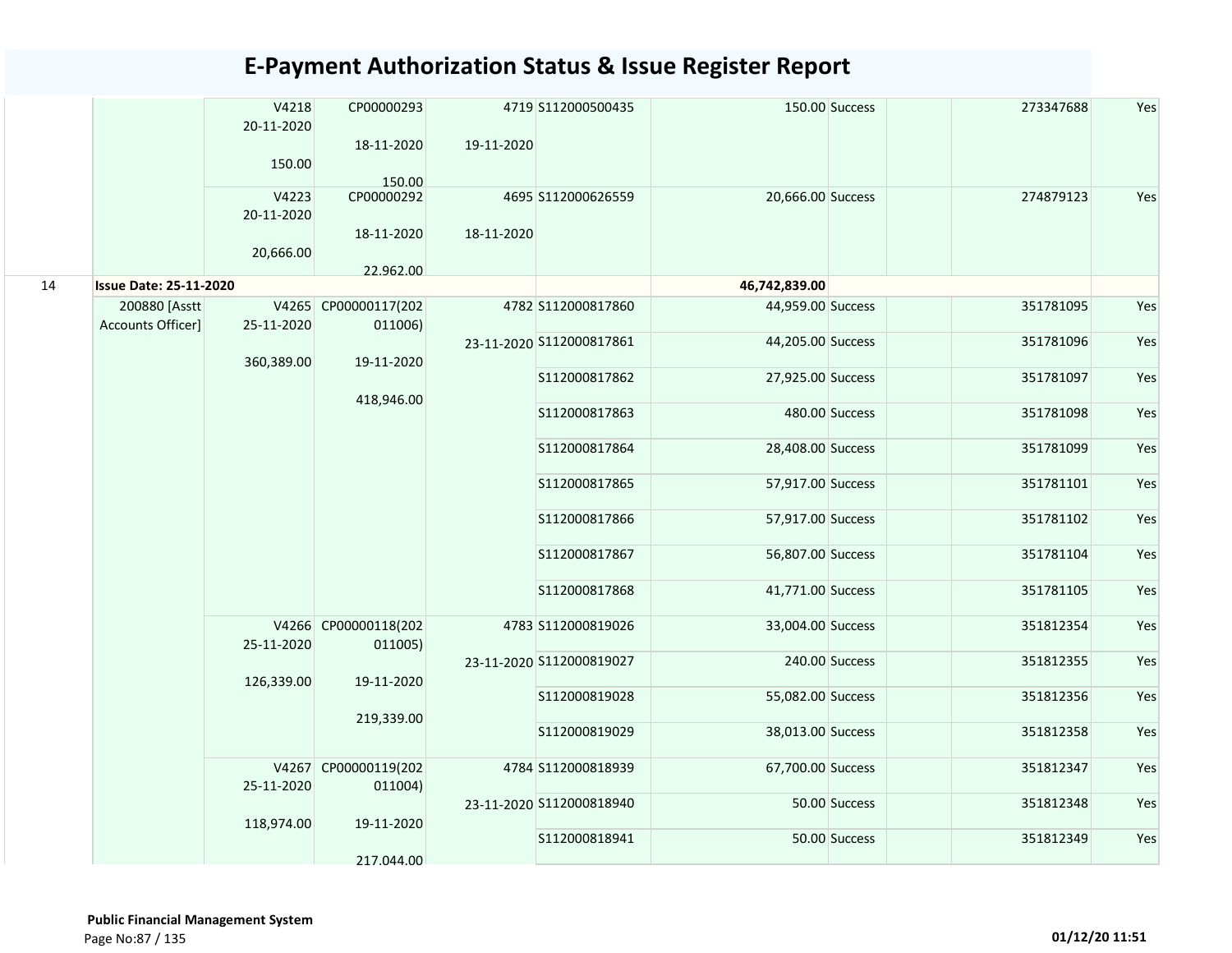# E-Payment Authorization Status & Issue Register Report

| | | | | | | | | | | |
|---|---|---|---|---|---|---|---|---|---|---|
| | | V4218 20-11-2020 150.00 | CP00000293 18-11-2020 150.00 | 4719 19-11-2020 | S112000500435 | 150.00 | Success | | 273347688 | Yes |
| | | V4223 20-11-2020 20,666.00 | CP00000292 18-11-2020 22,962.00 | 4695 18-11-2020 | S112000626559 | 20,666.00 | Success | | 274879123 | Yes |
| 14 | **Issue Date: 25-11-2020** | | | | | **46,742,839.00** | | | | |
| | 200880 [Asstt Accounts Officer] | V4265 25-11-2020 360,389.00 | CP00000117(202011006) 19-11-2020 418,946.00 | 4782 23-11-2020 | S112000817860 | 44,959.00 | Success | | 351781095 | Yes |
| | | | | | S112000817861 | 44,205.00 | Success | | 351781096 | Yes |
| | | | | | S112000817862 | 27,925.00 | Success | | 351781097 | Yes |
| | | | | | S112000817863 | 480.00 | Success | | 351781098 | Yes |
| | | | | | S112000817864 | 28,408.00 | Success | | 351781099 | Yes |
| | | | | | S112000817865 | 57,917.00 | Success | | 351781101 | Yes |
| | | | | | S112000817866 | 57,917.00 | Success | | 351781102 | Yes |
| | | | | | S112000817867 | 56,807.00 | Success | | 351781104 | Yes |
| | | | | | S112000817868 | 41,771.00 | Success | | 351781105 | Yes |
| | | V4266 25-11-2020 126,339.00 | CP00000118(202011005) 19-11-2020 219,339.00 | 4783 23-11-2020 | S112000819026 | 33,004.00 | Success | | 351812354 | Yes |
| | | | | | S112000819027 | 240.00 | Success | | 351812355 | Yes |
| | | | | | S112000819028 | 55,082.00 | Success | | 351812356 | Yes |
| | | | | | S112000819029 | 38,013.00 | Success | | 351812358 | Yes |
| | | V4267 25-11-2020 118,974.00 | CP00000119(202011004) 19-11-2020 217,044.00 | 4784 23-11-2020 | S112000818939 | 67,700.00 | Success | | 351812347 | Yes |
| | | | | | S112000818940 | 50.00 | Success | | 351812348 | Yes |
| | | | | | S112000818941 | 50.00 | Success | | 351812349 | Yes |

**Public Financial Management System**

**01/12/20 11:51**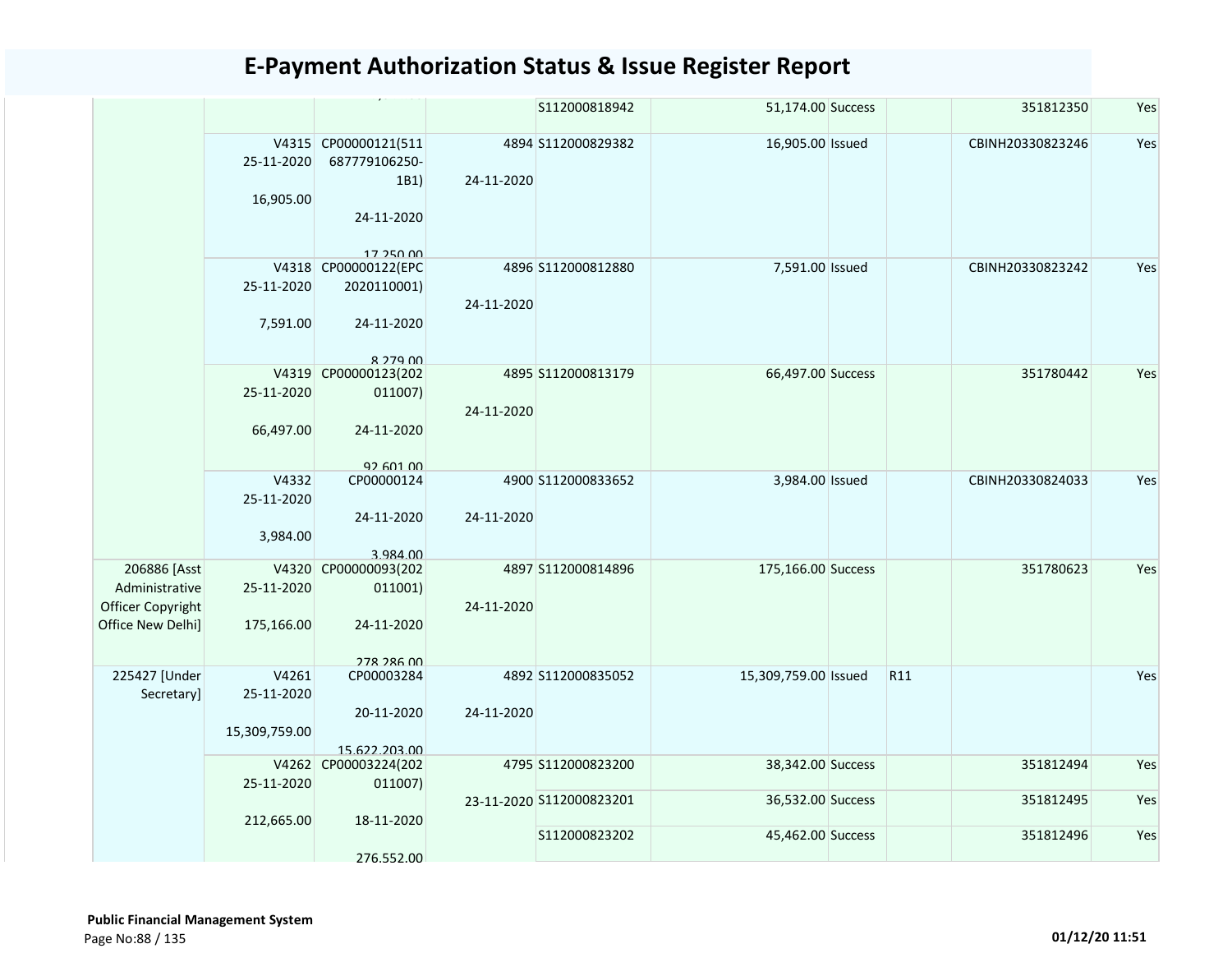# E-Payment Authorization Status & Issue Register Report

| | | | | | | | | | |
|---|---|---|---|---|---|---|---|---|---|
| | | | | S112000818942 | 51,174.00 | Success | | 351812350 | Yes |
| | V4315 25-11-2020 16,905.00 | CP00000121(511687779106250-1B1) 24-11-2020 17,250.00 | 4894 24-11-2020 | S112000829382 | 16,905.00 | Issued | | CBINH20330823246 | Yes |
| | V4318 25-11-2020 7,591.00 | CP00000122(EPC2020110001) 24-11-2020 8,279.00 | 4896 24-11-2020 | S112000812880 | 7,591.00 | Issued | | CBINH20330823242 | Yes |
| | V4319 25-11-2020 66,497.00 | CP00000123(202011007) 24-11-2020 92,601.00 | 4895 24-11-2020 | S112000813179 | 66,497.00 | Success | | 351780442 | Yes |
| | V4332 25-11-2020 3,984.00 | CP00000124 24-11-2020 3,984.00 | 4900 24-11-2020 | S112000833652 | 3,984.00 | Issued | | CBINH20330824033 | Yes |
| 206886 [Asst Administrative Officer Copyright Office New Delhi] | V4320 25-11-2020 175,166.00 | CP00000093(202011001) 24-11-2020 278,286.00 | 4897 24-11-2020 | S112000814896 | 175,166.00 | Success | | 351780623 | Yes |
| 225427 [Under Secretary] | V4261 25-11-2020 15,309,759.00 | CP00003284 20-11-2020 15,622,203.00 | 4892 24-11-2020 | S112000835052 | 15,309,759.00 | Issued | R11 | | Yes |
| | V4262 25-11-2020 212,665.00 | CP00003224(202011007) 18-11-2020 276,552.00 | 4795 23-11-2020 | S112000823200 | 38,342.00 | Success | | 351812494 | Yes |
| | | | | S112000823201 | 36,532.00 | Success | | 351812495 | Yes |
| | | | | S112000823202 | 45,462.00 | Success | | 351812496 | Yes |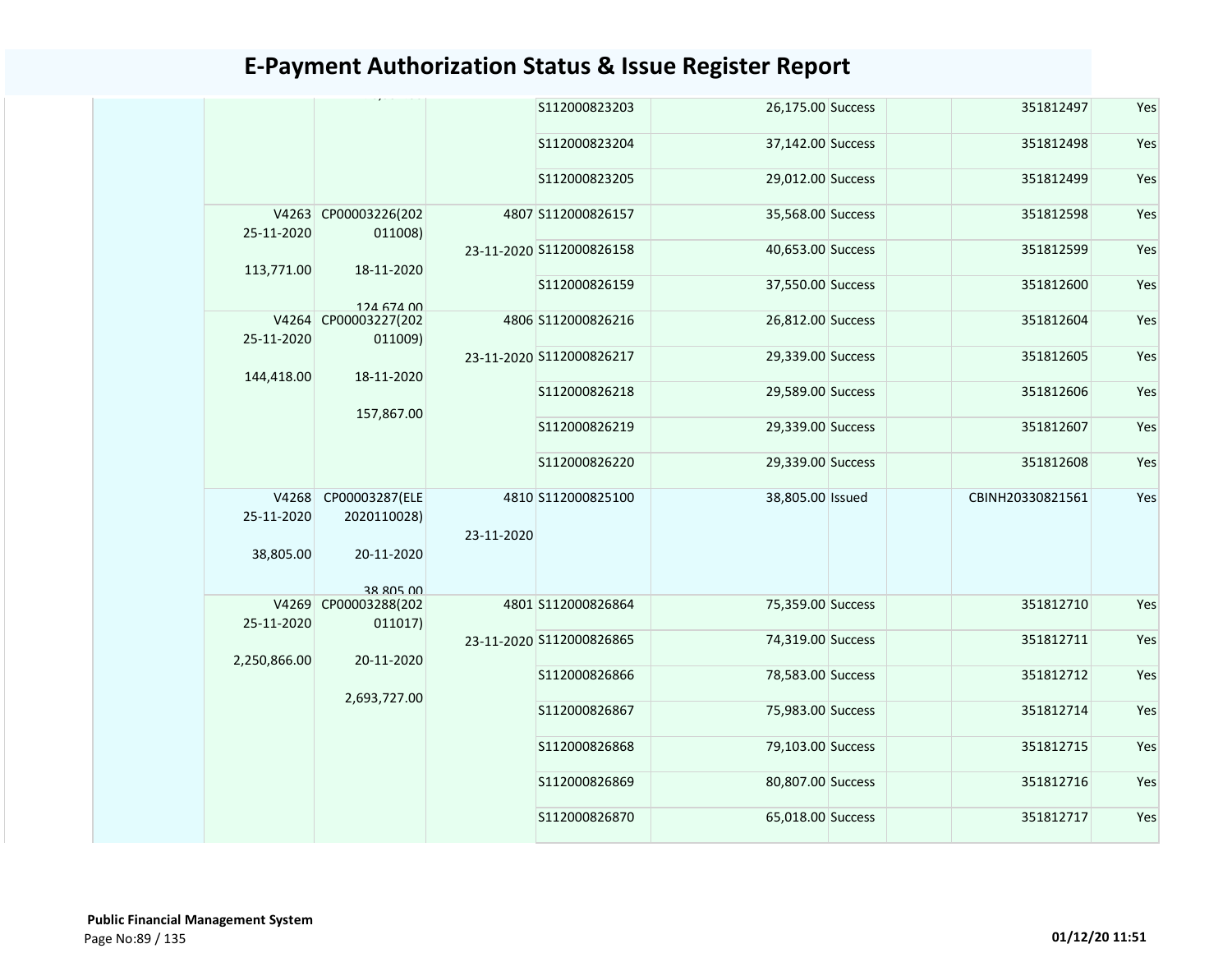# E-Payment Authorization Status & Issue Register Report

| | | | | | | | | | |
|---|---|---|---|---|---|---|---|---|---|
| | | | | S112000823203 | 26,175.00 | Success | | 351812497 | Yes |
| | | | | S112000823204 | 37,142.00 | Success | | 351812498 | Yes |
| | | | | S112000823205 | 29,012.00 | Success | | 351812499 | Yes |
| | V4263 25-11-2020 113,771.00 | CP00003226(202011008) 18-11-2020 124,674.00 | 4807 23-11-2020 | S112000826157 | 35,568.00 | Success | | 351812598 | Yes |
| | | | | S112000826158 | 40,653.00 | Success | | 351812599 | Yes |
| | | | | S112000826159 | 37,550.00 | Success | | 351812600 | Yes |
| | V4264 25-11-2020 144,418.00 | CP00003227(202011009) 18-11-2020 157,867.00 | 4806 23-11-2020 | S112000826216 | 26,812.00 | Success | | 351812604 | Yes |
| | | | | S112000826217 | 29,339.00 | Success | | 351812605 | Yes |
| | | | | S112000826218 | 29,589.00 | Success | | 351812606 | Yes |
| | | | | S112000826219 | 29,339.00 | Success | | 351812607 | Yes |
| | | | | S112000826220 | 29,339.00 | Success | | 351812608 | Yes |
| | V4268 25-11-2020 38,805.00 | CP00003287(ELE2020110028) 20-11-2020 38,805.00 | 4810 23-11-2020 | S112000825100 | 38,805.00 | Issued | | CBINH20330821561 | Yes |
| | V4269 25-11-2020 2,250,866.00 | CP00003288(202011017) 20-11-2020 2,693,727.00 | 4801 23-11-2020 | S112000826864 | 75,359.00 | Success | | 351812710 | Yes |
| | | | | S112000826865 | 74,319.00 | Success | | 351812711 | Yes |
| | | | | S112000826866 | 78,583.00 | Success | | 351812712 | Yes |
| | | | | S112000826867 | 75,983.00 | Success | | 351812714 | Yes |
| | | | | S112000826868 | 79,103.00 | Success | | 351812715 | Yes |
| | | | | S112000826869 | 80,807.00 | Success | | 351812716 | Yes |
| | | | | S112000826870 | 65,018.00 | Success | | 351812717 | Yes |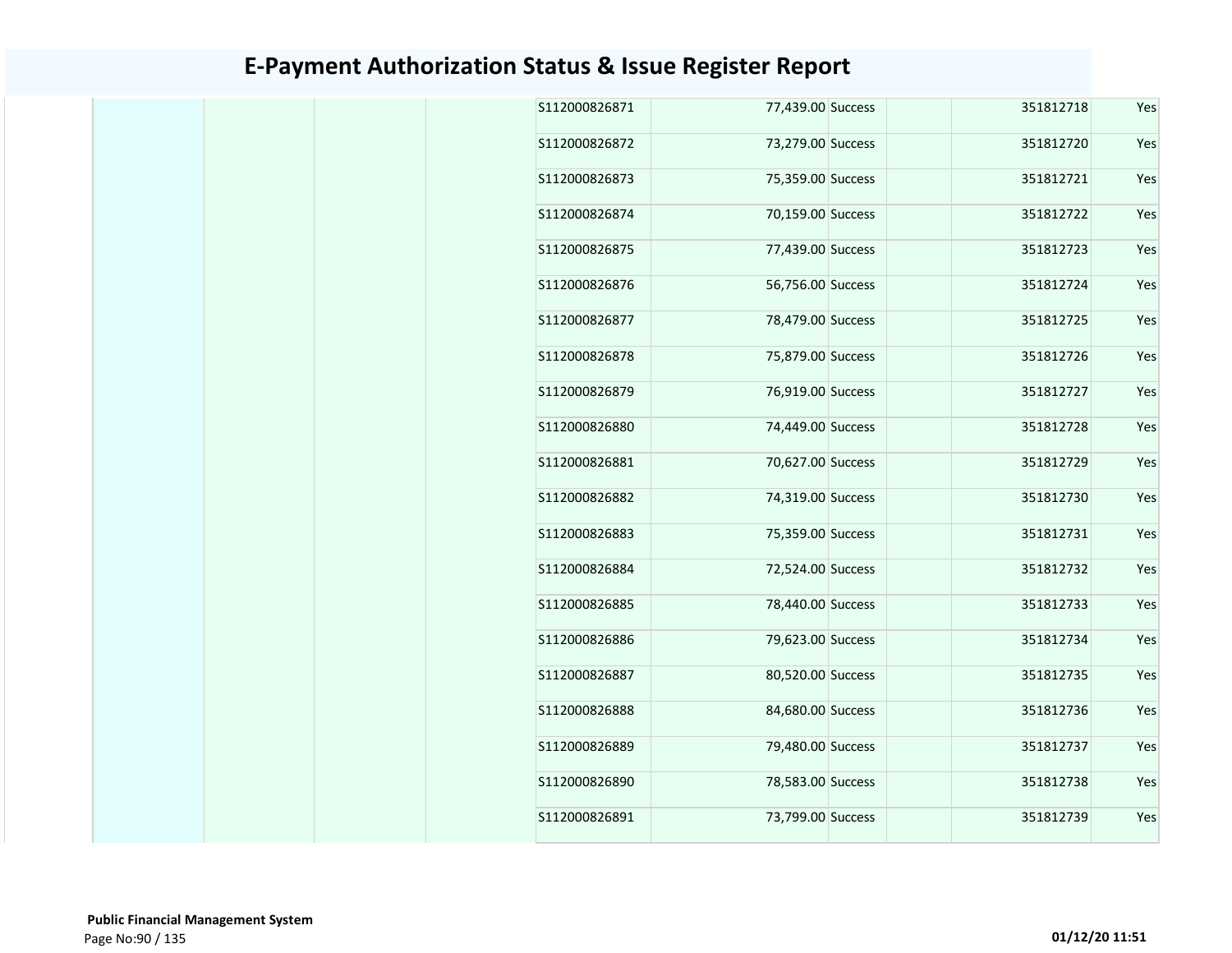# E-Payment Authorization Status & Issue Register Report

| | | | | | | | | | |
|---|---|---|---|---|---|---|---|---|---|
| | | | | S112000826871 | 77,439.00 | Success | | 351812718 | Yes |
| | | | | S112000826872 | 73,279.00 | Success | | 351812720 | Yes |
| | | | | S112000826873 | 75,359.00 | Success | | 351812721 | Yes |
| | | | | S112000826874 | 70,159.00 | Success | | 351812722 | Yes |
| | | | | S112000826875 | 77,439.00 | Success | | 351812723 | Yes |
| | | | | S112000826876 | 56,756.00 | Success | | 351812724 | Yes |
| | | | | S112000826877 | 78,479.00 | Success | | 351812725 | Yes |
| | | | | S112000826878 | 75,879.00 | Success | | 351812726 | Yes |
| | | | | S112000826879 | 76,919.00 | Success | | 351812727 | Yes |
| | | | | S112000826880 | 74,449.00 | Success | | 351812728 | Yes |
| | | | | S112000826881 | 70,627.00 | Success | | 351812729 | Yes |
| | | | | S112000826882 | 74,319.00 | Success | | 351812730 | Yes |
| | | | | S112000826883 | 75,359.00 | Success | | 351812731 | Yes |
| | | | | S112000826884 | 72,524.00 | Success | | 351812732 | Yes |
| | | | | S112000826885 | 78,440.00 | Success | | 351812733 | Yes |
| | | | | S112000826886 | 79,623.00 | Success | | 351812734 | Yes |
| | | | | S112000826887 | 80,520.00 | Success | | 351812735 | Yes |
| | | | | S112000826888 | 84,680.00 | Success | | 351812736 | Yes |
| | | | | S112000826889 | 79,480.00 | Success | | 351812737 | Yes |
| | | | | S112000826890 | 78,583.00 | Success | | 351812738 | Yes |
| | | | | S112000826891 | 73,799.00 | Success | | 351812739 | Yes |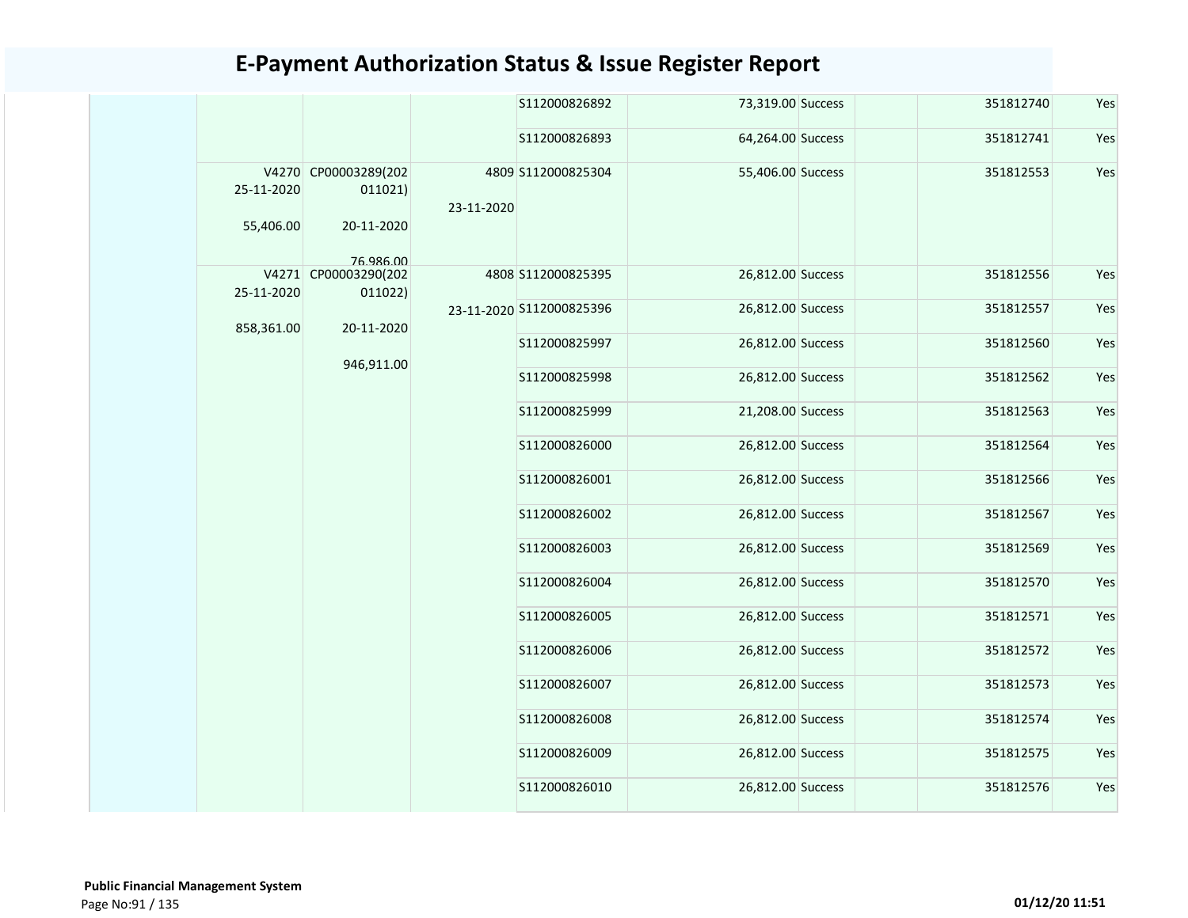# E-Payment Authorization Status & Issue Register Report

| | | | | | | | | | |
|---|---|---|---|---|---|---|---|---|---|
| | | | | S112000826892 | 73,319.00 | Success | | 351812740 | Yes |
| | | | | S112000826893 | 64,264.00 | Success | | 351812741 | Yes |
| | V4270 25-11-2020 55,406.00 | CP00003289(202011021) 20-11-2020 76,986.00 | 4809 23-11-2020 | S112000825304 | 55,406.00 | Success | | 351812553 | Yes |
| | V4271 25-11-2020 858,361.00 | CP00003290(202011022) 20-11-2020 946,911.00 | 4808 23-11-2020 | S112000825395 | 26,812.00 | Success | | 351812556 | Yes |
| | | | | S112000825396 | 26,812.00 | Success | | 351812557 | Yes |
| | | | | S112000825997 | 26,812.00 | Success | | 351812560 | Yes |
| | | | | S112000825998 | 26,812.00 | Success | | 351812562 | Yes |
| | | | | S112000825999 | 21,208.00 | Success | | 351812563 | Yes |
| | | | | S112000826000 | 26,812.00 | Success | | 351812564 | Yes |
| | | | | S112000826001 | 26,812.00 | Success | | 351812566 | Yes |
| | | | | S112000826002 | 26,812.00 | Success | | 351812567 | Yes |
| | | | | S112000826003 | 26,812.00 | Success | | 351812569 | Yes |
| | | | | S112000826004 | 26,812.00 | Success | | 351812570 | Yes |
| | | | | S112000826005 | 26,812.00 | Success | | 351812571 | Yes |
| | | | | S112000826006 | 26,812.00 | Success | | 351812572 | Yes |
| | | | | S112000826007 | 26,812.00 | Success | | 351812573 | Yes |
| | | | | S112000826008 | 26,812.00 | Success | | 351812574 | Yes |
| | | | | S112000826009 | 26,812.00 | Success | | 351812575 | Yes |
| | | | | S112000826010 | 26,812.00 | Success | | 351812576 | Yes |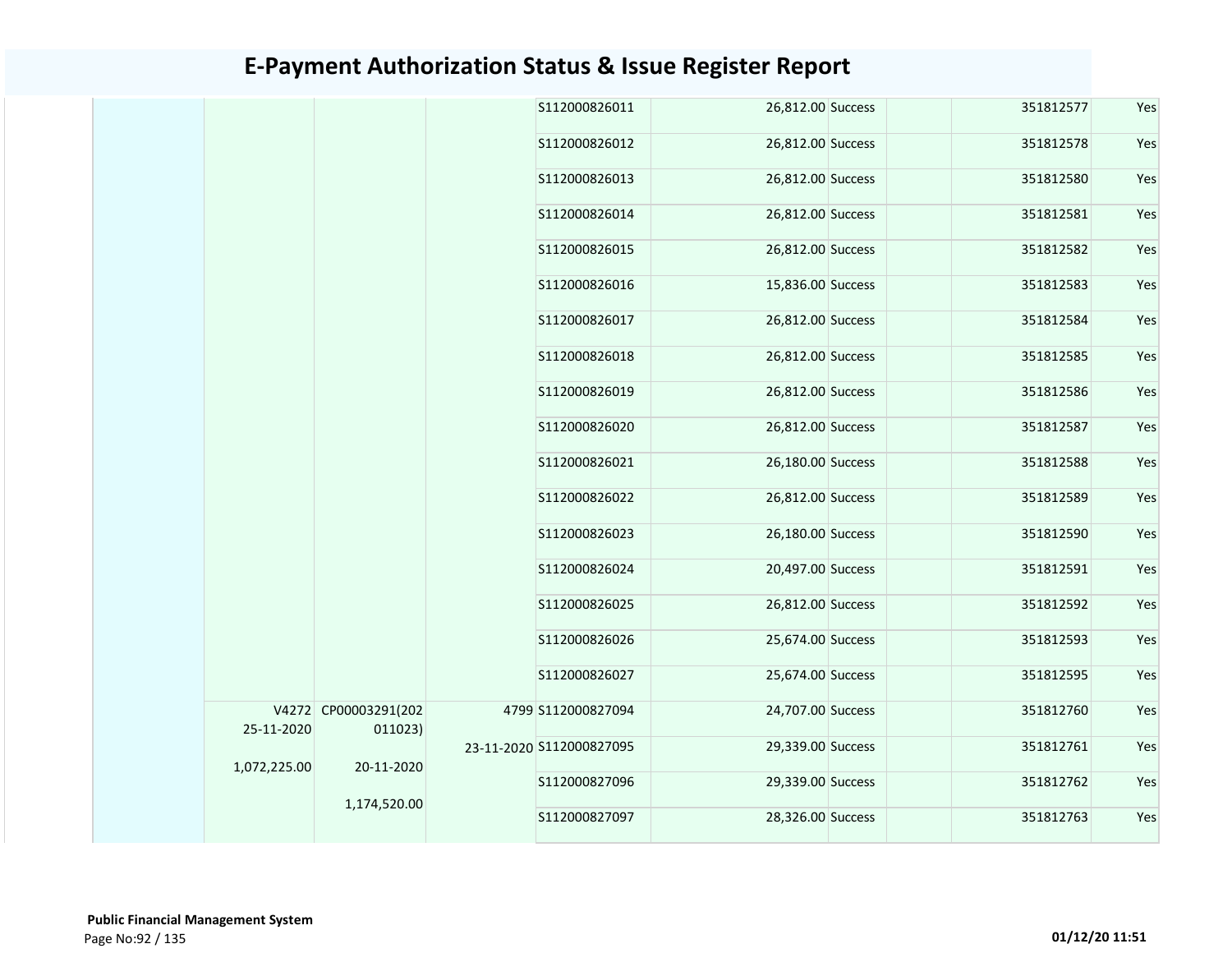# E-Payment Authorization Status & Issue Register Report

| | | | | | | | | | |
|---|---|---|---|---|---|---|---|---|---|
| | | | | S112000826011 | 26,812.00 | Success | | 351812577 | Yes |
| | | | | S112000826012 | 26,812.00 | Success | | 351812578 | Yes |
| | | | | S112000826013 | 26,812.00 | Success | | 351812580 | Yes |
| | | | | S112000826014 | 26,812.00 | Success | | 351812581 | Yes |
| | | | | S112000826015 | 26,812.00 | Success | | 351812582 | Yes |
| | | | | S112000826016 | 15,836.00 | Success | | 351812583 | Yes |
| | | | | S112000826017 | 26,812.00 | Success | | 351812584 | Yes |
| | | | | S112000826018 | 26,812.00 | Success | | 351812585 | Yes |
| | | | | S112000826019 | 26,812.00 | Success | | 351812586 | Yes |
| | | | | S112000826020 | 26,812.00 | Success | | 351812587 | Yes |
| | | | | S112000826021 | 26,180.00 | Success | | 351812588 | Yes |
| | | | | S112000826022 | 26,812.00 | Success | | 351812589 | Yes |
| | | | | S112000826023 | 26,180.00 | Success | | 351812590 | Yes |
| | | | | S112000826024 | 20,497.00 | Success | | 351812591 | Yes |
| | | | | S112000826025 | 26,812.00 | Success | | 351812592 | Yes |
| | | | | S112000826026 | 25,674.00 | Success | | 351812593 | Yes |
| | | | | S112000826027 | 25,674.00 | Success | | 351812595 | Yes |
| | V4272 25-11-2020 1,072,225.00 | CP00003291(202011023) 20-11-2020 1,174,520.00 | 4799 23-11-2020 | S112000827094 | 24,707.00 | Success | | 351812760 | Yes |
| | | | | S112000827095 | 29,339.00 | Success | | 351812761 | Yes |
| | | | | S112000827096 | 29,339.00 | Success | | 351812762 | Yes |
| | | | | S112000827097 | 28,326.00 | Success | | 351812763 | Yes |

**Public Financial Management System**

01/12/20 11:51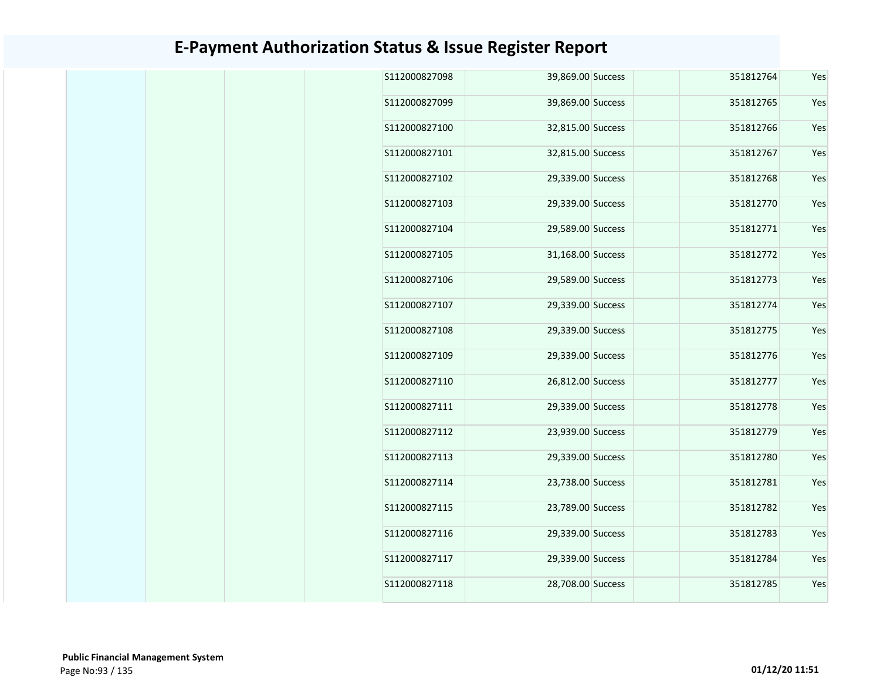# E-Payment Authorization Status & Issue Register Report

| | | | | | | | | | |
|---|---|---|---|---|---|---|---|---|---|
| | | | | S112000827098 | 39,869.00 | Success | | 351812764 | Yes |
| | | | | S112000827099 | 39,869.00 | Success | | 351812765 | Yes |
| | | | | S112000827100 | 32,815.00 | Success | | 351812766 | Yes |
| | | | | S112000827101 | 32,815.00 | Success | | 351812767 | Yes |
| | | | | S112000827102 | 29,339.00 | Success | | 351812768 | Yes |
| | | | | S112000827103 | 29,339.00 | Success | | 351812770 | Yes |
| | | | | S112000827104 | 29,589.00 | Success | | 351812771 | Yes |
| | | | | S112000827105 | 31,168.00 | Success | | 351812772 | Yes |
| | | | | S112000827106 | 29,589.00 | Success | | 351812773 | Yes |
| | | | | S112000827107 | 29,339.00 | Success | | 351812774 | Yes |
| | | | | S112000827108 | 29,339.00 | Success | | 351812775 | Yes |
| | | | | S112000827109 | 29,339.00 | Success | | 351812776 | Yes |
| | | | | S112000827110 | 26,812.00 | Success | | 351812777 | Yes |
| | | | | S112000827111 | 29,339.00 | Success | | 351812778 | Yes |
| | | | | S112000827112 | 23,939.00 | Success | | 351812779 | Yes |
| | | | | S112000827113 | 29,339.00 | Success | | 351812780 | Yes |
| | | | | S112000827114 | 23,738.00 | Success | | 351812781 | Yes |
| | | | | S112000827115 | 23,789.00 | Success | | 351812782 | Yes |
| | | | | S112000827116 | 29,339.00 | Success | | 351812783 | Yes |
| | | | | S112000827117 | 29,339.00 | Success | | 351812784 | Yes |
| | | | | S112000827118 | 28,708.00 | Success | | 351812785 | Yes |

**Public Financial Management System**

**01/12/20 11:51**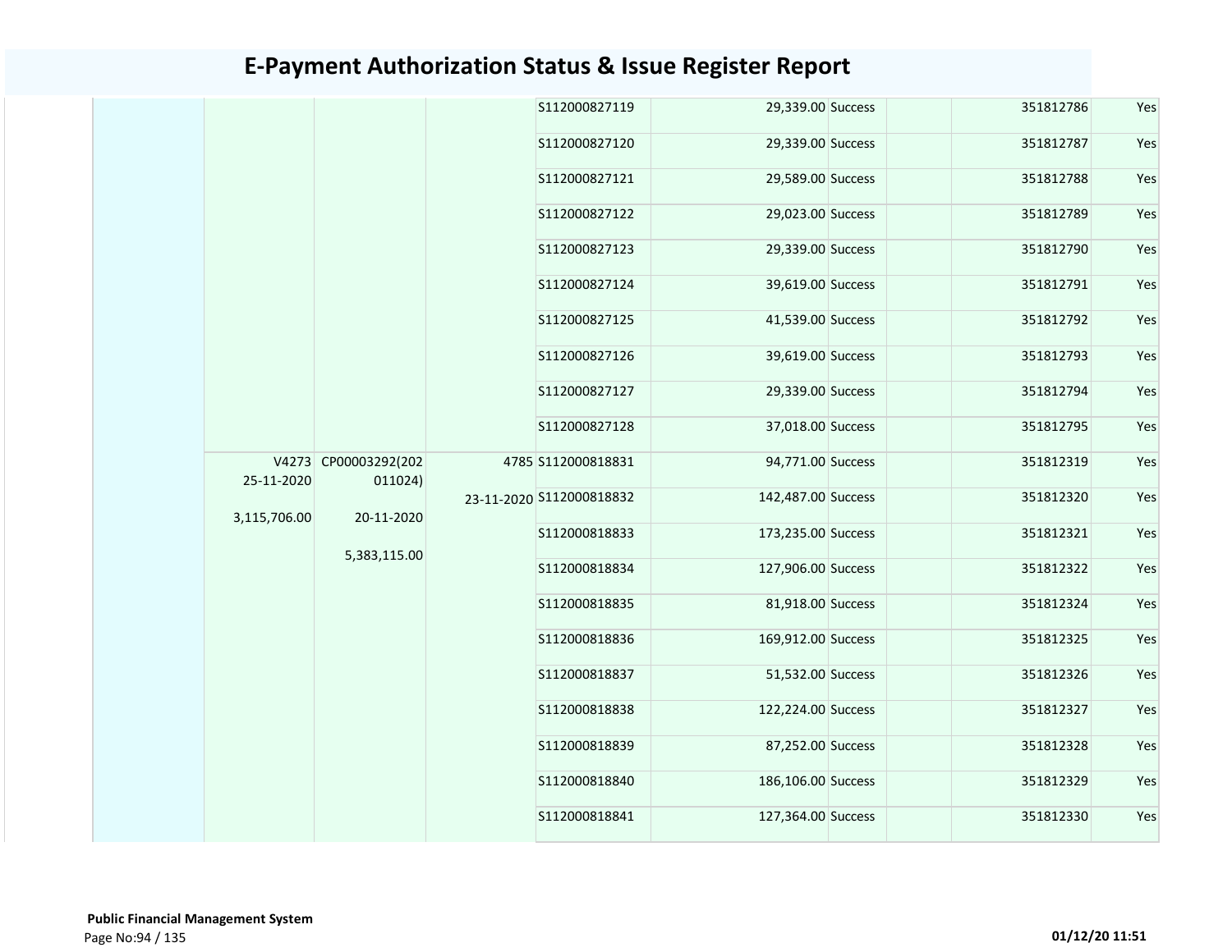# E-Payment Authorization Status & Issue Register Report

| | | | | | | | | | |
|---|---|---|---|---|---|---|---|---|---|
| | | | | S112000827119 | 29,339.00 | Success | | 351812786 | Yes |
| | | | | S112000827120 | 29,339.00 | Success | | 351812787 | Yes |
| | | | | S112000827121 | 29,589.00 | Success | | 351812788 | Yes |
| | | | | S112000827122 | 29,023.00 | Success | | 351812789 | Yes |
| | | | | S112000827123 | 29,339.00 | Success | | 351812790 | Yes |
| | | | | S112000827124 | 39,619.00 | Success | | 351812791 | Yes |
| | | | | S112000827125 | 41,539.00 | Success | | 351812792 | Yes |
| | | | | S112000827126 | 39,619.00 | Success | | 351812793 | Yes |
| | | | | S112000827127 | 29,339.00 | Success | | 351812794 | Yes |
| | | | | S112000827128 | 37,018.00 | Success | | 351812795 | Yes |
| | V4273 25-11-2020 3,115,706.00 | CP00003292(202011024) 20-11-2020 5,383,115.00 | 4785 23-11-2020 | S112000818831 | 94,771.00 | Success | | 351812319 | Yes |
| | | | | S112000818832 | 142,487.00 | Success | | 351812320 | Yes |
| | | | | S112000818833 | 173,235.00 | Success | | 351812321 | Yes |
| | | | | S112000818834 | 127,906.00 | Success | | 351812322 | Yes |
| | | | | S112000818835 | 81,918.00 | Success | | 351812324 | Yes |
| | | | | S112000818836 | 169,912.00 | Success | | 351812325 | Yes |
| | | | | S112000818837 | 51,532.00 | Success | | 351812326 | Yes |
| | | | | S112000818838 | 122,224.00 | Success | | 351812327 | Yes |
| | | | | S112000818839 | 87,252.00 | Success | | 351812328 | Yes |
| | | | | S112000818840 | 186,106.00 | Success | | 351812329 | Yes |
| | | | | S112000818841 | 127,364.00 | Success | | 351812330 | Yes |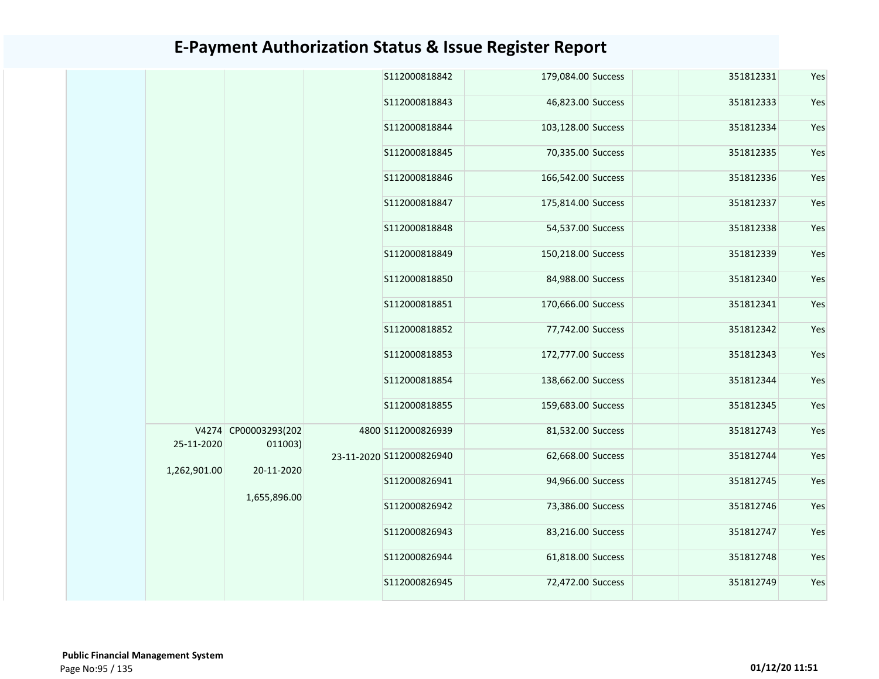# E-Payment Authorization Status & Issue Register Report

| | | | | | | | | | |
|---|---|---|---|---|---|---|---|---|---|
| | | | | S112000818842 | 179,084.00 | Success | | 351812331 | Yes |
| | | | | S112000818843 | 46,823.00 | Success | | 351812333 | Yes |
| | | | | S112000818844 | 103,128.00 | Success | | 351812334 | Yes |
| | | | | S112000818845 | 70,335.00 | Success | | 351812335 | Yes |
| | | | | S112000818846 | 166,542.00 | Success | | 351812336 | Yes |
| | | | | S112000818847 | 175,814.00 | Success | | 351812337 | Yes |
| | | | | S112000818848 | 54,537.00 | Success | | 351812338 | Yes |
| | | | | S112000818849 | 150,218.00 | Success | | 351812339 | Yes |
| | | | | S112000818850 | 84,988.00 | Success | | 351812340 | Yes |
| | | | | S112000818851 | 170,666.00 | Success | | 351812341 | Yes |
| | | | | S112000818852 | 77,742.00 | Success | | 351812342 | Yes |
| | | | | S112000818853 | 172,777.00 | Success | | 351812343 | Yes |
| | | | | S112000818854 | 138,662.00 | Success | | 351812344 | Yes |
| | | | | S112000818855 | 159,683.00 | Success | | 351812345 | Yes |
| | V4274 25-11-2020 1,262,901.00 | CP00003293(202011003) 20-11-2020 1,655,896.00 | 4800 23-11-2020 | S112000826939 | 81,532.00 | Success | | 351812743 | Yes |
| | | | | S112000826940 | 62,668.00 | Success | | 351812744 | Yes |
| | | | | S112000826941 | 94,966.00 | Success | | 351812745 | Yes |
| | | | | S112000826942 | 73,386.00 | Success | | 351812746 | Yes |
| | | | | S112000826943 | 83,216.00 | Success | | 351812747 | Yes |
| | | | | S112000826944 | 61,818.00 | Success | | 351812748 | Yes |
| | | | | S112000826945 | 72,472.00 | Success | | 351812749 | Yes |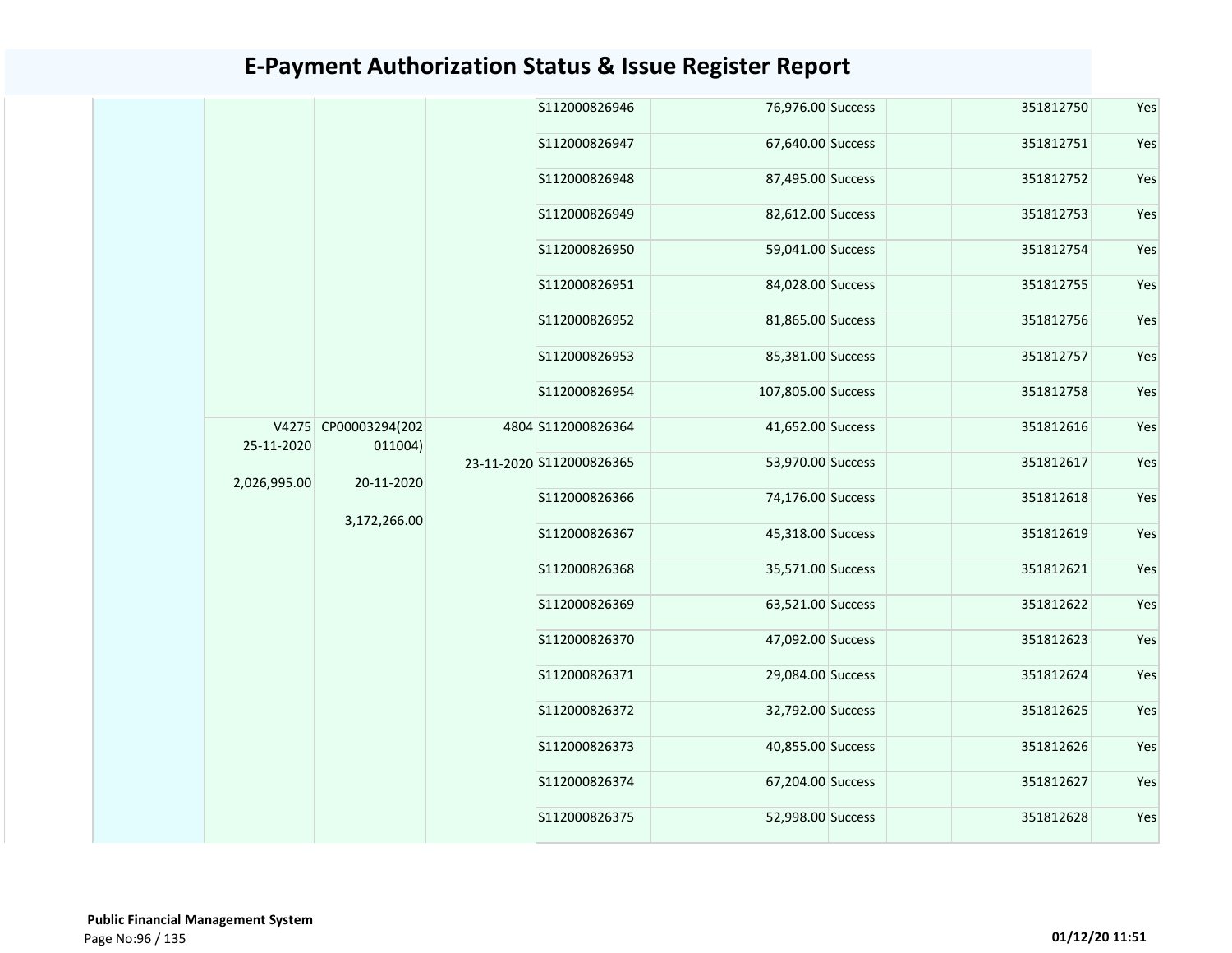# E-Payment Authorization Status & Issue Register Report

| | | | | | | | | | |
|---|---|---|---|---|---|---|---|---|---|
| | | | | S112000826946 | 76,976.00 | Success | | 351812750 | Yes |
| | | | | S112000826947 | 67,640.00 | Success | | 351812751 | Yes |
| | | | | S112000826948 | 87,495.00 | Success | | 351812752 | Yes |
| | | | | S112000826949 | 82,612.00 | Success | | 351812753 | Yes |
| | | | | S112000826950 | 59,041.00 | Success | | 351812754 | Yes |
| | | | | S112000826951 | 84,028.00 | Success | | 351812755 | Yes |
| | | | | S112000826952 | 81,865.00 | Success | | 351812756 | Yes |
| | | | | S112000826953 | 85,381.00 | Success | | 351812757 | Yes |
| | | | | S112000826954 | 107,805.00 | Success | | 351812758 | Yes |
| | V4275 25-11-2020 2,026,995.00 | CP00003294(202011004) 20-11-2020 3,172,266.00 | 4804 23-11-2020 | S112000826364 | 41,652.00 | Success | | 351812616 | Yes |
| | | | | S112000826365 | 53,970.00 | Success | | 351812617 | Yes |
| | | | | S112000826366 | 74,176.00 | Success | | 351812618 | Yes |
| | | | | S112000826367 | 45,318.00 | Success | | 351812619 | Yes |
| | | | | S112000826368 | 35,571.00 | Success | | 351812621 | Yes |
| | | | | S112000826369 | 63,521.00 | Success | | 351812622 | Yes |
| | | | | S112000826370 | 47,092.00 | Success | | 351812623 | Yes |
| | | | | S112000826371 | 29,084.00 | Success | | 351812624 | Yes |
| | | | | S112000826372 | 32,792.00 | Success | | 351812625 | Yes |
| | | | | S112000826373 | 40,855.00 | Success | | 351812626 | Yes |
| | | | | S112000826374 | 67,204.00 | Success | | 351812627 | Yes |
| | | | | S112000826375 | 52,998.00 | Success | | 351812628 | Yes |

**Public Financial Management System**

01/12/20 11:51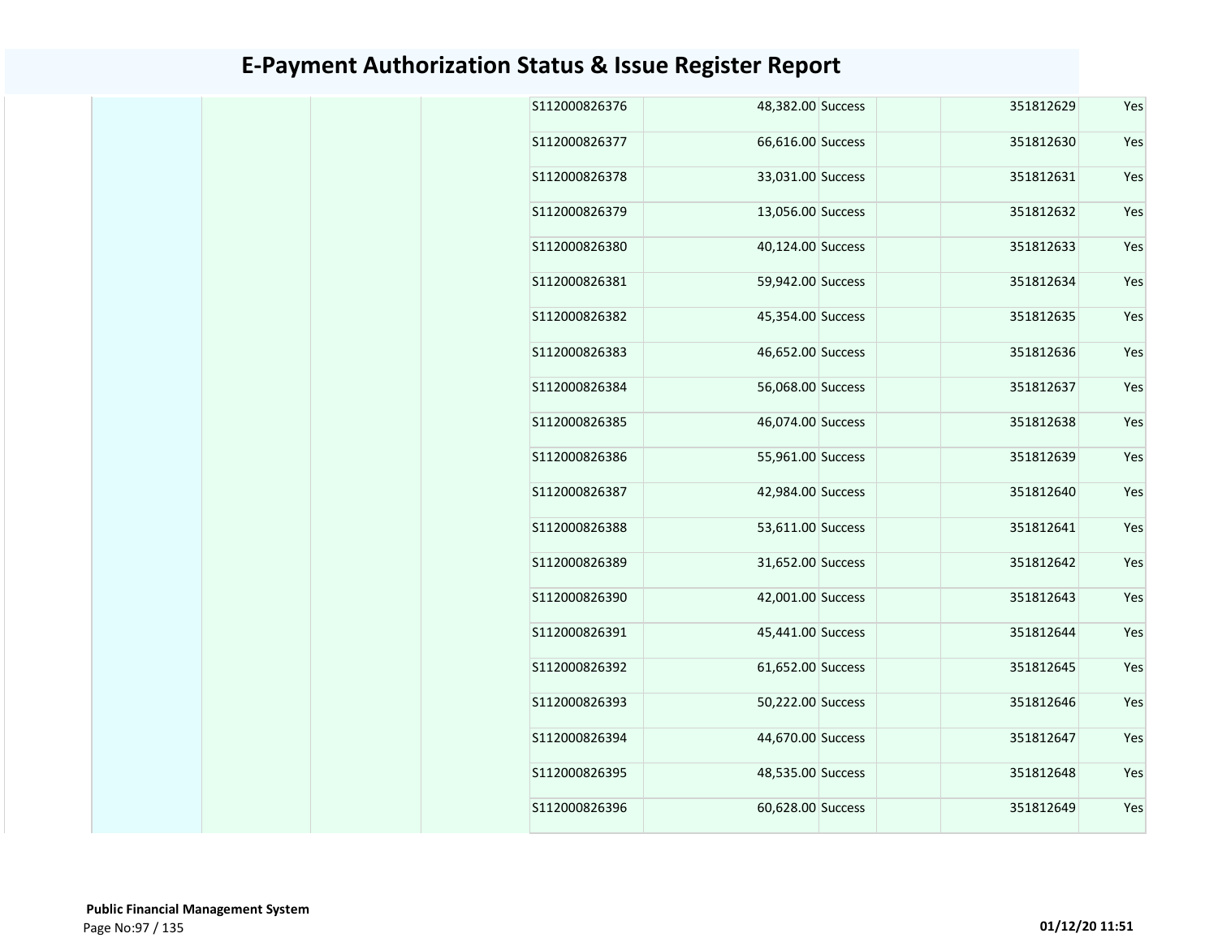# E-Payment Authorization Status & Issue Register Report

| | | | | | | | | | |
|---|---|---|---|---|---|---|---|---|---|
| | | | | S112000826376 | 48,382.00 | Success | | 351812629 | Yes |
| | | | | S112000826377 | 66,616.00 | Success | | 351812630 | Yes |
| | | | | S112000826378 | 33,031.00 | Success | | 351812631 | Yes |
| | | | | S112000826379 | 13,056.00 | Success | | 351812632 | Yes |
| | | | | S112000826380 | 40,124.00 | Success | | 351812633 | Yes |
| | | | | S112000826381 | 59,942.00 | Success | | 351812634 | Yes |
| | | | | S112000826382 | 45,354.00 | Success | | 351812635 | Yes |
| | | | | S112000826383 | 46,652.00 | Success | | 351812636 | Yes |
| | | | | S112000826384 | 56,068.00 | Success | | 351812637 | Yes |
| | | | | S112000826385 | 46,074.00 | Success | | 351812638 | Yes |
| | | | | S112000826386 | 55,961.00 | Success | | 351812639 | Yes |
| | | | | S112000826387 | 42,984.00 | Success | | 351812640 | Yes |
| | | | | S112000826388 | 53,611.00 | Success | | 351812641 | Yes |
| | | | | S112000826389 | 31,652.00 | Success | | 351812642 | Yes |
| | | | | S112000826390 | 42,001.00 | Success | | 351812643 | Yes |
| | | | | S112000826391 | 45,441.00 | Success | | 351812644 | Yes |
| | | | | S112000826392 | 61,652.00 | Success | | 351812645 | Yes |
| | | | | S112000826393 | 50,222.00 | Success | | 351812646 | Yes |
| | | | | S112000826394 | 44,670.00 | Success | | 351812647 | Yes |
| | | | | S112000826395 | 48,535.00 | Success | | 351812648 | Yes |
| | | | | S112000826396 | 60,628.00 | Success | | 351812649 | Yes |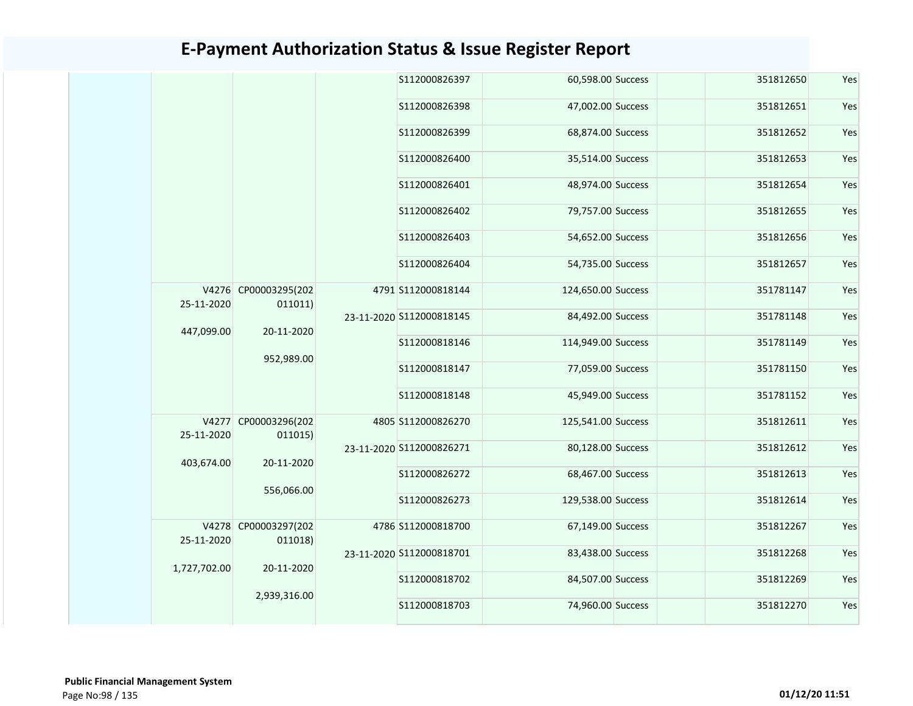# E-Payment Authorization Status & Issue Register Report

| | | | | | | | | | |
|---|---|---|---|---|---|---|---|---|---|
| | | | | S112000826397 | 60,598.00 | Success | | 351812650 | Yes |
| | | | | S112000826398 | 47,002.00 | Success | | 351812651 | Yes |
| | | | | S112000826399 | 68,874.00 | Success | | 351812652 | Yes |
| | | | | S112000826400 | 35,514.00 | Success | | 351812653 | Yes |
| | | | | S112000826401 | 48,974.00 | Success | | 351812654 | Yes |
| | | | | S112000826402 | 79,757.00 | Success | | 351812655 | Yes |
| | | | | S112000826403 | 54,652.00 | Success | | 351812656 | Yes |
| | | | | S112000826404 | 54,735.00 | Success | | 351812657 | Yes |
| | V4276 25-11-2020 447,099.00 | CP00003295(202011011) 20-11-2020 952,989.00 | 4791 23-11-2020 | S112000818144 | 124,650.00 | Success | | 351781147 | Yes |
| | | | | S112000818145 | 84,492.00 | Success | | 351781148 | Yes |
| | | | | S112000818146 | 114,949.00 | Success | | 351781149 | Yes |
| | | | | S112000818147 | 77,059.00 | Success | | 351781150 | Yes |
| | | | | S112000818148 | 45,949.00 | Success | | 351781152 | Yes |
| | V4277 25-11-2020 403,674.00 | CP00003296(202011015) 20-11-2020 556,066.00 | 4805 23-11-2020 | S112000826270 | 125,541.00 | Success | | 351812611 | Yes |
| | | | | S112000826271 | 80,128.00 | Success | | 351812612 | Yes |
| | | | | S112000826272 | 68,467.00 | Success | | 351812613 | Yes |
| | | | | S112000826273 | 129,538.00 | Success | | 351812614 | Yes |
| | V4278 25-11-2020 1,727,702.00 | CP00003297(202011018) 20-11-2020 2,939,316.00 | 4786 23-11-2020 | S112000818700 | 67,149.00 | Success | | 351812267 | Yes |
| | | | | S112000818701 | 83,438.00 | Success | | 351812268 | Yes |
| | | | | S112000818702 | 84,507.00 | Success | | 351812269 | Yes |
| | | | | S112000818703 | 74,960.00 | Success | | 351812270 | Yes |

**Public Financial Management System**

01/12/20 11:51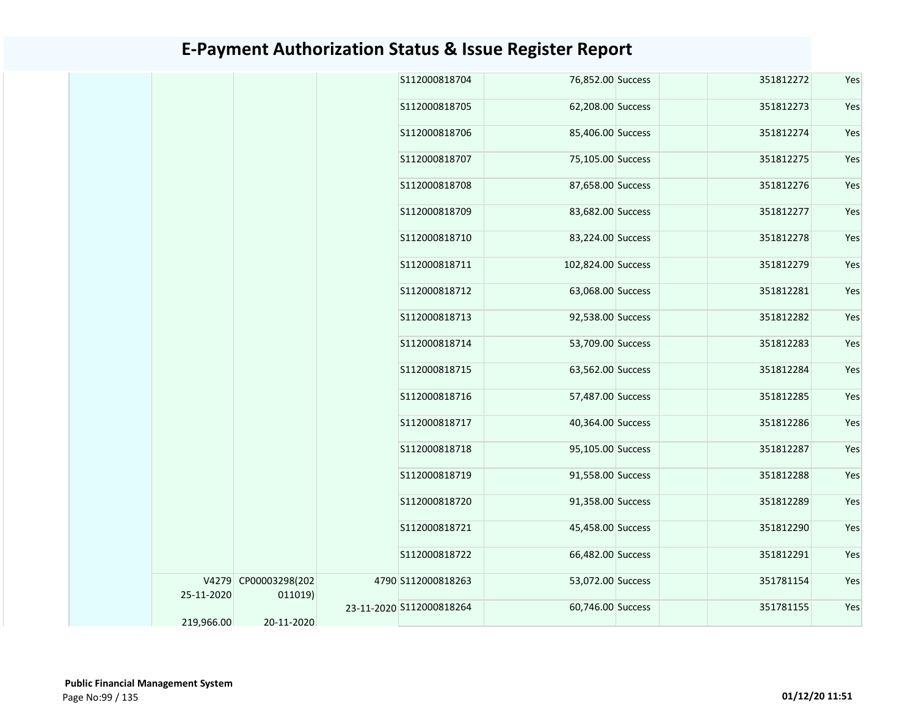# E-Payment Authorization Status & Issue Register Report

| | | | | | | | | | |
|---|---|---|---|---|---|---|---|---|---|
| | | | | S112000818704 | 76,852.00 | Success | | 351812272 | Yes |
| | | | | S112000818705 | 62,208.00 | Success | | 351812273 | Yes |
| | | | | S112000818706 | 85,406.00 | Success | | 351812274 | Yes |
| | | | | S112000818707 | 75,105.00 | Success | | 351812275 | Yes |
| | | | | S112000818708 | 87,658.00 | Success | | 351812276 | Yes |
| | | | | S112000818709 | 83,682.00 | Success | | 351812277 | Yes |
| | | | | S112000818710 | 83,224.00 | Success | | 351812278 | Yes |
| | | | | S112000818711 | 102,824.00 | Success | | 351812279 | Yes |
| | | | | S112000818712 | 63,068.00 | Success | | 351812281 | Yes |
| | | | | S112000818713 | 92,538.00 | Success | | 351812282 | Yes |
| | | | | S112000818714 | 53,709.00 | Success | | 351812283 | Yes |
| | | | | S112000818715 | 63,562.00 | Success | | 351812284 | Yes |
| | | | | S112000818716 | 57,487.00 | Success | | 351812285 | Yes |
| | | | | S112000818717 | 40,364.00 | Success | | 351812286 | Yes |
| | | | | S112000818718 | 95,105.00 | Success | | 351812287 | Yes |
| | | | | S112000818719 | 91,558.00 | Success | | 351812288 | Yes |
| | | | | S112000818720 | 91,358.00 | Success | | 351812289 | Yes |
| | | | | S112000818721 | 45,458.00 | Success | | 351812290 | Yes |
| | | | | S112000818722 | 66,482.00 | Success | | 351812291 | Yes |
| | V4279 25-11-2020 219,966.00 | CP00003298(202011019) 20-11-2020 | 4790 23-11-2020 | S112000818263 | 53,072.00 | Success | | 351781154 | Yes |
| | | | | S112000818264 | 60,746.00 | Success | | 351781155 | Yes |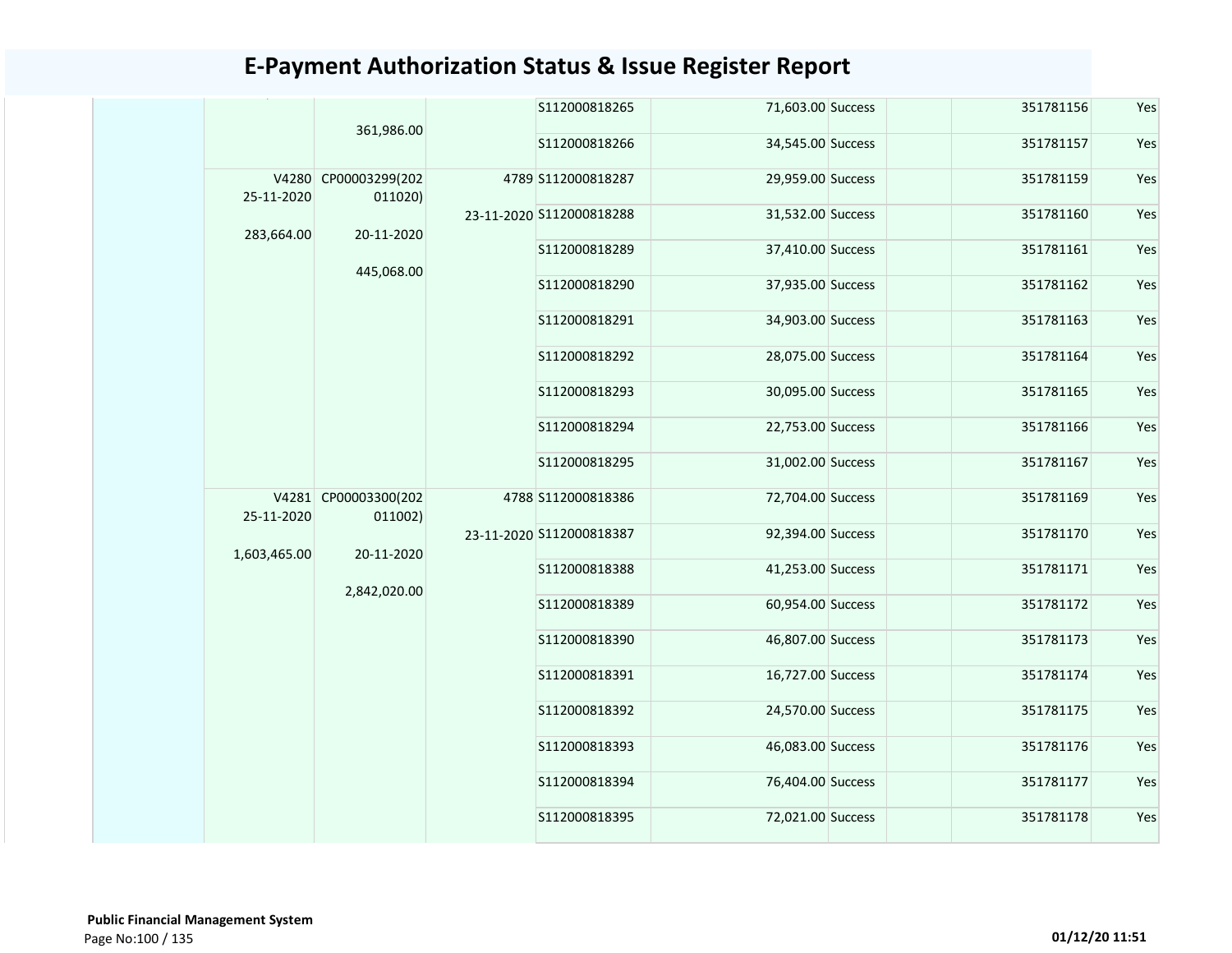# E-Payment Authorization Status & Issue Register Report

| | | | | | | | | | |
|---|---|---|---|---|---|---|---|---|---|
| | | 361,986.00 | | S112000818265 | 71,603.00 | Success | | 351781156 | Yes |
| | | | | S112000818266 | 34,545.00 | Success | | 351781157 | Yes |
| | V4280 25-11-2020 283,664.00 | CP00003299(202011020) 20-11-2020 445,068.00 | 4789 23-11-2020 | S112000818287 | 29,959.00 | Success | | 351781159 | Yes |
| | | | | S112000818288 | 31,532.00 | Success | | 351781160 | Yes |
| | | | | S112000818289 | 37,410.00 | Success | | 351781161 | Yes |
| | | | | S112000818290 | 37,935.00 | Success | | 351781162 | Yes |
| | | | | S112000818291 | 34,903.00 | Success | | 351781163 | Yes |
| | | | | S112000818292 | 28,075.00 | Success | | 351781164 | Yes |
| | | | | S112000818293 | 30,095.00 | Success | | 351781165 | Yes |
| | | | | S112000818294 | 22,753.00 | Success | | 351781166 | Yes |
| | | | | S112000818295 | 31,002.00 | Success | | 351781167 | Yes |
| | V4281 25-11-2020 1,603,465.00 | CP00003300(202011002) 20-11-2020 2,842,020.00 | 4788 23-11-2020 | S112000818386 | 72,704.00 | Success | | 351781169 | Yes |
| | | | | S112000818387 | 92,394.00 | Success | | 351781170 | Yes |
| | | | | S112000818388 | 41,253.00 | Success | | 351781171 | Yes |
| | | | | S112000818389 | 60,954.00 | Success | | 351781172 | Yes |
| | | | | S112000818390 | 46,807.00 | Success | | 351781173 | Yes |
| | | | | S112000818391 | 16,727.00 | Success | | 351781174 | Yes |
| | | | | S112000818392 | 24,570.00 | Success | | 351781175 | Yes |
| | | | | S112000818393 | 46,083.00 | Success | | 351781176 | Yes |
| | | | | S112000818394 | 76,404.00 | Success | | 351781177 | Yes |
| | | | | S112000818395 | 72,021.00 | Success | | 351781178 | Yes |

**Public Financial Management System**

01/12/20 11:51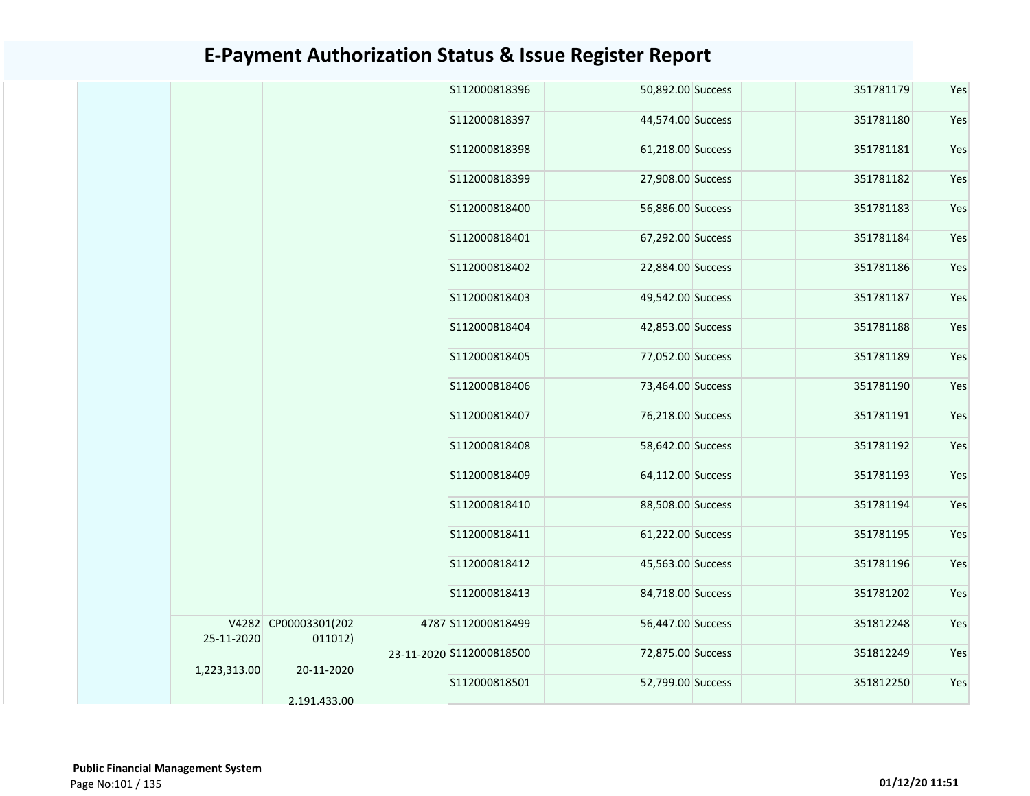# E-Payment Authorization Status & Issue Register Report

| | | | | | | | | | |
|---|---|---|---|---|---|---|---|---|---|
| | | | | S112000818396 | 50,892.00 | Success | | 351781179 | Yes |
| | | | | S112000818397 | 44,574.00 | Success | | 351781180 | Yes |
| | | | | S112000818398 | 61,218.00 | Success | | 351781181 | Yes |
| | | | | S112000818399 | 27,908.00 | Success | | 351781182 | Yes |
| | | | | S112000818400 | 56,886.00 | Success | | 351781183 | Yes |
| | | | | S112000818401 | 67,292.00 | Success | | 351781184 | Yes |
| | | | | S112000818402 | 22,884.00 | Success | | 351781186 | Yes |
| | | | | S112000818403 | 49,542.00 | Success | | 351781187 | Yes |
| | | | | S112000818404 | 42,853.00 | Success | | 351781188 | Yes |
| | | | | S112000818405 | 77,052.00 | Success | | 351781189 | Yes |
| | | | | S112000818406 | 73,464.00 | Success | | 351781190 | Yes |
| | | | | S112000818407 | 76,218.00 | Success | | 351781191 | Yes |
| | | | | S112000818408 | 58,642.00 | Success | | 351781192 | Yes |
| | | | | S112000818409 | 64,112.00 | Success | | 351781193 | Yes |
| | | | | S112000818410 | 88,508.00 | Success | | 351781194 | Yes |
| | | | | S112000818411 | 61,222.00 | Success | | 351781195 | Yes |
| | | | | S112000818412 | 45,563.00 | Success | | 351781196 | Yes |
| | | | | S112000818413 | 84,718.00 | Success | | 351781202 | Yes |
| | V4282 25-11-2020 1,223,313.00 | CP00003301(202011012) 20-11-2020 2,191,433.00 | 4787 23-11-2020 | S112000818499 | 56,447.00 | Success | | 351812248 | Yes |
| | | | | S112000818500 | 72,875.00 | Success | | 351812249 | Yes |
| | | | | S112000818501 | 52,799.00 | Success | | 351812250 | Yes |

**Public Financial Management System**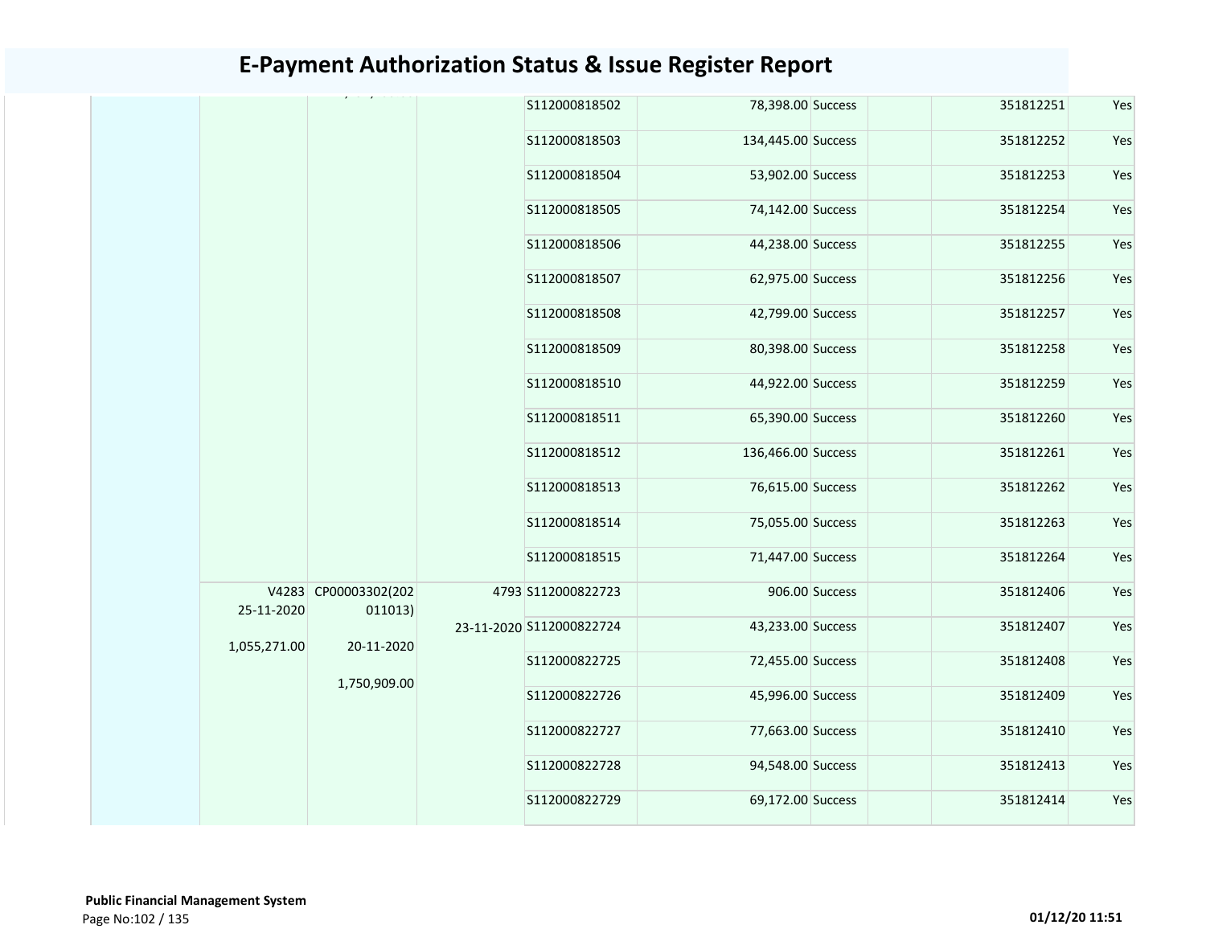# E-Payment Authorization Status & Issue Register Report

| | | | | | | | | | |
|---|---|---|---|---|---|---|---|---|---|
| | | | | S112000818502 | 78,398.00 | Success | | 351812251 | Yes |
| | | | | S112000818503 | 134,445.00 | Success | | 351812252 | Yes |
| | | | | S112000818504 | 53,902.00 | Success | | 351812253 | Yes |
| | | | | S112000818505 | 74,142.00 | Success | | 351812254 | Yes |
| | | | | S112000818506 | 44,238.00 | Success | | 351812255 | Yes |
| | | | | S112000818507 | 62,975.00 | Success | | 351812256 | Yes |
| | | | | S112000818508 | 42,799.00 | Success | | 351812257 | Yes |
| | | | | S112000818509 | 80,398.00 | Success | | 351812258 | Yes |
| | | | | S112000818510 | 44,922.00 | Success | | 351812259 | Yes |
| | | | | S112000818511 | 65,390.00 | Success | | 351812260 | Yes |
| | | | | S112000818512 | 136,466.00 | Success | | 351812261 | Yes |
| | | | | S112000818513 | 76,615.00 | Success | | 351812262 | Yes |
| | | | | S112000818514 | 75,055.00 | Success | | 351812263 | Yes |
| | | | | S112000818515 | 71,447.00 | Success | | 351812264 | Yes |
| | V4283 25-11-2020 1,055,271.00 | CP00003302(202011013) 20-11-2020 1,750,909.00 | 4793 23-11-2020 | S112000822723 | 906.00 | Success | | 351812406 | Yes |
| | | | | S112000822724 | 43,233.00 | Success | | 351812407 | Yes |
| | | | | S112000822725 | 72,455.00 | Success | | 351812408 | Yes |
| | | | | S112000822726 | 45,996.00 | Success | | 351812409 | Yes |
| | | | | S112000822727 | 77,663.00 | Success | | 351812410 | Yes |
| | | | | S112000822728 | 94,548.00 | Success | | 351812413 | Yes |
| | | | | S112000822729 | 69,172.00 | Success | | 351812414 | Yes |

**Public Financial Management System**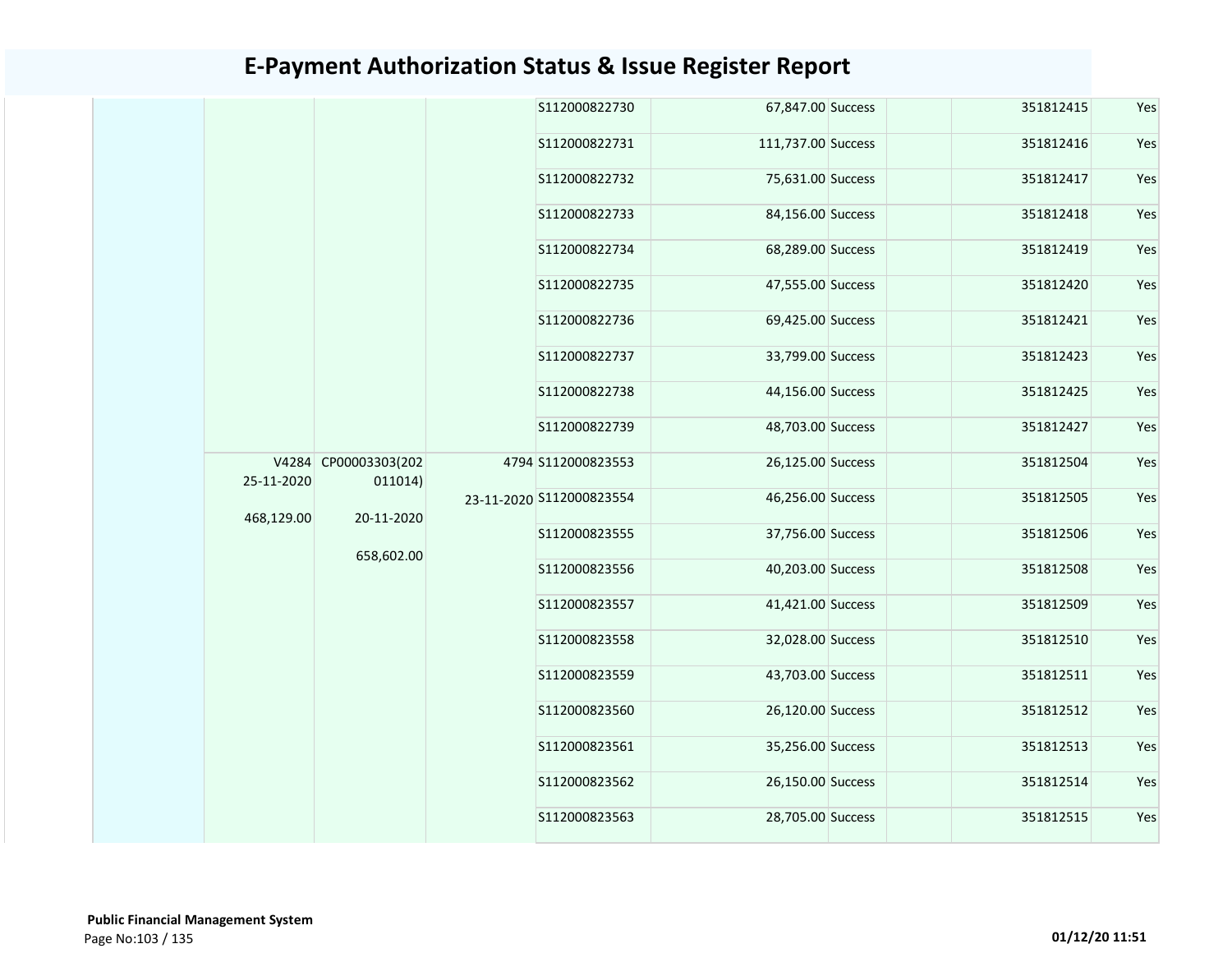# E-Payment Authorization Status & Issue Register Report

| | | | | | | | | | |
|---|---|---|---|---|---|---|---|---|---|
| | | | | S112000822730 | 67,847.00 | Success | | 351812415 | Yes |
| | | | | S112000822731 | 111,737.00 | Success | | 351812416 | Yes |
| | | | | S112000822732 | 75,631.00 | Success | | 351812417 | Yes |
| | | | | S112000822733 | 84,156.00 | Success | | 351812418 | Yes |
| | | | | S112000822734 | 68,289.00 | Success | | 351812419 | Yes |
| | | | | S112000822735 | 47,555.00 | Success | | 351812420 | Yes |
| | | | | S112000822736 | 69,425.00 | Success | | 351812421 | Yes |
| | | | | S112000822737 | 33,799.00 | Success | | 351812423 | Yes |
| | | | | S112000822738 | 44,156.00 | Success | | 351812425 | Yes |
| | | | | S112000822739 | 48,703.00 | Success | | 351812427 | Yes |
| | V4284 25-11-2020 468,129.00 | CP00003303(202011014) 20-11-2020 658,602.00 | 4794 23-11-2020 | S112000823553 | 26,125.00 | Success | | 351812504 | Yes |
| | | | | S112000823554 | 46,256.00 | Success | | 351812505 | Yes |
| | | | | S112000823555 | 37,756.00 | Success | | 351812506 | Yes |
| | | | | S112000823556 | 40,203.00 | Success | | 351812508 | Yes |
| | | | | S112000823557 | 41,421.00 | Success | | 351812509 | Yes |
| | | | | S112000823558 | 32,028.00 | Success | | 351812510 | Yes |
| | | | | S112000823559 | 43,703.00 | Success | | 351812511 | Yes |
| | | | | S112000823560 | 26,120.00 | Success | | 351812512 | Yes |
| | | | | S112000823561 | 35,256.00 | Success | | 351812513 | Yes |
| | | | | S112000823562 | 26,150.00 | Success | | 351812514 | Yes |
| | | | | S112000823563 | 28,705.00 | Success | | 351812515 | Yes |

**Public Financial Management System**

**01/12/20 11:51**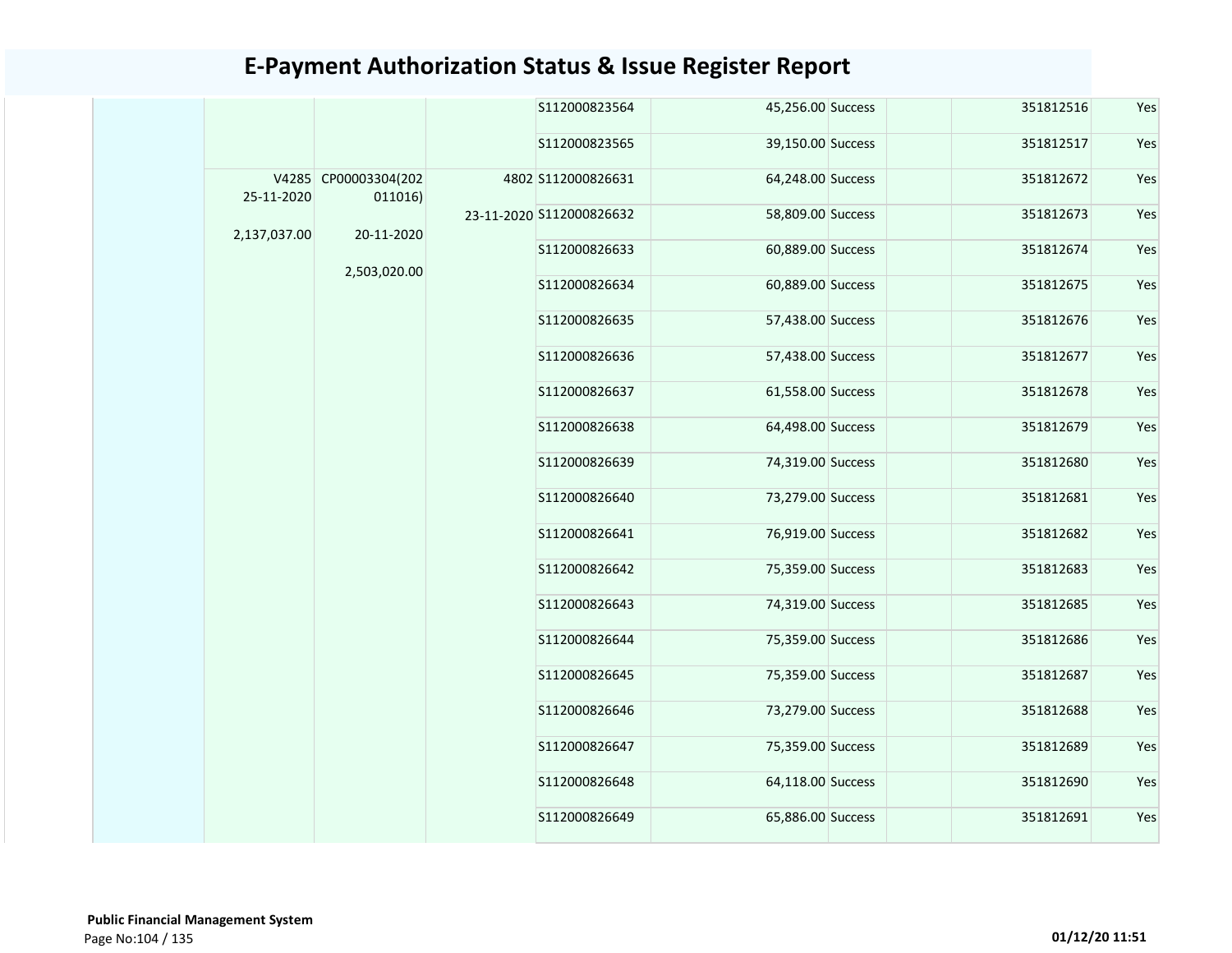# E-Payment Authorization Status & Issue Register Report

| | | | | | | | | | |
|---|---|---|---|---|---|---|---|---|---|
| | | | | S112000823564 | 45,256.00 | Success | | 351812516 | Yes |
| | | | | S112000823565 | 39,150.00 | Success | | 351812517 | Yes |
| | V4285 25-11-2020 2,137,037.00 | CP00003304(202011016) 20-11-2020 2,503,020.00 | 4802 23-11-2020 | S112000826631 | 64,248.00 | Success | | 351812672 | Yes |
| | | | | S112000826632 | 58,809.00 | Success | | 351812673 | Yes |
| | | | | S112000826633 | 60,889.00 | Success | | 351812674 | Yes |
| | | | | S112000826634 | 60,889.00 | Success | | 351812675 | Yes |
| | | | | S112000826635 | 57,438.00 | Success | | 351812676 | Yes |
| | | | | S112000826636 | 57,438.00 | Success | | 351812677 | Yes |
| | | | | S112000826637 | 61,558.00 | Success | | 351812678 | Yes |
| | | | | S112000826638 | 64,498.00 | Success | | 351812679 | Yes |
| | | | | S112000826639 | 74,319.00 | Success | | 351812680 | Yes |
| | | | | S112000826640 | 73,279.00 | Success | | 351812681 | Yes |
| | | | | S112000826641 | 76,919.00 | Success | | 351812682 | Yes |
| | | | | S112000826642 | 75,359.00 | Success | | 351812683 | Yes |
| | | | | S112000826643 | 74,319.00 | Success | | 351812685 | Yes |
| | | | | S112000826644 | 75,359.00 | Success | | 351812686 | Yes |
| | | | | S112000826645 | 75,359.00 | Success | | 351812687 | Yes |
| | | | | S112000826646 | 73,279.00 | Success | | 351812688 | Yes |
| | | | | S112000826647 | 75,359.00 | Success | | 351812689 | Yes |
| | | | | S112000826648 | 64,118.00 | Success | | 351812690 | Yes |
| | | | | S112000826649 | 65,886.00 | Success | | 351812691 | Yes |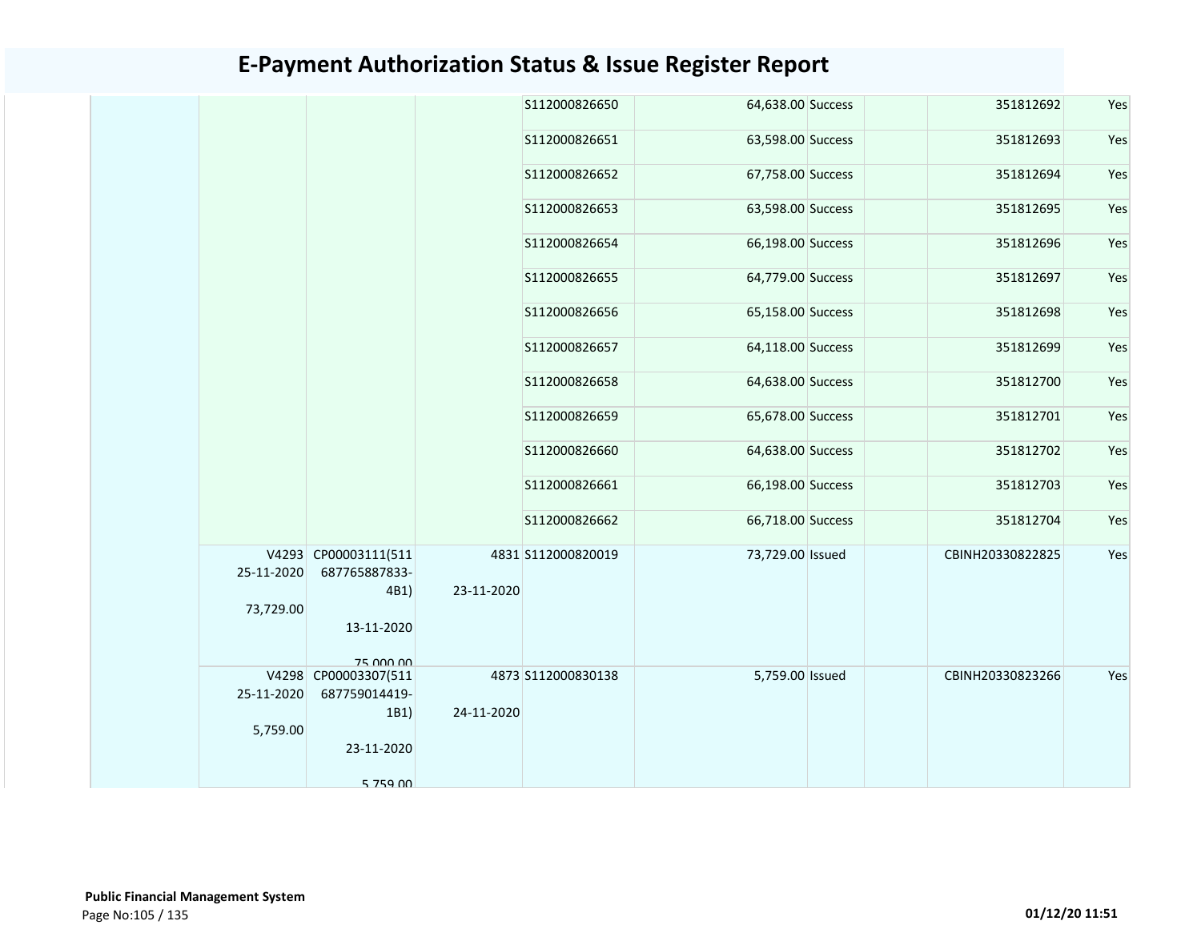# E-Payment Authorization Status & Issue Register Report

| | | | | | | | | | |
|---|---|---|---|---|---|---|---|---|---|
| | | | | S112000826650 | 64,638.00 | Success | | 351812692 | Yes |
| | | | | S112000826651 | 63,598.00 | Success | | 351812693 | Yes |
| | | | | S112000826652 | 67,758.00 | Success | | 351812694 | Yes |
| | | | | S112000826653 | 63,598.00 | Success | | 351812695 | Yes |
| | | | | S112000826654 | 66,198.00 | Success | | 351812696 | Yes |
| | | | | S112000826655 | 64,779.00 | Success | | 351812697 | Yes |
| | | | | S112000826656 | 65,158.00 | Success | | 351812698 | Yes |
| | | | | S112000826657 | 64,118.00 | Success | | 351812699 | Yes |
| | | | | S112000826658 | 64,638.00 | Success | | 351812700 | Yes |
| | | | | S112000826659 | 65,678.00 | Success | | 351812701 | Yes |
| | | | | S112000826660 | 64,638.00 | Success | | 351812702 | Yes |
| | | | | S112000826661 | 66,198.00 | Success | | 351812703 | Yes |
| | | | | S112000826662 | 66,718.00 | Success | | 351812704 | Yes |
| | V4293 25-11-2020 73,729.00 | CP00003111(511 687765887833-4B1) 13-11-2020 75,000.00 | 4831 23-11-2020 | S112000820019 | 73,729.00 | Issued | | CBINH20330822825 | Yes |
| | V4298 25-11-2020 5,759.00 | CP00003307(511 687759014419-1B1) 23-11-2020 5,759.00 | 4873 24-11-2020 | S112000830138 | 5,759.00 | Issued | | CBINH20330823266 | Yes |

**Public Financial Management System**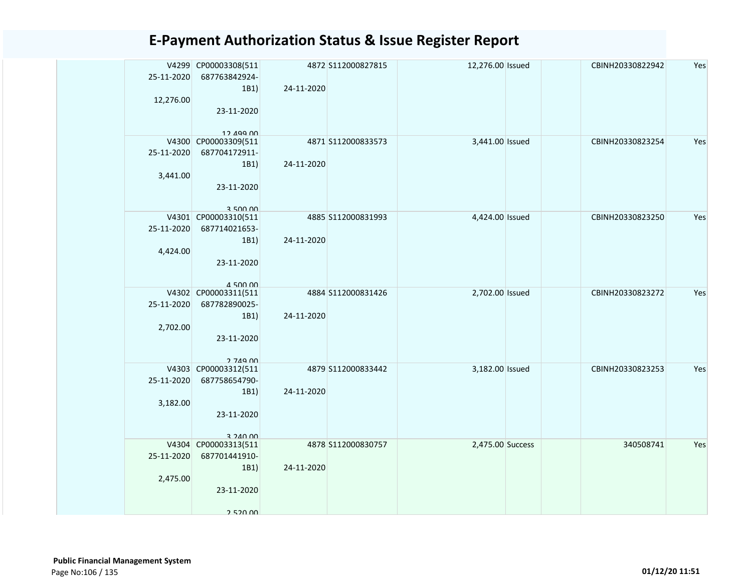# E-Payment Authorization Status & Issue Register Report

| | | | | | | | | | |
|---|---|---|---|---|---|---|---|---|---|
| | V4299 25-11-2020 12,276.00 | CP00003308(511 687763842924-1B1) 23-11-2020 12,499.00 | 4872 24-11-2020 | S112000827815 | 12,276.00 | Issued | | CBINH20330822942 | Yes |
| | V4300 25-11-2020 3,441.00 | CP00003309(511 687704172911-1B1) 23-11-2020 3,500.00 | 4871 24-11-2020 | S112000833573 | 3,441.00 | Issued | | CBINH20330823254 | Yes |
| | V4301 25-11-2020 4,424.00 | CP00003310(511 687714021653-1B1) 23-11-2020 4,500.00 | 4885 24-11-2020 | S112000831993 | 4,424.00 | Issued | | CBINH20330823250 | Yes |
| | V4302 25-11-2020 2,702.00 | CP00003311(511 687782890025-1B1) 23-11-2020 2,749.00 | 4884 24-11-2020 | S112000831426 | 2,702.00 | Issued | | CBINH20330823272 | Yes |
| | V4303 25-11-2020 3,182.00 | CP00003312(511 687758654790-1B1) 23-11-2020 3,240.00 | 4879 24-11-2020 | S112000833442 | 3,182.00 | Issued | | CBINH20330823253 | Yes |
| | V4304 25-11-2020 2,475.00 | CP00003313(511 687701441910-1B1) 23-11-2020 2,520.00 | 4878 24-11-2020 | S112000830757 | 2,475.00 | Success | | 340508741 | Yes |

**Public Financial Management System**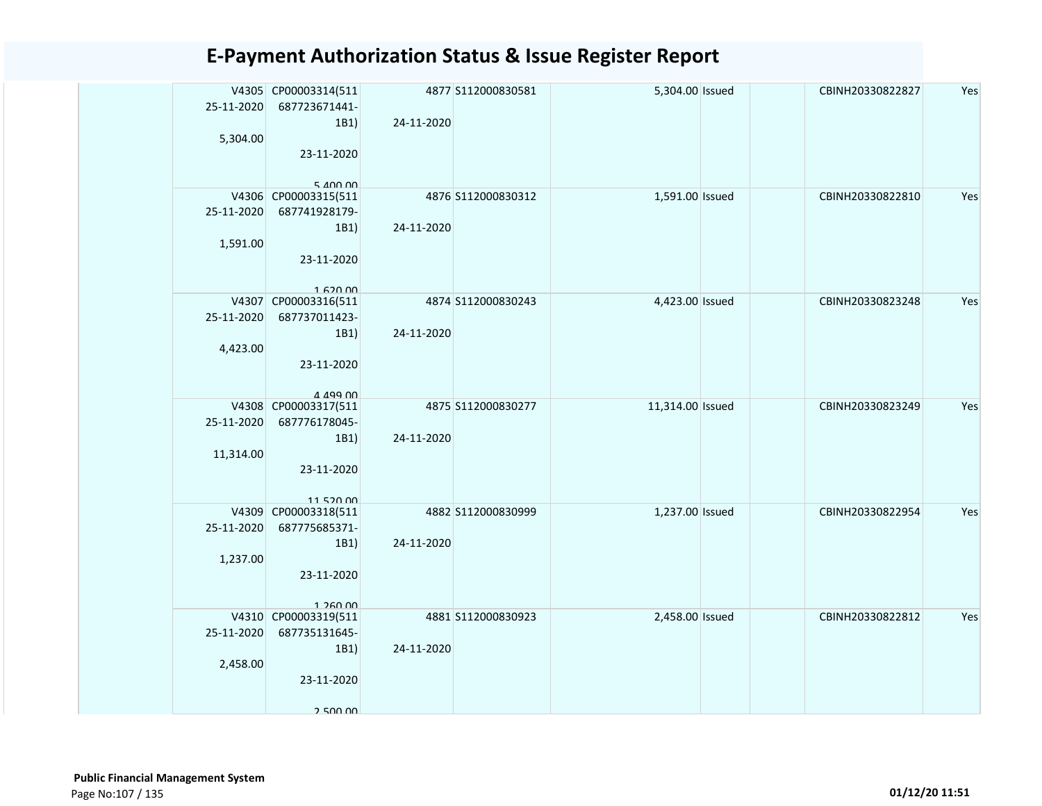# E-Payment Authorization Status & Issue Register Report

| | | | | | | | | | |
|---|---|---|---|---|---|---|---|---|---|
| | V4305<br>25-11-2020<br>5,304.00 | CP00003314(511687723671441-1B1)<br>23-11-2020<br>5,400.00 | 4877<br>24-11-2020 | S112000830581 | 5,304.00 | Issued | | CBINH20330822827 | Yes |
| | V4306<br>25-11-2020<br>1,591.00 | CP00003315(511687741928179-1B1)<br>23-11-2020<br>1,620.00 | 4876<br>24-11-2020 | S112000830312 | 1,591.00 | Issued | | CBINH20330822810 | Yes |
| | V4307<br>25-11-2020<br>4,423.00 | CP00003316(511687737011423-1B1)<br>23-11-2020<br>4,499.00 | 4874<br>24-11-2020 | S112000830243 | 4,423.00 | Issued | | CBINH20330823248 | Yes |
| | V4308<br>25-11-2020<br>11,314.00 | CP00003317(511687776178045-1B1)<br>23-11-2020<br>11,520.00 | 4875<br>24-11-2020 | S112000830277 | 11,314.00 | Issued | | CBINH20330823249 | Yes |
| | V4309<br>25-11-2020<br>1,237.00 | CP00003318(511687775685371-1B1)<br>23-11-2020<br>1,260.00 | 4882<br>24-11-2020 | S112000830999 | 1,237.00 | Issued | | CBINH20330822954 | Yes |
| | V4310<br>25-11-2020<br>2,458.00 | CP00003319(511687735131645-1B1)<br>23-11-2020<br>2,500.00 | 4881<br>24-11-2020 | S112000830923 | 2,458.00 | Issued | | CBINH20330822812 | Yes |

**Public Financial Management System**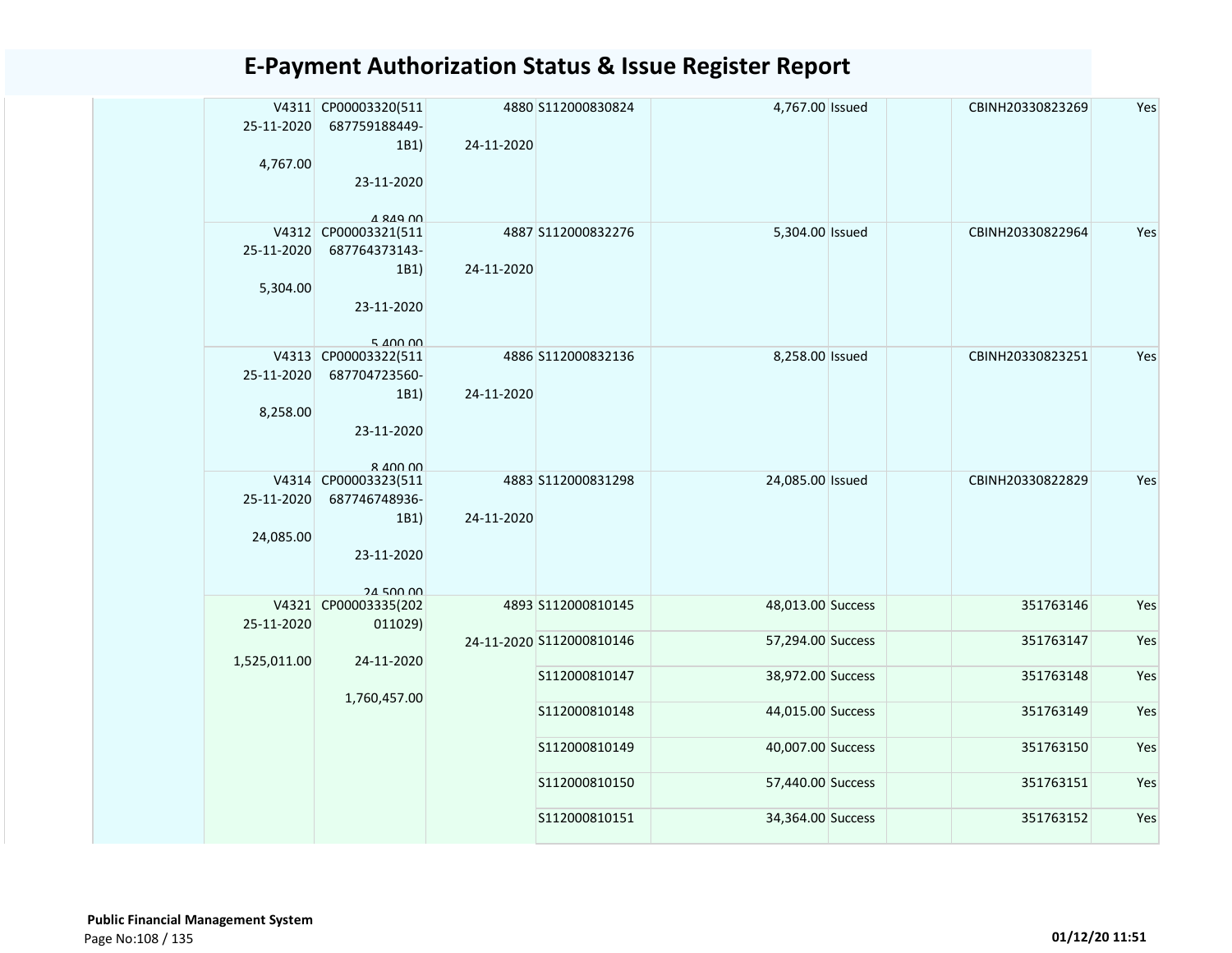# E-Payment Authorization Status & Issue Register Report

| | | | | | | | | | |
|---|---|---|---|---|---|---|---|---|---|
| | V4311 25-11-2020 4,767.00 | CP00003320(511 687759188449-1B1) 23-11-2020 4,849.00 | 4880 24-11-2020 | S112000830824 | 4,767.00 | Issued | | CBINH20330823269 | Yes |
| | V4312 25-11-2020 5,304.00 | CP00003321(511 687764373143-1B1) 23-11-2020 5,400.00 | 4887 24-11-2020 | S112000832276 | 5,304.00 | Issued | | CBINH20330822964 | Yes |
| | V4313 25-11-2020 8,258.00 | CP00003322(511 687704723560-1B1) 23-11-2020 8,400.00 | 4886 24-11-2020 | S112000832136 | 8,258.00 | Issued | | CBINH20330823251 | Yes |
| | V4314 25-11-2020 24,085.00 | CP00003323(511 687746748936-1B1) 23-11-2020 24,500.00 | 4883 24-11-2020 | S112000831298 | 24,085.00 | Issued | | CBINH20330822829 | Yes |
| | V4321 25-11-2020 1,525,011.00 | CP00003335(202 011029) 24-11-2020 1,760,457.00 | 4893 24-11-2020 | S112000810145 | 48,013.00 | Success | | 351763146 | Yes |
| | | | | S112000810146 | 57,294.00 | Success | | 351763147 | Yes |
| | | | | S112000810147 | 38,972.00 | Success | | 351763148 | Yes |
| | | | | S112000810148 | 44,015.00 | Success | | 351763149 | Yes |
| | | | | S112000810149 | 40,007.00 | Success | | 351763150 | Yes |
| | | | | S112000810150 | 57,440.00 | Success | | 351763151 | Yes |
| | | | | S112000810151 | 34,364.00 | Success | | 351763152 | Yes |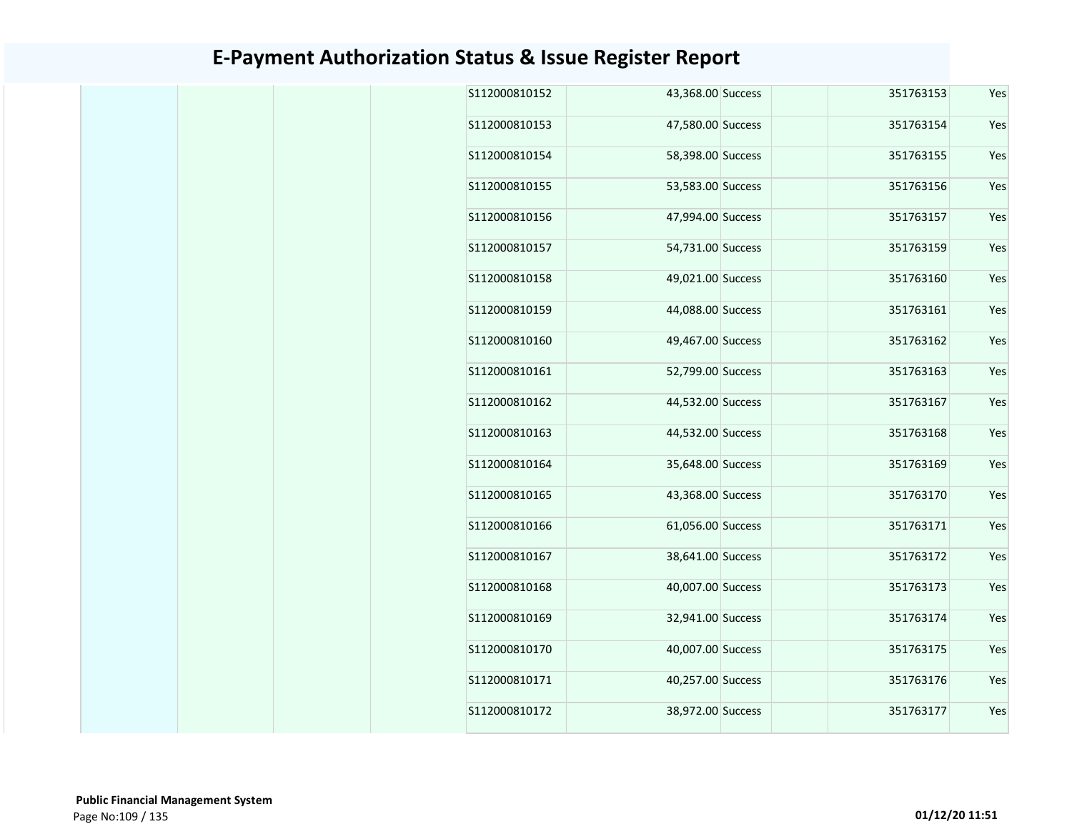# E-Payment Authorization Status & Issue Register Report

| | | | | | | | | | |
|---|---|---|---|---|---|---|---|---|---|
| | | | | S112000810152 | 43,368.00 | Success | | 351763153 | Yes |
| | | | | S112000810153 | 47,580.00 | Success | | 351763154 | Yes |
| | | | | S112000810154 | 58,398.00 | Success | | 351763155 | Yes |
| | | | | S112000810155 | 53,583.00 | Success | | 351763156 | Yes |
| | | | | S112000810156 | 47,994.00 | Success | | 351763157 | Yes |
| | | | | S112000810157 | 54,731.00 | Success | | 351763159 | Yes |
| | | | | S112000810158 | 49,021.00 | Success | | 351763160 | Yes |
| | | | | S112000810159 | 44,088.00 | Success | | 351763161 | Yes |
| | | | | S112000810160 | 49,467.00 | Success | | 351763162 | Yes |
| | | | | S112000810161 | 52,799.00 | Success | | 351763163 | Yes |
| | | | | S112000810162 | 44,532.00 | Success | | 351763167 | Yes |
| | | | | S112000810163 | 44,532.00 | Success | | 351763168 | Yes |
| | | | | S112000810164 | 35,648.00 | Success | | 351763169 | Yes |
| | | | | S112000810165 | 43,368.00 | Success | | 351763170 | Yes |
| | | | | S112000810166 | 61,056.00 | Success | | 351763171 | Yes |
| | | | | S112000810167 | 38,641.00 | Success | | 351763172 | Yes |
| | | | | S112000810168 | 40,007.00 | Success | | 351763173 | Yes |
| | | | | S112000810169 | 32,941.00 | Success | | 351763174 | Yes |
| | | | | S112000810170 | 40,007.00 | Success | | 351763175 | Yes |
| | | | | S112000810171 | 40,257.00 | Success | | 351763176 | Yes |
| | | | | S112000810172 | 38,972.00 | Success | | 351763177 | Yes |

**Public Financial Management System**

**01/12/20 11:51**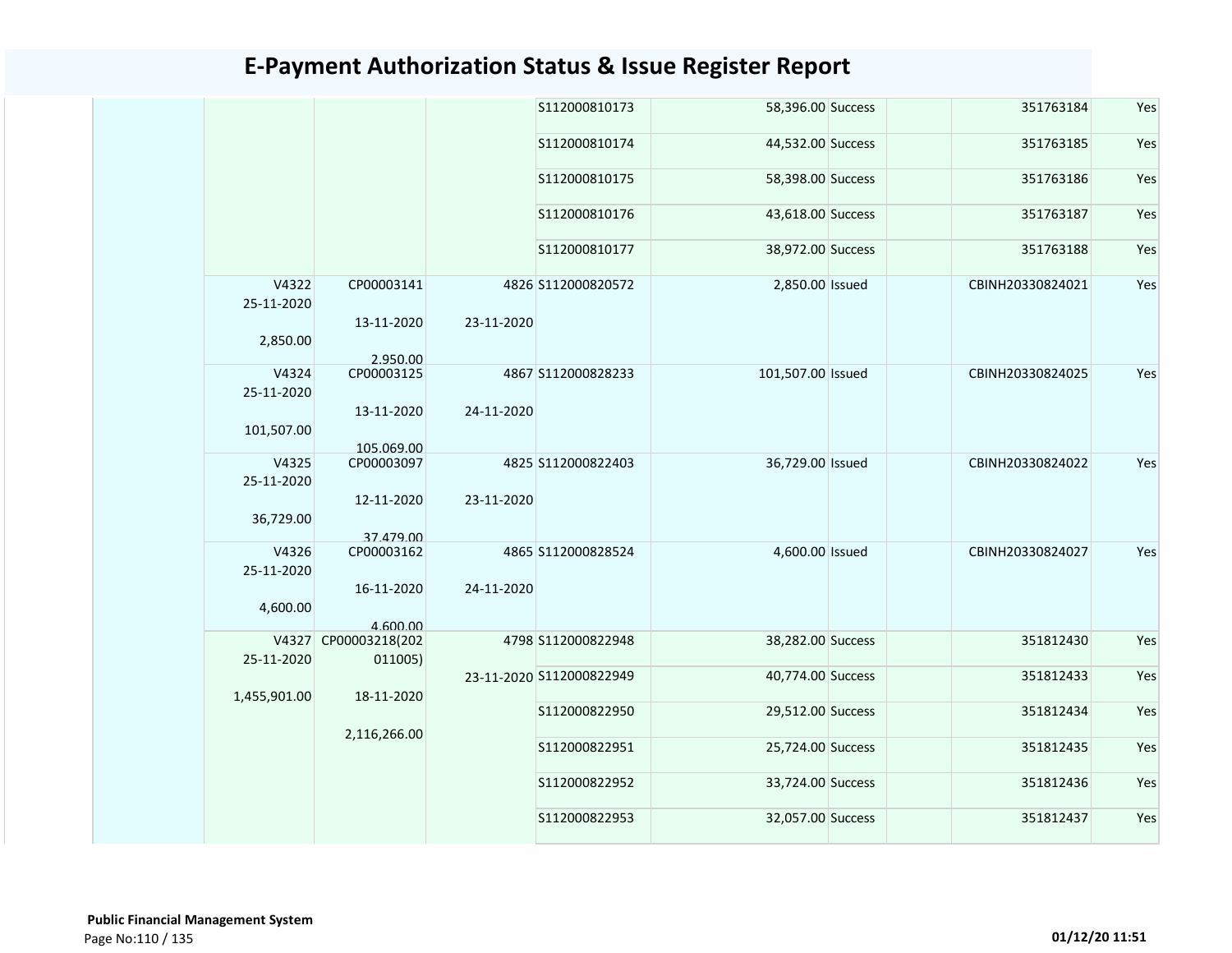# E-Payment Authorization Status & Issue Register Report

| | | | | | | | | | |
|---|---|---|---|---|---|---|---|---|---|
| | | | | S112000810173 | 58,396.00 | Success | | 351763184 | Yes |
| | | | | S112000810174 | 44,532.00 | Success | | 351763185 | Yes |
| | | | | S112000810175 | 58,398.00 | Success | | 351763186 | Yes |
| | | | | S112000810176 | 43,618.00 | Success | | 351763187 | Yes |
| | | | | S112000810177 | 38,972.00 | Success | | 351763188 | Yes |
| | V4322 25-11-2020 2,850.00 | CP00003141 13-11-2020 2,950.00 | 4826 23-11-2020 | S112000820572 | 2,850.00 | Issued | | CBINH20330824021 | Yes |
| | V4324 25-11-2020 101,507.00 | CP00003125 13-11-2020 105,069.00 | 4867 24-11-2020 | S112000828233 | 101,507.00 | Issued | | CBINH20330824025 | Yes |
| | V4325 25-11-2020 36,729.00 | CP00003097 12-11-2020 37,479.00 | 4825 23-11-2020 | S112000822403 | 36,729.00 | Issued | | CBINH20330824022 | Yes |
| | V4326 25-11-2020 4,600.00 | CP00003162 16-11-2020 4,600.00 | 4865 24-11-2020 | S112000828524 | 4,600.00 | Issued | | CBINH20330824027 | Yes |
| | V4327 25-11-2020 1,455,901.00 | CP00003218(202011005) 18-11-2020 2,116,266.00 | 4798 23-11-2020 | S112000822948 | 38,282.00 | Success | | 351812430 | Yes |
| | | | | S112000822949 | 40,774.00 | Success | | 351812433 | Yes |
| | | | | S112000822950 | 29,512.00 | Success | | 351812434 | Yes |
| | | | | S112000822951 | 25,724.00 | Success | | 351812435 | Yes |
| | | | | S112000822952 | 33,724.00 | Success | | 351812436 | Yes |
| | | | | S112000822953 | 32,057.00 | Success | | 351812437 | Yes |

**Public Financial Management System**

01/12/20 11:51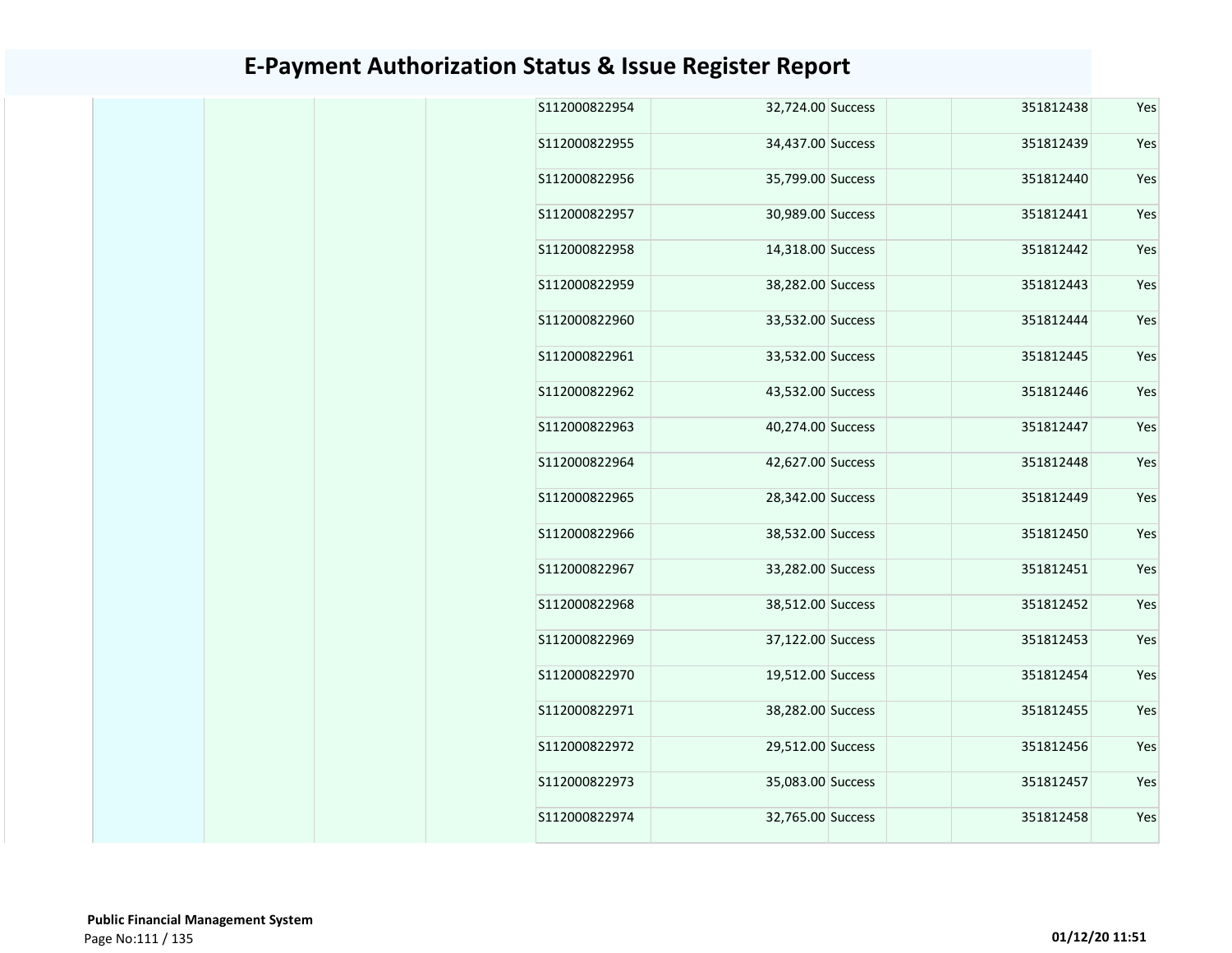# E-Payment Authorization Status & Issue Register Report

| | | | | | | | | | |
|---|---|---|---|---|---|---|---|---|---|
| | | | | S112000822954 | 32,724.00 | Success | | 351812438 | Yes |
| | | | | S112000822955 | 34,437.00 | Success | | 351812439 | Yes |
| | | | | S112000822956 | 35,799.00 | Success | | 351812440 | Yes |
| | | | | S112000822957 | 30,989.00 | Success | | 351812441 | Yes |
| | | | | S112000822958 | 14,318.00 | Success | | 351812442 | Yes |
| | | | | S112000822959 | 38,282.00 | Success | | 351812443 | Yes |
| | | | | S112000822960 | 33,532.00 | Success | | 351812444 | Yes |
| | | | | S112000822961 | 33,532.00 | Success | | 351812445 | Yes |
| | | | | S112000822962 | 43,532.00 | Success | | 351812446 | Yes |
| | | | | S112000822963 | 40,274.00 | Success | | 351812447 | Yes |
| | | | | S112000822964 | 42,627.00 | Success | | 351812448 | Yes |
| | | | | S112000822965 | 28,342.00 | Success | | 351812449 | Yes |
| | | | | S112000822966 | 38,532.00 | Success | | 351812450 | Yes |
| | | | | S112000822967 | 33,282.00 | Success | | 351812451 | Yes |
| | | | | S112000822968 | 38,512.00 | Success | | 351812452 | Yes |
| | | | | S112000822969 | 37,122.00 | Success | | 351812453 | Yes |
| | | | | S112000822970 | 19,512.00 | Success | | 351812454 | Yes |
| | | | | S112000822971 | 38,282.00 | Success | | 351812455 | Yes |
| | | | | S112000822972 | 29,512.00 | Success | | 351812456 | Yes |
| | | | | S112000822973 | 35,083.00 | Success | | 351812457 | Yes |
| | | | | S112000822974 | 32,765.00 | Success | | 351812458 | Yes |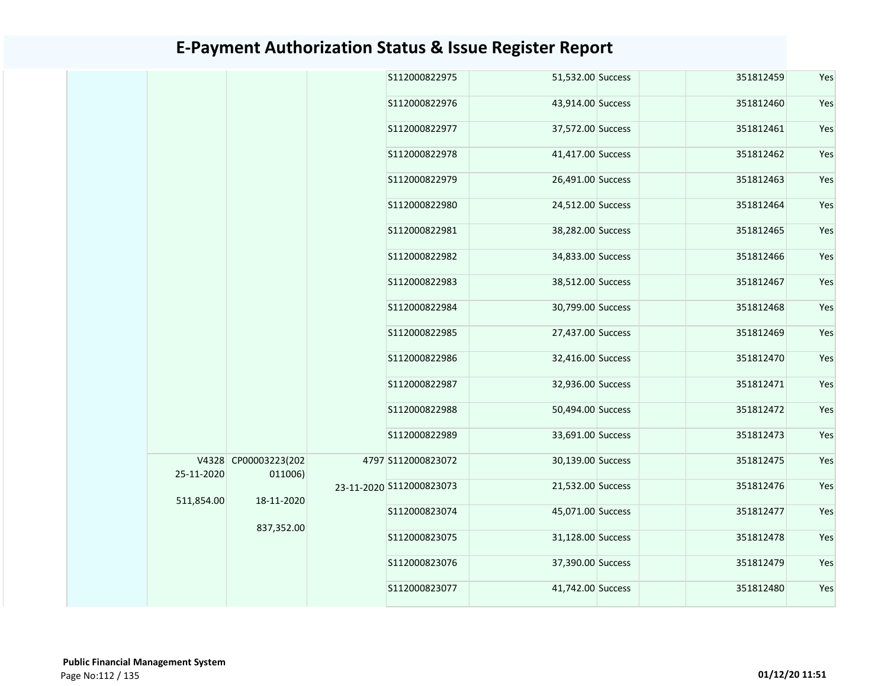# E-Payment Authorization Status & Issue Register Report

| | | | | | | | | | |
|---|---|---|---|---|---|---|---|---|---|
| | | | | S112000822975 | 51,532.00 | Success | | 351812459 | Yes |
| | | | | S112000822976 | 43,914.00 | Success | | 351812460 | Yes |
| | | | | S112000822977 | 37,572.00 | Success | | 351812461 | Yes |
| | | | | S112000822978 | 41,417.00 | Success | | 351812462 | Yes |
| | | | | S112000822979 | 26,491.00 | Success | | 351812463 | Yes |
| | | | | S112000822980 | 24,512.00 | Success | | 351812464 | Yes |
| | | | | S112000822981 | 38,282.00 | Success | | 351812465 | Yes |
| | | | | S112000822982 | 34,833.00 | Success | | 351812466 | Yes |
| | | | | S112000822983 | 38,512.00 | Success | | 351812467 | Yes |
| | | | | S112000822984 | 30,799.00 | Success | | 351812468 | Yes |
| | | | | S112000822985 | 27,437.00 | Success | | 351812469 | Yes |
| | | | | S112000822986 | 32,416.00 | Success | | 351812470 | Yes |
| | | | | S112000822987 | 32,936.00 | Success | | 351812471 | Yes |
| | | | | S112000822988 | 50,494.00 | Success | | 351812472 | Yes |
| | | | | S112000822989 | 33,691.00 | Success | | 351812473 | Yes |
| | V4328 25-11-2020 511,854.00 | CP00003223(202011006) 18-11-2020 837,352.00 | 4797 23-11-2020 | S112000823072 | 30,139.00 | Success | | 351812475 | Yes |
| | | | | S112000823073 | 21,532.00 | Success | | 351812476 | Yes |
| | | | | S112000823074 | 45,071.00 | Success | | 351812477 | Yes |
| | | | | S112000823075 | 31,128.00 | Success | | 351812478 | Yes |
| | | | | S112000823076 | 37,390.00 | Success | | 351812479 | Yes |
| | | | | S112000823077 | 41,742.00 | Success | | 351812480 | Yes |

**Public Financial Management System**

01/12/20 11:51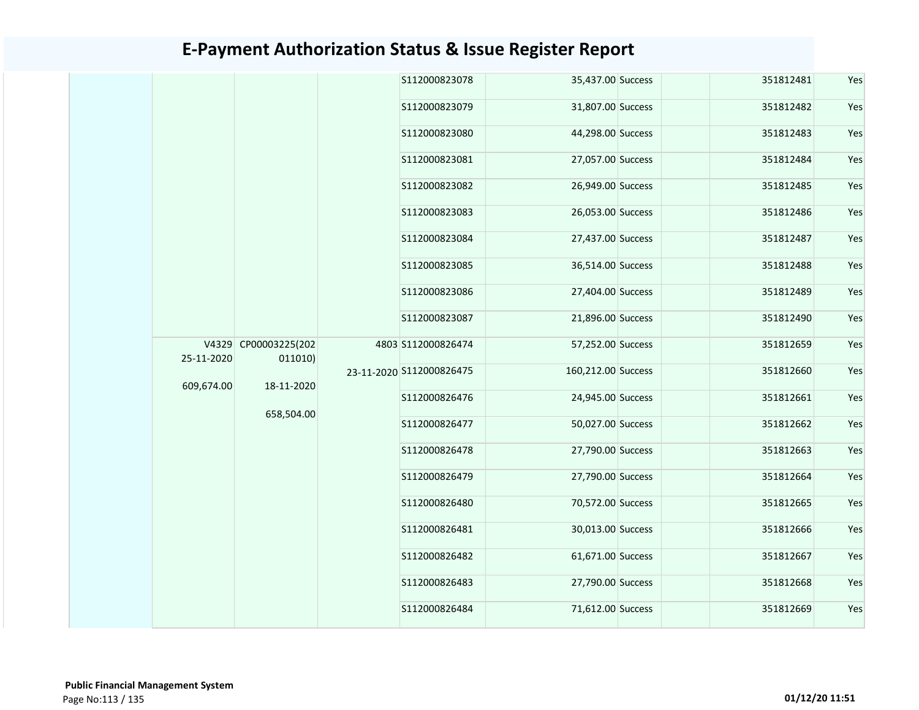# E-Payment Authorization Status & Issue Register Report

| | | | | | | | | | |
|---|---|---|---|---|---|---|---|---|---|
| | | | | S112000823078 | 35,437.00 | Success | | 351812481 | Yes |
| | | | | S112000823079 | 31,807.00 | Success | | 351812482 | Yes |
| | | | | S112000823080 | 44,298.00 | Success | | 351812483 | Yes |
| | | | | S112000823081 | 27,057.00 | Success | | 351812484 | Yes |
| | | | | S112000823082 | 26,949.00 | Success | | 351812485 | Yes |
| | | | | S112000823083 | 26,053.00 | Success | | 351812486 | Yes |
| | | | | S112000823084 | 27,437.00 | Success | | 351812487 | Yes |
| | | | | S112000823085 | 36,514.00 | Success | | 351812488 | Yes |
| | | | | S112000823086 | 27,404.00 | Success | | 351812489 | Yes |
| | | | | S112000823087 | 21,896.00 | Success | | 351812490 | Yes |
| | V4329 25-11-2020 609,674.00 | CP00003225(202011010) 18-11-2020 658,504.00 | 4803 23-11-2020 | S112000826474 | 57,252.00 | Success | | 351812659 | Yes |
| | | | | S112000826475 | 160,212.00 | Success | | 351812660 | Yes |
| | | | | S112000826476 | 24,945.00 | Success | | 351812661 | Yes |
| | | | | S112000826477 | 50,027.00 | Success | | 351812662 | Yes |
| | | | | S112000826478 | 27,790.00 | Success | | 351812663 | Yes |
| | | | | S112000826479 | 27,790.00 | Success | | 351812664 | Yes |
| | | | | S112000826480 | 70,572.00 | Success | | 351812665 | Yes |
| | | | | S112000826481 | 30,013.00 | Success | | 351812666 | Yes |
| | | | | S112000826482 | 61,671.00 | Success | | 351812667 | Yes |
| | | | | S112000826483 | 27,790.00 | Success | | 351812668 | Yes |
| | | | | S112000826484 | 71,612.00 | Success | | 351812669 | Yes |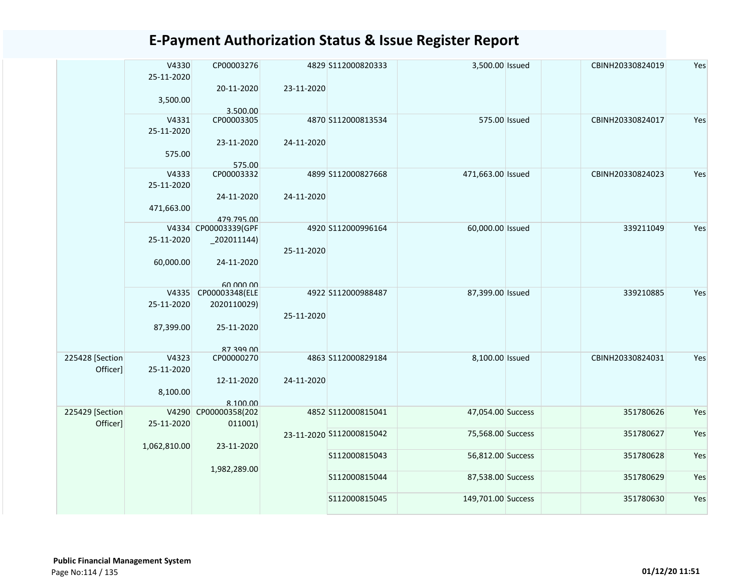# E-Payment Authorization Status & Issue Register Report

| | | | | | | | | | |
|---|---|---|---|---|---|---|---|---|---|
| | V4330<br>25-11-2020<br>3,500.00 | CP00003276<br>20-11-2020<br>3,500.00 | 4829<br>23-11-2020 | S112000820333 | 3,500.00 | Issued | | CBINH20330824019 | Yes |
| | V4331<br>25-11-2020<br>575.00 | CP00003305<br>23-11-2020<br>575.00 | 4870<br>24-11-2020 | S112000813534 | 575.00 | Issued | | CBINH20330824017 | Yes |
| | V4333<br>25-11-2020<br>471,663.00 | CP00003332<br>24-11-2020<br>479,795.00 | 4899<br>24-11-2020 | S112000827668 | 471,663.00 | Issued | | CBINH20330824023 | Yes |
| | V4334<br>25-11-2020<br>60,000.00 | CP00003339(GPF_202011144)<br>24-11-2020<br>60,000.00 | 4920<br>25-11-2020 | S112000996164 | 60,000.00 | Issued | | 339211049 | Yes |
| | V4335<br>25-11-2020<br>87,399.00 | CP00003348(ELE2020110029)<br>25-11-2020<br>87,399.00 | 4922<br>25-11-2020 | S112000988487 | 87,399.00 | Issued | | 339210885 | Yes |
| 225428 [Section Officer] | V4323<br>25-11-2020<br>8,100.00 | CP00000270<br>12-11-2020<br>8,100.00 | 4863<br>24-11-2020 | S112000829184 | 8,100.00 | Issued | | CBINH20330824031 | Yes |
| 225429 [Section Officer] | V4290<br>25-11-2020<br>1,062,810.00 | CP00000358(202011001)<br>23-11-2020<br>1,982,289.00 | 4852<br>23-11-2020 | S112000815041 | 47,054.00 | Success | | 351780626 | Yes |
| | | | | S112000815042 | 75,568.00 | Success | | 351780627 | Yes |
| | | | | S112000815043 | 56,812.00 | Success | | 351780628 | Yes |
| | | | | S112000815044 | 87,538.00 | Success | | 351780629 | Yes |
| | | | | S112000815045 | 149,701.00 | Success | | 351780630 | Yes |

**Public Financial Management System**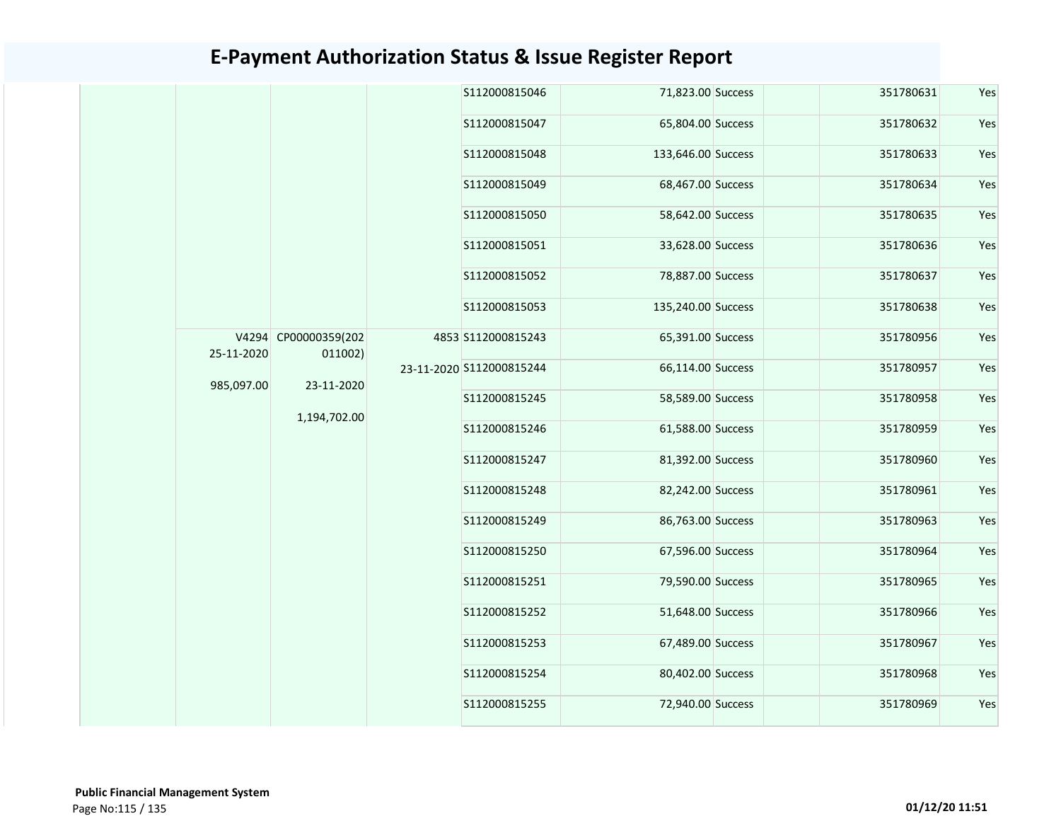# E-Payment Authorization Status & Issue Register Report

| | | | | | | | | | |
|---|---|---|---|---|---|---|---|---|---|
| | | | | S112000815046 | 71,823.00 | Success | | 351780631 | Yes |
| | | | | S112000815047 | 65,804.00 | Success | | 351780632 | Yes |
| | | | | S112000815048 | 133,646.00 | Success | | 351780633 | Yes |
| | | | | S112000815049 | 68,467.00 | Success | | 351780634 | Yes |
| | | | | S112000815050 | 58,642.00 | Success | | 351780635 | Yes |
| | | | | S112000815051 | 33,628.00 | Success | | 351780636 | Yes |
| | | | | S112000815052 | 78,887.00 | Success | | 351780637 | Yes |
| | | | | S112000815053 | 135,240.00 | Success | | 351780638 | Yes |
| | V4294 25-11-2020 985,097.00 | CP00000359(202011002) 23-11-2020 1,194,702.00 | 4853 23-11-2020 | S112000815243 | 65,391.00 | Success | | 351780956 | Yes |
| | | | | S112000815244 | 66,114.00 | Success | | 351780957 | Yes |
| | | | | S112000815245 | 58,589.00 | Success | | 351780958 | Yes |
| | | | | S112000815246 | 61,588.00 | Success | | 351780959 | Yes |
| | | | | S112000815247 | 81,392.00 | Success | | 351780960 | Yes |
| | | | | S112000815248 | 82,242.00 | Success | | 351780961 | Yes |
| | | | | S112000815249 | 86,763.00 | Success | | 351780963 | Yes |
| | | | | S112000815250 | 67,596.00 | Success | | 351780964 | Yes |
| | | | | S112000815251 | 79,590.00 | Success | | 351780965 | Yes |
| | | | | S112000815252 | 51,648.00 | Success | | 351780966 | Yes |
| | | | | S112000815253 | 67,489.00 | Success | | 351780967 | Yes |
| | | | | S112000815254 | 80,402.00 | Success | | 351780968 | Yes |
| | | | | S112000815255 | 72,940.00 | Success | | 351780969 | Yes |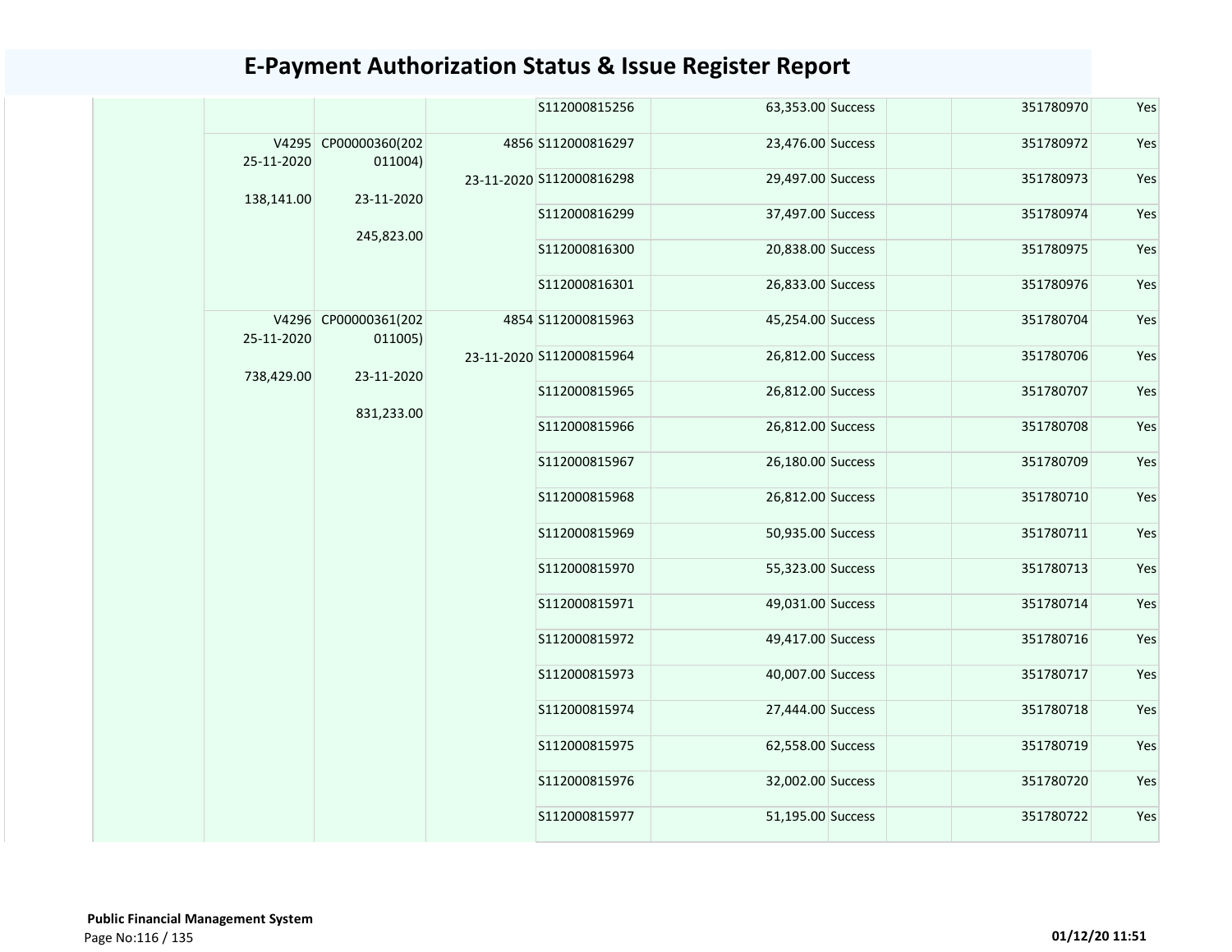# E-Payment Authorization Status & Issue Register Report

| | | | | | | | | | |
|---|---|---|---|---|---|---|---|---|---|
| | | | | S112000815256 | 63,353.00 | Success | | 351780970 | Yes |
| | V4295 25-11-2020 138,141.00 | CP00000360(202011004) 23-11-2020 245,823.00 | 4856 23-11-2020 | S112000816297 | 23,476.00 | Success | | 351780972 | Yes |
| | | | | S112000816298 | 29,497.00 | Success | | 351780973 | Yes |
| | | | | S112000816299 | 37,497.00 | Success | | 351780974 | Yes |
| | | | | S112000816300 | 20,838.00 | Success | | 351780975 | Yes |
| | | | | S112000816301 | 26,833.00 | Success | | 351780976 | Yes |
| | V4296 25-11-2020 738,429.00 | CP00000361(202011005) 23-11-2020 831,233.00 | 4854 23-11-2020 | S112000815963 | 45,254.00 | Success | | 351780704 | Yes |
| | | | | S112000815964 | 26,812.00 | Success | | 351780706 | Yes |
| | | | | S112000815965 | 26,812.00 | Success | | 351780707 | Yes |
| | | | | S112000815966 | 26,812.00 | Success | | 351780708 | Yes |
| | | | | S112000815967 | 26,180.00 | Success | | 351780709 | Yes |
| | | | | S112000815968 | 26,812.00 | Success | | 351780710 | Yes |
| | | | | S112000815969 | 50,935.00 | Success | | 351780711 | Yes |
| | | | | S112000815970 | 55,323.00 | Success | | 351780713 | Yes |
| | | | | S112000815971 | 49,031.00 | Success | | 351780714 | Yes |
| | | | | S112000815972 | 49,417.00 | Success | | 351780716 | Yes |
| | | | | S112000815973 | 40,007.00 | Success | | 351780717 | Yes |
| | | | | S112000815974 | 27,444.00 | Success | | 351780718 | Yes |
| | | | | S112000815975 | 62,558.00 | Success | | 351780719 | Yes |
| | | | | S112000815976 | 32,002.00 | Success | | 351780720 | Yes |
| | | | | S112000815977 | 51,195.00 | Success | | 351780722 | Yes |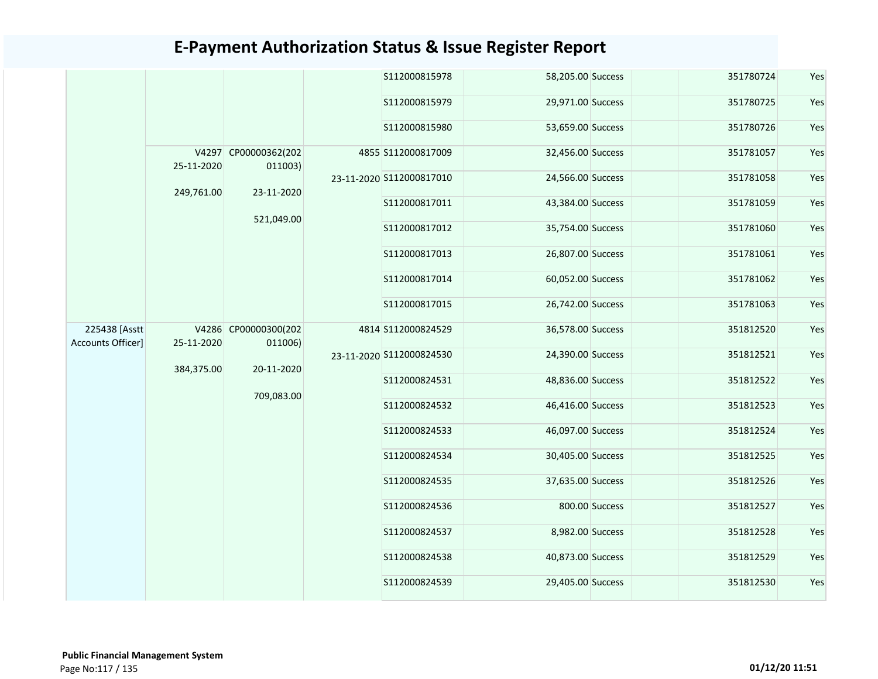# E-Payment Authorization Status & Issue Register Report

| | | | | | | | | | |
|---|---|---|---|---|---|---|---|---|---|
| | | | | S112000815978 | 58,205.00 | Success | | 351780724 | Yes |
| | | | | S112000815979 | 29,971.00 | Success | | 351780725 | Yes |
| | | | | S112000815980 | 53,659.00 | Success | | 351780726 | Yes |
| | V4297 25-11-2020 249,761.00 | CP00000362(202011003) 23-11-2020 521,049.00 | 4855 23-11-2020 | S112000817009 | 32,456.00 | Success | | 351781057 | Yes |
| | | | | S112000817010 | 24,566.00 | Success | | 351781058 | Yes |
| | | | | S112000817011 | 43,384.00 | Success | | 351781059 | Yes |
| | | | | S112000817012 | 35,754.00 | Success | | 351781060 | Yes |
| | | | | S112000817013 | 26,807.00 | Success | | 351781061 | Yes |
| | | | | S112000817014 | 60,052.00 | Success | | 351781062 | Yes |
| | | | | S112000817015 | 26,742.00 | Success | | 351781063 | Yes |
| 225438 [Asstt Accounts Officer] | V4286 25-11-2020 384,375.00 | CP00000300(202011006) 20-11-2020 709,083.00 | 4814 23-11-2020 | S112000824529 | 36,578.00 | Success | | 351812520 | Yes |
| | | | | S112000824530 | 24,390.00 | Success | | 351812521 | Yes |
| | | | | S112000824531 | 48,836.00 | Success | | 351812522 | Yes |
| | | | | S112000824532 | 46,416.00 | Success | | 351812523 | Yes |
| | | | | S112000824533 | 46,097.00 | Success | | 351812524 | Yes |
| | | | | S112000824534 | 30,405.00 | Success | | 351812525 | Yes |
| | | | | S112000824535 | 37,635.00 | Success | | 351812526 | Yes |
| | | | | S112000824536 | 800.00 | Success | | 351812527 | Yes |
| | | | | S112000824537 | 8,982.00 | Success | | 351812528 | Yes |
| | | | | S112000824538 | 40,873.00 | Success | | 351812529 | Yes |
| | | | | S112000824539 | 29,405.00 | Success | | 351812530 | Yes |

**Public Financial Management System**

01/12/20 11:51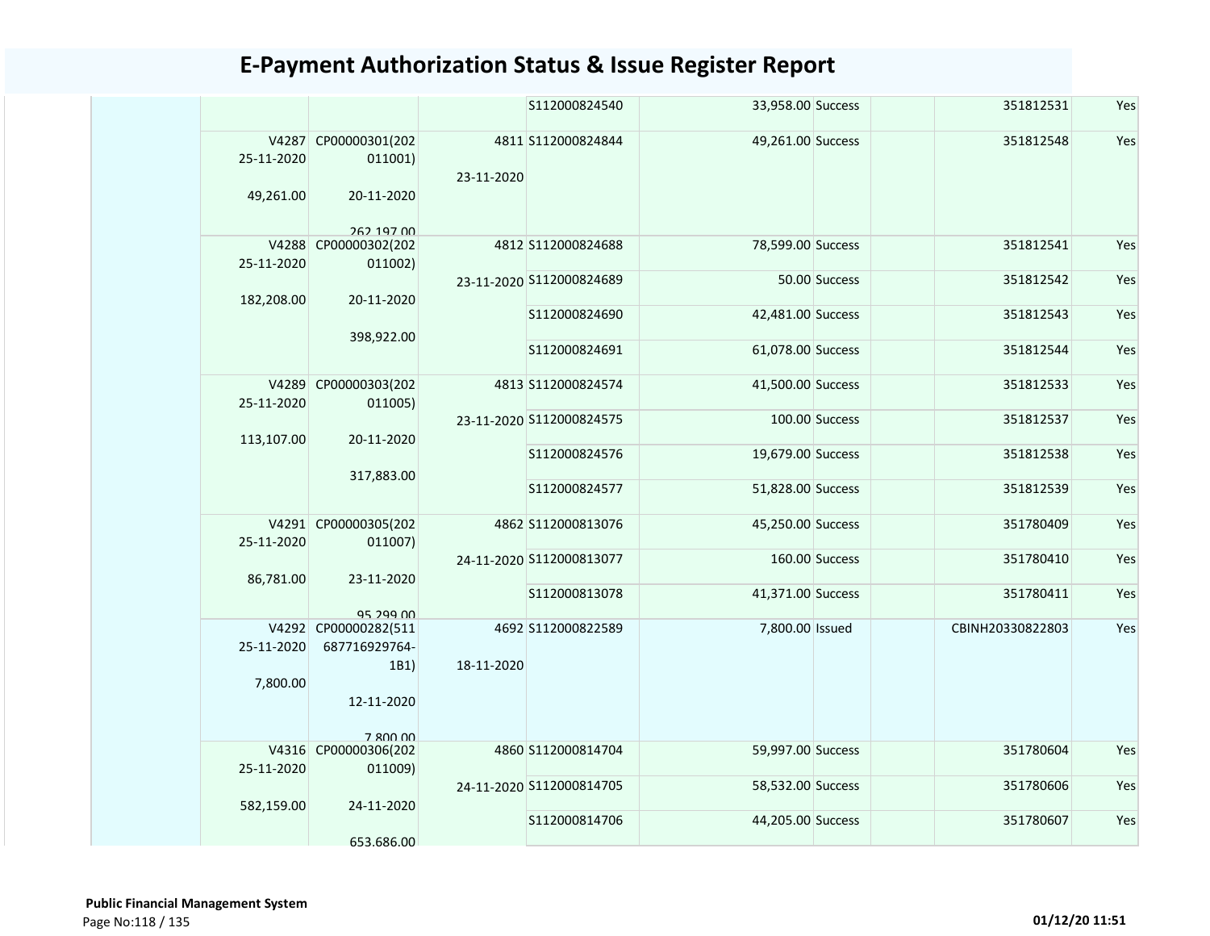# E-Payment Authorization Status & Issue Register Report

| | | | | | | | | | |
|---|---|---|---|---|---|---|---|---|---|
| | | | | S112000824540 | 33,958.00 | Success | | 351812531 | Yes |
| | V4287 25-11-2020 49,261.00 | CP00000301(202011001) 20-11-2020 262,197.00 | 4811 23-11-2020 | S112000824844 | 49,261.00 | Success | | 351812548 | Yes |
| | V4288 25-11-2020 182,208.00 | CP00000302(202011002) 20-11-2020 398,922.00 | 4812 23-11-2020 | S112000824688 | 78,599.00 | Success | | 351812541 | Yes |
| | | | | S112000824689 | 50.00 | Success | | 351812542 | Yes |
| | | | | S112000824690 | 42,481.00 | Success | | 351812543 | Yes |
| | | | | S112000824691 | 61,078.00 | Success | | 351812544 | Yes |
| | V4289 25-11-2020 113,107.00 | CP00000303(202011005) 20-11-2020 317,883.00 | 4813 23-11-2020 | S112000824574 | 41,500.00 | Success | | 351812533 | Yes |
| | | | | S112000824575 | 100.00 | Success | | 351812537 | Yes |
| | | | | S112000824576 | 19,679.00 | Success | | 351812538 | Yes |
| | | | | S112000824577 | 51,828.00 | Success | | 351812539 | Yes |
| | V4291 25-11-2020 86,781.00 | CP00000305(202011007) 23-11-2020 95,299.00 | 4862 24-11-2020 | S112000813076 | 45,250.00 | Success | | 351780409 | Yes |
| | | | | S112000813077 | 160.00 | Success | | 351780410 | Yes |
| | | | | S112000813078 | 41,371.00 | Success | | 351780411 | Yes |
| | V4292 25-11-2020 7,800.00 | CP00000282(511687716929764-1B1) 12-11-2020 7,800.00 | 4692 18-11-2020 | S112000822589 | 7,800.00 | Issued | | CBINH20330822803 | Yes |
| | V4316 25-11-2020 582,159.00 | CP00000306(202011009) 24-11-2020 653,686.00 | 4860 24-11-2020 | S112000814704 | 59,997.00 | Success | | 351780604 | Yes |
| | | | | S112000814705 | 58,532.00 | Success | | 351780606 | Yes |
| | | | | S112000814706 | 44,205.00 | Success | | 351780607 | Yes |

**Public Financial Management System**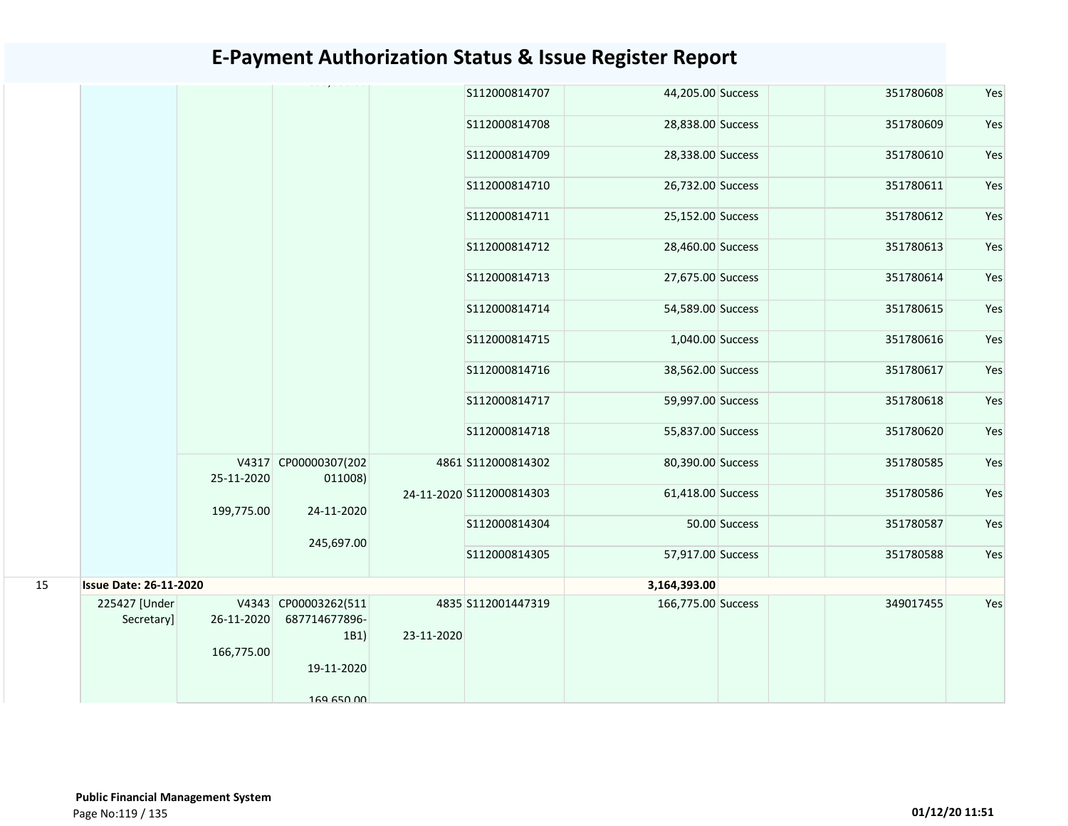# E-Payment Authorization Status & Issue Register Report

| | | | | | | | | | | | |
|---|---|---|---|---|---|---|---|---|---|---|---|
| | | | | | S112000814707 | 44,205.00 | Success | | | 351780608 | Yes |
| | | | | | S112000814708 | 28,838.00 | Success | | | 351780609 | Yes |
| | | | | | S112000814709 | 28,338.00 | Success | | | 351780610 | Yes |
| | | | | | S112000814710 | 26,732.00 | Success | | | 351780611 | Yes |
| | | | | | S112000814711 | 25,152.00 | Success | | | 351780612 | Yes |
| | | | | | S112000814712 | 28,460.00 | Success | | | 351780613 | Yes |
| | | | | | S112000814713 | 27,675.00 | Success | | | 351780614 | Yes |
| | | | | | S112000814714 | 54,589.00 | Success | | | 351780615 | Yes |
| | | | | | S112000814715 | 1,040.00 | Success | | | 351780616 | Yes |
| | | | | | S112000814716 | 38,562.00 | Success | | | 351780617 | Yes |
| | | | | | S112000814717 | 59,997.00 | Success | | | 351780618 | Yes |
| | | | | | S112000814718 | 55,837.00 | Success | | | 351780620 | Yes |
| | | V4317 25-11-2020 199,775.00 | CP00000307(202011008) 24-11-2020 245,697.00 | 4861 24-11-2020 | S112000814302 | 80,390.00 | Success | | | 351780585 | Yes |
| | | | | | S112000814303 | 61,418.00 | Success | | | 351780586 | Yes |
| | | | | | S112000814304 | 50.00 | Success | | | 351780587 | Yes |
| | | | | | S112000814305 | 57,917.00 | Success | | | 351780588 | Yes |
| 15 | **Issue Date: 26-11-2020** | | | | | **3,164,393.00** | | | | | |
| | 225427 [Under Secretary] | V4343 26-11-2020 166,775.00 | CP00003262(511687714677896-1B1) 19-11-2020 169,650.00 | 4835 23-11-2020 | S112001447319 | 166,775.00 | Success | | | 349017455 | Yes |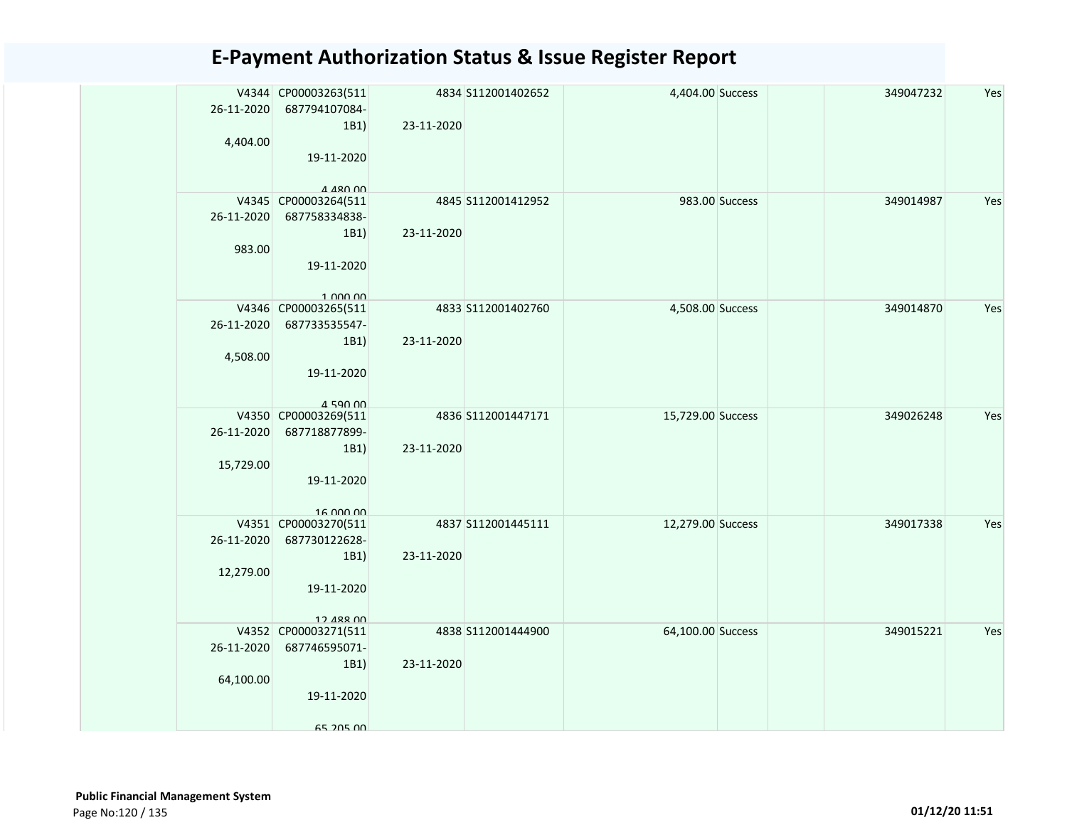# E-Payment Authorization Status & Issue Register Report

| | | | | | | | | | |
|---|---|---|---|---|---|---|---|---|---|
| | V4344 26-11-2020 4,404.00 | CP00003263(511 687794107084-1B1) 19-11-2020 4,480.00 | 4834 23-11-2020 | S112001402652 | 4,404.00 | Success | | 349047232 | Yes |
| | V4345 26-11-2020 983.00 | CP00003264(511 687758334838-1B1) 19-11-2020 1,000.00 | 4845 23-11-2020 | S112001412952 | 983.00 | Success | | 349014987 | Yes |
| | V4346 26-11-2020 4,508.00 | CP00003265(511 687733535547-1B1) 19-11-2020 4,590.00 | 4833 23-11-2020 | S112001402760 | 4,508.00 | Success | | 349014870 | Yes |
| | V4350 26-11-2020 15,729.00 | CP00003269(511 687718877899-1B1) 19-11-2020 16,000.00 | 4836 23-11-2020 | S112001447171 | 15,729.00 | Success | | 349026248 | Yes |
| | V4351 26-11-2020 12,279.00 | CP00003270(511 687730122628-1B1) 19-11-2020 12,488.00 | 4837 23-11-2020 | S112001445111 | 12,279.00 | Success | | 349017338 | Yes |
| | V4352 26-11-2020 64,100.00 | CP00003271(511 687746595071-1B1) 19-11-2020 65,205.00 | 4838 23-11-2020 | S112001444900 | 64,100.00 | Success | | 349015221 | Yes |

**Public Financial Management System**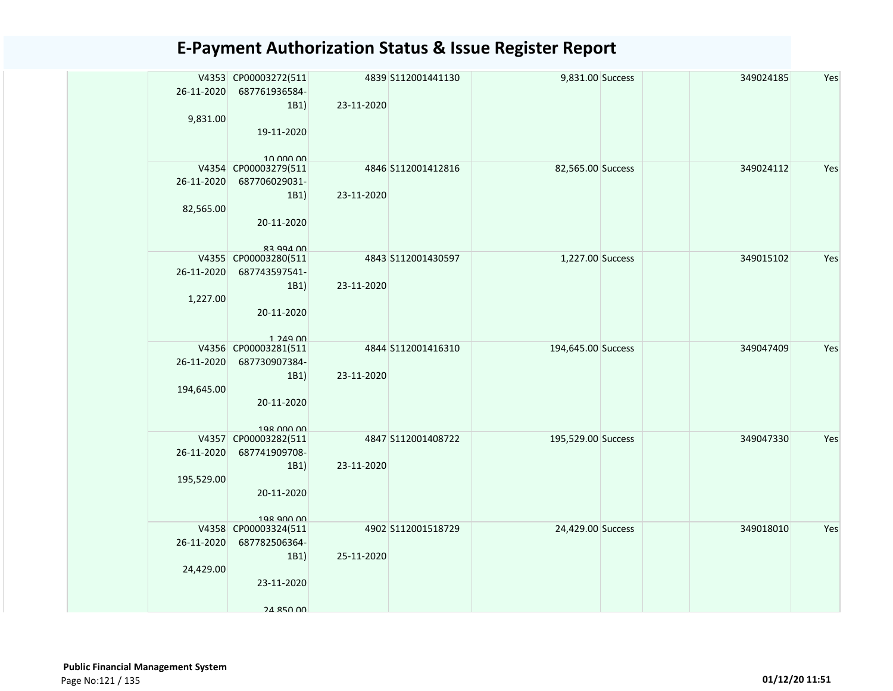# E-Payment Authorization Status & Issue Register Report

| | | | | | | | | | |
|---|---|---|---|---|---|---|---|---|---|
| | V4353 26-11-2020 9,831.00 | CP00003272(511 687761936584-1B1) 19-11-2020 10,000.00 | 4839 23-11-2020 | S112001441130 | 9,831.00 | Success | | 349024185 | Yes |
| | V4354 26-11-2020 82,565.00 | CP00003279(511 687706029031-1B1) 20-11-2020 83,994.00 | 4846 23-11-2020 | S112001412816 | 82,565.00 | Success | | 349024112 | Yes |
| | V4355 26-11-2020 1,227.00 | CP00003280(511 687743597541-1B1) 20-11-2020 1,249.00 | 4843 23-11-2020 | S112001430597 | 1,227.00 | Success | | 349015102 | Yes |
| | V4356 26-11-2020 194,645.00 | CP00003281(511 687730907384-1B1) 20-11-2020 198,000.00 | 4844 23-11-2020 | S112001416310 | 194,645.00 | Success | | 349047409 | Yes |
| | V4357 26-11-2020 195,529.00 | CP00003282(511 687741909708-1B1) 20-11-2020 198,900.00 | 4847 23-11-2020 | S112001408722 | 195,529.00 | Success | | 349047330 | Yes |
| | V4358 26-11-2020 24,429.00 | CP00003324(511 687782506364-1B1) 23-11-2020 24,850.00 | 4902 25-11-2020 | S112001518729 | 24,429.00 | Success | | 349018010 | Yes |

**Public Financial Management System**

01/12/20 11:51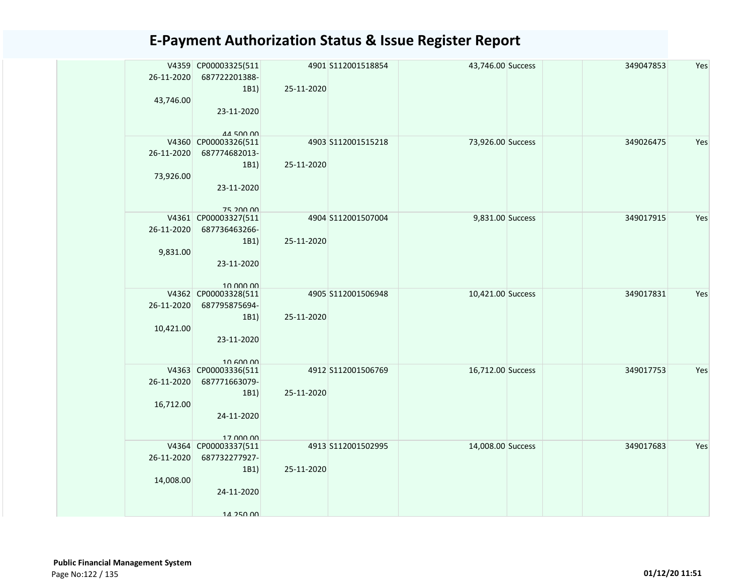# E-Payment Authorization Status & Issue Register Report

| | | | | | | | | | |
|---|---|---|---|---|---|---|---|---|---|
| | V4359 26-11-2020 43,746.00 | CP00003325(511 687722201388-1B1) 23-11-2020 44,500.00 | 4901 25-11-2020 | S112001518854 | 43,746.00 | Success | | 349047853 | Yes |
| | V4360 26-11-2020 73,926.00 | CP00003326(511 687774682013-1B1) 23-11-2020 75,200.00 | 4903 25-11-2020 | S112001515218 | 73,926.00 | Success | | 349026475 | Yes |
| | V4361 26-11-2020 9,831.00 | CP00003327(511 687736463266-1B1) 23-11-2020 10,000.00 | 4904 25-11-2020 | S112001507004 | 9,831.00 | Success | | 349017915 | Yes |
| | V4362 26-11-2020 10,421.00 | CP00003328(511 687795875694-1B1) 23-11-2020 10,600.00 | 4905 25-11-2020 | S112001506948 | 10,421.00 | Success | | 349017831 | Yes |
| | V4363 26-11-2020 16,712.00 | CP00003336(511 687771663079-1B1) 24-11-2020 17,000.00 | 4912 25-11-2020 | S112001506769 | 16,712.00 | Success | | 349017753 | Yes |
| | V4364 26-11-2020 14,008.00 | CP00003337(511 687732277927-1B1) 24-11-2020 14,250.00 | 4913 25-11-2020 | S112001502995 | 14,008.00 | Success | | 349017683 | Yes |

**Public Financial Management System**

01/12/20 11:51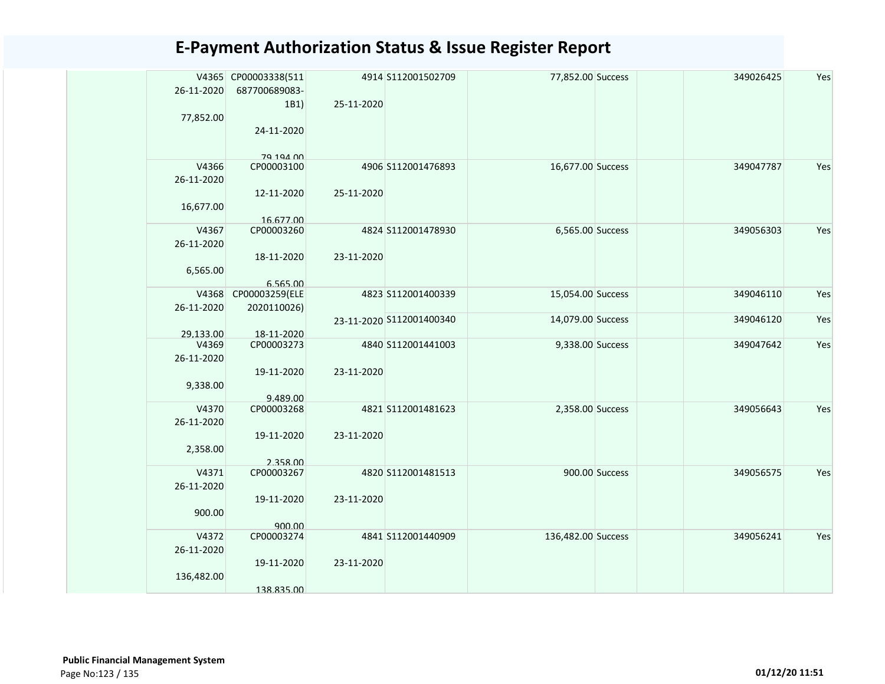# E-Payment Authorization Status & Issue Register Report

| | | | | | | | | | |
|---|---|---|---|---|---|---|---|---|---|
| | V4365 26-11-2020 77,852.00 | CP00003338(511 687700689083-1B1) 24-11-2020 79,194.00 | 4914 25-11-2020 | S112001502709 | 77,852.00 | Success | | 349026425 | Yes |
| | V4366 26-11-2020 16,677.00 | CP00003100 12-11-2020 16,677.00 | 4906 25-11-2020 | S112001476893 | 16,677.00 | Success | | 349047787 | Yes |
| | V4367 26-11-2020 6,565.00 | CP00003260 18-11-2020 6,565.00 | 4824 23-11-2020 | S112001478930 | 6,565.00 | Success | | 349056303 | Yes |
| | V4368 26-11-2020 29,133.00 | CP00003259(ELE 2020110026) 18-11-2020 | 4823 23-11-2020 | S112001400339 | 15,054.00 | Success | | 349046110 | Yes |
| | | | | S112001400340 | 14,079.00 | Success | | 349046120 | Yes |
| | V4369 26-11-2020 9,338.00 | CP00003273 19-11-2020 9,489.00 | 4840 23-11-2020 | S112001441003 | 9,338.00 | Success | | 349047642 | Yes |
| | V4370 26-11-2020 2,358.00 | CP00003268 19-11-2020 2,358.00 | 4821 23-11-2020 | S112001481623 | 2,358.00 | Success | | 349056643 | Yes |
| | V4371 26-11-2020 900.00 | CP00003267 19-11-2020 900.00 | 4820 23-11-2020 | S112001481513 | 900.00 | Success | | 349056575 | Yes |
| | V4372 26-11-2020 136,482.00 | CP00003274 19-11-2020 138,835.00 | 4841 23-11-2020 | S112001440909 | 136,482.00 | Success | | 349056241 | Yes |

**Public Financial Management System**

01/12/20 11:51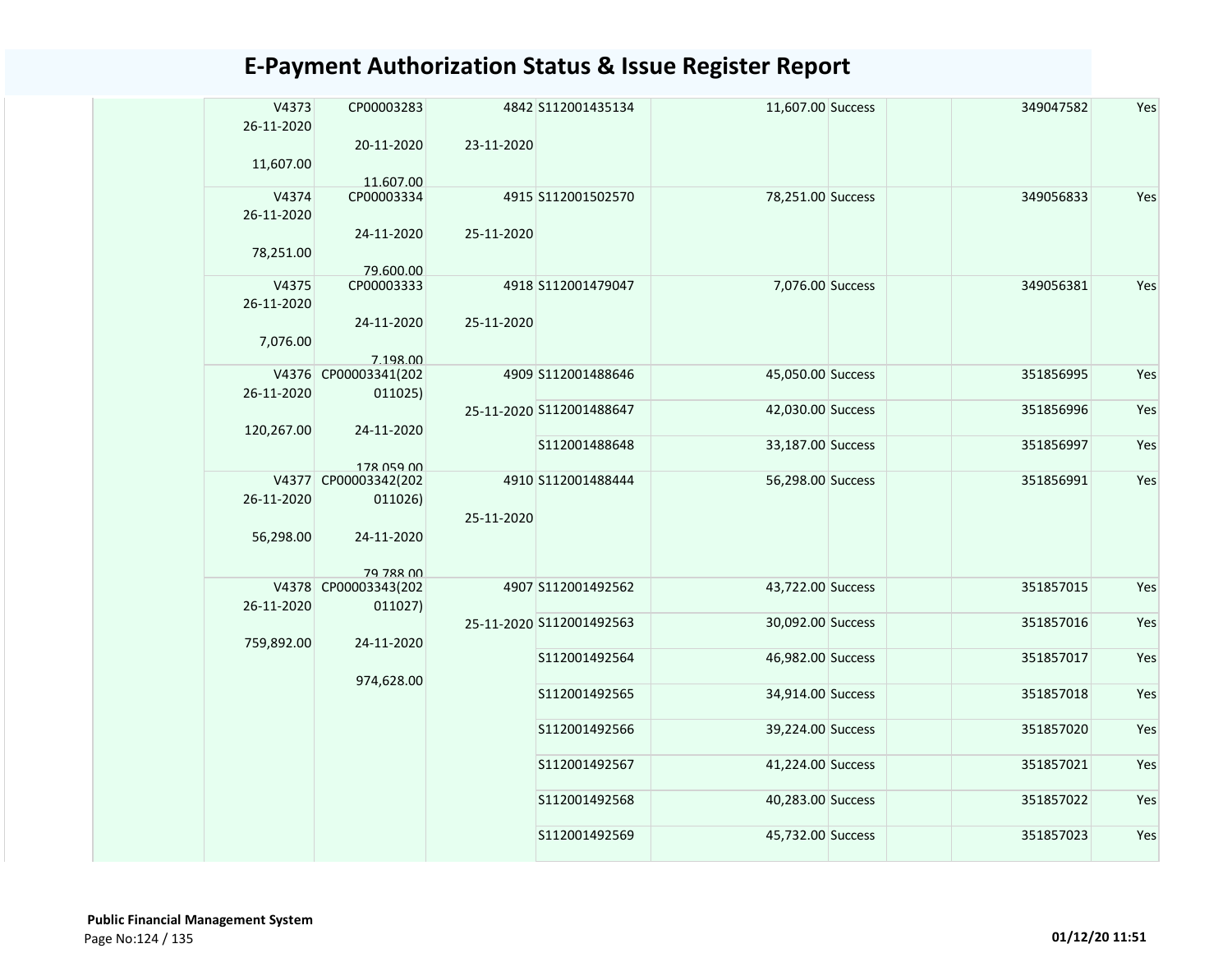# E-Payment Authorization Status & Issue Register Report

| | | | | | | | | | |
|---|---|---|---|---|---|---|---|---|---|
| | V4373 26-11-2020 11,607.00 | CP00003283 20-11-2020 11,607.00 | 4842 23-11-2020 | S112001435134 | 11,607.00 | Success | | 349047582 | Yes |
| | V4374 26-11-2020 78,251.00 | CP00003334 24-11-2020 79,600.00 | 4915 25-11-2020 | S112001502570 | 78,251.00 | Success | | 349056833 | Yes |
| | V4375 26-11-2020 7,076.00 | CP00003333 24-11-2020 7,198.00 | 4918 25-11-2020 | S112001479047 | 7,076.00 | Success | | 349056381 | Yes |
| | V4376 26-11-2020 120,267.00 | CP00003341(202011025) 24-11-2020 178,059.00 | 4909 25-11-2020 | S112001488646 | 45,050.00 | Success | | 351856995 | Yes |
| | | | | S112001488647 | 42,030.00 | Success | | 351856996 | Yes |
| | | | | S112001488648 | 33,187.00 | Success | | 351856997 | Yes |
| | V4377 26-11-2020 56,298.00 | CP00003342(202011026) 24-11-2020 79,788.00 | 4910 25-11-2020 | S112001488444 | 56,298.00 | Success | | 351856991 | Yes |
| | V4378 26-11-2020 759,892.00 | CP00003343(202011027) 24-11-2020 974,628.00 | 4907 25-11-2020 | S112001492562 | 43,722.00 | Success | | 351857015 | Yes |
| | | | | S112001492563 | 30,092.00 | Success | | 351857016 | Yes |
| | | | | S112001492564 | 46,982.00 | Success | | 351857017 | Yes |
| | | | | S112001492565 | 34,914.00 | Success | | 351857018 | Yes |
| | | | | S112001492566 | 39,224.00 | Success | | 351857020 | Yes |
| | | | | S112001492567 | 41,224.00 | Success | | 351857021 | Yes |
| | | | | S112001492568 | 40,283.00 | Success | | 351857022 | Yes |
| | | | | S112001492569 | 45,732.00 | Success | | 351857023 | Yes |

**Public Financial Management System**

01/12/20 11:51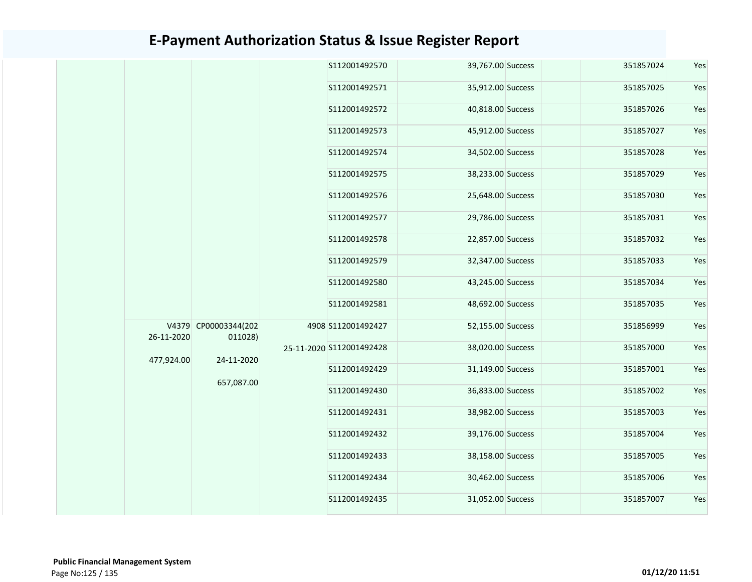# E-Payment Authorization Status & Issue Register Report

| | | | | | | | | | |
|---|---|---|---|---|---|---|---|---|---|
| | | | | S112001492570 | 39,767.00 | Success | | 351857024 | Yes |
| | | | | S112001492571 | 35,912.00 | Success | | 351857025 | Yes |
| | | | | S112001492572 | 40,818.00 | Success | | 351857026 | Yes |
| | | | | S112001492573 | 45,912.00 | Success | | 351857027 | Yes |
| | | | | S112001492574 | 34,502.00 | Success | | 351857028 | Yes |
| | | | | S112001492575 | 38,233.00 | Success | | 351857029 | Yes |
| | | | | S112001492576 | 25,648.00 | Success | | 351857030 | Yes |
| | | | | S112001492577 | 29,786.00 | Success | | 351857031 | Yes |
| | | | | S112001492578 | 22,857.00 | Success | | 351857032 | Yes |
| | | | | S112001492579 | 32,347.00 | Success | | 351857033 | Yes |
| | | | | S112001492580 | 43,245.00 | Success | | 351857034 | Yes |
| | | | | S112001492581 | 48,692.00 | Success | | 351857035 | Yes |
| | V4379 26-11-2020 477,924.00 | CP00003344(202011028) 24-11-2020 657,087.00 | 4908 25-11-2020 | S112001492427 | 52,155.00 | Success | | 351856999 | Yes |
| | | | | S112001492428 | 38,020.00 | Success | | 351857000 | Yes |
| | | | | S112001492429 | 31,149.00 | Success | | 351857001 | Yes |
| | | | | S112001492430 | 36,833.00 | Success | | 351857002 | Yes |
| | | | | S112001492431 | 38,982.00 | Success | | 351857003 | Yes |
| | | | | S112001492432 | 39,176.00 | Success | | 351857004 | Yes |
| | | | | S112001492433 | 38,158.00 | Success | | 351857005 | Yes |
| | | | | S112001492434 | 30,462.00 | Success | | 351857006 | Yes |
| | | | | S112001492435 | 31,052.00 | Success | | 351857007 | Yes |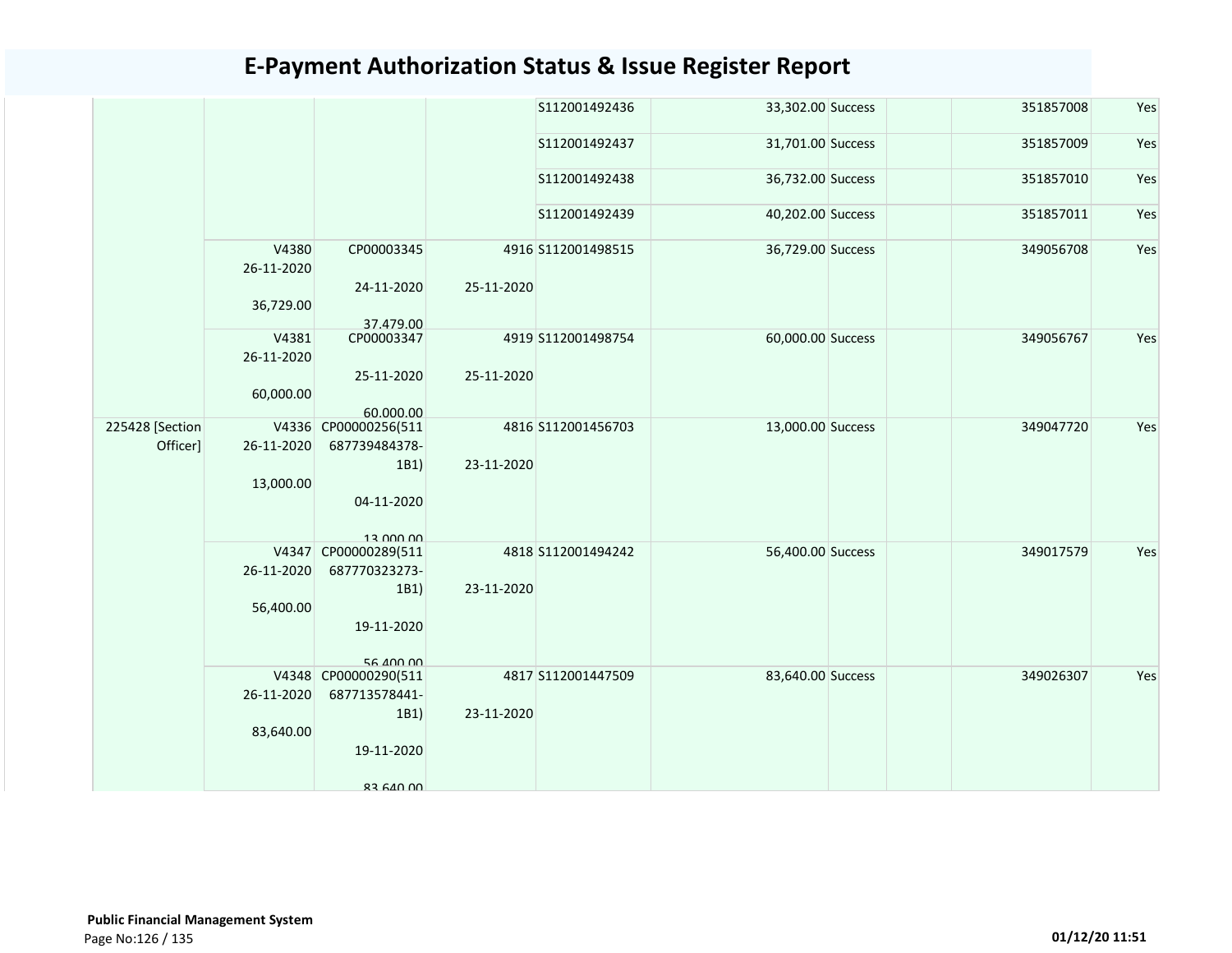# E-Payment Authorization Status & Issue Register Report

| | | | | | | | | | | |
|---|---|---|---|---|---|---|---|---|---|---|
| | | | | S112001492436 | 33,302.00 | Success | | | 351857008 | Yes |
| | | | | S112001492437 | 31,701.00 | Success | | | 351857009 | Yes |
| | | | | S112001492438 | 36,732.00 | Success | | | 351857010 | Yes |
| | | | | S112001492439 | 40,202.00 | Success | | | 351857011 | Yes |
| | V4380 26-11-2020 36,729.00 | CP00003345 24-11-2020 37,479.00 | 4916 25-11-2020 | S112001498515 | 36,729.00 | Success | | | 349056708 | Yes |
| | V4381 26-11-2020 60,000.00 | CP00003347 25-11-2020 60,000.00 | 4919 25-11-2020 | S112001498754 | 60,000.00 | Success | | | 349056767 | Yes |
| 225428 [Section Officer] | V4336 26-11-2020 13,000.00 | CP00000256(511687739484378-1B1) 04-11-2020 13,000.00 | 4816 23-11-2020 | S112001456703 | 13,000.00 | Success | | | 349047720 | Yes |
| | V4347 26-11-2020 56,400.00 | CP00000289(511687770323273-1B1) 19-11-2020 56,400.00 | 4818 23-11-2020 | S112001494242 | 56,400.00 | Success | | | 349017579 | Yes |
| | V4348 26-11-2020 83,640.00 | CP00000290(511687713578441-1B1) 19-11-2020 83,640.00 | 4817 23-11-2020 | S112001447509 | 83,640.00 | Success | | | 349026307 | Yes |

**Public Financial Management System**

01/12/20 11:51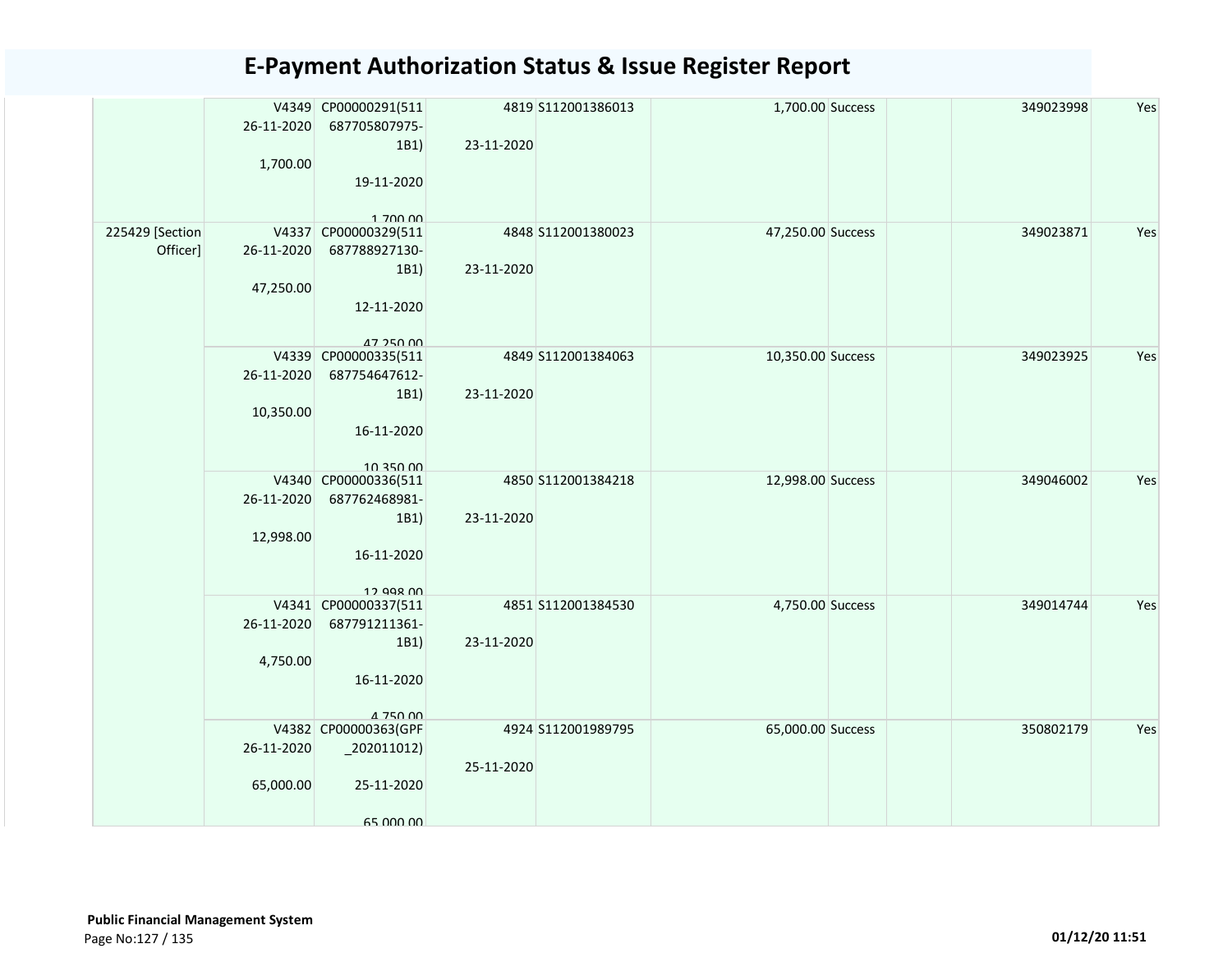# E-Payment Authorization Status & Issue Register Report

| | | | | | | | | | |
|---|---|---|---|---|---|---|---|---|---|
| | V4349<br>26-11-2020<br><br>1,700.00 | CP00000291(511687705807975-1B1)<br><br>19-11-2020<br><br>1,700.00 | 4819<br><br>23-11-2020 | S112001386013 | 1,700.00 | Success | | 349023998 | Yes |
| 225429 [Section Officer] | V4337<br>26-11-2020<br><br>47,250.00 | CP00000329(511687788927130-1B1)<br><br>12-11-2020<br><br>47,250.00 | 4848<br><br>23-11-2020 | S112001380023 | 47,250.00 | Success | | 349023871 | Yes |
| | V4339<br>26-11-2020<br><br>10,350.00 | CP00000335(511687754647612-1B1)<br><br>16-11-2020<br><br>10,350.00 | 4849<br><br>23-11-2020 | S112001384063 | 10,350.00 | Success | | 349023925 | Yes |
| | V4340<br>26-11-2020<br><br>12,998.00 | CP00000336(511687762468981-1B1)<br><br>16-11-2020<br><br>12,998.00 | 4850<br><br>23-11-2020 | S112001384218 | 12,998.00 | Success | | 349046002 | Yes |
| | V4341<br>26-11-2020<br><br>4,750.00 | CP00000337(511687791211361-1B1)<br><br>16-11-2020<br><br>4,750.00 | 4851<br><br>23-11-2020 | S112001384530 | 4,750.00 | Success | | 349014744 | Yes |
| | V4382<br>26-11-2020<br><br>65,000.00 | CP00000363(GPF_202011012)<br><br>25-11-2020<br><br>65,000.00 | 4924<br><br>25-11-2020 | S112001989795 | 65,000.00 | Success | | 350802179 | Yes |

**Public Financial Management System**

01/12/20 11:51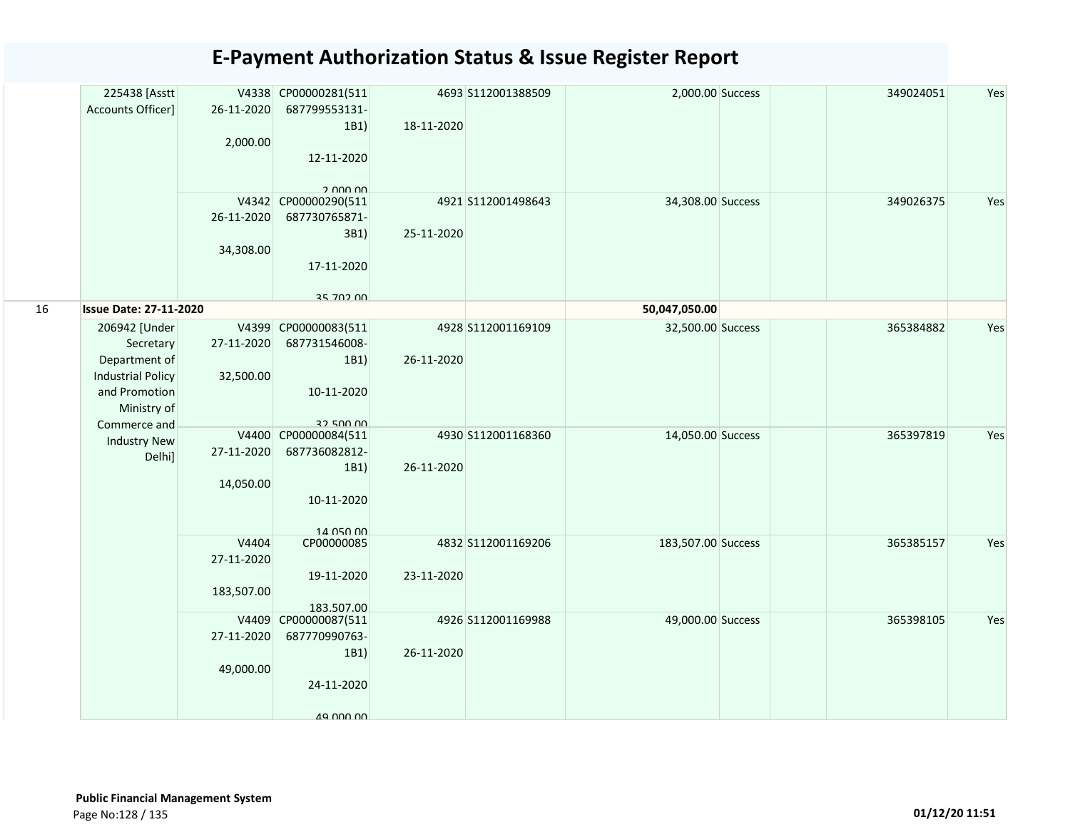# E-Payment Authorization Status & Issue Register Report

| | | | | | | | | | | | |
|---|---|---|---|---|---|---|---|---|---|---|---|
| | 225438 [Asstt Accounts Officer] | V4338 26-11-2020 2,000.00 | CP00000281(511687799553131-1B1) 12-11-2020 2,000.00 | 4693 18-11-2020 | S112001388509 | 2,000.00 | Success | | | 349024051 | Yes |
| | | V4342 26-11-2020 34,308.00 | CP00000290(511687730765871-3B1) 17-11-2020 35,702.00 | 4921 25-11-2020 | S112001498643 | 34,308.00 | Success | | | 349026375 | Yes |
| 16 | **Issue Date: 27-11-2020** | | | | | **50,047,050.00** | | | | | |
| | 206942 [Under Secretary Department of Industrial Policy and Promotion Ministry of Commerce and Industry New Delhi] | V4399 27-11-2020 32,500.00 | CP00000083(511687731546008-1B1) 10-11-2020 32,500.00 | 4928 26-11-2020 | S112001169109 | 32,500.00 | Success | | | 365384882 | Yes |
| | | V4400 27-11-2020 14,050.00 | CP00000084(511687736082812-1B1) 10-11-2020 14,050.00 | 4930 26-11-2020 | S112001168360 | 14,050.00 | Success | | | 365397819 | Yes |
| | | V4404 27-11-2020 183,507.00 | CP00000085 19-11-2020 183,507.00 | 4832 23-11-2020 | S112001169206 | 183,507.00 | Success | | | 365385157 | Yes |
| | | V4409 27-11-2020 49,000.00 | CP00000087(511687770990763-1B1) 24-11-2020 49,000.00 | 4926 26-11-2020 | S112001169988 | 49,000.00 | Success | | | 365398105 | Yes |

**Public Financial Management System**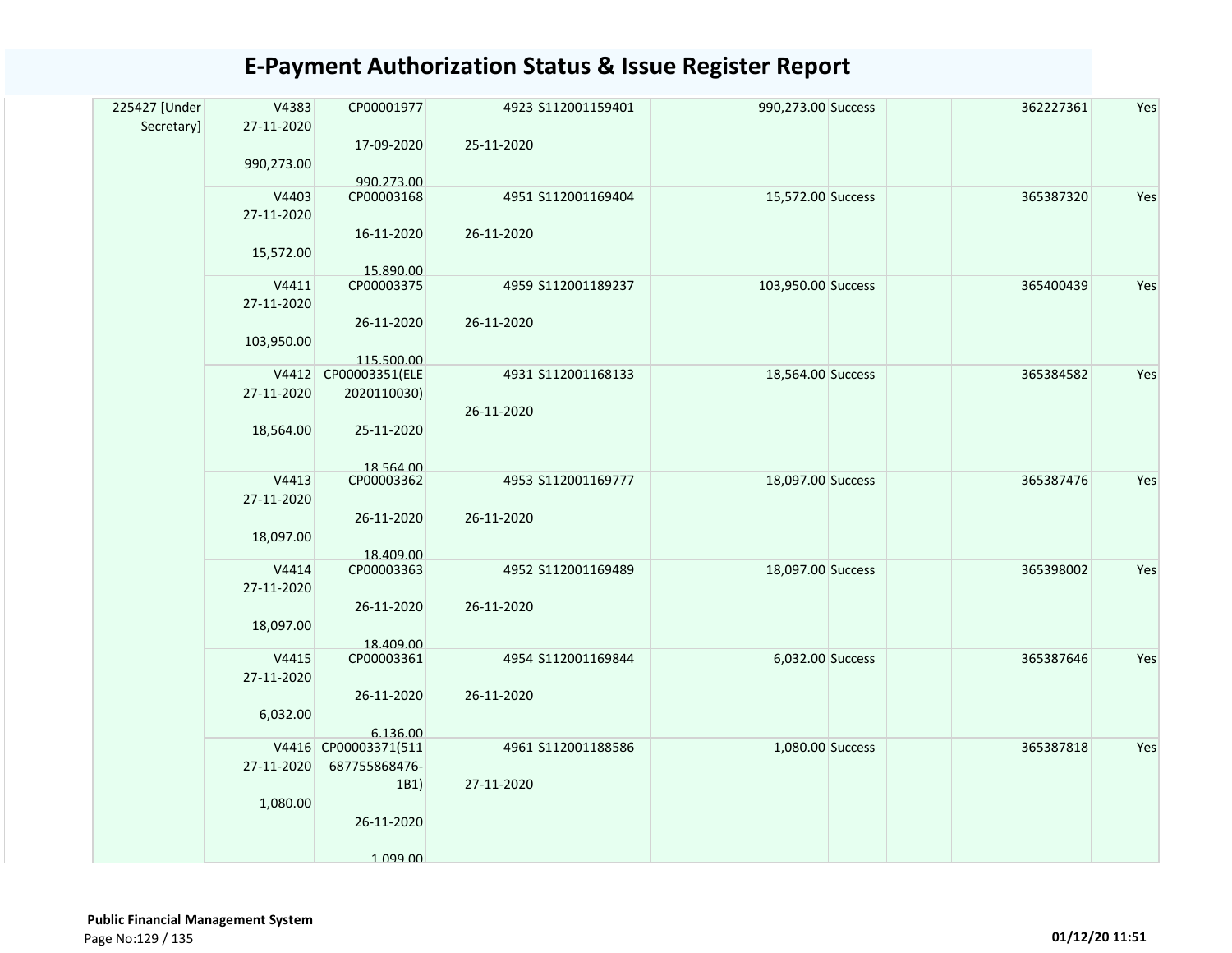# E-Payment Authorization Status & Issue Register Report

| | | | | | | | | | | |
|---|---|---|---|---|---|---|---|---|---|---|
| 225427 [Under Secretary] | V4383 27-11-2020 990,273.00 | CP00001977 17-09-2020 990,273.00 | 4923 25-11-2020 | S112001159401 | 990,273.00 | Success | | | 362227361 | Yes |
| | V4403 27-11-2020 15,572.00 | CP00003168 16-11-2020 15,890.00 | 4951 26-11-2020 | S112001169404 | 15,572.00 | Success | | | 365387320 | Yes |
| | V4411 27-11-2020 103,950.00 | CP00003375 26-11-2020 115,500.00 | 4959 26-11-2020 | S112001189237 | 103,950.00 | Success | | | 365400439 | Yes |
| | V4412 27-11-2020 18,564.00 | CP00003351(ELE 2020110030) 25-11-2020 18,564.00 | 4931 26-11-2020 | S112001168133 | 18,564.00 | Success | | | 365384582 | Yes |
| | V4413 27-11-2020 18,097.00 | CP00003362 26-11-2020 18,409.00 | 4953 26-11-2020 | S112001169777 | 18,097.00 | Success | | | 365387476 | Yes |
| | V4414 27-11-2020 18,097.00 | CP00003363 26-11-2020 18,409.00 | 4952 26-11-2020 | S112001169489 | 18,097.00 | Success | | | 365398002 | Yes |
| | V4415 27-11-2020 6,032.00 | CP00003361 26-11-2020 6,136.00 | 4954 26-11-2020 | S112001169844 | 6,032.00 | Success | | | 365387646 | Yes |
| | V4416 27-11-2020 1,080.00 | CP00003371(511 687755868476-1B1) 26-11-2020 1,099.00 | 4961 27-11-2020 | S112001188586 | 1,080.00 | Success | | | 365387818 | Yes |

**Public Financial Management System**

01/12/20 11:51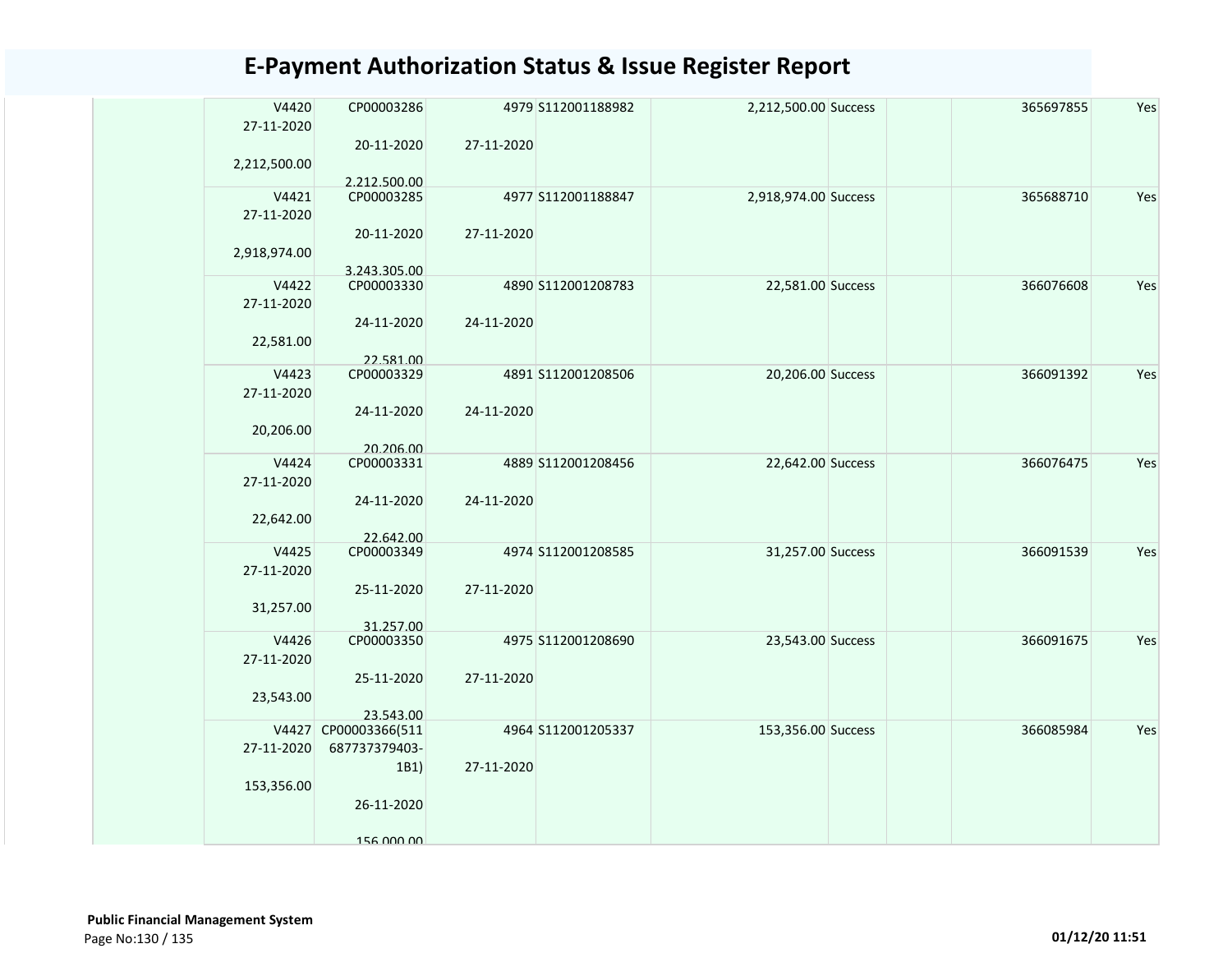# E-Payment Authorization Status & Issue Register Report

| | | | | | | | | | |
|---|---|---|---|---|---|---|---|---|---|
| | V4420 27-11-2020 2,212,500.00 | CP00003286 20-11-2020 2,212,500.00 | 4979 27-11-2020 | S112001188982 | 2,212,500.00 | Success | | 365697855 | Yes |
| | V4421 27-11-2020 2,918,974.00 | CP00003285 20-11-2020 3,243,305.00 | 4977 27-11-2020 | S112001188847 | 2,918,974.00 | Success | | 365688710 | Yes |
| | V4422 27-11-2020 22,581.00 | CP00003330 24-11-2020 22,581.00 | 4890 24-11-2020 | S112001208783 | 22,581.00 | Success | | 366076608 | Yes |
| | V4423 27-11-2020 20,206.00 | CP00003329 24-11-2020 20,206.00 | 4891 24-11-2020 | S112001208506 | 20,206.00 | Success | | 366091392 | Yes |
| | V4424 27-11-2020 22,642.00 | CP00003331 24-11-2020 22,642.00 | 4889 24-11-2020 | S112001208456 | 22,642.00 | Success | | 366076475 | Yes |
| | V4425 27-11-2020 31,257.00 | CP00003349 25-11-2020 31,257.00 | 4974 27-11-2020 | S112001208585 | 31,257.00 | Success | | 366091539 | Yes |
| | V4426 27-11-2020 23,543.00 | CP00003350 25-11-2020 23,543.00 | 4975 27-11-2020 | S112001208690 | 23,543.00 | Success | | 366091675 | Yes |
| | V4427 27-11-2020 153,356.00 | CP00003366(511687737379403-1B1) 26-11-2020 156,000.00 | 4964 27-11-2020 | S112001205337 | 153,356.00 | Success | | 366085984 | Yes |

**Public Financial Management System**

01/12/20 11:51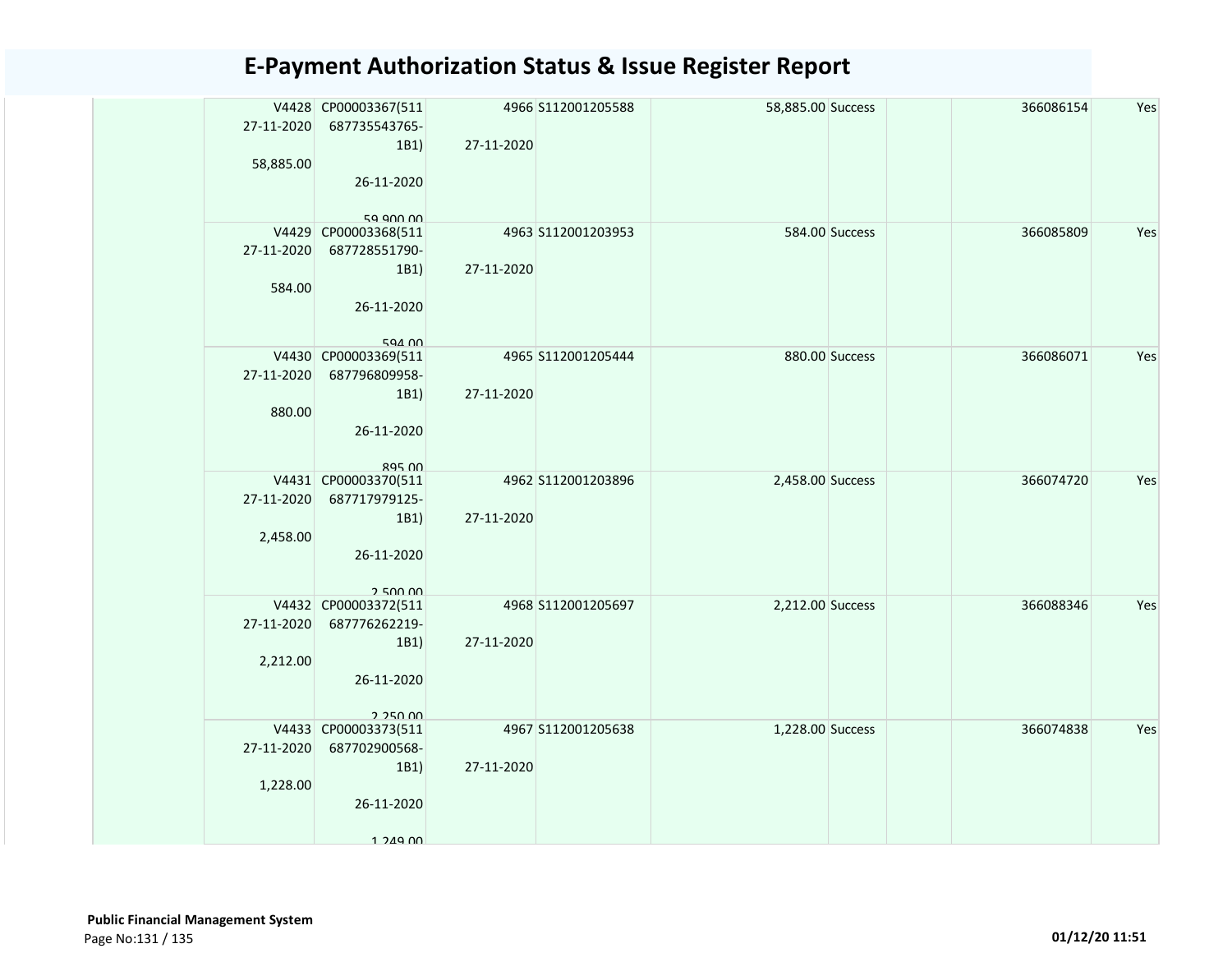# E-Payment Authorization Status & Issue Register Report

| | V4428<br>27-11-2020<br><br>58,885.00 | CP00003367(511<br>687735543765-<br>1B1)<br><br>26-11-2020<br><br>59,900.00 | 4966<br><br>27-11-2020 | S112001205588 | 58,885.00 | Success | | 366086154 | Yes |
|---|---|---|---|---|---|---|---|---|---|
| | V4429<br>27-11-2020<br><br>584.00 | CP00003368(511<br>687728551790-<br>1B1)<br><br>26-11-2020<br><br>594.00 | 4963<br><br>27-11-2020 | S112001203953 | 584.00 | Success | | 366085809 | Yes |
| | V4430<br>27-11-2020<br><br>880.00 | CP00003369(511<br>687796809958-<br>1B1)<br><br>26-11-2020<br><br>895.00 | 4965<br><br>27-11-2020 | S112001205444 | 880.00 | Success | | 366086071 | Yes |
| | V4431<br>27-11-2020<br><br>2,458.00 | CP00003370(511<br>687717979125-<br>1B1)<br><br>26-11-2020<br><br>2,500.00 | 4962<br><br>27-11-2020 | S112001203896 | 2,458.00 | Success | | 366074720 | Yes |
| | V4432<br>27-11-2020<br><br>2,212.00 | CP00003372(511<br>687776262219-<br>1B1)<br><br>26-11-2020<br><br>2,250.00 | 4968<br><br>27-11-2020 | S112001205697 | 2,212.00 | Success | | 366088346 | Yes |
| | V4433<br>27-11-2020<br><br>1,228.00 | CP00003373(511<br>687702900568-<br>1B1)<br><br>26-11-2020<br><br>1,249.00 | 4967<br><br>27-11-2020 | S112001205638 | 1,228.00 | Success | | 366074838 | Yes |

**Public Financial Management System**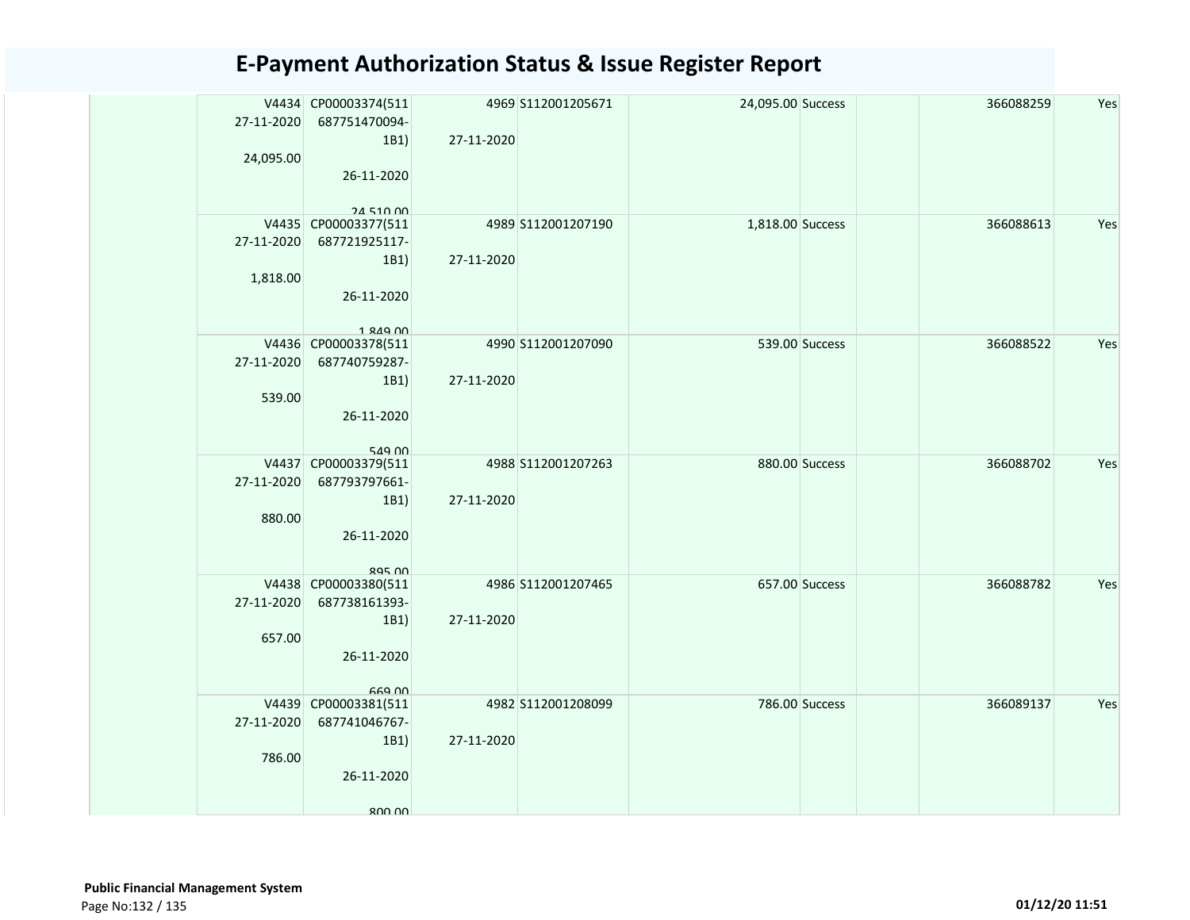# E-Payment Authorization Status & Issue Register Report

| | | | | | | | | | |
|---|---|---|---|---|---|---|---|---|---|
| | V4434<br>27-11-2020<br><br>24,095.00 | CP00003374(511687751470094-1B1)<br><br>26-11-2020<br><br>24,510.00 | 4969<br><br>27-11-2020 | S112001205671 | 24,095.00 | Success | | 366088259 | Yes |
| | V4435<br>27-11-2020<br><br>1,818.00 | CP00003377(511687721925117-1B1)<br><br>26-11-2020<br><br>1,849.00 | 4989<br><br>27-11-2020 | S112001207190 | 1,818.00 | Success | | 366088613 | Yes |
| | V4436<br>27-11-2020<br><br>539.00 | CP00003378(511687740759287-1B1)<br><br>26-11-2020<br><br>549.00 | 4990<br><br>27-11-2020 | S112001207090 | 539.00 | Success | | 366088522 | Yes |
| | V4437<br>27-11-2020<br><br>880.00 | CP00003379(511687793797661-1B1)<br><br>26-11-2020<br><br>895.00 | 4988<br><br>27-11-2020 | S112001207263 | 880.00 | Success | | 366088702 | Yes |
| | V4438<br>27-11-2020<br><br>657.00 | CP00003380(511687738161393-1B1)<br><br>26-11-2020<br><br>669.00 | 4986<br><br>27-11-2020 | S112001207465 | 657.00 | Success | | 366088782 | Yes |
| | V4439<br>27-11-2020<br><br>786.00 | CP00003381(511687741046767-1B1)<br><br>26-11-2020<br><br>800.00 | 4982<br><br>27-11-2020 | S112001208099 | 786.00 | Success | | 366089137 | Yes |

**Public Financial Management System**

01/12/20 11:51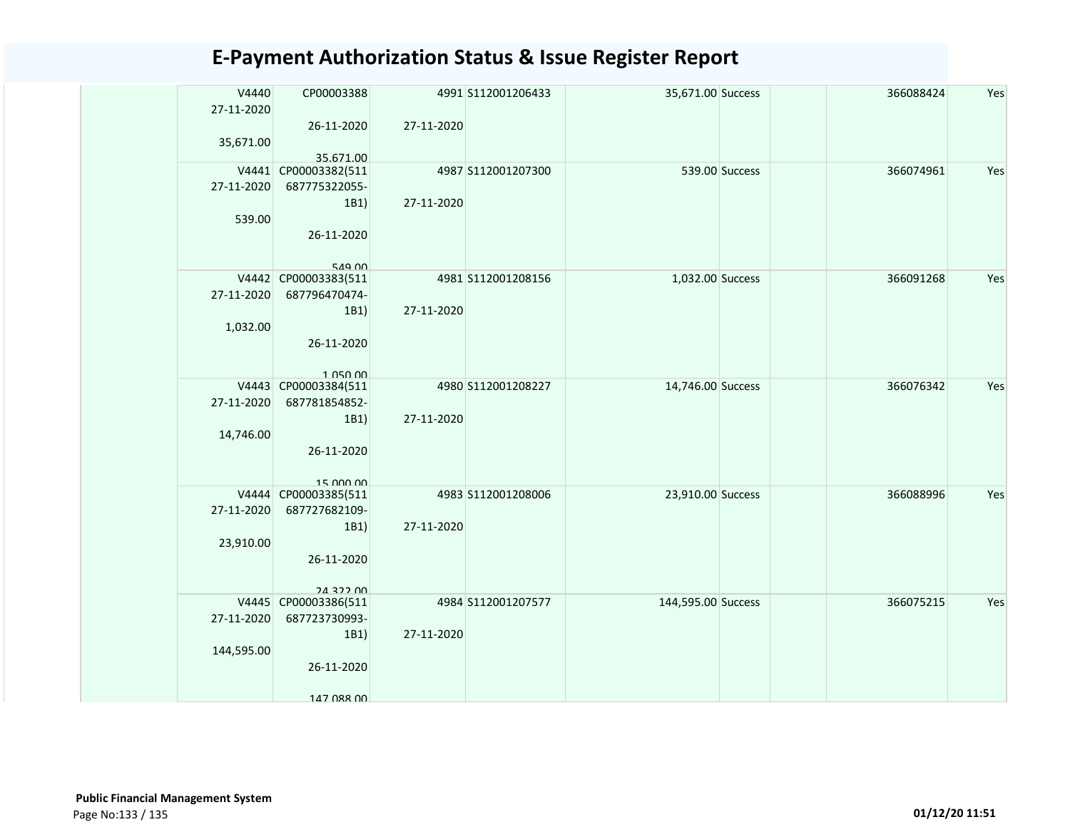# E-Payment Authorization Status & Issue Register Report

| | | | | | | | | | |
|---|---|---|---|---|---|---|---|---|---|
| | V4440 27-11-2020 35,671.00 | CP00003388 26-11-2020 35,671.00 | 4991 27-11-2020 | S112001206433 | 35,671.00 | Success | | 366088424 | Yes |
| | V4441 27-11-2020 539.00 | CP00003382(511687775322055-1B1) 26-11-2020 549.00 | 4987 27-11-2020 | S112001207300 | 539.00 | Success | | 366074961 | Yes |
| | V4442 27-11-2020 1,032.00 | CP00003383(511687796470474-1B1) 26-11-2020 1,050.00 | 4981 27-11-2020 | S112001208156 | 1,032.00 | Success | | 366091268 | Yes |
| | V4443 27-11-2020 14,746.00 | CP00003384(511687781854852-1B1) 26-11-2020 15,000.00 | 4980 27-11-2020 | S112001208227 | 14,746.00 | Success | | 366076342 | Yes |
| | V4444 27-11-2020 23,910.00 | CP00003385(511687727682109-1B1) 26-11-2020 24,322.00 | 4983 27-11-2020 | S112001208006 | 23,910.00 | Success | | 366088996 | Yes |
| | V4445 27-11-2020 144,595.00 | CP00003386(511687723730993-1B1) 26-11-2020 147,088.00 | 4984 27-11-2020 | S112001207577 | 144,595.00 | Success | | 366075215 | Yes |

**Public Financial Management System**

01/12/20 11:51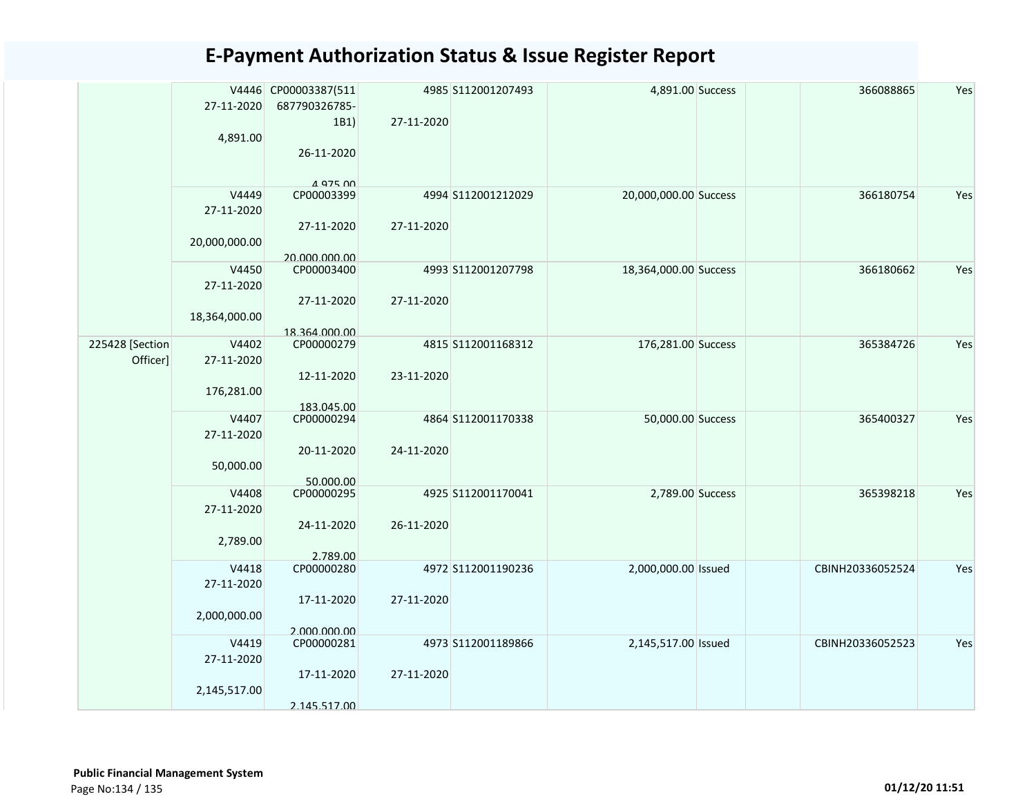# E-Payment Authorization Status & Issue Register Report

| | | | | | | | | | |
|---|---|---|---|---|---|---|---|---|---|
| | V4446 27-11-2020 4,891.00 | CP00003387(511 687790326785-1B1) 26-11-2020 4,975.00 | 4985 27-11-2020 | S112001207493 | 4,891.00 | Success | | 366088865 | Yes |
| | V4449 27-11-2020 20,000,000.00 | CP00003399 27-11-2020 20,000,000.00 | 4994 27-11-2020 | S112001212029 | 20,000,000.00 | Success | | 366180754 | Yes |
| | V4450 27-11-2020 18,364,000.00 | CP00003400 27-11-2020 18,364,000.00 | 4993 27-11-2020 | S112001207798 | 18,364,000.00 | Success | | 366180662 | Yes |
| 225428 [Section Officer] | V4402 27-11-2020 176,281.00 | CP00000279 12-11-2020 183,045.00 | 4815 23-11-2020 | S112001168312 | 176,281.00 | Success | | 365384726 | Yes |
| | V4407 27-11-2020 50,000.00 | CP00000294 20-11-2020 50,000.00 | 4864 24-11-2020 | S112001170338 | 50,000.00 | Success | | 365400327 | Yes |
| | V4408 27-11-2020 2,789.00 | CP00000295 24-11-2020 2,789.00 | 4925 26-11-2020 | S112001170041 | 2,789.00 | Success | | 365398218 | Yes |
| | V4418 27-11-2020 2,000,000.00 | CP00000280 17-11-2020 2,000,000.00 | 4972 27-11-2020 | S112001190236 | 2,000,000.00 | Issued | | CBINH20336052524 | Yes |
| | V4419 27-11-2020 2,145,517.00 | CP00000281 17-11-2020 2,145,517.00 | 4973 27-11-2020 | S112001189866 | 2,145,517.00 | Issued | | CBINH20336052523 | Yes |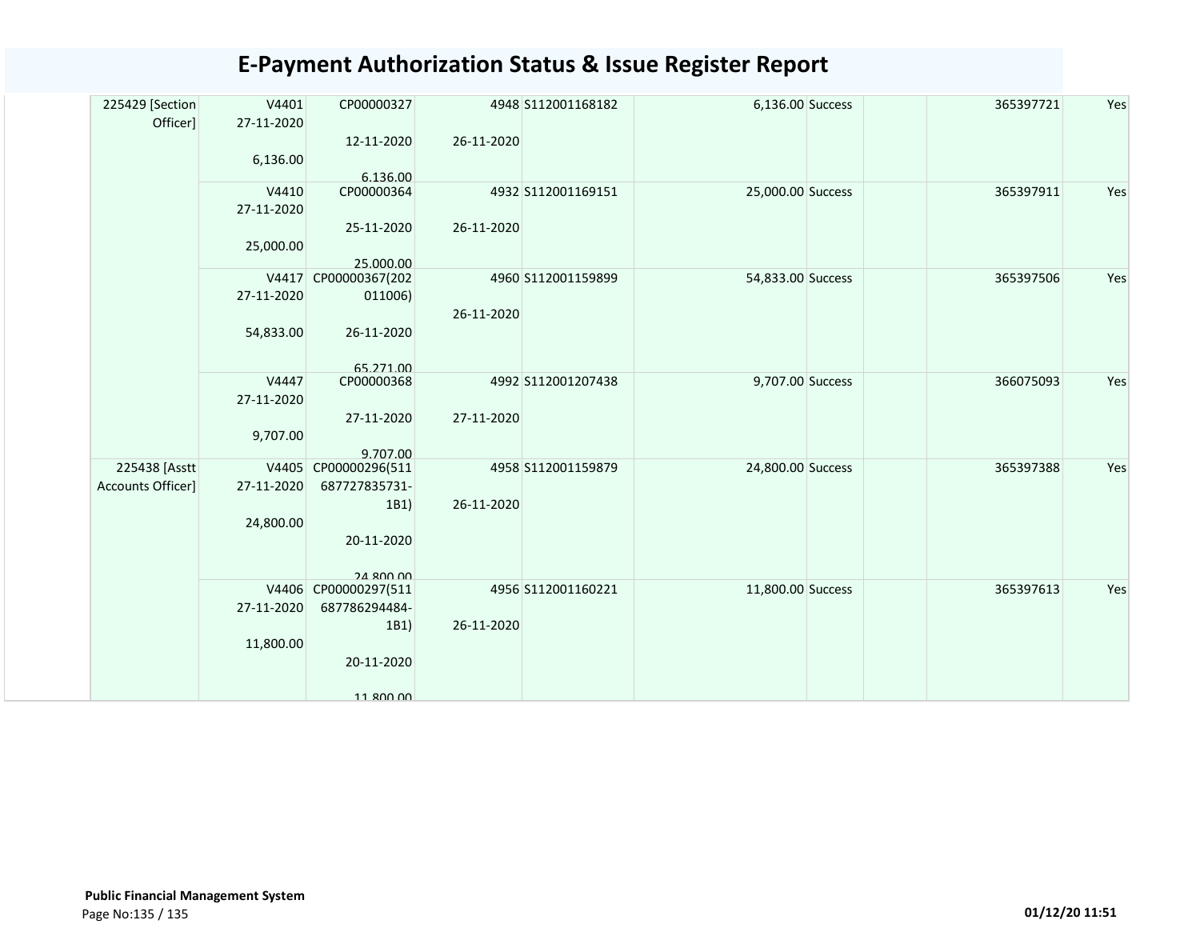# E-Payment Authorization Status & Issue Register Report

| | | | | | | | | | | |
|---|---|---|---|---|---|---|---|---|---|---|
| | 225429 [Section Officer] | V4401 27-11-2020 6,136.00 | CP00000327 12-11-2020 6,136.00 | 4948 26-11-2020 | S112001168182 | 6,136.00 | Success | | 365397721 | Yes |
| | | V4410 27-11-2020 25,000.00 | CP00000364 25-11-2020 25,000.00 | 4932 26-11-2020 | S112001169151 | 25,000.00 | Success | | 365397911 | Yes |
| | | V4417 27-11-2020 54,833.00 | CP00000367(202011006) 26-11-2020 65,271.00 | 4960 26-11-2020 | S112001159899 | 54,833.00 | Success | | 365397506 | Yes |
| | | V4447 27-11-2020 9,707.00 | CP00000368 27-11-2020 9,707.00 | 4992 27-11-2020 | S112001207438 | 9,707.00 | Success | | 366075093 | Yes |
| | 225438 [Asstt Accounts Officer] | V4405 27-11-2020 24,800.00 | CP00000296(511687727835731-1B1) 20-11-2020 24,800.00 | 4958 26-11-2020 | S112001159879 | 24,800.00 | Success | | 365397388 | Yes |
| | | V4406 27-11-2020 11,800.00 | CP00000297(511687786294484-1B1) 20-11-2020 11,800.00 | 4956 26-11-2020 | S112001160221 | 11,800.00 | Success | | 365397613 | Yes |

**Public Financial Management System**

01/12/20 11:51